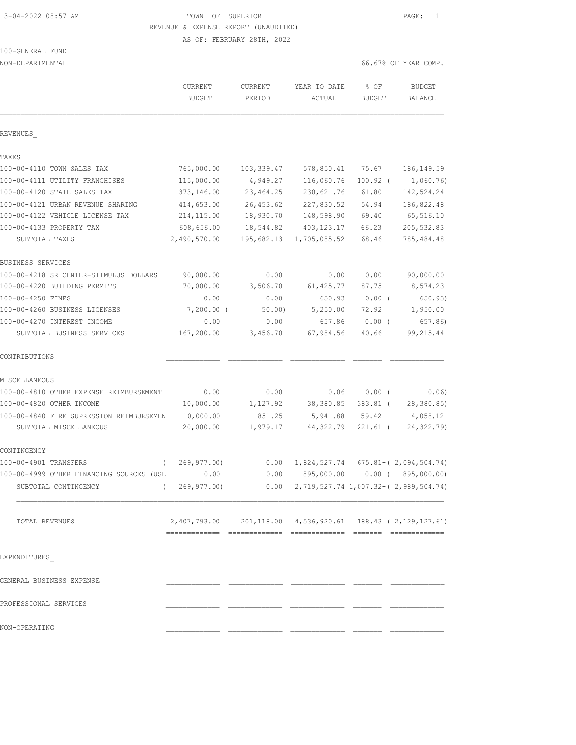3-04-2022 08:57 AM

# TOWN OF SUPERIOR

REVENUE & EXPENSE REPORT (UNAUDITED)

AS OF: FEBRUARY 28TH, 2022

100-GENERAL FUND

NON-DEPARTMENTAL

66.67% OF YEAR COMP.

| | CURRENT BUDGET | CURRENT PERIOD | YEAR TO DATE ACTUAL | % OF BUDGET | BUDGET BALANCE |
|---|---|---|---|---|---|
| **REVENUES** | | | | | |
| **TAXES** | | | | | |
| 100-00-4110 TOWN SALES TAX | 765,000.00 | 103,339.47 | 578,850.41 | 75.67 | 186,149.59 |
| 100-00-4111 UTILITY FRANCHISES | 115,000.00 | 4,949.27 | 116,060.76 | 100.92 | ( 1,060.76) |
| 100-00-4120 STATE SALES TAX | 373,146.00 | 23,464.25 | 230,621.76 | 61.80 | 142,524.24 |
| 100-00-4121 URBAN REVENUE SHARING | 414,653.00 | 26,453.62 | 227,830.52 | 54.94 | 186,822.48 |
| 100-00-4122 VEHICLE LICENSE TAX | 214,115.00 | 18,930.70 | 148,598.90 | 69.40 | 65,516.10 |
| 100-00-4133 PROPERTY TAX | 608,656.00 | 18,544.82 | 403,123.17 | 66.23 | 205,532.83 |
| SUBTOTAL TAXES | 2,490,570.00 | 195,682.13 | 1,705,085.52 | 68.46 | 785,484.48 |
| **BUSINESS SERVICES** | | | | | |
| 100-00-4218 SR CENTER-STIMULUS DOLLARS | 90,000.00 | 0.00 | 0.00 | 0.00 | 90,000.00 |
| 100-00-4220 BUILDING PERMITS | 70,000.00 | 3,506.70 | 61,425.77 | 87.75 | 8,574.23 |
| 100-00-4250 FINES | 0.00 | 0.00 | 650.93 | 0.00 | ( 650.93) |
| 100-00-4260 BUSINESS LICENSES | 7,200.00 | ( 50.00) | 5,250.00 | 72.92 | 1,950.00 |
| 100-00-4270 INTEREST INCOME | 0.00 | 0.00 | 657.86 | 0.00 | ( 657.86) |
| SUBTOTAL BUSINESS SERVICES | 167,200.00 | 3,456.70 | 67,984.56 | 40.66 | 99,215.44 |
| **CONTRIBUTIONS** | | | | | |
| **MISCELLANEOUS** | | | | | |
| 100-00-4810 OTHER EXPENSE REIMBURSEMENT | 0.00 | 0.00 | 0.06 | 0.00 | ( 0.06) |
| 100-00-4820 OTHER INCOME | 10,000.00 | 1,127.92 | 38,380.85 | 383.81 | ( 28,380.85) |
| 100-00-4840 FIRE SUPRESSION REIMBURSEMEN | 10,000.00 | 851.25 | 5,941.88 | 59.42 | 4,058.12 |
| SUBTOTAL MISCELLANEOUS | 20,000.00 | 1,979.17 | 44,322.79 | 221.61 | ( 24,322.79) |
| **CONTINGENCY** | | | | | |
| 100-00-4901 TRANSFERS | ( 269,977.00) | 0.00 | 1,824,527.74 | 675.81- | ( 2,094,504.74) |
| 100-00-4999 OTHER FINANCING SOURCES (USE | 0.00 | 0.00 | 895,000.00 | 0.00 | ( 895,000.00) |
| SUBTOTAL CONTINGENCY | ( 269,977.00) | 0.00 | 2,719,527.74 | 1,007.32- | ( 2,989,504.74) |
| TOTAL REVENUES | 2,407,793.00 | 201,118.00 | 4,536,920.61 | 188.43 | ( 2,129,127.61) |
| **EXPENDITURES** | | | | | |
| GENERAL BUSINESS EXPENSE | | | | | |
| PROFESSIONAL SERVICES | | | | | |
| NON-OPERATING | | | | | |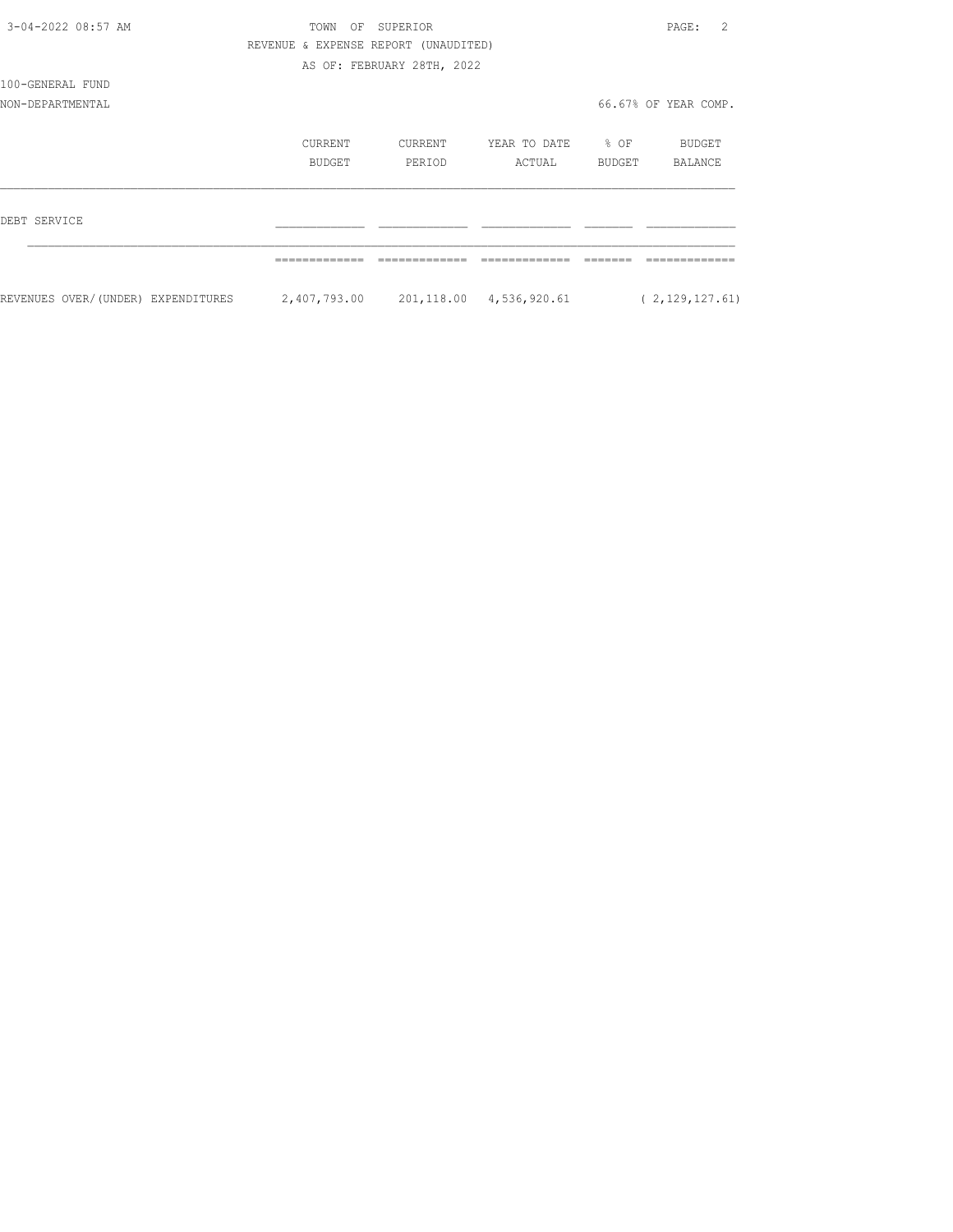TOWN OF SUPERIOR

REVENUE & EXPENSE REPORT (UNAUDITED)

AS OF: FEBRUARY 28TH, 2022

100-GENERAL FUND

NON-DEPARTMENTAL

66.67% OF YEAR COMP.

| | CURRENT BUDGET | CURRENT PERIOD | YEAR TO DATE ACTUAL | % OF BUDGET | BUDGET BALANCE |
|---|---|---|---|---|---|
| DEBT SERVICE | | | | | |
| REVENUES OVER/(UNDER) EXPENDITURES | 2,407,793.00 | 201,118.00 | 4,536,920.61 | | ( 2,129,127.61) |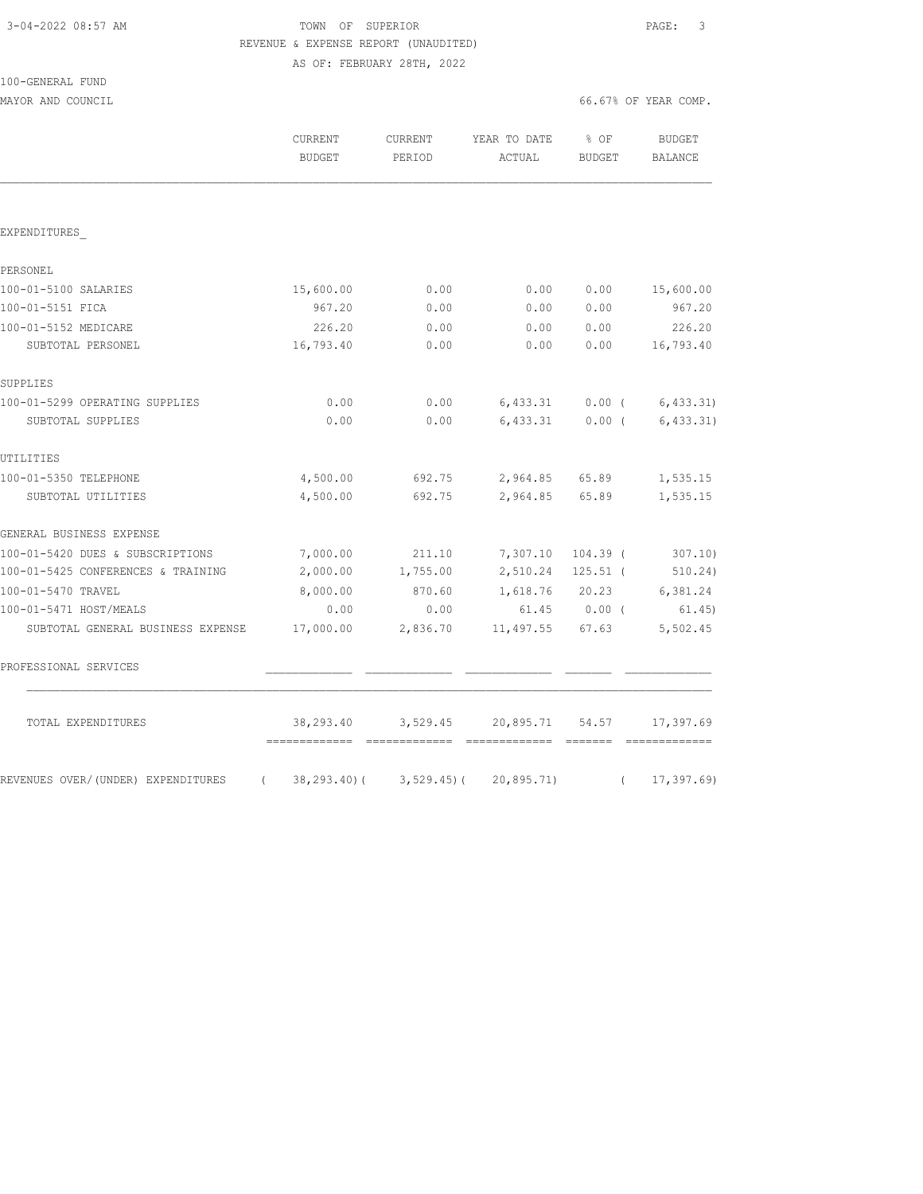TOWN OF SUPERIOR
REVENUE & EXPENSE REPORT (UNAUDITED)
AS OF: FEBRUARY 28TH, 2022

100-GENERAL FUND
MAYOR AND COUNCIL

66.67% OF YEAR COMP.

| | CURRENT BUDGET | CURRENT PERIOD | YEAR TO DATE ACTUAL | % OF BUDGET | BUDGET BALANCE |
|---|---|---|---|---|---|
| EXPENDITURES_ | | | | | |
| PERSONEL | | | | | |
| 100-01-5100 SALARIES | 15,600.00 | 0.00 | 0.00 | 0.00 | 15,600.00 |
| 100-01-5151 FICA | 967.20 | 0.00 | 0.00 | 0.00 | 967.20 |
| 100-01-5152 MEDICARE | 226.20 | 0.00 | 0.00 | 0.00 | 226.20 |
| SUBTOTAL PERSONEL | 16,793.40 | 0.00 | 0.00 | 0.00 | 16,793.40 |
| SUPPLIES | | | | | |
| 100-01-5299 OPERATING SUPPLIES | 0.00 | 0.00 | 6,433.31 | 0.00 | ( 6,433.31) |
| SUBTOTAL SUPPLIES | 0.00 | 0.00 | 6,433.31 | 0.00 | ( 6,433.31) |
| UTILITIES | | | | | |
| 100-01-5350 TELEPHONE | 4,500.00 | 692.75 | 2,964.85 | 65.89 | 1,535.15 |
| SUBTOTAL UTILITIES | 4,500.00 | 692.75 | 2,964.85 | 65.89 | 1,535.15 |
| GENERAL BUSINESS EXPENSE | | | | | |
| 100-01-5420 DUES & SUBSCRIPTIONS | 7,000.00 | 211.10 | 7,307.10 | 104.39 | ( 307.10) |
| 100-01-5425 CONFERENCES & TRAINING | 2,000.00 | 1,755.00 | 2,510.24 | 125.51 | ( 510.24) |
| 100-01-5470 TRAVEL | 8,000.00 | 870.60 | 1,618.76 | 20.23 | 6,381.24 |
| 100-01-5471 HOST/MEALS | 0.00 | 0.00 | 61.45 | 0.00 | ( 61.45) |
| SUBTOTAL GENERAL BUSINESS EXPENSE | 17,000.00 | 2,836.70 | 11,497.55 | 67.63 | 5,502.45 |
| PROFESSIONAL SERVICES | | | | | |
| TOTAL EXPENDITURES | 38,293.40 | 3,529.45 | 20,895.71 | 54.57 | 17,397.69 |
| REVENUES OVER/(UNDER) EXPENDITURES | ( 38,293.40) | ( 3,529.45) | ( 20,895.71) | | ( 17,397.69) |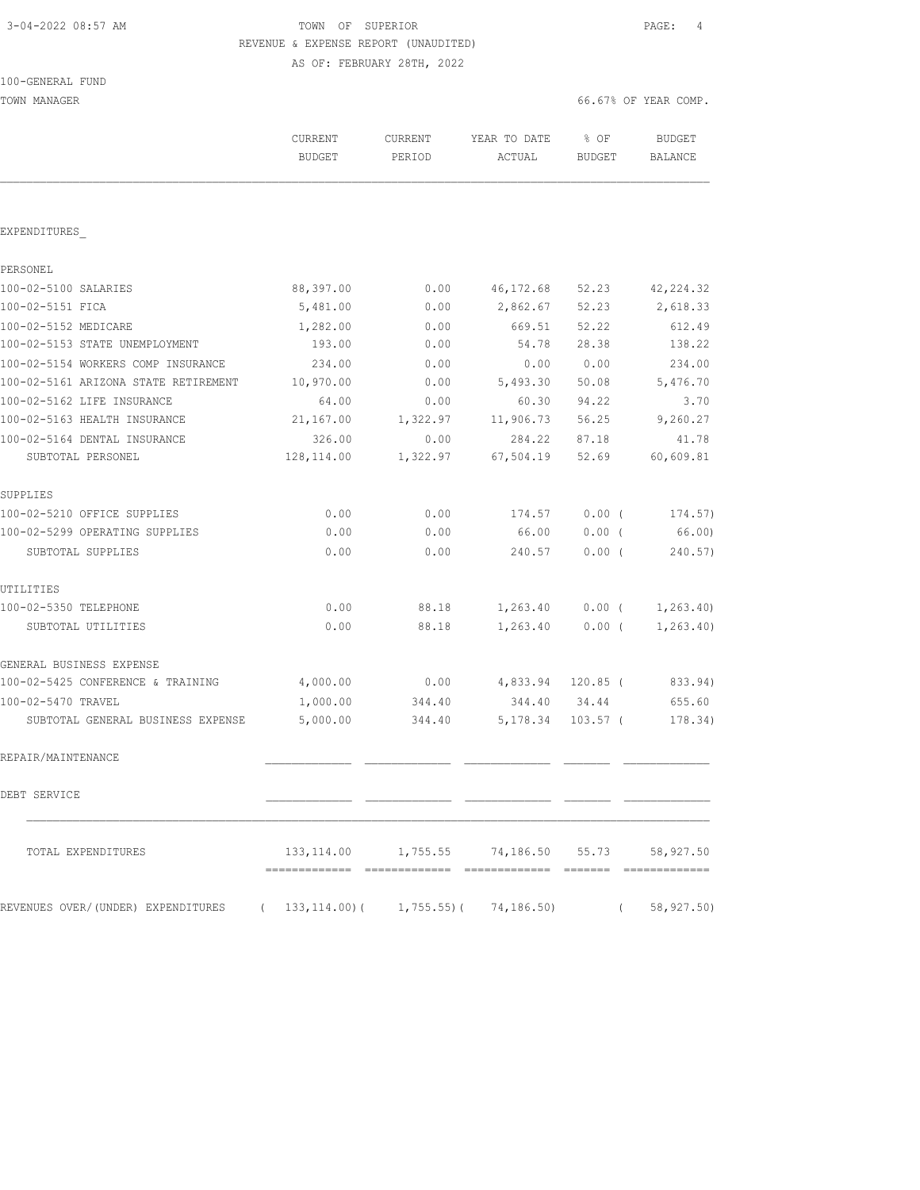3-04-2022 08:57 AM

TOWN OF SUPERIOR

REVENUE & EXPENSE REPORT (UNAUDITED)

AS OF: FEBRUARY 28TH, 2022

100-GENERAL FUND

TOWN MANAGER — 66.67% OF YEAR COMP.

| | CURRENT BUDGET | CURRENT PERIOD | YEAR TO DATE ACTUAL | % OF BUDGET | BUDGET BALANCE |
|---|---|---|---|---|---|
| **EXPENDITURES** | | | | | |
| **PERSONEL** | | | | | |
| 100-02-5100 SALARIES | 88,397.00 | 0.00 | 46,172.68 | 52.23 | 42,224.32 |
| 100-02-5151 FICA | 5,481.00 | 0.00 | 2,862.67 | 52.23 | 2,618.33 |
| 100-02-5152 MEDICARE | 1,282.00 | 0.00 | 669.51 | 52.22 | 612.49 |
| 100-02-5153 STATE UNEMPLOYMENT | 193.00 | 0.00 | 54.78 | 28.38 | 138.22 |
| 100-02-5154 WORKERS COMP INSURANCE | 234.00 | 0.00 | 0.00 | 0.00 | 234.00 |
| 100-02-5161 ARIZONA STATE RETIREMENT | 10,970.00 | 0.00 | 5,493.30 | 50.08 | 5,476.70 |
| 100-02-5162 LIFE INSURANCE | 64.00 | 0.00 | 60.30 | 94.22 | 3.70 |
| 100-02-5163 HEALTH INSURANCE | 21,167.00 | 1,322.97 | 11,906.73 | 56.25 | 9,260.27 |
| 100-02-5164 DENTAL INSURANCE | 326.00 | 0.00 | 284.22 | 87.18 | 41.78 |
| SUBTOTAL PERSONEL | 128,114.00 | 1,322.97 | 67,504.19 | 52.69 | 60,609.81 |
| **SUPPLIES** | | | | | |
| 100-02-5210 OFFICE SUPPLIES | 0.00 | 0.00 | 174.57 | 0.00 | ( 174.57) |
| 100-02-5299 OPERATING SUPPLIES | 0.00 | 0.00 | 66.00 | 0.00 | ( 66.00) |
| SUBTOTAL SUPPLIES | 0.00 | 0.00 | 240.57 | 0.00 | ( 240.57) |
| **UTILITIES** | | | | | |
| 100-02-5350 TELEPHONE | 0.00 | 88.18 | 1,263.40 | 0.00 | ( 1,263.40) |
| SUBTOTAL UTILITIES | 0.00 | 88.18 | 1,263.40 | 0.00 | ( 1,263.40) |
| **GENERAL BUSINESS EXPENSE** | | | | | |
| 100-02-5425 CONFERENCE & TRAINING | 4,000.00 | 0.00 | 4,833.94 | 120.85 | ( 833.94) |
| 100-02-5470 TRAVEL | 1,000.00 | 344.40 | 344.40 | 34.44 | 655.60 |
| SUBTOTAL GENERAL BUSINESS EXPENSE | 5,000.00 | 344.40 | 5,178.34 | 103.57 | ( 178.34) |
| **REPAIR/MAINTENANCE** | | | | | |
| **DEBT SERVICE** | | | | | |
| TOTAL EXPENDITURES | 133,114.00 | 1,755.55 | 74,186.50 | 55.73 | 58,927.50 |
| REVENUES OVER/(UNDER) EXPENDITURES | ( 133,114.00) | ( 1,755.55) | ( 74,186.50) | | ( 58,927.50) |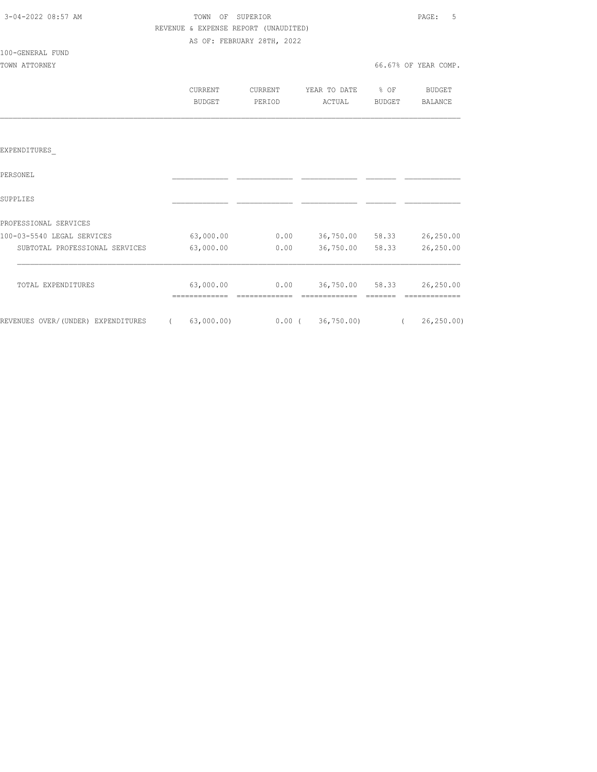TOWN OF SUPERIOR

REVENUE & EXPENSE REPORT (UNAUDITED)

AS OF: FEBRUARY 28TH, 2022

100-GENERAL FUND

TOWN ATTORNEY — 66.67% OF YEAR COMP.

| | CURRENT BUDGET | CURRENT PERIOD | YEAR TO DATE ACTUAL | % OF BUDGET | BUDGET BALANCE |
|---|---|---|---|---|---|
| EXPENDITURES_ | | | | | |
| PERSONEL | | | | | |
| SUPPLIES | | | | | |
| PROFESSIONAL SERVICES | | | | | |
| 100-03-5540 LEGAL SERVICES | 63,000.00 | 0.00 | 36,750.00 | 58.33 | 26,250.00 |
| SUBTOTAL PROFESSIONAL SERVICES | 63,000.00 | 0.00 | 36,750.00 | 58.33 | 26,250.00 |
| TOTAL EXPENDITURES | 63,000.00 | 0.00 | 36,750.00 | 58.33 | 26,250.00 |
| REVENUES OVER/(UNDER) EXPENDITURES | ( 63,000.00) | 0.00 | ( 36,750.00) | | ( 26,250.00) |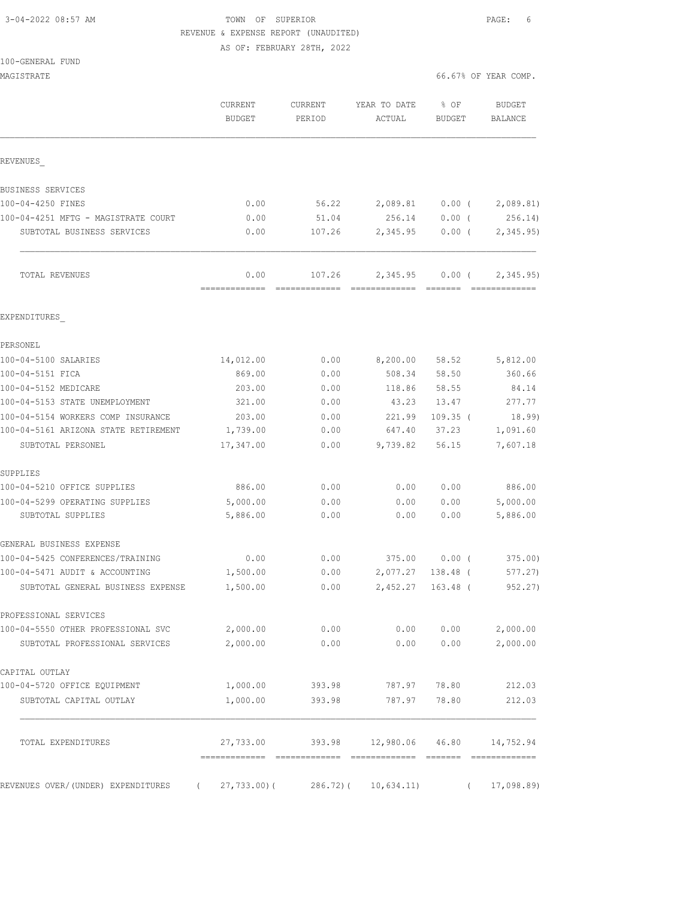3-04-2022 08:57 AM — TOWN OF SUPERIOR

REVENUE & EXPENSE REPORT (UNAUDITED)

AS OF: FEBRUARY 28TH, 2022

100-GENERAL FUND

MAGISTRATE — 66.67% OF YEAR COMP.

| | CURRENT BUDGET | CURRENT PERIOD | YEAR TO DATE ACTUAL | % OF BUDGET | BUDGET BALANCE |
|---|---|---|---|---|---|
| **REVENUES** | | | | | |
| BUSINESS SERVICES | | | | | |
| 100-04-4250 FINES | 0.00 | 56.22 | 2,089.81 | 0.00 | ( 2,089.81) |
| 100-04-4251 MFTG - MAGISTRATE COURT | 0.00 | 51.04 | 256.14 | 0.00 | ( 256.14) |
| SUBTOTAL BUSINESS SERVICES | 0.00 | 107.26 | 2,345.95 | 0.00 | ( 2,345.95) |
| TOTAL REVENUES | 0.00 | 107.26 | 2,345.95 | 0.00 | ( 2,345.95) |
| **EXPENDITURES** | | | | | |
| PERSONEL | | | | | |
| 100-04-5100 SALARIES | 14,012.00 | 0.00 | 8,200.00 | 58.52 | 5,812.00 |
| 100-04-5151 FICA | 869.00 | 0.00 | 508.34 | 58.50 | 360.66 |
| 100-04-5152 MEDICARE | 203.00 | 0.00 | 118.86 | 58.55 | 84.14 |
| 100-04-5153 STATE UNEMPLOYMENT | 321.00 | 0.00 | 43.23 | 13.47 | 277.77 |
| 100-04-5154 WORKERS COMP INSURANCE | 203.00 | 0.00 | 221.99 | 109.35 | ( 18.99) |
| 100-04-5161 ARIZONA STATE RETIREMENT | 1,739.00 | 0.00 | 647.40 | 37.23 | 1,091.60 |
| SUBTOTAL PERSONEL | 17,347.00 | 0.00 | 9,739.82 | 56.15 | 7,607.18 |
| SUPPLIES | | | | | |
| 100-04-5210 OFFICE SUPPLIES | 886.00 | 0.00 | 0.00 | 0.00 | 886.00 |
| 100-04-5299 OPERATING SUPPLIES | 5,000.00 | 0.00 | 0.00 | 0.00 | 5,000.00 |
| SUBTOTAL SUPPLIES | 5,886.00 | 0.00 | 0.00 | 0.00 | 5,886.00 |
| GENERAL BUSINESS EXPENSE | | | | | |
| 100-04-5425 CONFERENCES/TRAINING | 0.00 | 0.00 | 375.00 | 0.00 | ( 375.00) |
| 100-04-5471 AUDIT & ACCOUNTING | 1,500.00 | 0.00 | 2,077.27 | 138.48 | ( 577.27) |
| SUBTOTAL GENERAL BUSINESS EXPENSE | 1,500.00 | 0.00 | 2,452.27 | 163.48 | ( 952.27) |
| PROFESSIONAL SERVICES | | | | | |
| 100-04-5550 OTHER PROFESSIONAL SVC | 2,000.00 | 0.00 | 0.00 | 0.00 | 2,000.00 |
| SUBTOTAL PROFESSIONAL SERVICES | 2,000.00 | 0.00 | 0.00 | 0.00 | 2,000.00 |
| CAPITAL OUTLAY | | | | | |
| 100-04-5720 OFFICE EQUIPMENT | 1,000.00 | 393.98 | 787.97 | 78.80 | 212.03 |
| SUBTOTAL CAPITAL OUTLAY | 1,000.00 | 393.98 | 787.97 | 78.80 | 212.03 |
| TOTAL EXPENDITURES | 27,733.00 | 393.98 | 12,980.06 | 46.80 | 14,752.94 |
| REVENUES OVER/(UNDER) EXPENDITURES | ( 27,733.00) | ( 286.72) | ( 10,634.11) | | ( 17,098.89) |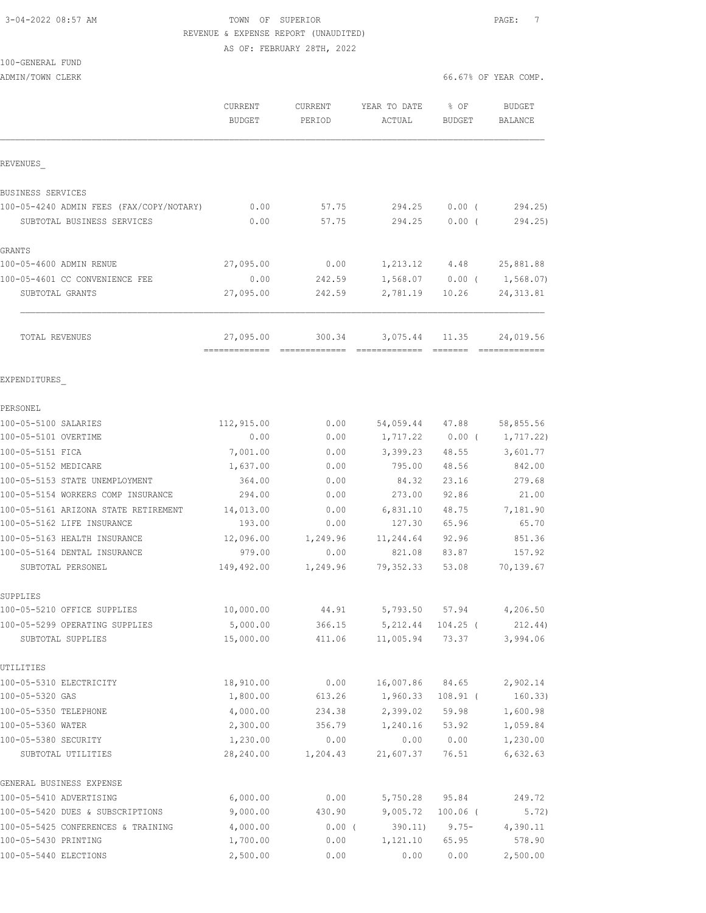TOWN OF SUPERIOR
REVENUE & EXPENSE REPORT (UNAUDITED)
AS OF: FEBRUARY 28TH, 2022

100-GENERAL FUND
ADMIN/TOWN CLERK

66.67% OF YEAR COMP.

| | CURRENT BUDGET | CURRENT PERIOD | YEAR TO DATE ACTUAL | % OF BUDGET | BUDGET BALANCE |
|---|---|---|---|---|---|
| **REVENUES** | | | | | |
| BUSINESS SERVICES | | | | | |
| 100-05-4240 ADMIN FEES (FAX/COPY/NOTARY) | 0.00 | 57.75 | 294.25 | 0.00 ( | 294.25) |
| SUBTOTAL BUSINESS SERVICES | 0.00 | 57.75 | 294.25 | 0.00 ( | 294.25) |
| GRANTS | | | | | |
| 100-05-4600 ADMIN RENUE | 27,095.00 | 0.00 | 1,213.12 | 4.48 | 25,881.88 |
| 100-05-4601 CC CONVENIENCE FEE | 0.00 | 242.59 | 1,568.07 | 0.00 ( | 1,568.07) |
| SUBTOTAL GRANTS | 27,095.00 | 242.59 | 2,781.19 | 10.26 | 24,313.81 |
| TOTAL REVENUES | 27,095.00 | 300.34 | 3,075.44 | 11.35 | 24,019.56 |
| **EXPENDITURES** | | | | | |
| PERSONEL | | | | | |
| 100-05-5100 SALARIES | 112,915.00 | 0.00 | 54,059.44 | 47.88 | 58,855.56 |
| 100-05-5101 OVERTIME | 0.00 | 0.00 | 1,717.22 | 0.00 ( | 1,717.22) |
| 100-05-5151 FICA | 7,001.00 | 0.00 | 3,399.23 | 48.55 | 3,601.77 |
| 100-05-5152 MEDICARE | 1,637.00 | 0.00 | 795.00 | 48.56 | 842.00 |
| 100-05-5153 STATE UNEMPLOYMENT | 364.00 | 0.00 | 84.32 | 23.16 | 279.68 |
| 100-05-5154 WORKERS COMP INSURANCE | 294.00 | 0.00 | 273.00 | 92.86 | 21.00 |
| 100-05-5161 ARIZONA STATE RETIREMENT | 14,013.00 | 0.00 | 6,831.10 | 48.75 | 7,181.90 |
| 100-05-5162 LIFE INSURANCE | 193.00 | 0.00 | 127.30 | 65.96 | 65.70 |
| 100-05-5163 HEALTH INSURANCE | 12,096.00 | 1,249.96 | 11,244.64 | 92.96 | 851.36 |
| 100-05-5164 DENTAL INSURANCE | 979.00 | 0.00 | 821.08 | 83.87 | 157.92 |
| SUBTOTAL PERSONEL | 149,492.00 | 1,249.96 | 79,352.33 | 53.08 | 70,139.67 |
| SUPPLIES | | | | | |
| 100-05-5210 OFFICE SUPPLIES | 10,000.00 | 44.91 | 5,793.50 | 57.94 | 4,206.50 |
| 100-05-5299 OPERATING SUPPLIES | 5,000.00 | 366.15 | 5,212.44 | 104.25 ( | 212.44) |
| SUBTOTAL SUPPLIES | 15,000.00 | 411.06 | 11,005.94 | 73.37 | 3,994.06 |
| UTILITIES | | | | | |
| 100-05-5310 ELECTRICITY | 18,910.00 | 0.00 | 16,007.86 | 84.65 | 2,902.14 |
| 100-05-5320 GAS | 1,800.00 | 613.26 | 1,960.33 | 108.91 ( | 160.33) |
| 100-05-5350 TELEPHONE | 4,000.00 | 234.38 | 2,399.02 | 59.98 | 1,600.98 |
| 100-05-5360 WATER | 2,300.00 | 356.79 | 1,240.16 | 53.92 | 1,059.84 |
| 100-05-5380 SECURITY | 1,230.00 | 0.00 | 0.00 | 0.00 | 1,230.00 |
| SUBTOTAL UTILITIES | 28,240.00 | 1,204.43 | 21,607.37 | 76.51 | 6,632.63 |
| GENERAL BUSINESS EXPENSE | | | | | |
| 100-05-5410 ADVERTISING | 6,000.00 | 0.00 | 5,750.28 | 95.84 | 249.72 |
| 100-05-5420 DUES & SUBSCRIPTIONS | 9,000.00 | 430.90 | 9,005.72 | 100.06 ( | 5.72) |
| 100-05-5425 CONFERENCES & TRAINING | 4,000.00 | 0.00 ( | 390.11) | 9.75- | 4,390.11 |
| 100-05-5430 PRINTING | 1,700.00 | 0.00 | 1,121.10 | 65.95 | 578.90 |
| 100-05-5440 ELECTIONS | 2,500.00 | 0.00 | 0.00 | 0.00 | 2,500.00 |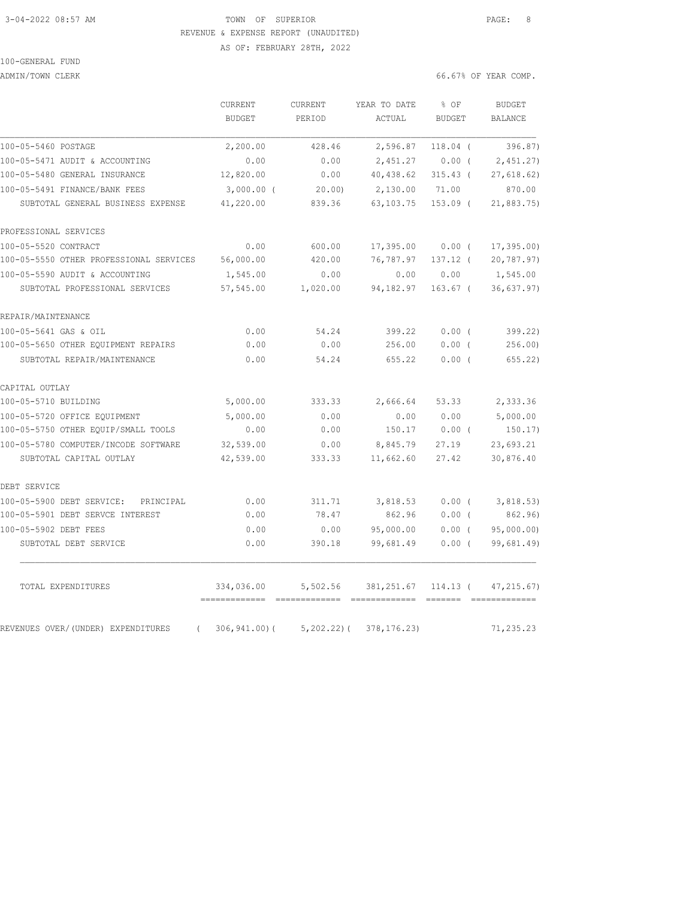TOWN OF SUPERIOR
REVENUE & EXPENSE REPORT (UNAUDITED)
AS OF: FEBRUARY 28TH, 2022

100-GENERAL FUND
ADMIN/TOWN CLERK

66.67% OF YEAR COMP.

| | CURRENT BUDGET | CURRENT PERIOD | YEAR TO DATE ACTUAL | % OF BUDGET | BUDGET BALANCE |
|---|---|---|---|---|---|
| 100-05-5460 POSTAGE | 2,200.00 | 428.46 | 2,596.87 | 118.04 ( | 396.87) |
| 100-05-5471 AUDIT & ACCOUNTING | 0.00 | 0.00 | 2,451.27 | 0.00 ( | 2,451.27) |
| 100-05-5480 GENERAL INSURANCE | 12,820.00 | 0.00 | 40,438.62 | 315.43 ( | 27,618.62) |
| 100-05-5491 FINANCE/BANK FEES | 3,000.00 ( | 20.00) | 2,130.00 | 71.00 | 870.00 |
| SUBTOTAL GENERAL BUSINESS EXPENSE | 41,220.00 | 839.36 | 63,103.75 | 153.09 ( | 21,883.75) |
| PROFESSIONAL SERVICES | | | | | |
| 100-05-5520 CONTRACT | 0.00 | 600.00 | 17,395.00 | 0.00 ( | 17,395.00) |
| 100-05-5550 OTHER PROFESSIONAL SERVICES | 56,000.00 | 420.00 | 76,787.97 | 137.12 ( | 20,787.97) |
| 100-05-5590 AUDIT & ACCOUNTING | 1,545.00 | 0.00 | 0.00 | 0.00 | 1,545.00 |
| SUBTOTAL PROFESSIONAL SERVICES | 57,545.00 | 1,020.00 | 94,182.97 | 163.67 ( | 36,637.97) |
| REPAIR/MAINTENANCE | | | | | |
| 100-05-5641 GAS & OIL | 0.00 | 54.24 | 399.22 | 0.00 ( | 399.22) |
| 100-05-5650 OTHER EQUIPMENT REPAIRS | 0.00 | 0.00 | 256.00 | 0.00 ( | 256.00) |
| SUBTOTAL REPAIR/MAINTENANCE | 0.00 | 54.24 | 655.22 | 0.00 ( | 655.22) |
| CAPITAL OUTLAY | | | | | |
| 100-05-5710 BUILDING | 5,000.00 | 333.33 | 2,666.64 | 53.33 | 2,333.36 |
| 100-05-5720 OFFICE EQUIPMENT | 5,000.00 | 0.00 | 0.00 | 0.00 | 5,000.00 |
| 100-05-5750 OTHER EQUIP/SMALL TOOLS | 0.00 | 0.00 | 150.17 | 0.00 ( | 150.17) |
| 100-05-5780 COMPUTER/INCODE SOFTWARE | 32,539.00 | 0.00 | 8,845.79 | 27.19 | 23,693.21 |
| SUBTOTAL CAPITAL OUTLAY | 42,539.00 | 333.33 | 11,662.60 | 27.42 | 30,876.40 |
| DEBT SERVICE | | | | | |
| 100-05-5900 DEBT SERVICE: PRINCIPAL | 0.00 | 311.71 | 3,818.53 | 0.00 ( | 3,818.53) |
| 100-05-5901 DEBT SERVCE INTEREST | 0.00 | 78.47 | 862.96 | 0.00 ( | 862.96) |
| 100-05-5902 DEBT FEES | 0.00 | 0.00 | 95,000.00 | 0.00 ( | 95,000.00) |
| SUBTOTAL DEBT SERVICE | 0.00 | 390.18 | 99,681.49 | 0.00 ( | 99,681.49) |
| TOTAL EXPENDITURES | 334,036.00 | 5,502.56 | 381,251.67 | 114.13 ( | 47,215.67) |
| REVENUES OVER/(UNDER) EXPENDITURES | ( 306,941.00)( | 5,202.22)( | 378,176.23) | | 71,235.23 |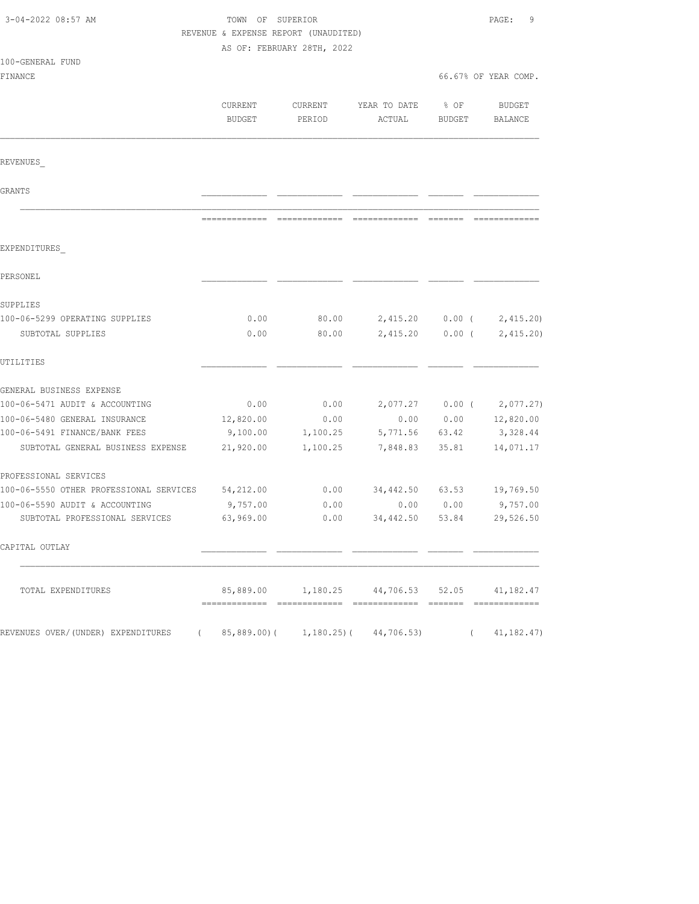3-04-2022 08:57 AM

TOWN OF SUPERIOR

REVENUE & EXPENSE REPORT (UNAUDITED)

AS OF: FEBRUARY 28TH, 2022

100-GENERAL FUND

FINANCE — 66.67% OF YEAR COMP.

| | CURRENT BUDGET | CURRENT PERIOD | YEAR TO DATE ACTUAL | % OF BUDGET | BUDGET BALANCE |
|---|---|---|---|---|---|
| REVENUES_ | | | | | |
| GRANTS | | | | | |
| EXPENDITURES_ | | | | | |
| PERSONEL | | | | | |
| SUPPLIES | | | | | |
| 100-06-5299 OPERATING SUPPLIES | 0.00 | 80.00 | 2,415.20 | 0.00 | ( 2,415.20) |
| SUBTOTAL SUPPLIES | 0.00 | 80.00 | 2,415.20 | 0.00 | ( 2,415.20) |
| UTILITIES | | | | | |
| GENERAL BUSINESS EXPENSE | | | | | |
| 100-06-5471 AUDIT & ACCOUNTING | 0.00 | 0.00 | 2,077.27 | 0.00 | ( 2,077.27) |
| 100-06-5480 GENERAL INSURANCE | 12,820.00 | 0.00 | 0.00 | 0.00 | 12,820.00 |
| 100-06-5491 FINANCE/BANK FEES | 9,100.00 | 1,100.25 | 5,771.56 | 63.42 | 3,328.44 |
| SUBTOTAL GENERAL BUSINESS EXPENSE | 21,920.00 | 1,100.25 | 7,848.83 | 35.81 | 14,071.17 |
| PROFESSIONAL SERVICES | | | | | |
| 100-06-5550 OTHER PROFESSIONAL SERVICES | 54,212.00 | 0.00 | 34,442.50 | 63.53 | 19,769.50 |
| 100-06-5590 AUDIT & ACCOUNTING | 9,757.00 | 0.00 | 0.00 | 0.00 | 9,757.00 |
| SUBTOTAL PROFESSIONAL SERVICES | 63,969.00 | 0.00 | 34,442.50 | 53.84 | 29,526.50 |
| CAPITAL OUTLAY | | | | | |
| TOTAL EXPENDITURES | 85,889.00 | 1,180.25 | 44,706.53 | 52.05 | 41,182.47 |
| REVENUES OVER/(UNDER) EXPENDITURES | ( 85,889.00) | ( 1,180.25) | ( 44,706.53) | | ( 41,182.47) |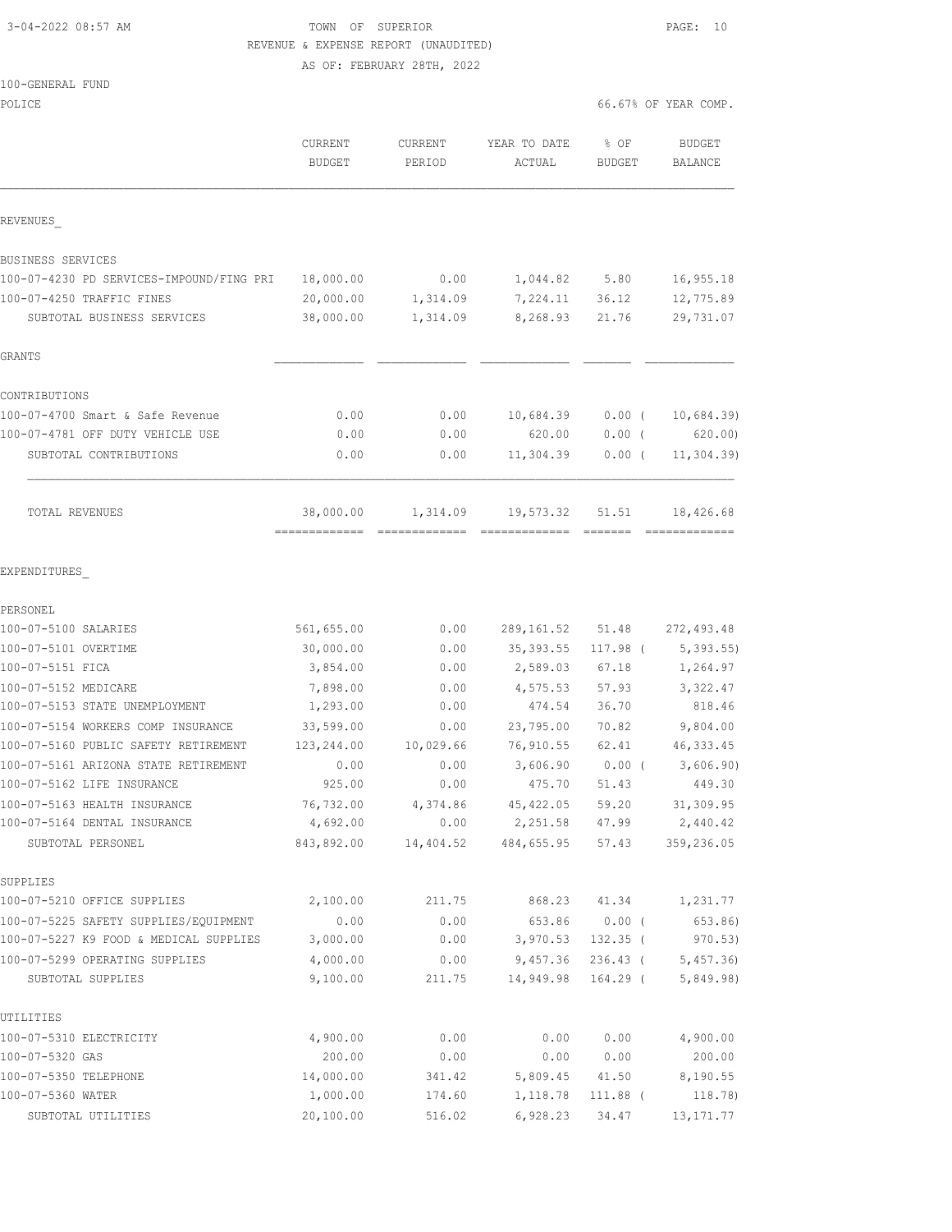TOWN OF SUPERIOR
REVENUE & EXPENSE REPORT (UNAUDITED)
AS OF: FEBRUARY 28TH, 2022

100-GENERAL FUND
POLICE — 66.67% OF YEAR COMP.

| | CURRENT BUDGET | CURRENT PERIOD | YEAR TO DATE ACTUAL | % OF BUDGET | BUDGET BALANCE |
|---|---|---|---|---|---|
| **REVENUES** | | | | | |
| BUSINESS SERVICES | | | | | |
| 100-07-4230 PD SERVICES-IMPOUND/FING PRI | 18,000.00 | 0.00 | 1,044.82 | 5.80 | 16,955.18 |
| 100-07-4250 TRAFFIC FINES | 20,000.00 | 1,314.09 | 7,224.11 | 36.12 | 12,775.89 |
| SUBTOTAL BUSINESS SERVICES | 38,000.00 | 1,314.09 | 8,268.93 | 21.76 | 29,731.07 |
| GRANTS | | | | | |
| CONTRIBUTIONS | | | | | |
| 100-07-4700 Smart & Safe Revenue | 0.00 | 0.00 | 10,684.39 | 0.00 ( | 10,684.39) |
| 100-07-4781 OFF DUTY VEHICLE USE | 0.00 | 0.00 | 620.00 | 0.00 ( | 620.00) |
| SUBTOTAL CONTRIBUTIONS | 0.00 | 0.00 | 11,304.39 | 0.00 ( | 11,304.39) |
| TOTAL REVENUES | 38,000.00 | 1,314.09 | 19,573.32 | 51.51 | 18,426.68 |
| **EXPENDITURES** | | | | | |
| PERSONEL | | | | | |
| 100-07-5100 SALARIES | 561,655.00 | 0.00 | 289,161.52 | 51.48 | 272,493.48 |
| 100-07-5101 OVERTIME | 30,000.00 | 0.00 | 35,393.55 | 117.98 ( | 5,393.55) |
| 100-07-5151 FICA | 3,854.00 | 0.00 | 2,589.03 | 67.18 | 1,264.97 |
| 100-07-5152 MEDICARE | 7,898.00 | 0.00 | 4,575.53 | 57.93 | 3,322.47 |
| 100-07-5153 STATE UNEMPLOYMENT | 1,293.00 | 0.00 | 474.54 | 36.70 | 818.46 |
| 100-07-5154 WORKERS COMP INSURANCE | 33,599.00 | 0.00 | 23,795.00 | 70.82 | 9,804.00 |
| 100-07-5160 PUBLIC SAFETY RETIREMENT | 123,244.00 | 10,029.66 | 76,910.55 | 62.41 | 46,333.45 |
| 100-07-5161 ARIZONA STATE RETIREMENT | 0.00 | 0.00 | 3,606.90 | 0.00 ( | 3,606.90) |
| 100-07-5162 LIFE INSURANCE | 925.00 | 0.00 | 475.70 | 51.43 | 449.30 |
| 100-07-5163 HEALTH INSURANCE | 76,732.00 | 4,374.86 | 45,422.05 | 59.20 | 31,309.95 |
| 100-07-5164 DENTAL INSURANCE | 4,692.00 | 0.00 | 2,251.58 | 47.99 | 2,440.42 |
| SUBTOTAL PERSONEL | 843,892.00 | 14,404.52 | 484,655.95 | 57.43 | 359,236.05 |
| SUPPLIES | | | | | |
| 100-07-5210 OFFICE SUPPLIES | 2,100.00 | 211.75 | 868.23 | 41.34 | 1,231.77 |
| 100-07-5225 SAFETY SUPPLIES/EQUIPMENT | 0.00 | 0.00 | 653.86 | 0.00 ( | 653.86) |
| 100-07-5227 K9 FOOD & MEDICAL SUPPLIES | 3,000.00 | 0.00 | 3,970.53 | 132.35 ( | 970.53) |
| 100-07-5299 OPERATING SUPPLIES | 4,000.00 | 0.00 | 9,457.36 | 236.43 ( | 5,457.36) |
| SUBTOTAL SUPPLIES | 9,100.00 | 211.75 | 14,949.98 | 164.29 ( | 5,849.98) |
| UTILITIES | | | | | |
| 100-07-5310 ELECTRICITY | 4,900.00 | 0.00 | 0.00 | 0.00 | 4,900.00 |
| 100-07-5320 GAS | 200.00 | 0.00 | 0.00 | 0.00 | 200.00 |
| 100-07-5350 TELEPHONE | 14,000.00 | 341.42 | 5,809.45 | 41.50 | 8,190.55 |
| 100-07-5360 WATER | 1,000.00 | 174.60 | 1,118.78 | 111.88 ( | 118.78) |
| SUBTOTAL UTILITIES | 20,100.00 | 516.02 | 6,928.23 | 34.47 | 13,171.77 |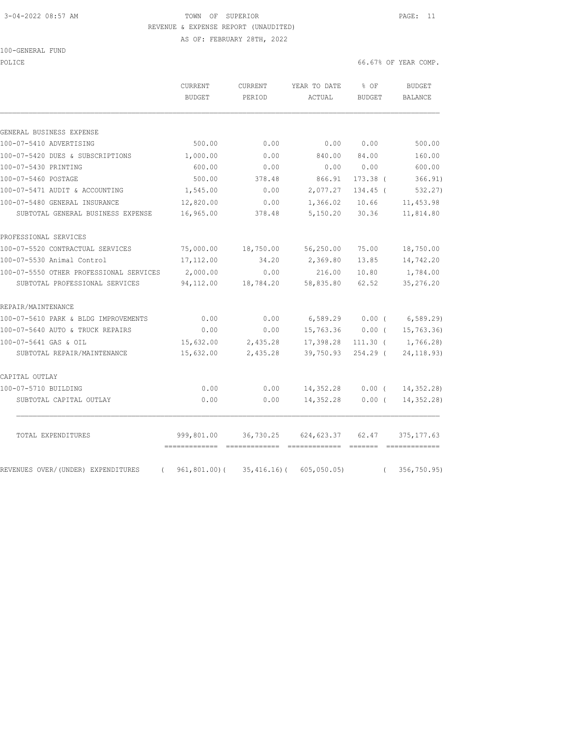3-04-2022 08:57 AM TOWN OF SUPERIOR

REVENUE & EXPENSE REPORT (UNAUDITED)

AS OF: FEBRUARY 28TH, 2022

100-GENERAL FUND

POLICE — 66.67% OF YEAR COMP.

| | CURRENT BUDGET | CURRENT PERIOD | YEAR TO DATE ACTUAL | % OF BUDGET | BUDGET BALANCE |
|---|---|---|---|---|---|
| GENERAL BUSINESS EXPENSE | | | | | |
| 100-07-5410 ADVERTISING | 500.00 | 0.00 | 0.00 | 0.00 | 500.00 |
| 100-07-5420 DUES & SUBSCRIPTIONS | 1,000.00 | 0.00 | 840.00 | 84.00 | 160.00 |
| 100-07-5430 PRINTING | 600.00 | 0.00 | 0.00 | 0.00 | 600.00 |
| 100-07-5460 POSTAGE | 500.00 | 378.48 | 866.91 | 173.38 | ( 366.91) |
| 100-07-5471 AUDIT & ACCOUNTING | 1,545.00 | 0.00 | 2,077.27 | 134.45 | ( 532.27) |
| 100-07-5480 GENERAL INSURANCE | 12,820.00 | 0.00 | 1,366.02 | 10.66 | 11,453.98 |
| SUBTOTAL GENERAL BUSINESS EXPENSE | 16,965.00 | 378.48 | 5,150.20 | 30.36 | 11,814.80 |
| PROFESSIONAL SERVICES | | | | | |
| 100-07-5520 CONTRACTUAL SERVICES | 75,000.00 | 18,750.00 | 56,250.00 | 75.00 | 18,750.00 |
| 100-07-5530 Animal Control | 17,112.00 | 34.20 | 2,369.80 | 13.85 | 14,742.20 |
| 100-07-5550 OTHER PROFESSIONAL SERVICES | 2,000.00 | 0.00 | 216.00 | 10.80 | 1,784.00 |
| SUBTOTAL PROFESSIONAL SERVICES | 94,112.00 | 18,784.20 | 58,835.80 | 62.52 | 35,276.20 |
| REPAIR/MAINTENANCE | | | | | |
| 100-07-5610 PARK & BLDG IMPROVEMENTS | 0.00 | 0.00 | 6,589.29 | 0.00 | ( 6,589.29) |
| 100-07-5640 AUTO & TRUCK REPAIRS | 0.00 | 0.00 | 15,763.36 | 0.00 | ( 15,763.36) |
| 100-07-5641 GAS & OIL | 15,632.00 | 2,435.28 | 17,398.28 | 111.30 | ( 1,766.28) |
| SUBTOTAL REPAIR/MAINTENANCE | 15,632.00 | 2,435.28 | 39,750.93 | 254.29 | ( 24,118.93) |
| CAPITAL OUTLAY | | | | | |
| 100-07-5710 BUILDING | 0.00 | 0.00 | 14,352.28 | 0.00 | ( 14,352.28) |
| SUBTOTAL CAPITAL OUTLAY | 0.00 | 0.00 | 14,352.28 | 0.00 | ( 14,352.28) |
| TOTAL EXPENDITURES | 999,801.00 | 36,730.25 | 624,623.37 | 62.47 | 375,177.63 |
| REVENUES OVER/(UNDER) EXPENDITURES | ( 961,801.00) | ( 35,416.16) | ( 605,050.05) | | ( 356,750.95) |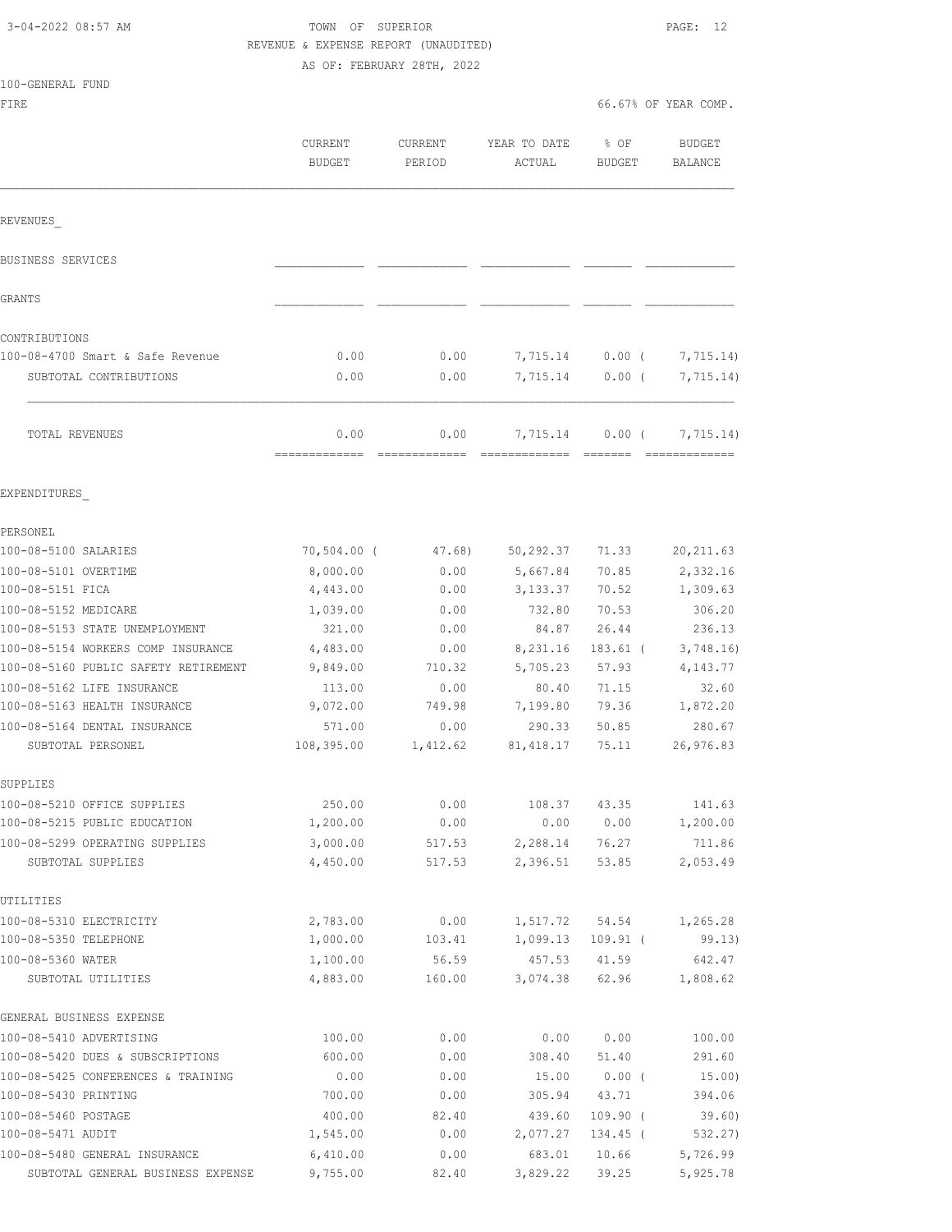TOWN OF SUPERIOR
REVENUE & EXPENSE REPORT (UNAUDITED)
AS OF: FEBRUARY 28TH, 2022

100-GENERAL FUND
FIRE

66.67% OF YEAR COMP.

| | CURRENT BUDGET | CURRENT PERIOD | YEAR TO DATE ACTUAL | % OF BUDGET | BUDGET BALANCE |
|---|---|---|---|---|---|
| **REVENUES** | | | | | |
| BUSINESS SERVICES | | | | | |
| GRANTS | | | | | |
| CONTRIBUTIONS | | | | | |
| 100-08-4700 Smart & Safe Revenue | 0.00 | 0.00 | 7,715.14 | 0.00 ( | 7,715.14) |
| SUBTOTAL CONTRIBUTIONS | 0.00 | 0.00 | 7,715.14 | 0.00 ( | 7,715.14) |
| TOTAL REVENUES | 0.00 | 0.00 | 7,715.14 | 0.00 ( | 7,715.14) |
| **EXPENDITURES** | | | | | |
| PERSONEL | | | | | |
| 100-08-5100 SALARIES | 70,504.00 ( | 47.68) | 50,292.37 | 71.33 | 20,211.63 |
| 100-08-5101 OVERTIME | 8,000.00 | 0.00 | 5,667.84 | 70.85 | 2,332.16 |
| 100-08-5151 FICA | 4,443.00 | 0.00 | 3,133.37 | 70.52 | 1,309.63 |
| 100-08-5152 MEDICARE | 1,039.00 | 0.00 | 732.80 | 70.53 | 306.20 |
| 100-08-5153 STATE UNEMPLOYMENT | 321.00 | 0.00 | 84.87 | 26.44 | 236.13 |
| 100-08-5154 WORKERS COMP INSURANCE | 4,483.00 | 0.00 | 8,231.16 | 183.61 ( | 3,748.16) |
| 100-08-5160 PUBLIC SAFETY RETIREMENT | 9,849.00 | 710.32 | 5,705.23 | 57.93 | 4,143.77 |
| 100-08-5162 LIFE INSURANCE | 113.00 | 0.00 | 80.40 | 71.15 | 32.60 |
| 100-08-5163 HEALTH INSURANCE | 9,072.00 | 749.98 | 7,199.80 | 79.36 | 1,872.20 |
| 100-08-5164 DENTAL INSURANCE | 571.00 | 0.00 | 290.33 | 50.85 | 280.67 |
| SUBTOTAL PERSONEL | 108,395.00 | 1,412.62 | 81,418.17 | 75.11 | 26,976.83 |
| SUPPLIES | | | | | |
| 100-08-5210 OFFICE SUPPLIES | 250.00 | 0.00 | 108.37 | 43.35 | 141.63 |
| 100-08-5215 PUBLIC EDUCATION | 1,200.00 | 0.00 | 0.00 | 0.00 | 1,200.00 |
| 100-08-5299 OPERATING SUPPLIES | 3,000.00 | 517.53 | 2,288.14 | 76.27 | 711.86 |
| SUBTOTAL SUPPLIES | 4,450.00 | 517.53 | 2,396.51 | 53.85 | 2,053.49 |
| UTILITIES | | | | | |
| 100-08-5310 ELECTRICITY | 2,783.00 | 0.00 | 1,517.72 | 54.54 | 1,265.28 |
| 100-08-5350 TELEPHONE | 1,000.00 | 103.41 | 1,099.13 | 109.91 ( | 99.13) |
| 100-08-5360 WATER | 1,100.00 | 56.59 | 457.53 | 41.59 | 642.47 |
| SUBTOTAL UTILITIES | 4,883.00 | 160.00 | 3,074.38 | 62.96 | 1,808.62 |
| GENERAL BUSINESS EXPENSE | | | | | |
| 100-08-5410 ADVERTISING | 100.00 | 0.00 | 0.00 | 0.00 | 100.00 |
| 100-08-5420 DUES & SUBSCRIPTIONS | 600.00 | 0.00 | 308.40 | 51.40 | 291.60 |
| 100-08-5425 CONFERENCES & TRAINING | 0.00 | 0.00 | 15.00 | 0.00 ( | 15.00) |
| 100-08-5430 PRINTING | 700.00 | 0.00 | 305.94 | 43.71 | 394.06 |
| 100-08-5460 POSTAGE | 400.00 | 82.40 | 439.60 | 109.90 ( | 39.60) |
| 100-08-5471 AUDIT | 1,545.00 | 0.00 | 2,077.27 | 134.45 ( | 532.27) |
| 100-08-5480 GENERAL INSURANCE | 6,410.00 | 0.00 | 683.01 | 10.66 | 5,726.99 |
| SUBTOTAL GENERAL BUSINESS EXPENSE | 9,755.00 | 82.40 | 3,829.22 | 39.25 | 5,925.78 |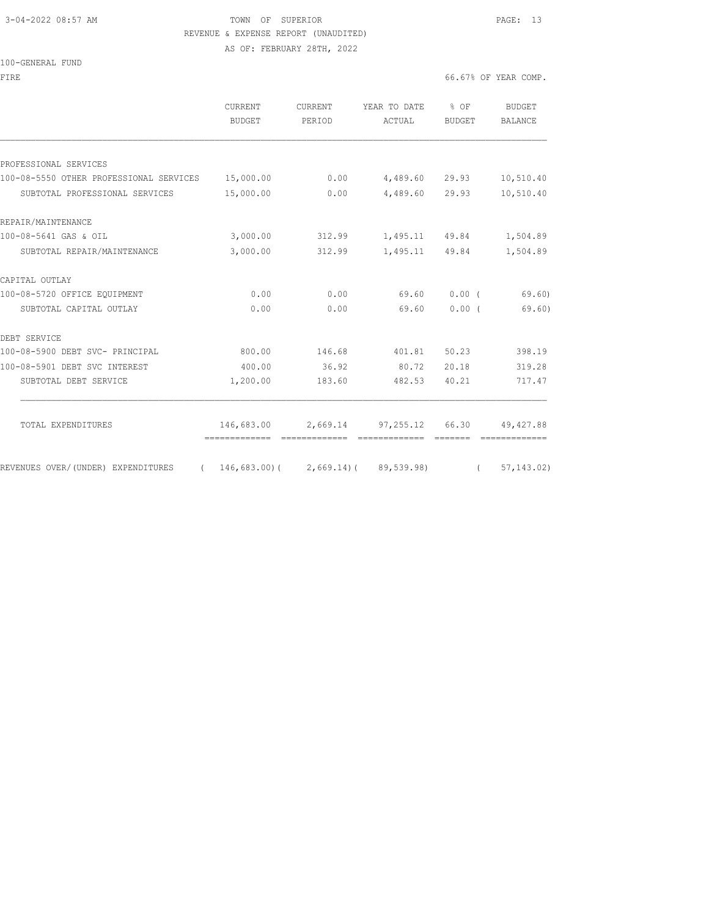TOWN OF SUPERIOR

REVENUE & EXPENSE REPORT (UNAUDITED)

AS OF: FEBRUARY 28TH, 2022

100-GENERAL FUND

FIRE — 66.67% OF YEAR COMP.

| | CURRENT BUDGET | CURRENT PERIOD | YEAR TO DATE ACTUAL | % OF BUDGET | BUDGET BALANCE |
|---|---|---|---|---|---|
| **PROFESSIONAL SERVICES** | | | | | |
| 100-08-5550 OTHER PROFESSIONAL SERVICES | 15,000.00 | 0.00 | 4,489.60 | 29.93 | 10,510.40 |
| SUBTOTAL PROFESSIONAL SERVICES | 15,000.00 | 0.00 | 4,489.60 | 29.93 | 10,510.40 |
| **REPAIR/MAINTENANCE** | | | | | |
| 100-08-5641 GAS & OIL | 3,000.00 | 312.99 | 1,495.11 | 49.84 | 1,504.89 |
| SUBTOTAL REPAIR/MAINTENANCE | 3,000.00 | 312.99 | 1,495.11 | 49.84 | 1,504.89 |
| **CAPITAL OUTLAY** | | | | | |
| 100-08-5720 OFFICE EQUIPMENT | 0.00 | 0.00 | 69.60 | 0.00 | ( 69.60) |
| SUBTOTAL CAPITAL OUTLAY | 0.00 | 0.00 | 69.60 | 0.00 | ( 69.60) |
| **DEBT SERVICE** | | | | | |
| 100-08-5900 DEBT SVC- PRINCIPAL | 800.00 | 146.68 | 401.81 | 50.23 | 398.19 |
| 100-08-5901 DEBT SVC INTEREST | 400.00 | 36.92 | 80.72 | 20.18 | 319.28 |
| SUBTOTAL DEBT SERVICE | 1,200.00 | 183.60 | 482.53 | 40.21 | 717.47 |
| TOTAL EXPENDITURES | 146,683.00 | 2,669.14 | 97,255.12 | 66.30 | 49,427.88 |
| REVENUES OVER/(UNDER) EXPENDITURES | ( 146,683.00) | ( 2,669.14) | ( 89,539.98) | | ( 57,143.02) |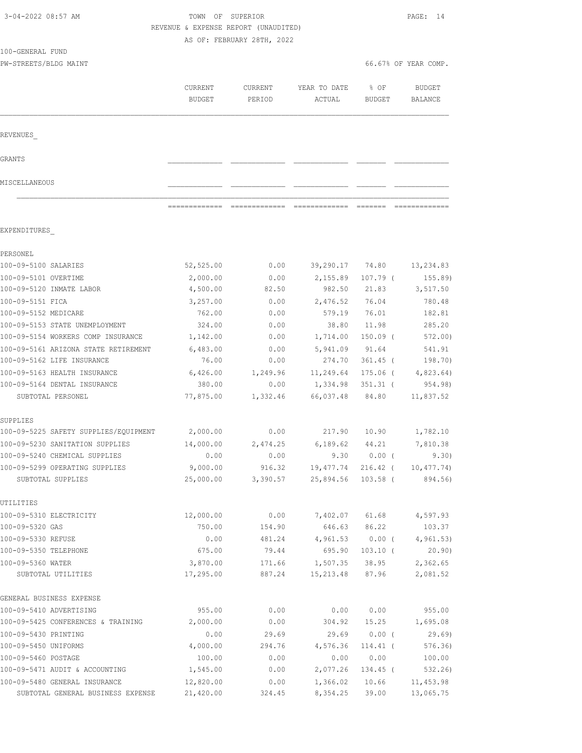TOWN OF SUPERIOR
REVENUE & EXPENSE REPORT (UNAUDITED)
AS OF: FEBRUARY 28TH, 2022

100-GENERAL FUND
PW-STREETS/BLDG MAINT — 66.67% OF YEAR COMP.

| | CURRENT BUDGET | CURRENT PERIOD | YEAR TO DATE ACTUAL | % OF BUDGET | BUDGET BALANCE |
|---|---|---|---|---|---|
| **REVENUES** | | | | | |
| GRANTS | | | | | |
| MISCELLANEOUS | | | | | |
| **EXPENDITURES** | | | | | |
| PERSONEL | | | | | |
| 100-09-5100 SALARIES | 52,525.00 | 0.00 | 39,290.17 | 74.80 | 13,234.83 |
| 100-09-5101 OVERTIME | 2,000.00 | 0.00 | 2,155.89 | 107.79 ( | 155.89) |
| 100-09-5120 INMATE LABOR | 4,500.00 | 82.50 | 982.50 | 21.83 | 3,517.50 |
| 100-09-5151 FICA | 3,257.00 | 0.00 | 2,476.52 | 76.04 | 780.48 |
| 100-09-5152 MEDICARE | 762.00 | 0.00 | 579.19 | 76.01 | 182.81 |
| 100-09-5153 STATE UNEMPLOYMENT | 324.00 | 0.00 | 38.80 | 11.98 | 285.20 |
| 100-09-5154 WORKERS COMP INSURANCE | 1,142.00 | 0.00 | 1,714.00 | 150.09 ( | 572.00) |
| 100-09-5161 ARIZONA STATE RETIREMENT | 6,483.00 | 0.00 | 5,941.09 | 91.64 | 541.91 |
| 100-09-5162 LIFE INSURANCE | 76.00 | 0.00 | 274.70 | 361.45 ( | 198.70) |
| 100-09-5163 HEALTH INSURANCE | 6,426.00 | 1,249.96 | 11,249.64 | 175.06 ( | 4,823.64) |
| 100-09-5164 DENTAL INSURANCE | 380.00 | 0.00 | 1,334.98 | 351.31 ( | 954.98) |
| SUBTOTAL PERSONEL | 77,875.00 | 1,332.46 | 66,037.48 | 84.80 | 11,837.52 |
| SUPPLIES | | | | | |
| 100-09-5225 SAFETY SUPPLIES/EQUIPMENT | 2,000.00 | 0.00 | 217.90 | 10.90 | 1,782.10 |
| 100-09-5230 SANITATION SUPPLIES | 14,000.00 | 2,474.25 | 6,189.62 | 44.21 | 7,810.38 |
| 100-09-5240 CHEMICAL SUPPLIES | 0.00 | 0.00 | 9.30 | 0.00 ( | 9.30) |
| 100-09-5299 OPERATING SUPPLIES | 9,000.00 | 916.32 | 19,477.74 | 216.42 ( | 10,477.74) |
| SUBTOTAL SUPPLIES | 25,000.00 | 3,390.57 | 25,894.56 | 103.58 ( | 894.56) |
| UTILITIES | | | | | |
| 100-09-5310 ELECTRICITY | 12,000.00 | 0.00 | 7,402.07 | 61.68 | 4,597.93 |
| 100-09-5320 GAS | 750.00 | 154.90 | 646.63 | 86.22 | 103.37 |
| 100-09-5330 REFUSE | 0.00 | 481.24 | 4,961.53 | 0.00 ( | 4,961.53) |
| 100-09-5350 TELEPHONE | 675.00 | 79.44 | 695.90 | 103.10 ( | 20.90) |
| 100-09-5360 WATER | 3,870.00 | 171.66 | 1,507.35 | 38.95 | 2,362.65 |
| SUBTOTAL UTILITIES | 17,295.00 | 887.24 | 15,213.48 | 87.96 | 2,081.52 |
| GENERAL BUSINESS EXPENSE | | | | | |
| 100-09-5410 ADVERTISING | 955.00 | 0.00 | 0.00 | 0.00 | 955.00 |
| 100-09-5425 CONFERENCES & TRAINING | 2,000.00 | 0.00 | 304.92 | 15.25 | 1,695.08 |
| 100-09-5430 PRINTING | 0.00 | 29.69 | 29.69 | 0.00 ( | 29.69) |
| 100-09-5450 UNIFORMS | 4,000.00 | 294.76 | 4,576.36 | 114.41 ( | 576.36) |
| 100-09-5460 POSTAGE | 100.00 | 0.00 | 0.00 | 0.00 | 100.00 |
| 100-09-5471 AUDIT & ACCOUNTING | 1,545.00 | 0.00 | 2,077.26 | 134.45 ( | 532.26) |
| 100-09-5480 GENERAL INSURANCE | 12,820.00 | 0.00 | 1,366.02 | 10.66 | 11,453.98 |
| SUBTOTAL GENERAL BUSINESS EXPENSE | 21,420.00 | 324.45 | 8,354.25 | 39.00 | 13,065.75 |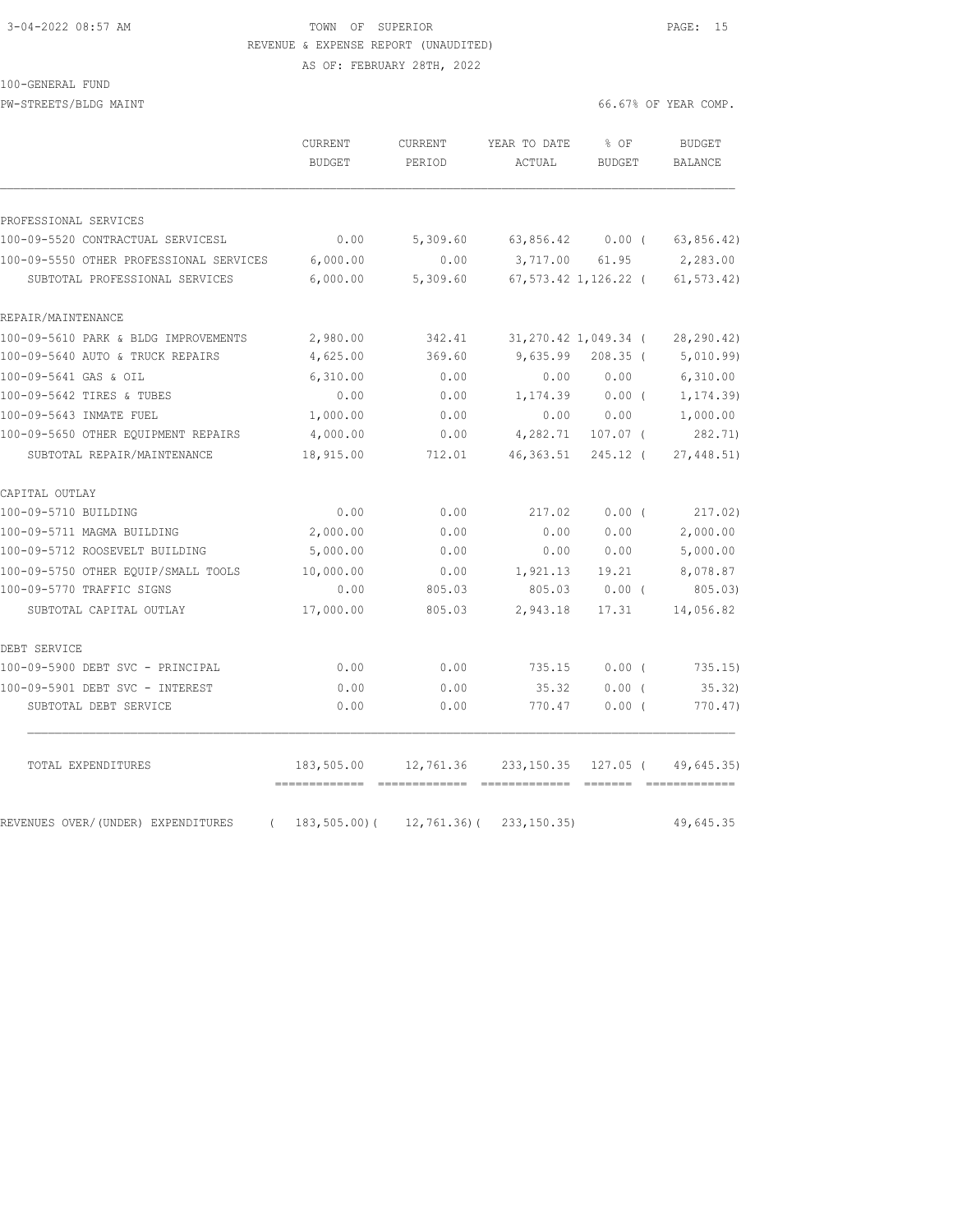3-04-2022 08:57 AM TOWN OF SUPERIOR

REVENUE & EXPENSE REPORT (UNAUDITED)

AS OF: FEBRUARY 28TH, 2022

100-GENERAL FUND

PW-STREETS/BLDG MAINT 66.67% OF YEAR COMP.

| | CURRENT BUDGET | CURRENT PERIOD | YEAR TO DATE ACTUAL | % OF BUDGET | BUDGET BALANCE |
|---|---|---|---|---|---|
| PROFESSIONAL SERVICES | | | | | |
| 100-09-5520 CONTRACTUAL SERVICESL | 0.00 | 5,309.60 | 63,856.42 | 0.00 ( | 63,856.42) |
| 100-09-5550 OTHER PROFESSIONAL SERVICES | 6,000.00 | 0.00 | 3,717.00 | 61.95 | 2,283.00 |
| SUBTOTAL PROFESSIONAL SERVICES | 6,000.00 | 5,309.60 | 67,573.42 | 1,126.22 ( | 61,573.42) |
| REPAIR/MAINTENANCE | | | | | |
| 100-09-5610 PARK & BLDG IMPROVEMENTS | 2,980.00 | 342.41 | 31,270.42 | 1,049.34 ( | 28,290.42) |
| 100-09-5640 AUTO & TRUCK REPAIRS | 4,625.00 | 369.60 | 9,635.99 | 208.35 ( | 5,010.99) |
| 100-09-5641 GAS & OIL | 6,310.00 | 0.00 | 0.00 | 0.00 | 6,310.00 |
| 100-09-5642 TIRES & TUBES | 0.00 | 0.00 | 1,174.39 | 0.00 ( | 1,174.39) |
| 100-09-5643 INMATE FUEL | 1,000.00 | 0.00 | 0.00 | 0.00 | 1,000.00 |
| 100-09-5650 OTHER EQUIPMENT REPAIRS | 4,000.00 | 0.00 | 4,282.71 | 107.07 ( | 282.71) |
| SUBTOTAL REPAIR/MAINTENANCE | 18,915.00 | 712.01 | 46,363.51 | 245.12 ( | 27,448.51) |
| CAPITAL OUTLAY | | | | | |
| 100-09-5710 BUILDING | 0.00 | 0.00 | 217.02 | 0.00 ( | 217.02) |
| 100-09-5711 MAGMA BUILDING | 2,000.00 | 0.00 | 0.00 | 0.00 | 2,000.00 |
| 100-09-5712 ROOSEVELT BUILDING | 5,000.00 | 0.00 | 0.00 | 0.00 | 5,000.00 |
| 100-09-5750 OTHER EQUIP/SMALL TOOLS | 10,000.00 | 0.00 | 1,921.13 | 19.21 | 8,078.87 |
| 100-09-5770 TRAFFIC SIGNS | 0.00 | 805.03 | 805.03 | 0.00 ( | 805.03) |
| SUBTOTAL CAPITAL OUTLAY | 17,000.00 | 805.03 | 2,943.18 | 17.31 | 14,056.82 |
| DEBT SERVICE | | | | | |
| 100-09-5900 DEBT SVC - PRINCIPAL | 0.00 | 0.00 | 735.15 | 0.00 ( | 735.15) |
| 100-09-5901 DEBT SVC - INTEREST | 0.00 | 0.00 | 35.32 | 0.00 ( | 35.32) |
| SUBTOTAL DEBT SERVICE | 0.00 | 0.00 | 770.47 | 0.00 ( | 770.47) |
| TOTAL EXPENDITURES | 183,505.00 | 12,761.36 | 233,150.35 | 127.05 ( | 49,645.35) |
| REVENUES OVER/(UNDER) EXPENDITURES | ( 183,505.00)( | 12,761.36)( | 233,150.35) | | 49,645.35 |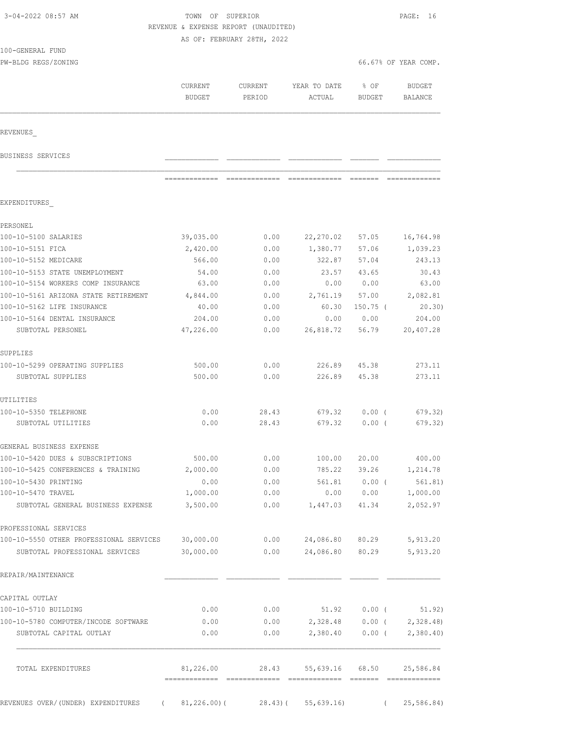3-04-2022 08:57 AM

TOWN OF SUPERIOR

REVENUE & EXPENSE REPORT (UNAUDITED)

AS OF: FEBRUARY 28TH, 2022

100-GENERAL FUND

PW-BLDG REGS/ZONING

66.67% OF YEAR COMP.

| | CURRENT BUDGET | CURRENT PERIOD | YEAR TO DATE ACTUAL | % OF BUDGET | BUDGET BALANCE |
|---|---|---|---|---|---|
| **REVENUES** | | | | | |
| BUSINESS SERVICES | | | | | |
| **EXPENDITURES** | | | | | |
| PERSONEL | | | | | |
| 100-10-5100 SALARIES | 39,035.00 | 0.00 | 22,270.02 | 57.05 | 16,764.98 |
| 100-10-5151 FICA | 2,420.00 | 0.00 | 1,380.77 | 57.06 | 1,039.23 |
| 100-10-5152 MEDICARE | 566.00 | 0.00 | 322.87 | 57.04 | 243.13 |
| 100-10-5153 STATE UNEMPLOYMENT | 54.00 | 0.00 | 23.57 | 43.65 | 30.43 |
| 100-10-5154 WORKERS COMP INSURANCE | 63.00 | 0.00 | 0.00 | 0.00 | 63.00 |
| 100-10-5161 ARIZONA STATE RETIREMENT | 4,844.00 | 0.00 | 2,761.19 | 57.00 | 2,082.81 |
| 100-10-5162 LIFE INSURANCE | 40.00 | 0.00 | 60.30 | 150.75 | ( 20.30) |
| 100-10-5164 DENTAL INSURANCE | 204.00 | 0.00 | 0.00 | 0.00 | 204.00 |
| SUBTOTAL PERSONEL | 47,226.00 | 0.00 | 26,818.72 | 56.79 | 20,407.28 |
| SUPPLIES | | | | | |
| 100-10-5299 OPERATING SUPPLIES | 500.00 | 0.00 | 226.89 | 45.38 | 273.11 |
| SUBTOTAL SUPPLIES | 500.00 | 0.00 | 226.89 | 45.38 | 273.11 |
| UTILITIES | | | | | |
| 100-10-5350 TELEPHONE | 0.00 | 28.43 | 679.32 | 0.00 | ( 679.32) |
| SUBTOTAL UTILITIES | 0.00 | 28.43 | 679.32 | 0.00 | ( 679.32) |
| GENERAL BUSINESS EXPENSE | | | | | |
| 100-10-5420 DUES & SUBSCRIPTIONS | 500.00 | 0.00 | 100.00 | 20.00 | 400.00 |
| 100-10-5425 CONFERENCES & TRAINING | 2,000.00 | 0.00 | 785.22 | 39.26 | 1,214.78 |
| 100-10-5430 PRINTING | 0.00 | 0.00 | 561.81 | 0.00 | ( 561.81) |
| 100-10-5470 TRAVEL | 1,000.00 | 0.00 | 0.00 | 0.00 | 1,000.00 |
| SUBTOTAL GENERAL BUSINESS EXPENSE | 3,500.00 | 0.00 | 1,447.03 | 41.34 | 2,052.97 |
| PROFESSIONAL SERVICES | | | | | |
| 100-10-5550 OTHER PROFESSIONAL SERVICES | 30,000.00 | 0.00 | 24,086.80 | 80.29 | 5,913.20 |
| SUBTOTAL PROFESSIONAL SERVICES | 30,000.00 | 0.00 | 24,086.80 | 80.29 | 5,913.20 |
| REPAIR/MAINTENANCE | | | | | |
| CAPITAL OUTLAY | | | | | |
| 100-10-5710 BUILDING | 0.00 | 0.00 | 51.92 | 0.00 | ( 51.92) |
| 100-10-5780 COMPUTER/INCODE SOFTWARE | 0.00 | 0.00 | 2,328.48 | 0.00 | ( 2,328.48) |
| SUBTOTAL CAPITAL OUTLAY | 0.00 | 0.00 | 2,380.40 | 0.00 | ( 2,380.40) |
| TOTAL EXPENDITURES | 81,226.00 | 28.43 | 55,639.16 | 68.50 | 25,586.84 |
| REVENUES OVER/(UNDER) EXPENDITURES | ( 81,226.00) | ( 28.43) | ( 55,639.16) | | ( 25,586.84) |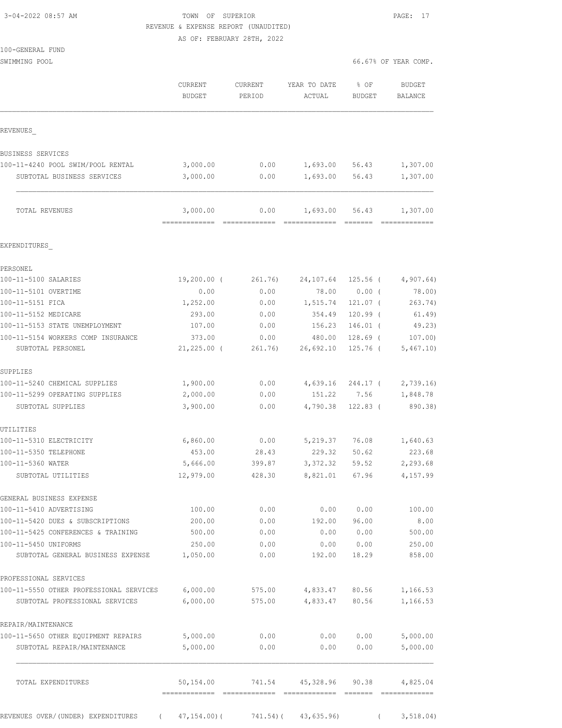3-04-2022 08:57 AM

TOWN OF SUPERIOR
REVENUE & EXPENSE REPORT (UNAUDITED)
AS OF: FEBRUARY 28TH, 2022

100-GENERAL FUND
SWIMMING POOL

66.67% OF YEAR COMP.

| | CURRENT BUDGET | CURRENT PERIOD | YEAR TO DATE ACTUAL | % OF BUDGET | BUDGET BALANCE |
|---|---|---|---|---|---|
| **REVENUES** | | | | | |
| BUSINESS SERVICES | | | | | |
| 100-11-4240 POOL SWIM/POOL RENTAL | 3,000.00 | 0.00 | 1,693.00 | 56.43 | 1,307.00 |
| SUBTOTAL BUSINESS SERVICES | 3,000.00 | 0.00 | 1,693.00 | 56.43 | 1,307.00 |
| TOTAL REVENUES | 3,000.00 | 0.00 | 1,693.00 | 56.43 | 1,307.00 |
| **EXPENDITURES** | | | | | |
| PERSONEL | | | | | |
| 100-11-5100 SALARIES | 19,200.00 | ( 261.76) | 24,107.64 | 125.56 | ( 4,907.64) |
| 100-11-5101 OVERTIME | 0.00 | 0.00 | 78.00 | 0.00 | ( 78.00) |
| 100-11-5151 FICA | 1,252.00 | 0.00 | 1,515.74 | 121.07 | ( 263.74) |
| 100-11-5152 MEDICARE | 293.00 | 0.00 | 354.49 | 120.99 | ( 61.49) |
| 100-11-5153 STATE UNEMPLOYMENT | 107.00 | 0.00 | 156.23 | 146.01 | ( 49.23) |
| 100-11-5154 WORKERS COMP INSURANCE | 373.00 | 0.00 | 480.00 | 128.69 | ( 107.00) |
| SUBTOTAL PERSONEL | 21,225.00 | ( 261.76) | 26,692.10 | 125.76 | ( 5,467.10) |
| SUPPLIES | | | | | |
| 100-11-5240 CHEMICAL SUPPLIES | 1,900.00 | 0.00 | 4,639.16 | 244.17 | ( 2,739.16) |
| 100-11-5299 OPERATING SUPPLIES | 2,000.00 | 0.00 | 151.22 | 7.56 | 1,848.78 |
| SUBTOTAL SUPPLIES | 3,900.00 | 0.00 | 4,790.38 | 122.83 | ( 890.38) |
| UTILITIES | | | | | |
| 100-11-5310 ELECTRICITY | 6,860.00 | 0.00 | 5,219.37 | 76.08 | 1,640.63 |
| 100-11-5350 TELEPHONE | 453.00 | 28.43 | 229.32 | 50.62 | 223.68 |
| 100-11-5360 WATER | 5,666.00 | 399.87 | 3,372.32 | 59.52 | 2,293.68 |
| SUBTOTAL UTILITIES | 12,979.00 | 428.30 | 8,821.01 | 67.96 | 4,157.99 |
| GENERAL BUSINESS EXPENSE | | | | | |
| 100-11-5410 ADVERTISING | 100.00 | 0.00 | 0.00 | 0.00 | 100.00 |
| 100-11-5420 DUES & SUBSCRIPTIONS | 200.00 | 0.00 | 192.00 | 96.00 | 8.00 |
| 100-11-5425 CONFERENCES & TRAINING | 500.00 | 0.00 | 0.00 | 0.00 | 500.00 |
| 100-11-5450 UNIFORMS | 250.00 | 0.00 | 0.00 | 0.00 | 250.00 |
| SUBTOTAL GENERAL BUSINESS EXPENSE | 1,050.00 | 0.00 | 192.00 | 18.29 | 858.00 |
| PROFESSIONAL SERVICES | | | | | |
| 100-11-5550 OTHER PROFESSIONAL SERVICES | 6,000.00 | 575.00 | 4,833.47 | 80.56 | 1,166.53 |
| SUBTOTAL PROFESSIONAL SERVICES | 6,000.00 | 575.00 | 4,833.47 | 80.56 | 1,166.53 |
| REPAIR/MAINTENANCE | | | | | |
| 100-11-5650 OTHER EQUIPMENT REPAIRS | 5,000.00 | 0.00 | 0.00 | 0.00 | 5,000.00 |
| SUBTOTAL REPAIR/MAINTENANCE | 5,000.00 | 0.00 | 0.00 | 0.00 | 5,000.00 |
| TOTAL EXPENDITURES | 50,154.00 | 741.54 | 45,328.96 | 90.38 | 4,825.04 |
| REVENUES OVER/(UNDER) EXPENDITURES | ( 47,154.00) | ( 741.54) | ( 43,635.96) | | ( 3,518.04) |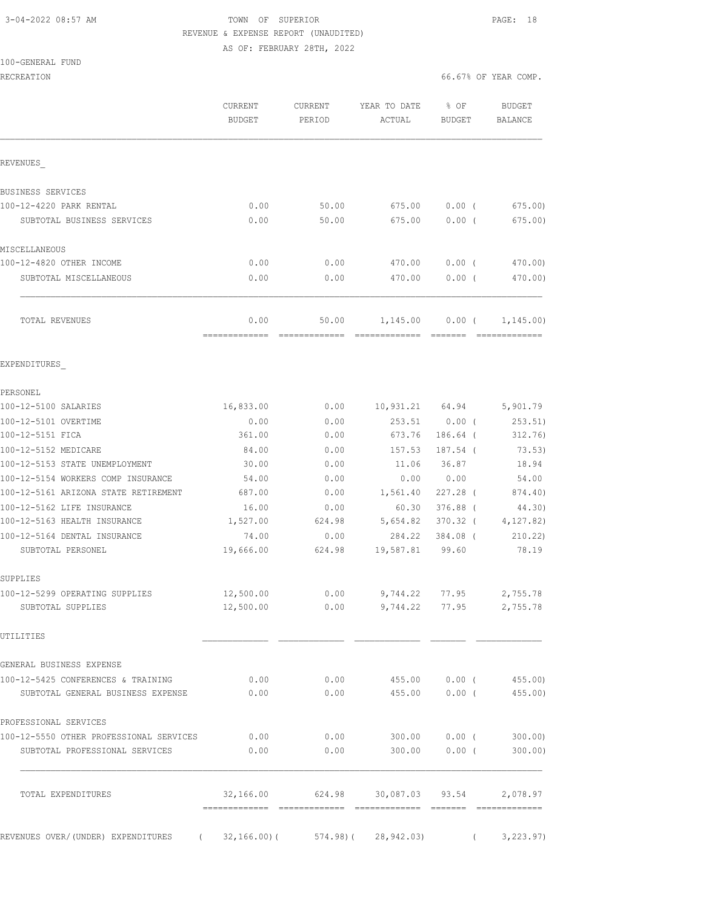TOWN OF SUPERIOR

REVENUE & EXPENSE REPORT (UNAUDITED)

AS OF: FEBRUARY 28TH, 2022

100-GENERAL FUND

RECREATION — 66.67% OF YEAR COMP.

| | CURRENT BUDGET | CURRENT PERIOD | YEAR TO DATE ACTUAL | % OF BUDGET | BUDGET BALANCE |
|---|---|---|---|---|---|
| **REVENUES** | | | | | |
| BUSINESS SERVICES | | | | | |
| 100-12-4220 PARK RENTAL | 0.00 | 50.00 | 675.00 | 0.00 | ( 675.00) |
| SUBTOTAL BUSINESS SERVICES | 0.00 | 50.00 | 675.00 | 0.00 | ( 675.00) |
| MISCELLANEOUS | | | | | |
| 100-12-4820 OTHER INCOME | 0.00 | 0.00 | 470.00 | 0.00 | ( 470.00) |
| SUBTOTAL MISCELLANEOUS | 0.00 | 0.00 | 470.00 | 0.00 | ( 470.00) |
| TOTAL REVENUES | 0.00 | 50.00 | 1,145.00 | 0.00 | ( 1,145.00) |
| **EXPENDITURES** | | | | | |
| PERSONEL | | | | | |
| 100-12-5100 SALARIES | 16,833.00 | 0.00 | 10,931.21 | 64.94 | 5,901.79 |
| 100-12-5101 OVERTIME | 0.00 | 0.00 | 253.51 | 0.00 | ( 253.51) |
| 100-12-5151 FICA | 361.00 | 0.00 | 673.76 | 186.64 | ( 312.76) |
| 100-12-5152 MEDICARE | 84.00 | 0.00 | 157.53 | 187.54 | ( 73.53) |
| 100-12-5153 STATE UNEMPLOYMENT | 30.00 | 0.00 | 11.06 | 36.87 | 18.94 |
| 100-12-5154 WORKERS COMP INSURANCE | 54.00 | 0.00 | 0.00 | 0.00 | 54.00 |
| 100-12-5161 ARIZONA STATE RETIREMENT | 687.00 | 0.00 | 1,561.40 | 227.28 | ( 874.40) |
| 100-12-5162 LIFE INSURANCE | 16.00 | 0.00 | 60.30 | 376.88 | ( 44.30) |
| 100-12-5163 HEALTH INSURANCE | 1,527.00 | 624.98 | 5,654.82 | 370.32 | ( 4,127.82) |
| 100-12-5164 DENTAL INSURANCE | 74.00 | 0.00 | 284.22 | 384.08 | ( 210.22) |
| SUBTOTAL PERSONEL | 19,666.00 | 624.98 | 19,587.81 | 99.60 | 78.19 |
| SUPPLIES | | | | | |
| 100-12-5299 OPERATING SUPPLIES | 12,500.00 | 0.00 | 9,744.22 | 77.95 | 2,755.78 |
| SUBTOTAL SUPPLIES | 12,500.00 | 0.00 | 9,744.22 | 77.95 | 2,755.78 |
| UTILITIES | | | | | |
| GENERAL BUSINESS EXPENSE | | | | | |
| 100-12-5425 CONFERENCES & TRAINING | 0.00 | 0.00 | 455.00 | 0.00 | ( 455.00) |
| SUBTOTAL GENERAL BUSINESS EXPENSE | 0.00 | 0.00 | 455.00 | 0.00 | ( 455.00) |
| PROFESSIONAL SERVICES | | | | | |
| 100-12-5550 OTHER PROFESSIONAL SERVICES | 0.00 | 0.00 | 300.00 | 0.00 | ( 300.00) |
| SUBTOTAL PROFESSIONAL SERVICES | 0.00 | 0.00 | 300.00 | 0.00 | ( 300.00) |
| TOTAL EXPENDITURES | 32,166.00 | 624.98 | 30,087.03 | 93.54 | 2,078.97 |
| REVENUES OVER/(UNDER) EXPENDITURES | ( 32,166.00) | ( 574.98) | ( 28,942.03) | | ( 3,223.97) |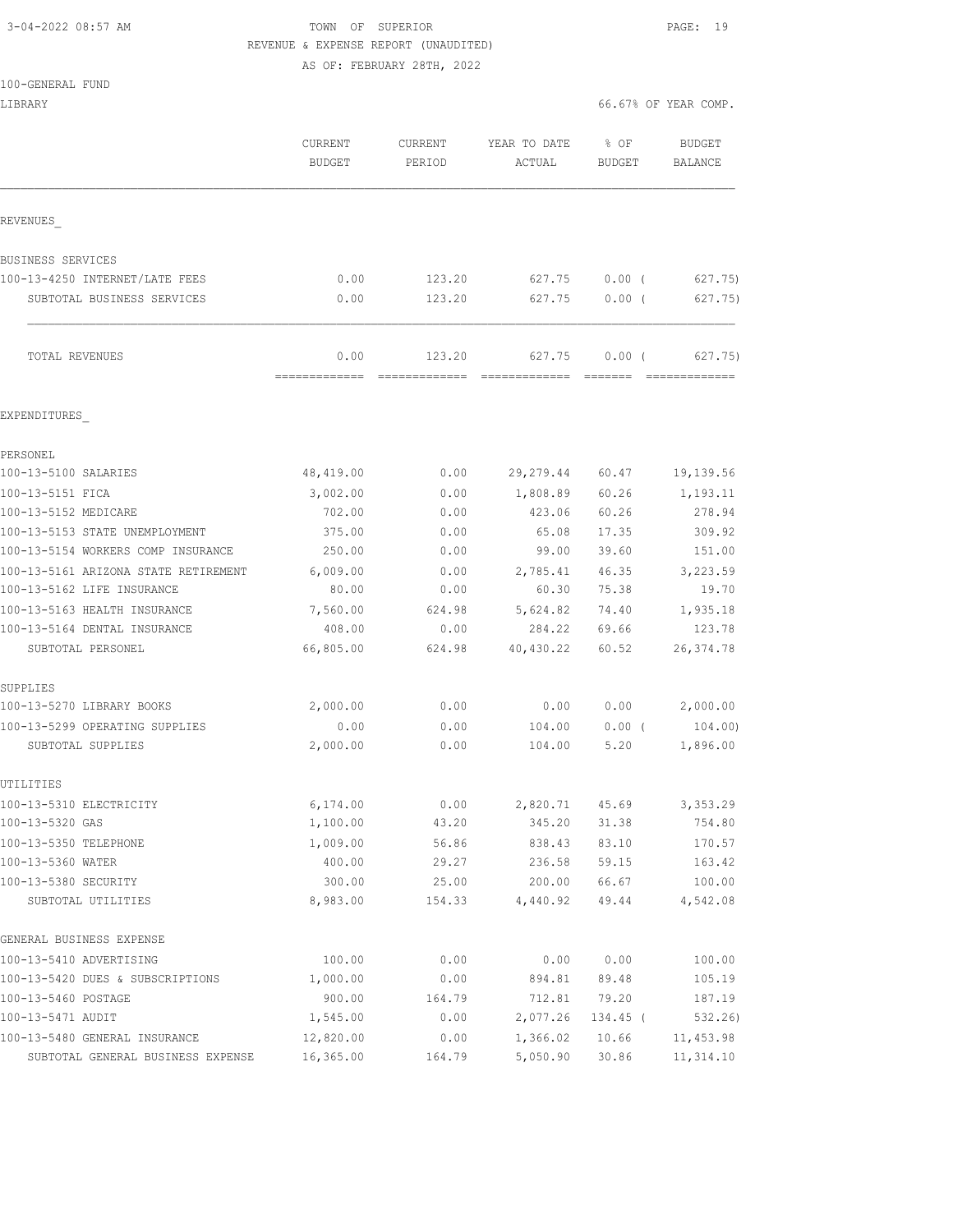TOWN OF SUPERIOR
REVENUE & EXPENSE REPORT (UNAUDITED)
AS OF: FEBRUARY 28TH, 2022

100-GENERAL FUND
LIBRARY

66.67% OF YEAR COMP.

| | CURRENT BUDGET | CURRENT PERIOD | YEAR TO DATE ACTUAL | % OF BUDGET | BUDGET BALANCE |
|---|---|---|---|---|---|
| **REVENUES** | | | | | |
| BUSINESS SERVICES | | | | | |
| 100-13-4250 INTERNET/LATE FEES | 0.00 | 123.20 | 627.75 | 0.00 ( | 627.75) |
| SUBTOTAL BUSINESS SERVICES | 0.00 | 123.20 | 627.75 | 0.00 ( | 627.75) |
| TOTAL REVENUES | 0.00 | 123.20 | 627.75 | 0.00 ( | 627.75) |
| **EXPENDITURES** | | | | | |
| PERSONEL | | | | | |
| 100-13-5100 SALARIES | 48,419.00 | 0.00 | 29,279.44 | 60.47 | 19,139.56 |
| 100-13-5151 FICA | 3,002.00 | 0.00 | 1,808.89 | 60.26 | 1,193.11 |
| 100-13-5152 MEDICARE | 702.00 | 0.00 | 423.06 | 60.26 | 278.94 |
| 100-13-5153 STATE UNEMPLOYMENT | 375.00 | 0.00 | 65.08 | 17.35 | 309.92 |
| 100-13-5154 WORKERS COMP INSURANCE | 250.00 | 0.00 | 99.00 | 39.60 | 151.00 |
| 100-13-5161 ARIZONA STATE RETIREMENT | 6,009.00 | 0.00 | 2,785.41 | 46.35 | 3,223.59 |
| 100-13-5162 LIFE INSURANCE | 80.00 | 0.00 | 60.30 | 75.38 | 19.70 |
| 100-13-5163 HEALTH INSURANCE | 7,560.00 | 624.98 | 5,624.82 | 74.40 | 1,935.18 |
| 100-13-5164 DENTAL INSURANCE | 408.00 | 0.00 | 284.22 | 69.66 | 123.78 |
| SUBTOTAL PERSONEL | 66,805.00 | 624.98 | 40,430.22 | 60.52 | 26,374.78 |
| SUPPLIES | | | | | |
| 100-13-5270 LIBRARY BOOKS | 2,000.00 | 0.00 | 0.00 | 0.00 | 2,000.00 |
| 100-13-5299 OPERATING SUPPLIES | 0.00 | 0.00 | 104.00 | 0.00 ( | 104.00) |
| SUBTOTAL SUPPLIES | 2,000.00 | 0.00 | 104.00 | 5.20 | 1,896.00 |
| UTILITIES | | | | | |
| 100-13-5310 ELECTRICITY | 6,174.00 | 0.00 | 2,820.71 | 45.69 | 3,353.29 |
| 100-13-5320 GAS | 1,100.00 | 43.20 | 345.20 | 31.38 | 754.80 |
| 100-13-5350 TELEPHONE | 1,009.00 | 56.86 | 838.43 | 83.10 | 170.57 |
| 100-13-5360 WATER | 400.00 | 29.27 | 236.58 | 59.15 | 163.42 |
| 100-13-5380 SECURITY | 300.00 | 25.00 | 200.00 | 66.67 | 100.00 |
| SUBTOTAL UTILITIES | 8,983.00 | 154.33 | 4,440.92 | 49.44 | 4,542.08 |
| GENERAL BUSINESS EXPENSE | | | | | |
| 100-13-5410 ADVERTISING | 100.00 | 0.00 | 0.00 | 0.00 | 100.00 |
| 100-13-5420 DUES & SUBSCRIPTIONS | 1,000.00 | 0.00 | 894.81 | 89.48 | 105.19 |
| 100-13-5460 POSTAGE | 900.00 | 164.79 | 712.81 | 79.20 | 187.19 |
| 100-13-5471 AUDIT | 1,545.00 | 0.00 | 2,077.26 | 134.45 ( | 532.26) |
| 100-13-5480 GENERAL INSURANCE | 12,820.00 | 0.00 | 1,366.02 | 10.66 | 11,453.98 |
| SUBTOTAL GENERAL BUSINESS EXPENSE | 16,365.00 | 164.79 | 5,050.90 | 30.86 | 11,314.10 |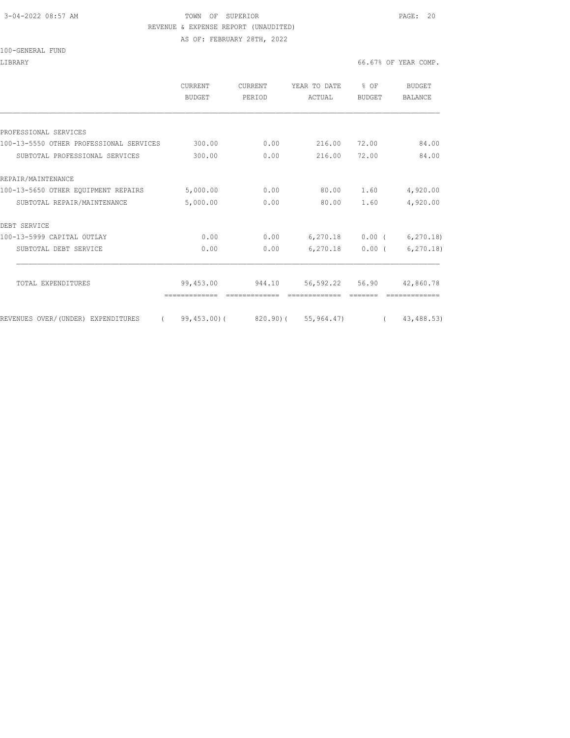TOWN OF SUPERIOR

REVENUE & EXPENSE REPORT (UNAUDITED)

AS OF: FEBRUARY 28TH, 2022

100-GENERAL FUND

LIBRARY — 66.67% OF YEAR COMP.

| | CURRENT BUDGET | CURRENT PERIOD | YEAR TO DATE ACTUAL | % OF BUDGET | BUDGET BALANCE |
|---|---|---|---|---|---|
| PROFESSIONAL SERVICES | | | | | |
| 100-13-5550 OTHER PROFESSIONAL SERVICES | 300.00 | 0.00 | 216.00 | 72.00 | 84.00 |
| SUBTOTAL PROFESSIONAL SERVICES | 300.00 | 0.00 | 216.00 | 72.00 | 84.00 |
| REPAIR/MAINTENANCE | | | | | |
| 100-13-5650 OTHER EQUIPMENT REPAIRS | 5,000.00 | 0.00 | 80.00 | 1.60 | 4,920.00 |
| SUBTOTAL REPAIR/MAINTENANCE | 5,000.00 | 0.00 | 80.00 | 1.60 | 4,920.00 |
| DEBT SERVICE | | | | | |
| 100-13-5999 CAPITAL OUTLAY | 0.00 | 0.00 | 6,270.18 | 0.00 | ( 6,270.18) |
| SUBTOTAL DEBT SERVICE | 0.00 | 0.00 | 6,270.18 | 0.00 | ( 6,270.18) |
| TOTAL EXPENDITURES | 99,453.00 | 944.10 | 56,592.22 | 56.90 | 42,860.78 |
| REVENUES OVER/(UNDER) EXPENDITURES | ( 99,453.00) | ( 820.90) | ( 55,964.47) | | ( 43,488.53) |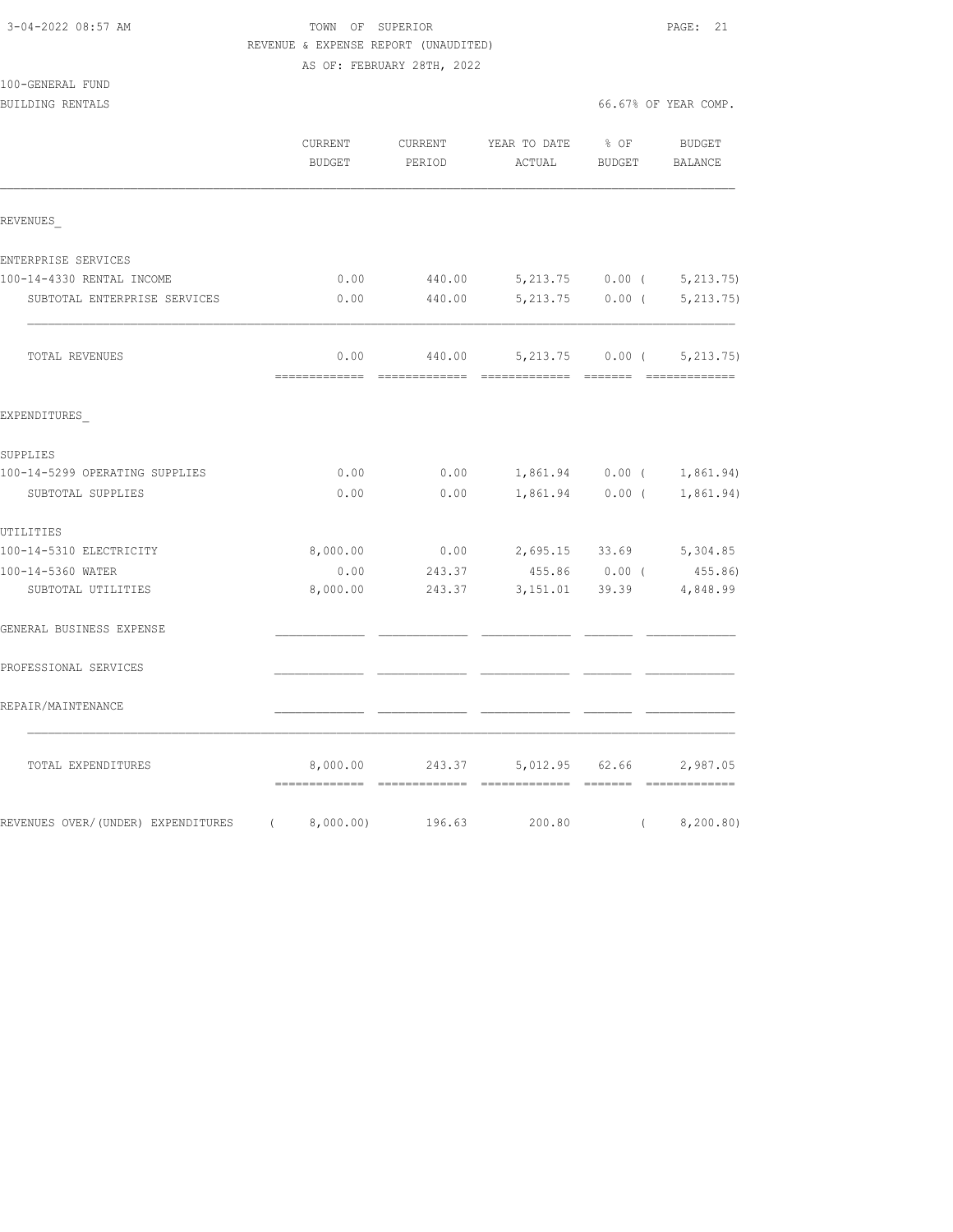3-04-2022 08:57 AM — TOWN OF SUPERIOR — PAGE: 21

REVENUE & EXPENSE REPORT (UNAUDITED)

AS OF: FEBRUARY 28TH, 2022

100-GENERAL FUND

BUILDING RENTALS — 66.67% OF YEAR COMP.

| | CURRENT BUDGET | CURRENT PERIOD | YEAR TO DATE ACTUAL | % OF BUDGET | BUDGET BALANCE |
|---|---|---|---|---|---|
| REVENUES_ | | | | | |
| ENTERPRISE SERVICES | | | | | |
| 100-14-4330 RENTAL INCOME | 0.00 | 440.00 | 5,213.75 | 0.00 | ( 5,213.75) |
| SUBTOTAL ENTERPRISE SERVICES | 0.00 | 440.00 | 5,213.75 | 0.00 | ( 5,213.75) |
| TOTAL REVENUES | 0.00 | 440.00 | 5,213.75 | 0.00 | ( 5,213.75) |
| EXPENDITURES_ | | | | | |
| SUPPLIES | | | | | |
| 100-14-5299 OPERATING SUPPLIES | 0.00 | 0.00 | 1,861.94 | 0.00 | ( 1,861.94) |
| SUBTOTAL SUPPLIES | 0.00 | 0.00 | 1,861.94 | 0.00 | ( 1,861.94) |
| UTILITIES | | | | | |
| 100-14-5310 ELECTRICITY | 8,000.00 | 0.00 | 2,695.15 | 33.69 | 5,304.85 |
| 100-14-5360 WATER | 0.00 | 243.37 | 455.86 | 0.00 | ( 455.86) |
| SUBTOTAL UTILITIES | 8,000.00 | 243.37 | 3,151.01 | 39.39 | 4,848.99 |
| GENERAL BUSINESS EXPENSE | | | | | |
| PROFESSIONAL SERVICES | | | | | |
| REPAIR/MAINTENANCE | | | | | |
| TOTAL EXPENDITURES | 8,000.00 | 243.37 | 5,012.95 | 62.66 | 2,987.05 |
| REVENUES OVER/(UNDER) EXPENDITURES | ( 8,000.00) | 196.63 | 200.80 | | ( 8,200.80) |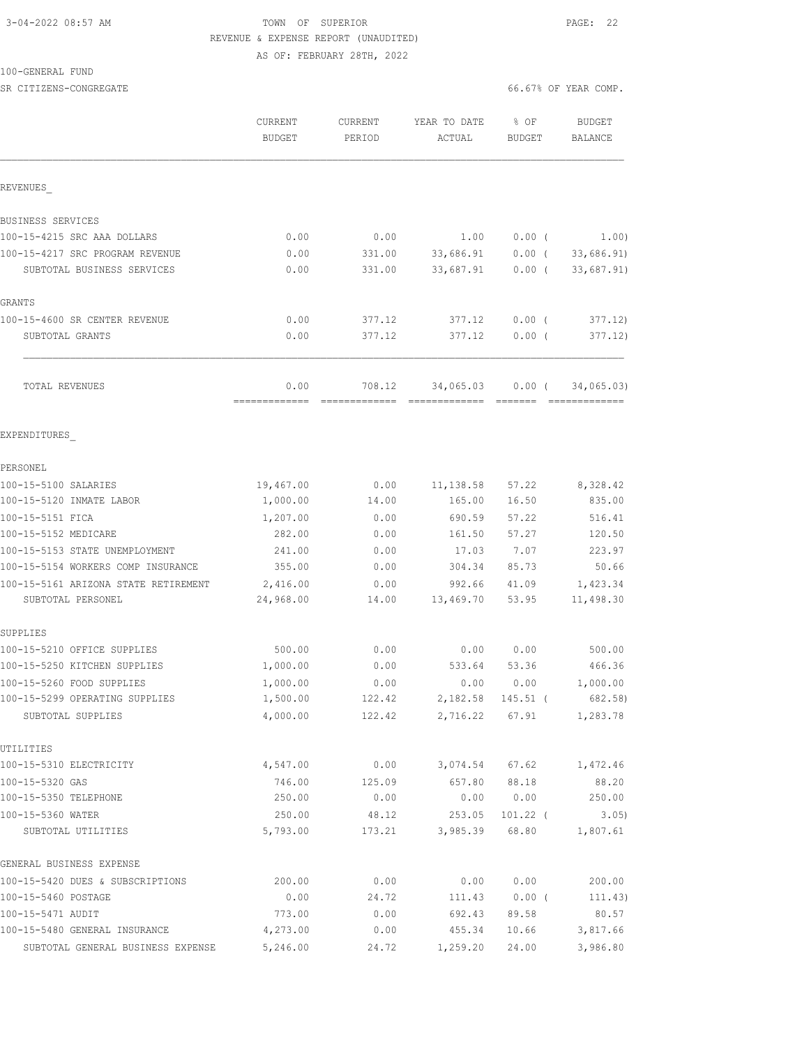3-04-2022 08:57 AM TOWN OF SUPERIOR

REVENUE & EXPENSE REPORT (UNAUDITED)

AS OF: FEBRUARY 28TH, 2022

100-GENERAL FUND

SR CITIZENS-CONGREGATE 66.67% OF YEAR COMP.

| | CURRENT BUDGET | CURRENT PERIOD | YEAR TO DATE ACTUAL | % OF BUDGET | BUDGET BALANCE |
|---|---|---|---|---|---|
| **REVENUES_** | | | | | |
| BUSINESS SERVICES | | | | | |
| 100-15-4215 SRC AAA DOLLARS | 0.00 | 0.00 | 1.00 | 0.00 ( | 1.00) |
| 100-15-4217 SRC PROGRAM REVENUE | 0.00 | 331.00 | 33,686.91 | 0.00 ( | 33,686.91) |
| SUBTOTAL BUSINESS SERVICES | 0.00 | 331.00 | 33,687.91 | 0.00 ( | 33,687.91) |
| GRANTS | | | | | |
| 100-15-4600 SR CENTER REVENUE | 0.00 | 377.12 | 377.12 | 0.00 ( | 377.12) |
| SUBTOTAL GRANTS | 0.00 | 377.12 | 377.12 | 0.00 ( | 377.12) |
| TOTAL REVENUES | 0.00 | 708.12 | 34,065.03 | 0.00 ( | 34,065.03) |
| **EXPENDITURES_** | | | | | |
| PERSONEL | | | | | |
| 100-15-5100 SALARIES | 19,467.00 | 0.00 | 11,138.58 | 57.22 | 8,328.42 |
| 100-15-5120 INMATE LABOR | 1,000.00 | 14.00 | 165.00 | 16.50 | 835.00 |
| 100-15-5151 FICA | 1,207.00 | 0.00 | 690.59 | 57.22 | 516.41 |
| 100-15-5152 MEDICARE | 282.00 | 0.00 | 161.50 | 57.27 | 120.50 |
| 100-15-5153 STATE UNEMPLOYMENT | 241.00 | 0.00 | 17.03 | 7.07 | 223.97 |
| 100-15-5154 WORKERS COMP INSURANCE | 355.00 | 0.00 | 304.34 | 85.73 | 50.66 |
| 100-15-5161 ARIZONA STATE RETIREMENT | 2,416.00 | 0.00 | 992.66 | 41.09 | 1,423.34 |
| SUBTOTAL PERSONEL | 24,968.00 | 14.00 | 13,469.70 | 53.95 | 11,498.30 |
| SUPPLIES | | | | | |
| 100-15-5210 OFFICE SUPPLIES | 500.00 | 0.00 | 0.00 | 0.00 | 500.00 |
| 100-15-5250 KITCHEN SUPPLIES | 1,000.00 | 0.00 | 533.64 | 53.36 | 466.36 |
| 100-15-5260 FOOD SUPPLIES | 1,000.00 | 0.00 | 0.00 | 0.00 | 1,000.00 |
| 100-15-5299 OPERATING SUPPLIES | 1,500.00 | 122.42 | 2,182.58 | 145.51 ( | 682.58) |
| SUBTOTAL SUPPLIES | 4,000.00 | 122.42 | 2,716.22 | 67.91 | 1,283.78 |
| UTILITIES | | | | | |
| 100-15-5310 ELECTRICITY | 4,547.00 | 0.00 | 3,074.54 | 67.62 | 1,472.46 |
| 100-15-5320 GAS | 746.00 | 125.09 | 657.80 | 88.18 | 88.20 |
| 100-15-5350 TELEPHONE | 250.00 | 0.00 | 0.00 | 0.00 | 250.00 |
| 100-15-5360 WATER | 250.00 | 48.12 | 253.05 | 101.22 ( | 3.05) |
| SUBTOTAL UTILITIES | 5,793.00 | 173.21 | 3,985.39 | 68.80 | 1,807.61 |
| GENERAL BUSINESS EXPENSE | | | | | |
| 100-15-5420 DUES & SUBSCRIPTIONS | 200.00 | 0.00 | 0.00 | 0.00 | 200.00 |
| 100-15-5460 POSTAGE | 0.00 | 24.72 | 111.43 | 0.00 ( | 111.43) |
| 100-15-5471 AUDIT | 773.00 | 0.00 | 692.43 | 89.58 | 80.57 |
| 100-15-5480 GENERAL INSURANCE | 4,273.00 | 0.00 | 455.34 | 10.66 | 3,817.66 |
| SUBTOTAL GENERAL BUSINESS EXPENSE | 5,246.00 | 24.72 | 1,259.20 | 24.00 | 3,986.80 |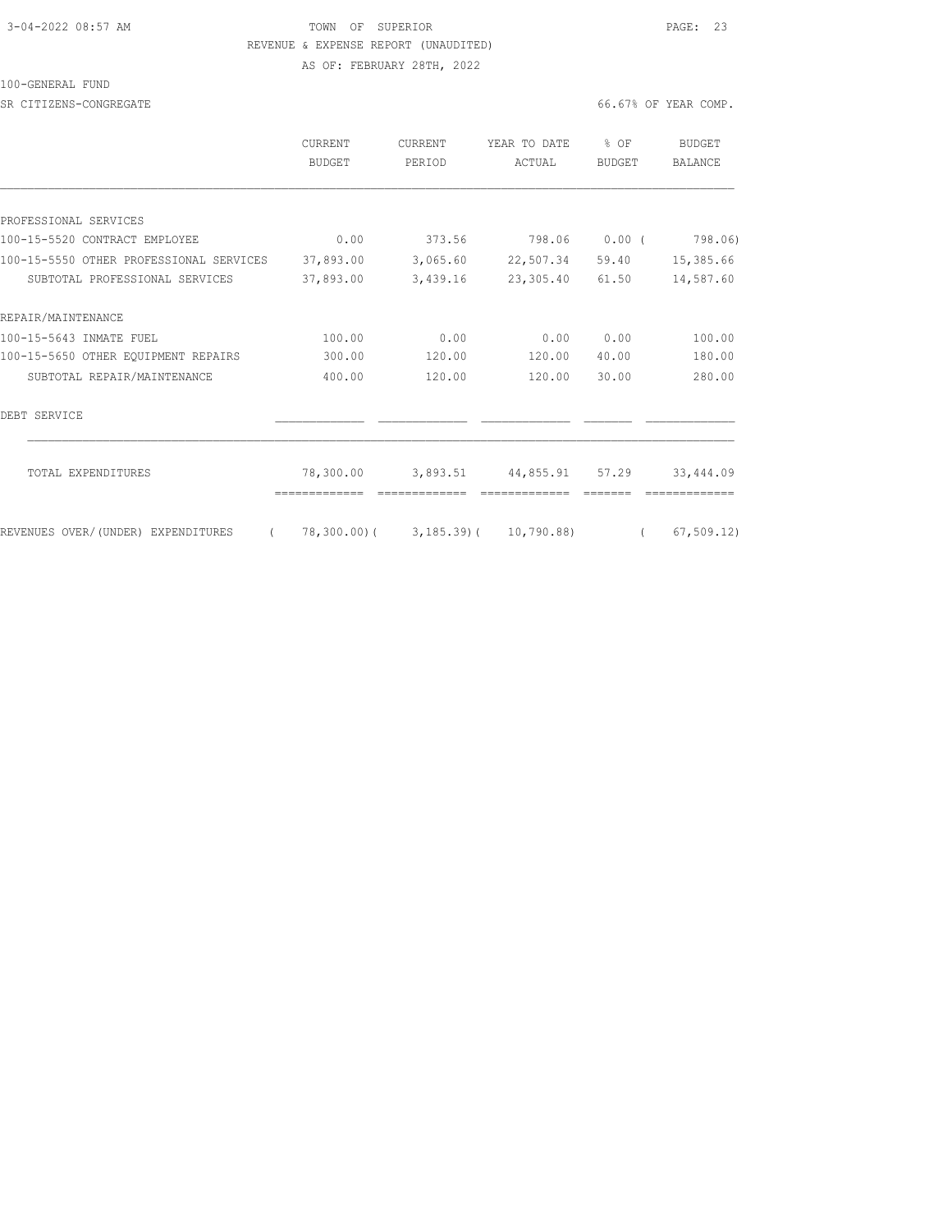TOWN OF SUPERIOR

REVENUE & EXPENSE REPORT (UNAUDITED)

AS OF: FEBRUARY 28TH, 2022

100-GENERAL FUND

SR CITIZENS-CONGREGATE — 66.67% OF YEAR COMP.

| | CURRENT BUDGET | CURRENT PERIOD | YEAR TO DATE ACTUAL | % OF BUDGET | BUDGET BALANCE |
|---|---|---|---|---|---|
| PROFESSIONAL SERVICES | | | | | |
| 100-15-5520 CONTRACT EMPLOYEE | 0.00 | 373.56 | 798.06 | 0.00 | ( 798.06) |
| 100-15-5550 OTHER PROFESSIONAL SERVICES | 37,893.00 | 3,065.60 | 22,507.34 | 59.40 | 15,385.66 |
| SUBTOTAL PROFESSIONAL SERVICES | 37,893.00 | 3,439.16 | 23,305.40 | 61.50 | 14,587.60 |
| REPAIR/MAINTENANCE | | | | | |
| 100-15-5643 INMATE FUEL | 100.00 | 0.00 | 0.00 | 0.00 | 100.00 |
| 100-15-5650 OTHER EQUIPMENT REPAIRS | 300.00 | 120.00 | 120.00 | 40.00 | 180.00 |
| SUBTOTAL REPAIR/MAINTENANCE | 400.00 | 120.00 | 120.00 | 30.00 | 280.00 |
| DEBT SERVICE | | | | | |
| TOTAL EXPENDITURES | 78,300.00 | 3,893.51 | 44,855.91 | 57.29 | 33,444.09 |
| REVENUES OVER/(UNDER) EXPENDITURES | ( 78,300.00) | ( 3,185.39) | ( 10,790.88) | | ( 67,509.12) |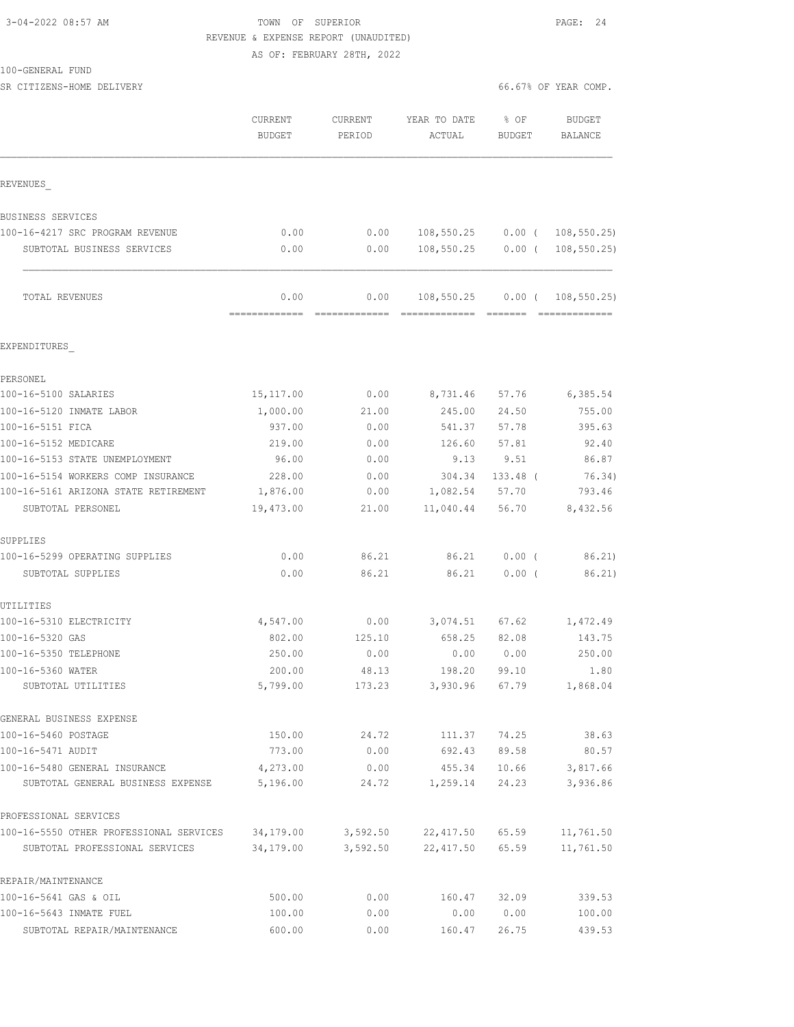TOWN OF SUPERIOR
REVENUE & EXPENSE REPORT (UNAUDITED)
AS OF: FEBRUARY 28TH, 2022

100-GENERAL FUND
SR CITIZENS-HOME DELIVERY

66.67% OF YEAR COMP.

| | CURRENT BUDGET | CURRENT PERIOD | YEAR TO DATE ACTUAL | % OF BUDGET | BUDGET BALANCE |
|---|---|---|---|---|---|
| **REVENUES** | | | | | |
| BUSINESS SERVICES | | | | | |
| 100-16-4217 SRC PROGRAM REVENUE | 0.00 | 0.00 | 108,550.25 | 0.00 ( | 108,550.25) |
| SUBTOTAL BUSINESS SERVICES | 0.00 | 0.00 | 108,550.25 | 0.00 ( | 108,550.25) |
| TOTAL REVENUES | 0.00 | 0.00 | 108,550.25 | 0.00 ( | 108,550.25) |
| **EXPENDITURES** | | | | | |
| PERSONEL | | | | | |
| 100-16-5100 SALARIES | 15,117.00 | 0.00 | 8,731.46 | 57.76 | 6,385.54 |
| 100-16-5120 INMATE LABOR | 1,000.00 | 21.00 | 245.00 | 24.50 | 755.00 |
| 100-16-5151 FICA | 937.00 | 0.00 | 541.37 | 57.78 | 395.63 |
| 100-16-5152 MEDICARE | 219.00 | 0.00 | 126.60 | 57.81 | 92.40 |
| 100-16-5153 STATE UNEMPLOYMENT | 96.00 | 0.00 | 9.13 | 9.51 | 86.87 |
| 100-16-5154 WORKERS COMP INSURANCE | 228.00 | 0.00 | 304.34 | 133.48 ( | 76.34) |
| 100-16-5161 ARIZONA STATE RETIREMENT | 1,876.00 | 0.00 | 1,082.54 | 57.70 | 793.46 |
| SUBTOTAL PERSONEL | 19,473.00 | 21.00 | 11,040.44 | 56.70 | 8,432.56 |
| SUPPLIES | | | | | |
| 100-16-5299 OPERATING SUPPLIES | 0.00 | 86.21 | 86.21 | 0.00 ( | 86.21) |
| SUBTOTAL SUPPLIES | 0.00 | 86.21 | 86.21 | 0.00 ( | 86.21) |
| UTILITIES | | | | | |
| 100-16-5310 ELECTRICITY | 4,547.00 | 0.00 | 3,074.51 | 67.62 | 1,472.49 |
| 100-16-5320 GAS | 802.00 | 125.10 | 658.25 | 82.08 | 143.75 |
| 100-16-5350 TELEPHONE | 250.00 | 0.00 | 0.00 | 0.00 | 250.00 |
| 100-16-5360 WATER | 200.00 | 48.13 | 198.20 | 99.10 | 1.80 |
| SUBTOTAL UTILITIES | 5,799.00 | 173.23 | 3,930.96 | 67.79 | 1,868.04 |
| GENERAL BUSINESS EXPENSE | | | | | |
| 100-16-5460 POSTAGE | 150.00 | 24.72 | 111.37 | 74.25 | 38.63 |
| 100-16-5471 AUDIT | 773.00 | 0.00 | 692.43 | 89.58 | 80.57 |
| 100-16-5480 GENERAL INSURANCE | 4,273.00 | 0.00 | 455.34 | 10.66 | 3,817.66 |
| SUBTOTAL GENERAL BUSINESS EXPENSE | 5,196.00 | 24.72 | 1,259.14 | 24.23 | 3,936.86 |
| PROFESSIONAL SERVICES | | | | | |
| 100-16-5550 OTHER PROFESSIONAL SERVICES | 34,179.00 | 3,592.50 | 22,417.50 | 65.59 | 11,761.50 |
| SUBTOTAL PROFESSIONAL SERVICES | 34,179.00 | 3,592.50 | 22,417.50 | 65.59 | 11,761.50 |
| REPAIR/MAINTENANCE | | | | | |
| 100-16-5641 GAS & OIL | 500.00 | 0.00 | 160.47 | 32.09 | 339.53 |
| 100-16-5643 INMATE FUEL | 100.00 | 0.00 | 0.00 | 0.00 | 100.00 |
| SUBTOTAL REPAIR/MAINTENANCE | 600.00 | 0.00 | 160.47 | 26.75 | 439.53 |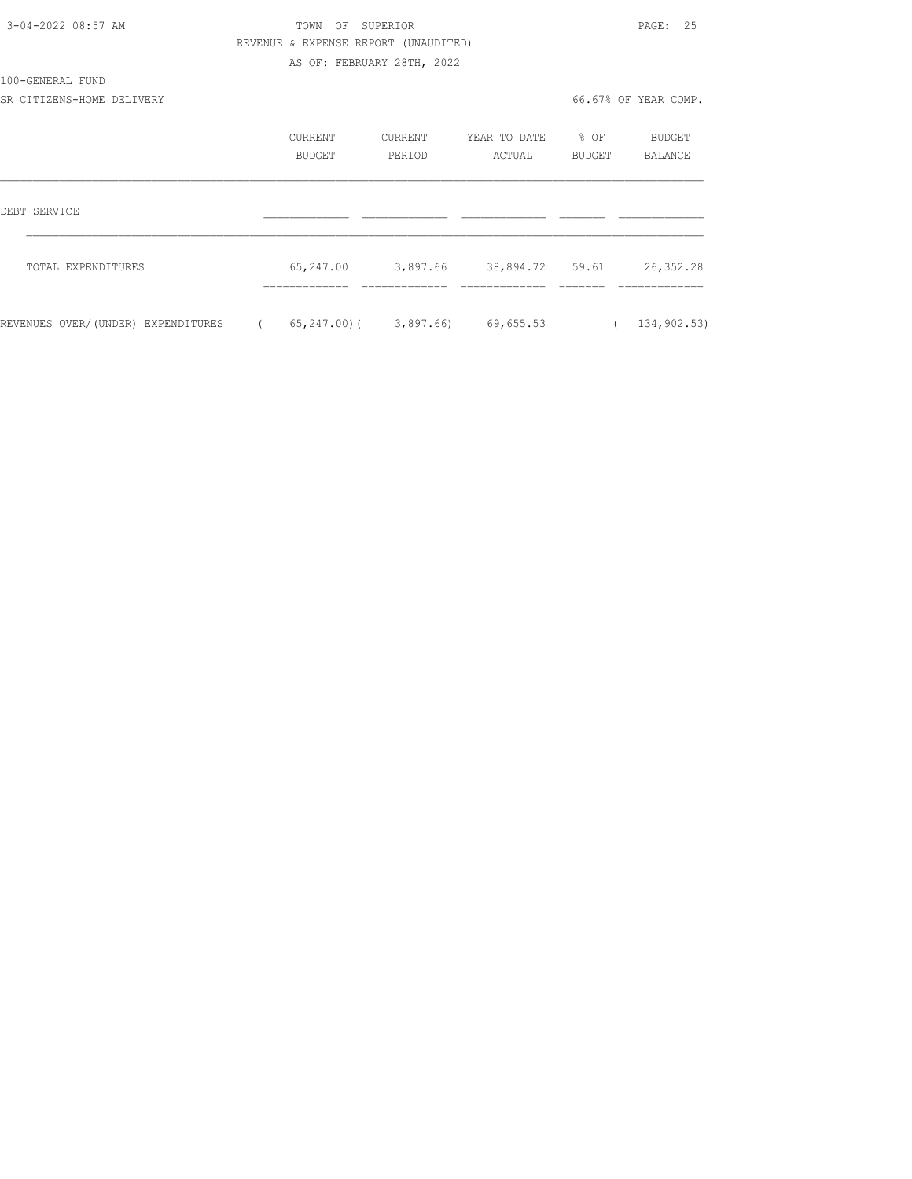TOWN OF SUPERIOR

REVENUE & EXPENSE REPORT (UNAUDITED)

AS OF: FEBRUARY 28TH, 2022

100-GENERAL FUND

SR CITIZENS-HOME DELIVERY — 66.67% OF YEAR COMP.

| | CURRENT BUDGET | CURRENT PERIOD | YEAR TO DATE ACTUAL | % OF BUDGET | BUDGET BALANCE |
|---|---|---|---|---|---|
| DEBT SERVICE | | | | | |
| TOTAL EXPENDITURES | 65,247.00 | 3,897.66 | 38,894.72 | 59.61 | 26,352.28 |
| REVENUES OVER/(UNDER) EXPENDITURES | ( 65,247.00) | ( 3,897.66) | 69,655.53 | | ( 134,902.53) |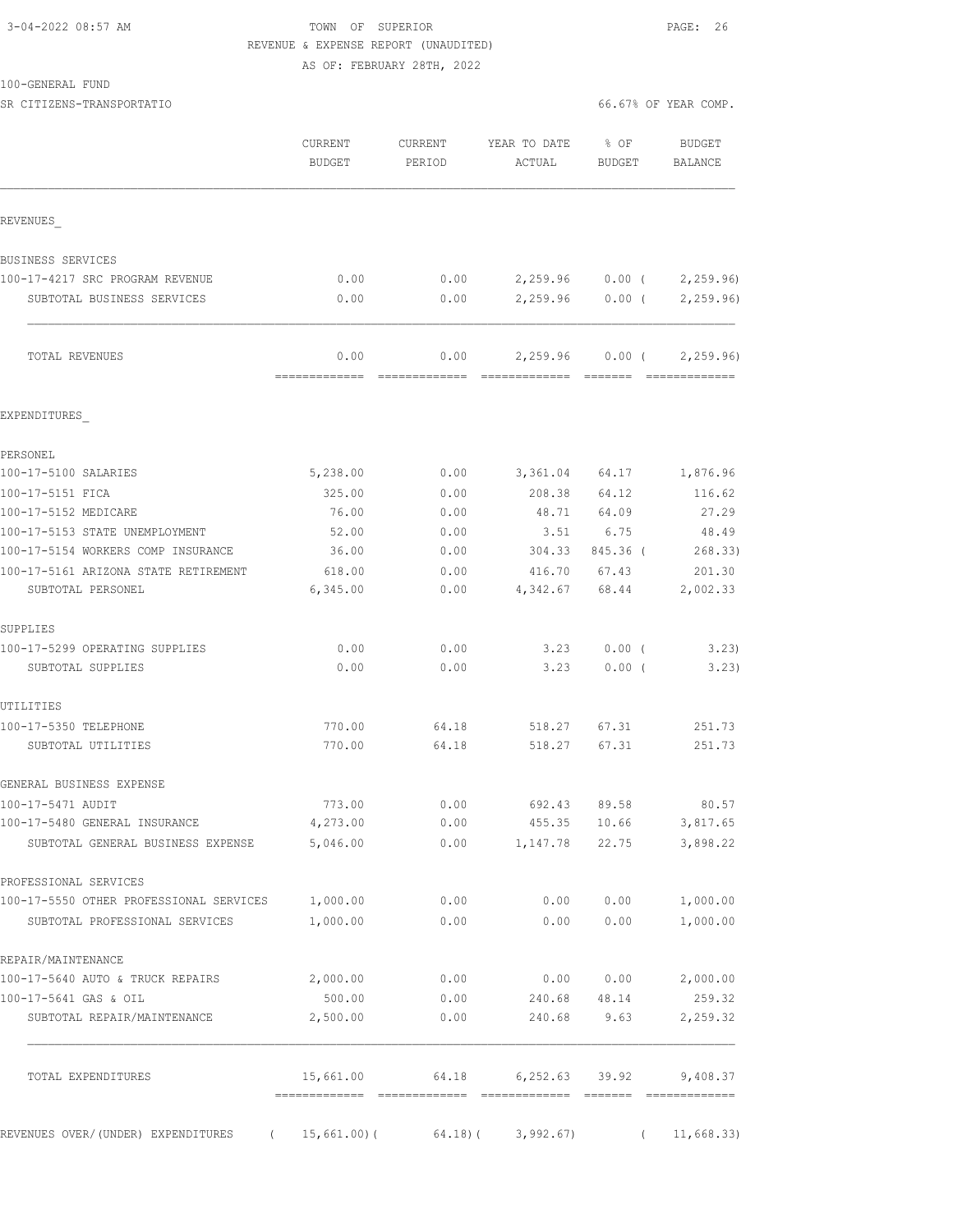3-04-2022 08:57 AM TOWN OF SUPERIOR

REVENUE & EXPENSE REPORT (UNAUDITED)

AS OF: FEBRUARY 28TH, 2022

100-GENERAL FUND

SR CITIZENS-TRANSPORTATIO 66.67% OF YEAR COMP.

| | CURRENT BUDGET | CURRENT PERIOD | YEAR TO DATE ACTUAL | % OF BUDGET | BUDGET BALANCE |
|---|---|---|---|---|---|
| REVENUES_ | | | | | |
| BUSINESS SERVICES | | | | | |
| 100-17-4217 SRC PROGRAM REVENUE | 0.00 | 0.00 | 2,259.96 | 0.00 ( | 2,259.96) |
| SUBTOTAL BUSINESS SERVICES | 0.00 | 0.00 | 2,259.96 | 0.00 ( | 2,259.96) |
| TOTAL REVENUES | 0.00 | 0.00 | 2,259.96 | 0.00 ( | 2,259.96) |
| EXPENDITURES_ | | | | | |
| PERSONEL | | | | | |
| 100-17-5100 SALARIES | 5,238.00 | 0.00 | 3,361.04 | 64.17 | 1,876.96 |
| 100-17-5151 FICA | 325.00 | 0.00 | 208.38 | 64.12 | 116.62 |
| 100-17-5152 MEDICARE | 76.00 | 0.00 | 48.71 | 64.09 | 27.29 |
| 100-17-5153 STATE UNEMPLOYMENT | 52.00 | 0.00 | 3.51 | 6.75 | 48.49 |
| 100-17-5154 WORKERS COMP INSURANCE | 36.00 | 0.00 | 304.33 | 845.36 ( | 268.33) |
| 100-17-5161 ARIZONA STATE RETIREMENT | 618.00 | 0.00 | 416.70 | 67.43 | 201.30 |
| SUBTOTAL PERSONEL | 6,345.00 | 0.00 | 4,342.67 | 68.44 | 2,002.33 |
| SUPPLIES | | | | | |
| 100-17-5299 OPERATING SUPPLIES | 0.00 | 0.00 | 3.23 | 0.00 ( | 3.23) |
| SUBTOTAL SUPPLIES | 0.00 | 0.00 | 3.23 | 0.00 ( | 3.23) |
| UTILITIES | | | | | |
| 100-17-5350 TELEPHONE | 770.00 | 64.18 | 518.27 | 67.31 | 251.73 |
| SUBTOTAL UTILITIES | 770.00 | 64.18 | 518.27 | 67.31 | 251.73 |
| GENERAL BUSINESS EXPENSE | | | | | |
| 100-17-5471 AUDIT | 773.00 | 0.00 | 692.43 | 89.58 | 80.57 |
| 100-17-5480 GENERAL INSURANCE | 4,273.00 | 0.00 | 455.35 | 10.66 | 3,817.65 |
| SUBTOTAL GENERAL BUSINESS EXPENSE | 5,046.00 | 0.00 | 1,147.78 | 22.75 | 3,898.22 |
| PROFESSIONAL SERVICES | | | | | |
| 100-17-5550 OTHER PROFESSIONAL SERVICES | 1,000.00 | 0.00 | 0.00 | 0.00 | 1,000.00 |
| SUBTOTAL PROFESSIONAL SERVICES | 1,000.00 | 0.00 | 0.00 | 0.00 | 1,000.00 |
| REPAIR/MAINTENANCE | | | | | |
| 100-17-5640 AUTO & TRUCK REPAIRS | 2,000.00 | 0.00 | 0.00 | 0.00 | 2,000.00 |
| 100-17-5641 GAS & OIL | 500.00 | 0.00 | 240.68 | 48.14 | 259.32 |
| SUBTOTAL REPAIR/MAINTENANCE | 2,500.00 | 0.00 | 240.68 | 9.63 | 2,259.32 |
| TOTAL EXPENDITURES | 15,661.00 | 64.18 | 6,252.63 | 39.92 | 9,408.37 |
| REVENUES OVER/(UNDER) EXPENDITURES | ( 15,661.00)( | 64.18)( | 3,992.67) | ( | 11,668.33) |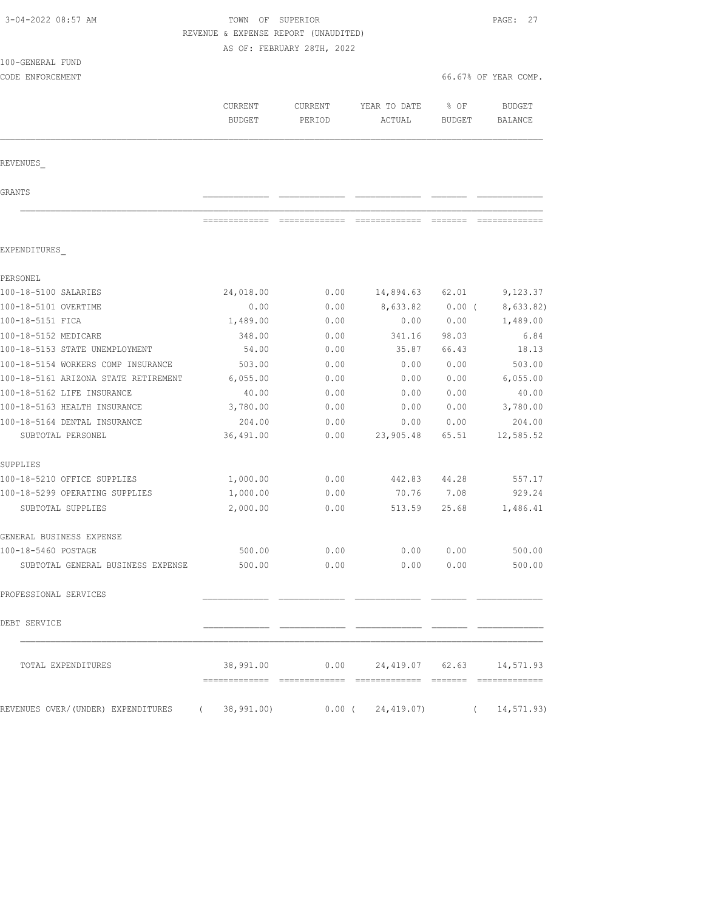TOWN OF SUPERIOR

REVENUE & EXPENSE REPORT (UNAUDITED)

AS OF: FEBRUARY 28TH, 2022

100-GENERAL FUND

CODE ENFORCEMENT — 66.67% OF YEAR COMP.

| | CURRENT BUDGET | CURRENT PERIOD | YEAR TO DATE ACTUAL | % OF BUDGET | BUDGET BALANCE |
|---|---|---|---|---|---|
| **REVENUES** | | | | | |
| GRANTS | | | | | |
| **EXPENDITURES** | | | | | |
| PERSONEL | | | | | |
| 100-18-5100 SALARIES | 24,018.00 | 0.00 | 14,894.63 | 62.01 | 9,123.37 |
| 100-18-5101 OVERTIME | 0.00 | 0.00 | 8,633.82 | 0.00 | ( 8,633.82) |
| 100-18-5151 FICA | 1,489.00 | 0.00 | 0.00 | 0.00 | 1,489.00 |
| 100-18-5152 MEDICARE | 348.00 | 0.00 | 341.16 | 98.03 | 6.84 |
| 100-18-5153 STATE UNEMPLOYMENT | 54.00 | 0.00 | 35.87 | 66.43 | 18.13 |
| 100-18-5154 WORKERS COMP INSURANCE | 503.00 | 0.00 | 0.00 | 0.00 | 503.00 |
| 100-18-5161 ARIZONA STATE RETIREMENT | 6,055.00 | 0.00 | 0.00 | 0.00 | 6,055.00 |
| 100-18-5162 LIFE INSURANCE | 40.00 | 0.00 | 0.00 | 0.00 | 40.00 |
| 100-18-5163 HEALTH INSURANCE | 3,780.00 | 0.00 | 0.00 | 0.00 | 3,780.00 |
| 100-18-5164 DENTAL INSURANCE | 204.00 | 0.00 | 0.00 | 0.00 | 204.00 |
| SUBTOTAL PERSONEL | 36,491.00 | 0.00 | 23,905.48 | 65.51 | 12,585.52 |
| SUPPLIES | | | | | |
| 100-18-5210 OFFICE SUPPLIES | 1,000.00 | 0.00 | 442.83 | 44.28 | 557.17 |
| 100-18-5299 OPERATING SUPPLIES | 1,000.00 | 0.00 | 70.76 | 7.08 | 929.24 |
| SUBTOTAL SUPPLIES | 2,000.00 | 0.00 | 513.59 | 25.68 | 1,486.41 |
| GENERAL BUSINESS EXPENSE | | | | | |
| 100-18-5460 POSTAGE | 500.00 | 0.00 | 0.00 | 0.00 | 500.00 |
| SUBTOTAL GENERAL BUSINESS EXPENSE | 500.00 | 0.00 | 0.00 | 0.00 | 500.00 |
| PROFESSIONAL SERVICES | | | | | |
| DEBT SERVICE | | | | | |
| TOTAL EXPENDITURES | 38,991.00 | 0.00 | 24,419.07 | 62.63 | 14,571.93 |
| REVENUES OVER/(UNDER) EXPENDITURES | ( 38,991.00) | 0.00 | ( 24,419.07) | | ( 14,571.93) |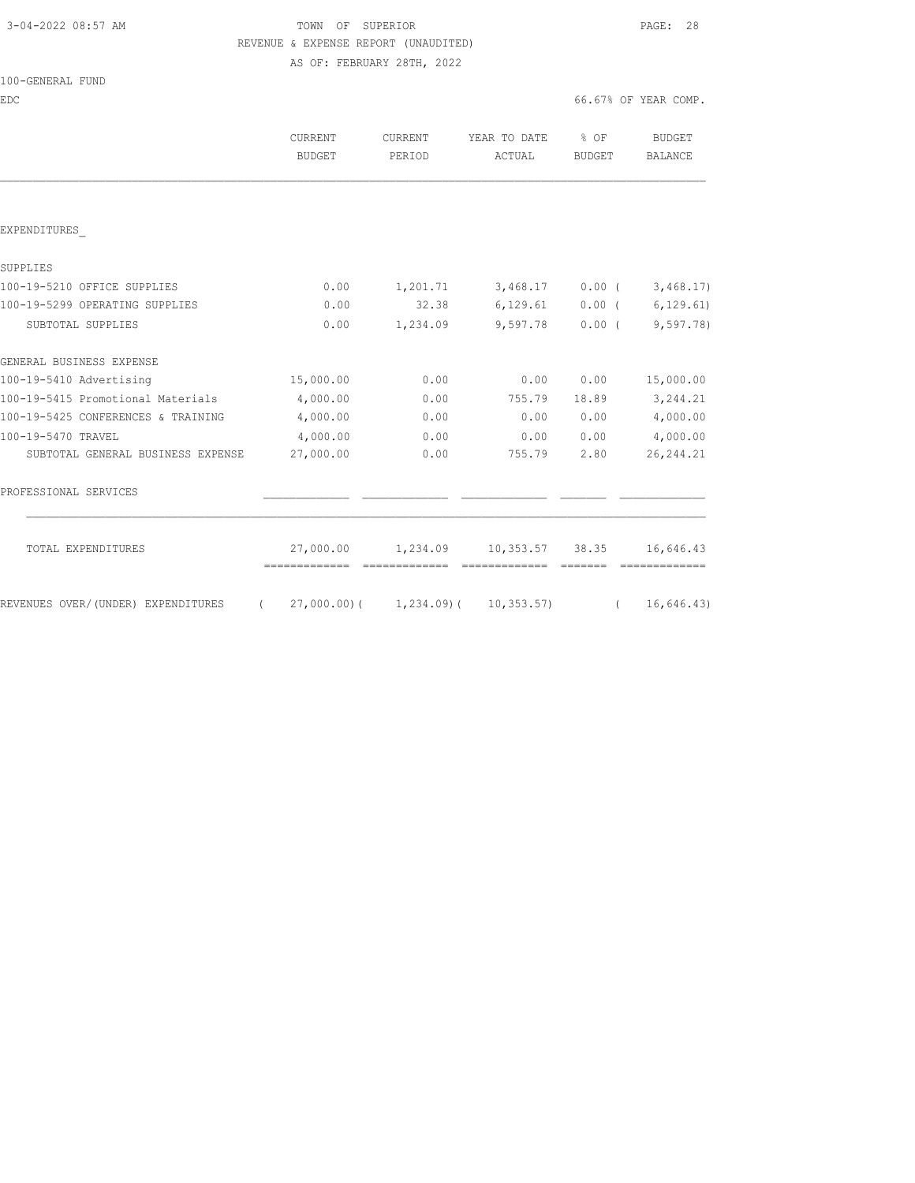TOWN OF SUPERIOR

REVENUE & EXPENSE REPORT (UNAUDITED)

AS OF: FEBRUARY 28TH, 2022

100-GENERAL FUND

EDC

66.67% OF YEAR COMP.

| | CURRENT BUDGET | CURRENT PERIOD | YEAR TO DATE ACTUAL | % OF BUDGET | BUDGET BALANCE |
|---|---|---|---|---|---|
| EXPENDITURES_ | | | | | |
| SUPPLIES | | | | | |
| 100-19-5210 OFFICE SUPPLIES | 0.00 | 1,201.71 | 3,468.17 | 0.00 | ( 3,468.17) |
| 100-19-5299 OPERATING SUPPLIES | 0.00 | 32.38 | 6,129.61 | 0.00 | ( 6,129.61) |
| SUBTOTAL SUPPLIES | 0.00 | 1,234.09 | 9,597.78 | 0.00 | ( 9,597.78) |
| GENERAL BUSINESS EXPENSE | | | | | |
| 100-19-5410 Advertising | 15,000.00 | 0.00 | 0.00 | 0.00 | 15,000.00 |
| 100-19-5415 Promotional Materials | 4,000.00 | 0.00 | 755.79 | 18.89 | 3,244.21 |
| 100-19-5425 CONFERENCES & TRAINING | 4,000.00 | 0.00 | 0.00 | 0.00 | 4,000.00 |
| 100-19-5470 TRAVEL | 4,000.00 | 0.00 | 0.00 | 0.00 | 4,000.00 |
| SUBTOTAL GENERAL BUSINESS EXPENSE | 27,000.00 | 0.00 | 755.79 | 2.80 | 26,244.21 |
| PROFESSIONAL SERVICES | | | | | |
| TOTAL EXPENDITURES | 27,000.00 | 1,234.09 | 10,353.57 | 38.35 | 16,646.43 |
| REVENUES OVER/(UNDER) EXPENDITURES | ( 27,000.00) | ( 1,234.09) | ( 10,353.57) | | ( 16,646.43) |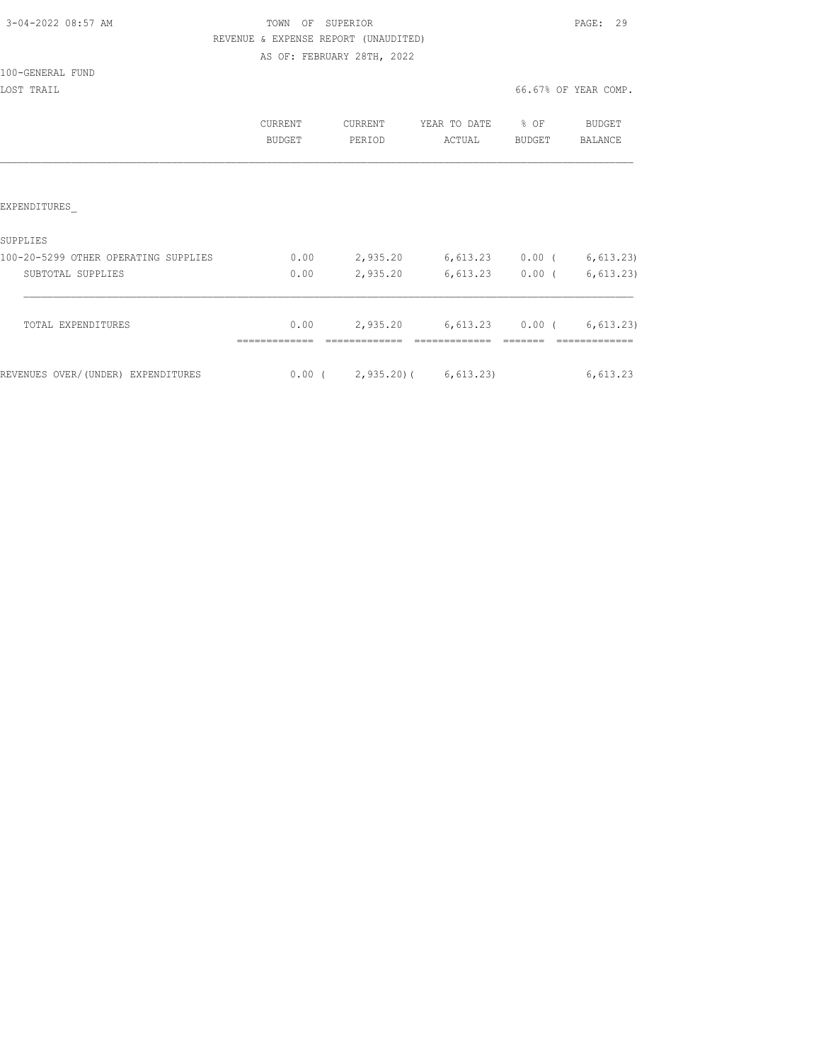TOWN OF SUPERIOR

REVENUE & EXPENSE REPORT (UNAUDITED)

AS OF: FEBRUARY 28TH, 2022

100-GENERAL FUND

LOST TRAIL

66.67% OF YEAR COMP.

| | CURRENT BUDGET | CURRENT PERIOD | YEAR TO DATE ACTUAL | % OF BUDGET | BUDGET BALANCE |
|---|---|---|---|---|---|
| EXPENDITURES_ | | | | | |
| SUPPLIES | | | | | |
| 100-20-5299 OTHER OPERATING SUPPLIES | 0.00 | 2,935.20 | 6,613.23 | 0.00 | ( 6,613.23) |
| SUBTOTAL SUPPLIES | 0.00 | 2,935.20 | 6,613.23 | 0.00 | ( 6,613.23) |
| TOTAL EXPENDITURES | 0.00 | 2,935.20 | 6,613.23 | 0.00 | ( 6,613.23) |
| REVENUES OVER/(UNDER) EXPENDITURES | 0.00 | ( 2,935.20) | ( 6,613.23) | | 6,613.23 |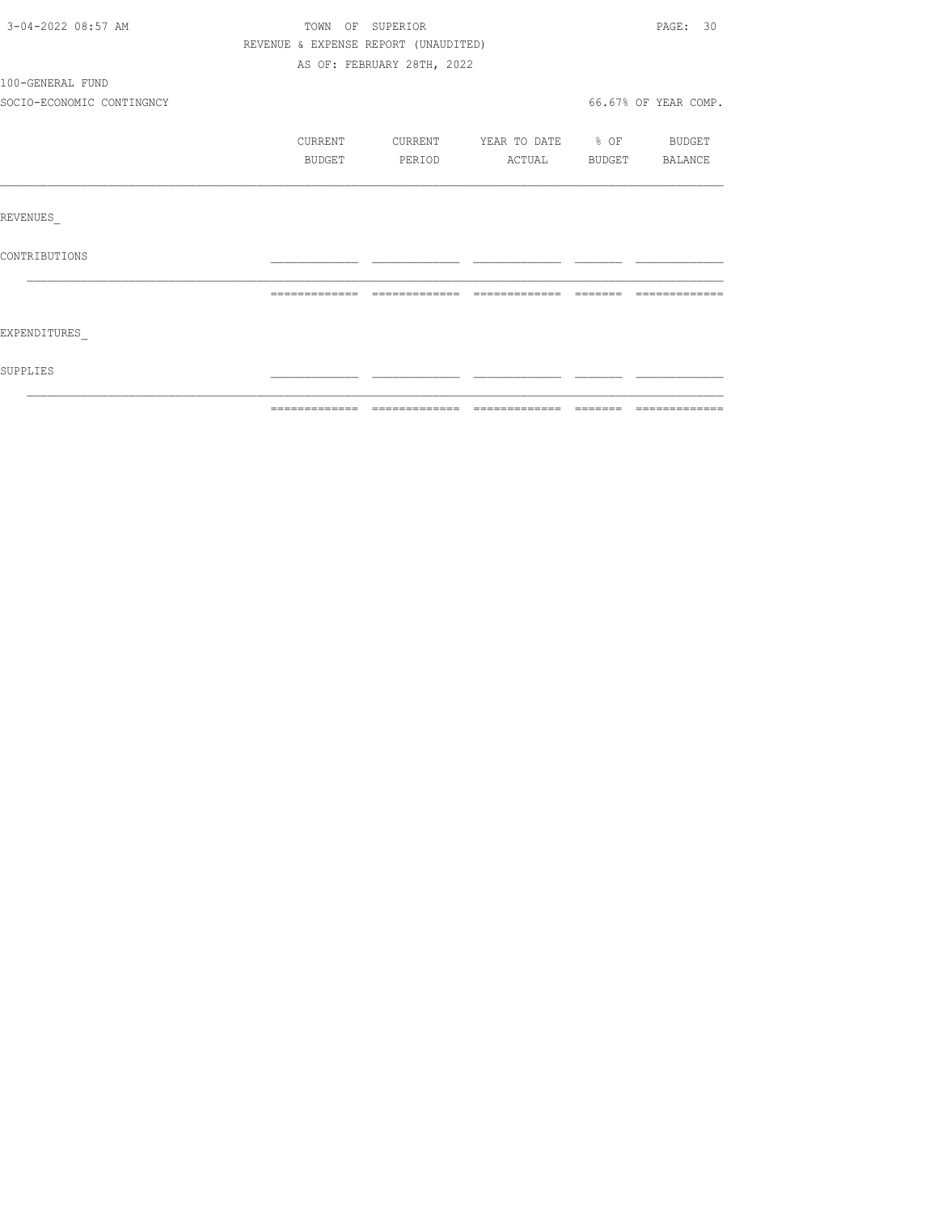TOWN OF SUPERIOR

REVENUE & EXPENSE REPORT (UNAUDITED)

AS OF: FEBRUARY 28TH, 2022

100-GENERAL FUND

SOCIO-ECONOMIC CONTINGNCY

66.67% OF YEAR COMP.

| | CURRENT BUDGET | CURRENT PERIOD | YEAR TO DATE ACTUAL | % OF BUDGET | BUDGET BALANCE |
|---|---|---|---|---|---|
| REVENUES_ | | | | | |
| CONTRIBUTIONS | | | | | |
| EXPENDITURES_ | | | | | |
| SUPPLIES | | | | | |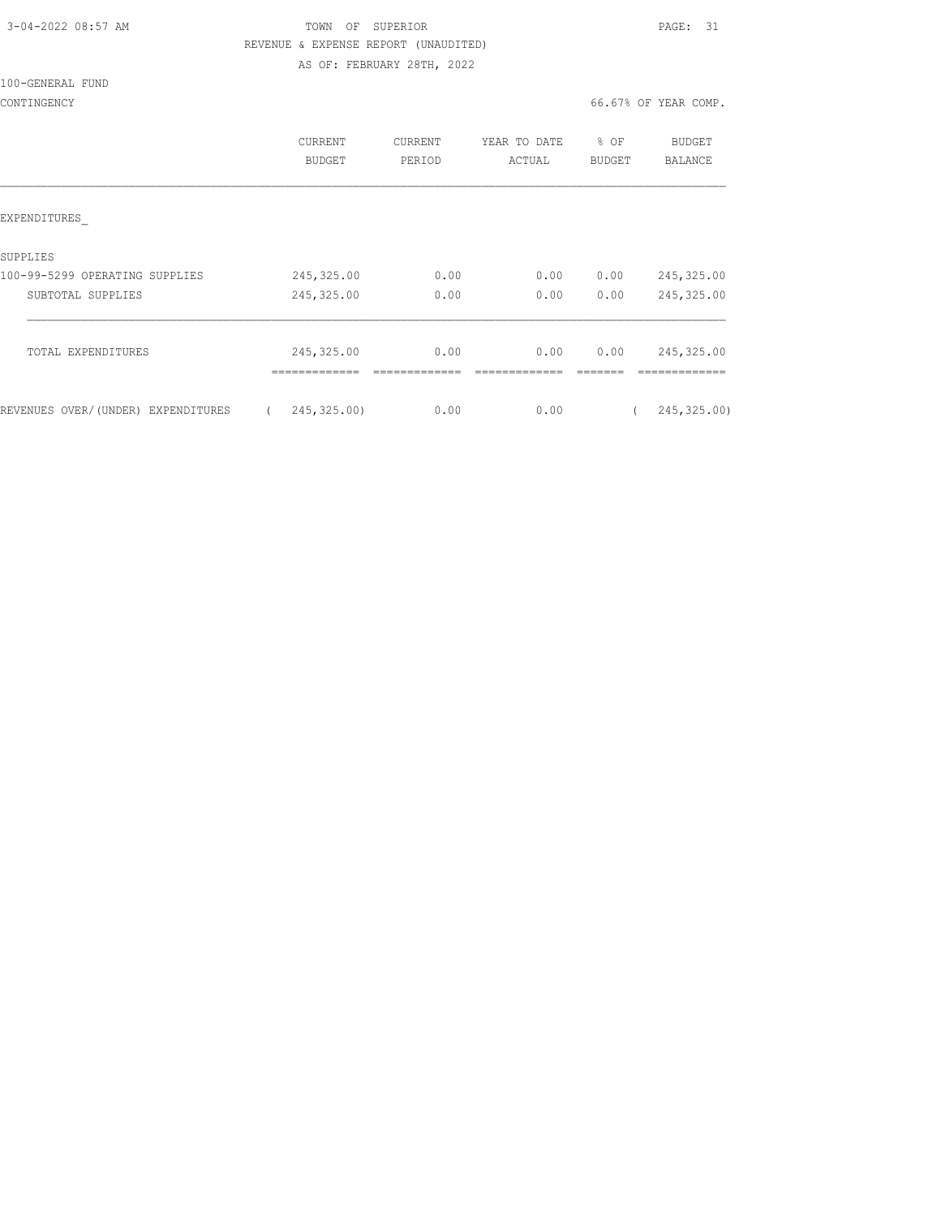3-04-2022 08:57 AM

TOWN OF SUPERIOR

REVENUE & EXPENSE REPORT (UNAUDITED)

AS OF: FEBRUARY 28TH, 2022

100-GENERAL FUND

CONTINGENCY

66.67% OF YEAR COMP.

| | CURRENT BUDGET | CURRENT PERIOD | YEAR TO DATE ACTUAL | % OF BUDGET | BUDGET BALANCE |
|---|---|---|---|---|---|
| EXPENDITURES_ | | | | | |
| SUPPLIES | | | | | |
| 100-99-5299 OPERATING SUPPLIES | 245,325.00 | 0.00 | 0.00 | 0.00 | 245,325.00 |
| SUBTOTAL SUPPLIES | 245,325.00 | 0.00 | 0.00 | 0.00 | 245,325.00 |
| TOTAL EXPENDITURES | 245,325.00 | 0.00 | 0.00 | 0.00 | 245,325.00 |
| REVENUES OVER/(UNDER) EXPENDITURES | ( 245,325.00) | 0.00 | 0.00 | | ( 245,325.00) |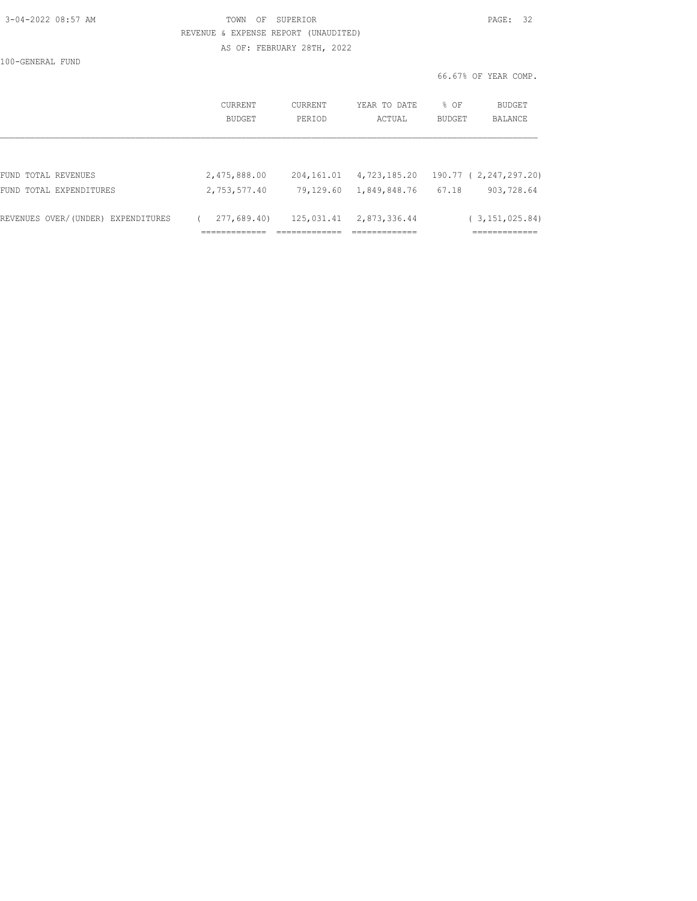TOWN OF SUPERIOR

REVENUE & EXPENSE REPORT (UNAUDITED)

AS OF: FEBRUARY 28TH, 2022

100-GENERAL FUND

66.67% OF YEAR COMP.

| | CURRENT BUDGET | CURRENT PERIOD | YEAR TO DATE ACTUAL | % OF BUDGET | BUDGET BALANCE |
|---|---|---|---|---|---|
| FUND TOTAL REVENUES | 2,475,888.00 | 204,161.01 | 4,723,185.20 | 190.77 | ( 2,247,297.20) |
| FUND TOTAL EXPENDITURES | 2,753,577.40 | 79,129.60 | 1,849,848.76 | 67.18 | 903,728.64 |
| REVENUES OVER/(UNDER) EXPENDITURES | ( 277,689.40) | 125,031.41 | 2,873,336.44 | | ( 3,151,025.84) |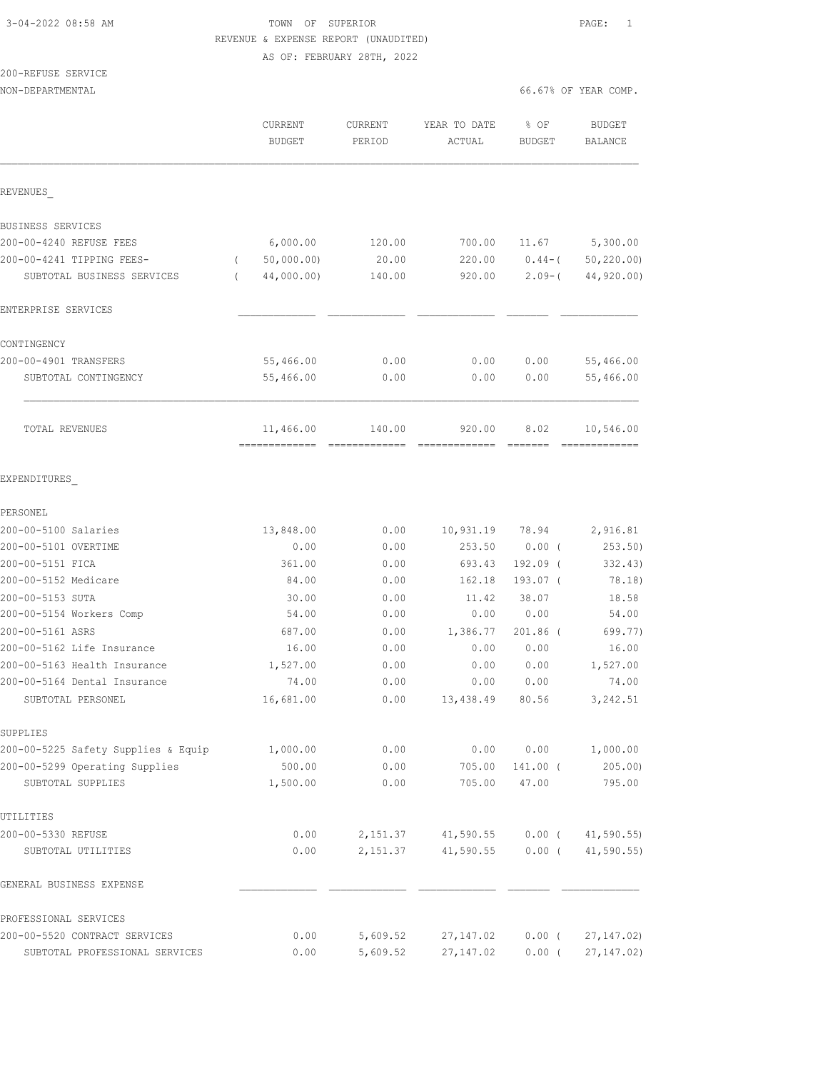3-04-2022 08:58 AM

TOWN OF SUPERIOR

REVENUE & EXPENSE REPORT (UNAUDITED)

AS OF: FEBRUARY 28TH, 2022

200-REFUSE SERVICE

NON-DEPARTMENTAL — 66.67% OF YEAR COMP.

| | CURRENT BUDGET | CURRENT PERIOD | YEAR TO DATE ACTUAL | % OF BUDGET | BUDGET BALANCE |
|---|---|---|---|---|---|
| REVENUES_ | | | | | |
| BUSINESS SERVICES | | | | | |
| 200-00-4240 REFUSE FEES | 6,000.00 | 120.00 | 700.00 | 11.67 | 5,300.00 |
| 200-00-4241 TIPPING FEES- | ( 50,000.00) | 20.00 | 220.00 | 0.44-( | 50,220.00) |
| SUBTOTAL BUSINESS SERVICES | ( 44,000.00) | 140.00 | 920.00 | 2.09-( | 44,920.00) |
| ENTERPRISE SERVICES | | | | | |
| CONTINGENCY | | | | | |
| 200-00-4901 TRANSFERS | 55,466.00 | 0.00 | 0.00 | 0.00 | 55,466.00 |
| SUBTOTAL CONTINGENCY | 55,466.00 | 0.00 | 0.00 | 0.00 | 55,466.00 |
| TOTAL REVENUES | 11,466.00 | 140.00 | 920.00 | 8.02 | 10,546.00 |
| EXPENDITURES_ | | | | | |
| PERSONEL | | | | | |
| 200-00-5100 Salaries | 13,848.00 | 0.00 | 10,931.19 | 78.94 | 2,916.81 |
| 200-00-5101 OVERTIME | 0.00 | 0.00 | 253.50 | 0.00 ( | 253.50) |
| 200-00-5151 FICA | 361.00 | 0.00 | 693.43 | 192.09 ( | 332.43) |
| 200-00-5152 Medicare | 84.00 | 0.00 | 162.18 | 193.07 ( | 78.18) |
| 200-00-5153 SUTA | 30.00 | 0.00 | 11.42 | 38.07 | 18.58 |
| 200-00-5154 Workers Comp | 54.00 | 0.00 | 0.00 | 0.00 | 54.00 |
| 200-00-5161 ASRS | 687.00 | 0.00 | 1,386.77 | 201.86 ( | 699.77) |
| 200-00-5162 Life Insurance | 16.00 | 0.00 | 0.00 | 0.00 | 16.00 |
| 200-00-5163 Health Insurance | 1,527.00 | 0.00 | 0.00 | 0.00 | 1,527.00 |
| 200-00-5164 Dental Insurance | 74.00 | 0.00 | 0.00 | 0.00 | 74.00 |
| SUBTOTAL PERSONEL | 16,681.00 | 0.00 | 13,438.49 | 80.56 | 3,242.51 |
| SUPPLIES | | | | | |
| 200-00-5225 Safety Supplies & Equip | 1,000.00 | 0.00 | 0.00 | 0.00 | 1,000.00 |
| 200-00-5299 Operating Supplies | 500.00 | 0.00 | 705.00 | 141.00 ( | 205.00) |
| SUBTOTAL SUPPLIES | 1,500.00 | 0.00 | 705.00 | 47.00 | 795.00 |
| UTILITIES | | | | | |
| 200-00-5330 REFUSE | 0.00 | 2,151.37 | 41,590.55 | 0.00 ( | 41,590.55) |
| SUBTOTAL UTILITIES | 0.00 | 2,151.37 | 41,590.55 | 0.00 ( | 41,590.55) |
| GENERAL BUSINESS EXPENSE | | | | | |
| PROFESSIONAL SERVICES | | | | | |
| 200-00-5520 CONTRACT SERVICES | 0.00 | 5,609.52 | 27,147.02 | 0.00 ( | 27,147.02) |
| SUBTOTAL PROFESSIONAL SERVICES | 0.00 | 5,609.52 | 27,147.02 | 0.00 ( | 27,147.02) |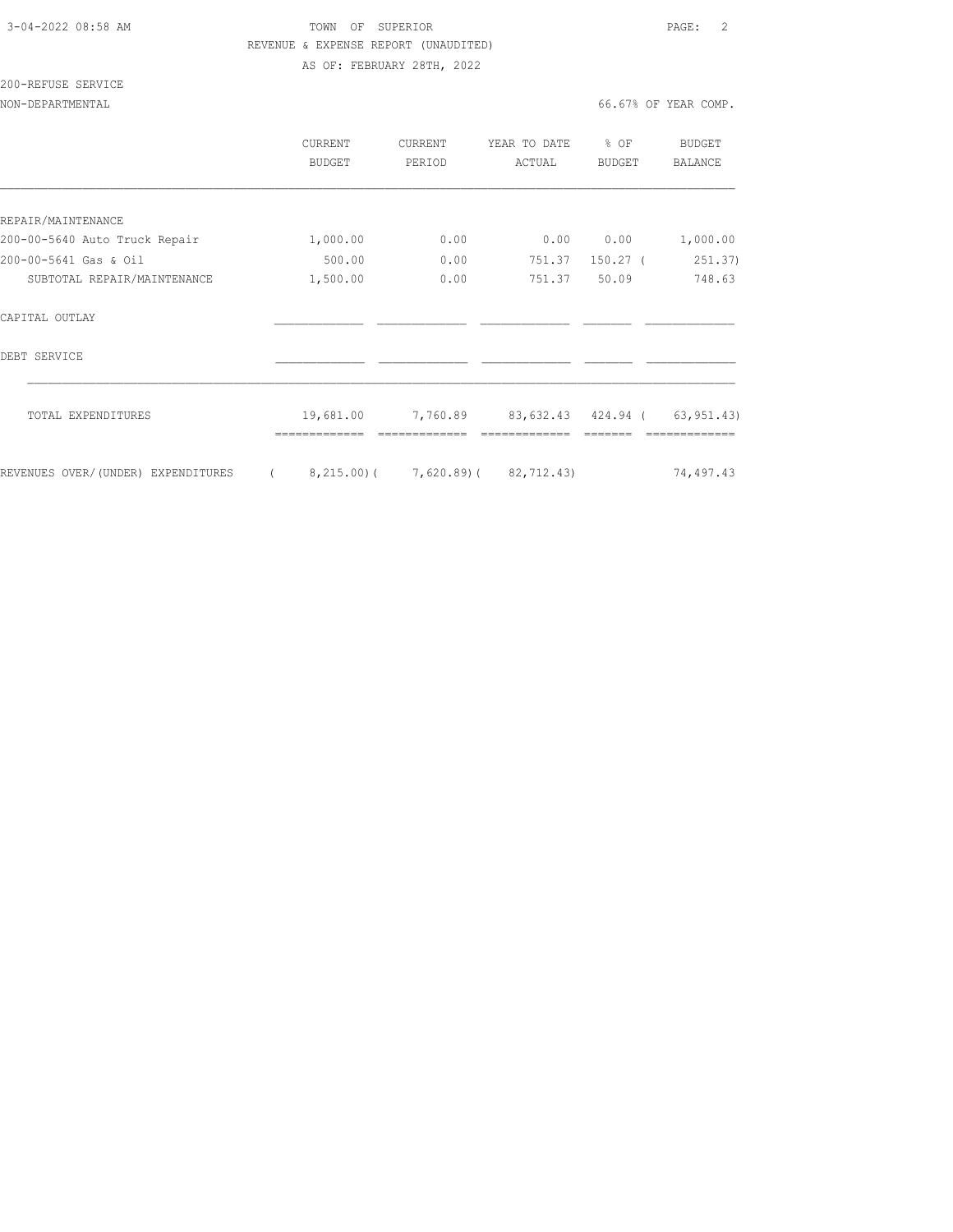TOWN OF SUPERIOR

REVENUE & EXPENSE REPORT (UNAUDITED)

AS OF: FEBRUARY 28TH, 2022

200-REFUSE SERVICE

NON-DEPARTMENTAL

66.67% OF YEAR COMP.

| | CURRENT BUDGET | CURRENT PERIOD | YEAR TO DATE ACTUAL | % OF BUDGET | BUDGET BALANCE |
|---|---|---|---|---|---|
| REPAIR/MAINTENANCE | | | | | |
| 200-00-5640 Auto Truck Repair | 1,000.00 | 0.00 | 0.00 | 0.00 | 1,000.00 |
| 200-00-5641 Gas & Oil | 500.00 | 0.00 | 751.37 | 150.27 | ( 251.37) |
| SUBTOTAL REPAIR/MAINTENANCE | 1,500.00 | 0.00 | 751.37 | 50.09 | 748.63 |
| CAPITAL OUTLAY | | | | | |
| DEBT SERVICE | | | | | |
| TOTAL EXPENDITURES | 19,681.00 | 7,760.89 | 83,632.43 | 424.94 | ( 63,951.43) |
| REVENUES OVER/(UNDER) EXPENDITURES | ( 8,215.00) | ( 7,620.89) | ( 82,712.43) | | 74,497.43 |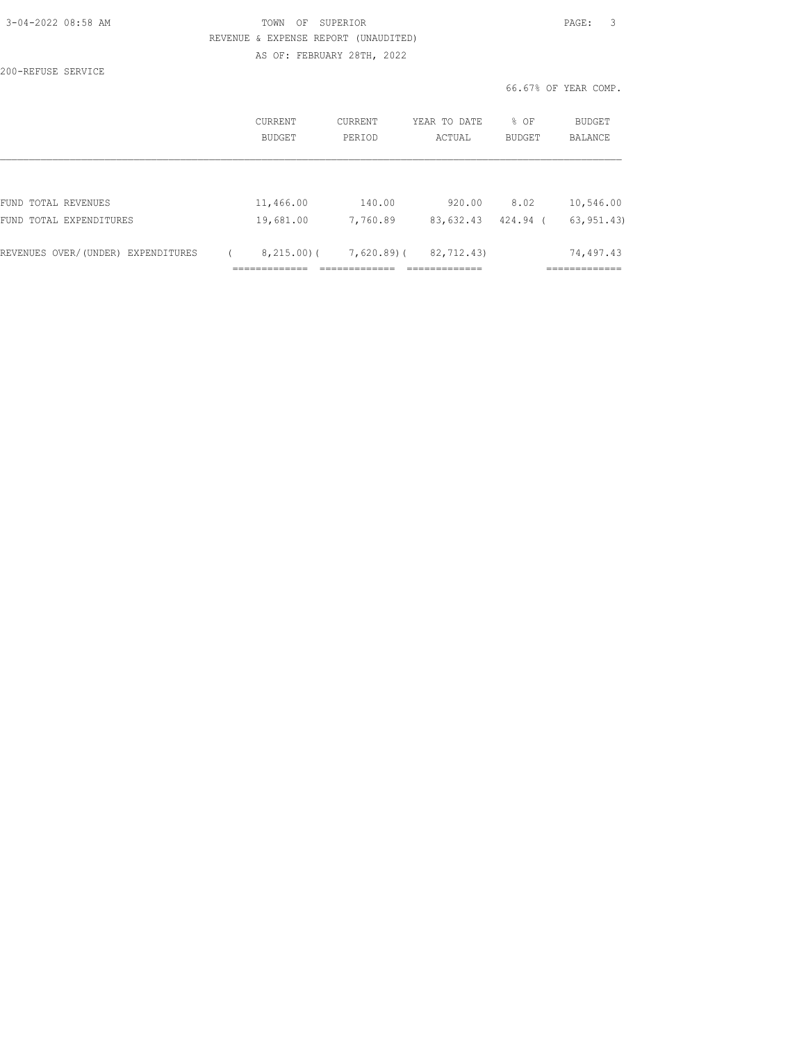TOWN OF SUPERIOR

REVENUE & EXPENSE REPORT (UNAUDITED)

AS OF: FEBRUARY 28TH, 2022

200-REFUSE SERVICE

66.67% OF YEAR COMP.

| | CURRENT BUDGET | CURRENT PERIOD | YEAR TO DATE ACTUAL | % OF BUDGET | BUDGET BALANCE |
|---|---|---|---|---|---|
| FUND TOTAL REVENUES | 11,466.00 | 140.00 | 920.00 | 8.02 | 10,546.00 |
| FUND TOTAL EXPENDITURES | 19,681.00 | 7,760.89 | 83,632.43 | 424.94 | ( 63,951.43) |
| REVENUES OVER/(UNDER) EXPENDITURES | ( 8,215.00) | ( 7,620.89) | ( 82,712.43) | | 74,497.43 |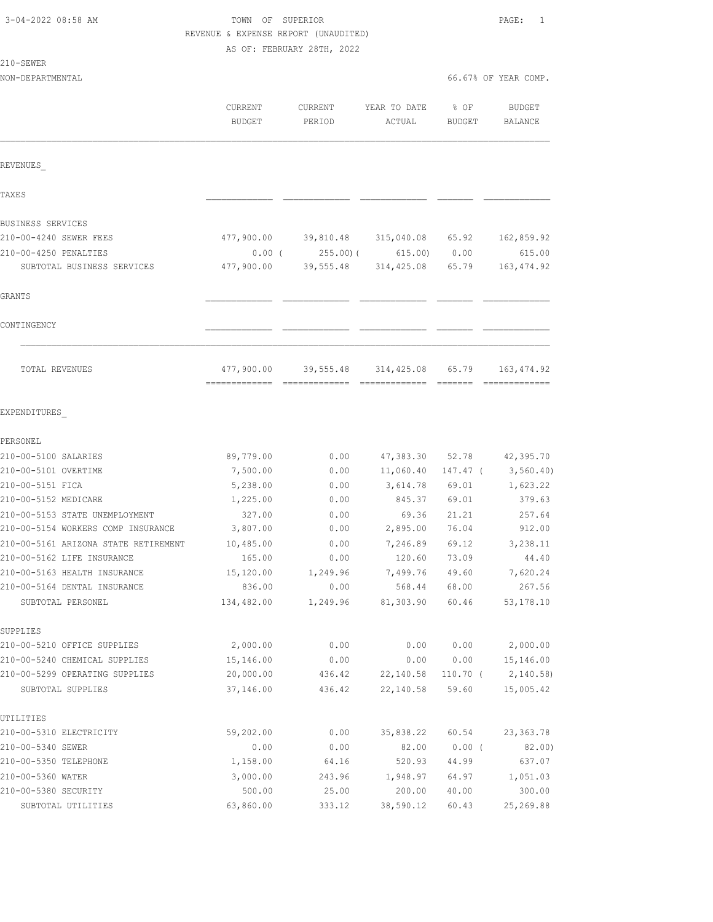3-04-2022 08:58 AM

# TOWN OF SUPERIOR
## REVENUE & EXPENSE REPORT (UNAUDITED)
AS OF: FEBRUARY 28TH, 2022

210-SEWER
NON-DEPARTMENTAL — 66.67% OF YEAR COMP.

| | CURRENT BUDGET | CURRENT PERIOD | YEAR TO DATE ACTUAL | % OF BUDGET | BUDGET BALANCE |
|---|---|---|---|---|---|
| **REVENUES** | | | | | |
| TAXES | | | | | |
| BUSINESS SERVICES | | | | | |
| 210-00-4240 SEWER FEES | 477,900.00 | 39,810.48 | 315,040.08 | 65.92 | 162,859.92 |
| 210-00-4250 PENALTIES | 0.00 | ( 255.00) | ( 615.00) | 0.00 | 615.00 |
| SUBTOTAL BUSINESS SERVICES | 477,900.00 | 39,555.48 | 314,425.08 | 65.79 | 163,474.92 |
| GRANTS | | | | | |
| CONTINGENCY | | | | | |
| TOTAL REVENUES | 477,900.00 | 39,555.48 | 314,425.08 | 65.79 | 163,474.92 |
| **EXPENDITURES** | | | | | |
| PERSONEL | | | | | |
| 210-00-5100 SALARIES | 89,779.00 | 0.00 | 47,383.30 | 52.78 | 42,395.70 |
| 210-00-5101 OVERTIME | 7,500.00 | 0.00 | 11,060.40 | 147.47 | ( 3,560.40) |
| 210-00-5151 FICA | 5,238.00 | 0.00 | 3,614.78 | 69.01 | 1,623.22 |
| 210-00-5152 MEDICARE | 1,225.00 | 0.00 | 845.37 | 69.01 | 379.63 |
| 210-00-5153 STATE UNEMPLOYMENT | 327.00 | 0.00 | 69.36 | 21.21 | 257.64 |
| 210-00-5154 WORKERS COMP INSURANCE | 3,807.00 | 0.00 | 2,895.00 | 76.04 | 912.00 |
| 210-00-5161 ARIZONA STATE RETIREMENT | 10,485.00 | 0.00 | 7,246.89 | 69.12 | 3,238.11 |
| 210-00-5162 LIFE INSURANCE | 165.00 | 0.00 | 120.60 | 73.09 | 44.40 |
| 210-00-5163 HEALTH INSURANCE | 15,120.00 | 1,249.96 | 7,499.76 | 49.60 | 7,620.24 |
| 210-00-5164 DENTAL INSURANCE | 836.00 | 0.00 | 568.44 | 68.00 | 267.56 |
| SUBTOTAL PERSONEL | 134,482.00 | 1,249.96 | 81,303.90 | 60.46 | 53,178.10 |
| SUPPLIES | | | | | |
| 210-00-5210 OFFICE SUPPLIES | 2,000.00 | 0.00 | 0.00 | 0.00 | 2,000.00 |
| 210-00-5240 CHEMICAL SUPPLIES | 15,146.00 | 0.00 | 0.00 | 0.00 | 15,146.00 |
| 210-00-5299 OPERATING SUPPLIES | 20,000.00 | 436.42 | 22,140.58 | 110.70 | ( 2,140.58) |
| SUBTOTAL SUPPLIES | 37,146.00 | 436.42 | 22,140.58 | 59.60 | 15,005.42 |
| UTILITIES | | | | | |
| 210-00-5310 ELECTRICITY | 59,202.00 | 0.00 | 35,838.22 | 60.54 | 23,363.78 |
| 210-00-5340 SEWER | 0.00 | 0.00 | 82.00 | 0.00 | ( 82.00) |
| 210-00-5350 TELEPHONE | 1,158.00 | 64.16 | 520.93 | 44.99 | 637.07 |
| 210-00-5360 WATER | 3,000.00 | 243.96 | 1,948.97 | 64.97 | 1,051.03 |
| 210-00-5380 SECURITY | 500.00 | 25.00 | 200.00 | 40.00 | 300.00 |
| SUBTOTAL UTILITIES | 63,860.00 | 333.12 | 38,590.12 | 60.43 | 25,269.88 |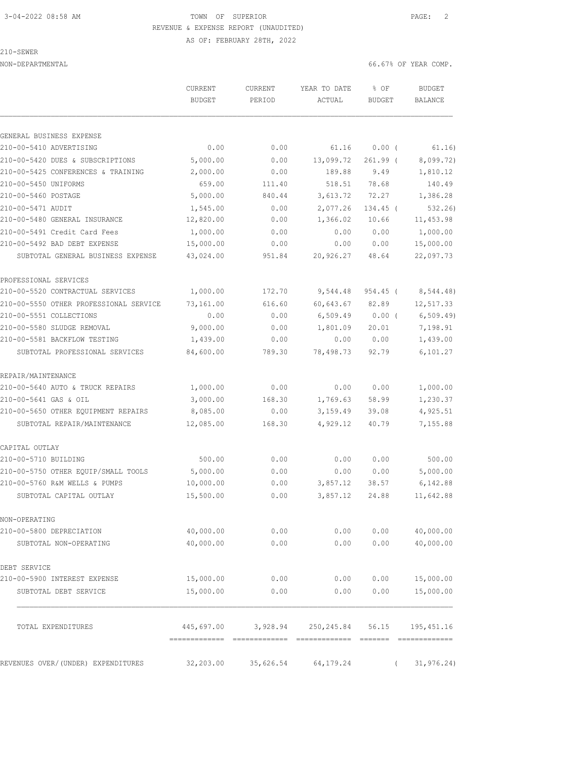TOWN OF SUPERIOR
REVENUE & EXPENSE REPORT (UNAUDITED)
AS OF: FEBRUARY 28TH, 2022

210-SEWER
NON-DEPARTMENTAL — 66.67% OF YEAR COMP.

| | CURRENT BUDGET | CURRENT PERIOD | YEAR TO DATE ACTUAL | % OF BUDGET | BUDGET BALANCE |
|---|---|---|---|---|---|
| **GENERAL BUSINESS EXPENSE** | | | | | |
| 210-00-5410 ADVERTISING | 0.00 | 0.00 | 61.16 | 0.00 ( | 61.16) |
| 210-00-5420 DUES & SUBSCRIPTIONS | 5,000.00 | 0.00 | 13,099.72 | 261.99 ( | 8,099.72) |
| 210-00-5425 CONFERENCES & TRAINING | 2,000.00 | 0.00 | 189.88 | 9.49 | 1,810.12 |
| 210-00-5450 UNIFORMS | 659.00 | 111.40 | 518.51 | 78.68 | 140.49 |
| 210-00-5460 POSTAGE | 5,000.00 | 840.44 | 3,613.72 | 72.27 | 1,386.28 |
| 210-00-5471 AUDIT | 1,545.00 | 0.00 | 2,077.26 | 134.45 ( | 532.26) |
| 210-00-5480 GENERAL INSURANCE | 12,820.00 | 0.00 | 1,366.02 | 10.66 | 11,453.98 |
| 210-00-5491 Credit Card Fees | 1,000.00 | 0.00 | 0.00 | 0.00 | 1,000.00 |
| 210-00-5492 BAD DEBT EXPENSE | 15,000.00 | 0.00 | 0.00 | 0.00 | 15,000.00 |
| SUBTOTAL GENERAL BUSINESS EXPENSE | 43,024.00 | 951.84 | 20,926.27 | 48.64 | 22,097.73 |
| **PROFESSIONAL SERVICES** | | | | | |
| 210-00-5520 CONTRACTUAL SERVICES | 1,000.00 | 172.70 | 9,544.48 | 954.45 ( | 8,544.48) |
| 210-00-5550 OTHER PROFESSIONAL SERVICE | 73,161.00 | 616.60 | 60,643.67 | 82.89 | 12,517.33 |
| 210-00-5551 COLLECTIONS | 0.00 | 0.00 | 6,509.49 | 0.00 ( | 6,509.49) |
| 210-00-5580 SLUDGE REMOVAL | 9,000.00 | 0.00 | 1,801.09 | 20.01 | 7,198.91 |
| 210-00-5581 BACKFLOW TESTING | 1,439.00 | 0.00 | 0.00 | 0.00 | 1,439.00 |
| SUBTOTAL PROFESSIONAL SERVICES | 84,600.00 | 789.30 | 78,498.73 | 92.79 | 6,101.27 |
| **REPAIR/MAINTENANCE** | | | | | |
| 210-00-5640 AUTO & TRUCK REPAIRS | 1,000.00 | 0.00 | 0.00 | 0.00 | 1,000.00 |
| 210-00-5641 GAS & OIL | 3,000.00 | 168.30 | 1,769.63 | 58.99 | 1,230.37 |
| 210-00-5650 OTHER EQUIPMENT REPAIRS | 8,085.00 | 0.00 | 3,159.49 | 39.08 | 4,925.51 |
| SUBTOTAL REPAIR/MAINTENANCE | 12,085.00 | 168.30 | 4,929.12 | 40.79 | 7,155.88 |
| **CAPITAL OUTLAY** | | | | | |
| 210-00-5710 BUILDING | 500.00 | 0.00 | 0.00 | 0.00 | 500.00 |
| 210-00-5750 OTHER EQUIP/SMALL TOOLS | 5,000.00 | 0.00 | 0.00 | 0.00 | 5,000.00 |
| 210-00-5760 R&M WELLS & PUMPS | 10,000.00 | 0.00 | 3,857.12 | 38.57 | 6,142.88 |
| SUBTOTAL CAPITAL OUTLAY | 15,500.00 | 0.00 | 3,857.12 | 24.88 | 11,642.88 |
| **NON-OPERATING** | | | | | |
| 210-00-5800 DEPRECIATION | 40,000.00 | 0.00 | 0.00 | 0.00 | 40,000.00 |
| SUBTOTAL NON-OPERATING | 40,000.00 | 0.00 | 0.00 | 0.00 | 40,000.00 |
| **DEBT SERVICE** | | | | | |
| 210-00-5900 INTEREST EXPENSE | 15,000.00 | 0.00 | 0.00 | 0.00 | 15,000.00 |
| SUBTOTAL DEBT SERVICE | 15,000.00 | 0.00 | 0.00 | 0.00 | 15,000.00 |
| TOTAL EXPENDITURES | 445,697.00 | 3,928.94 | 250,245.84 | 56.15 | 195,451.16 |
| REVENUES OVER/(UNDER) EXPENDITURES | 32,203.00 | 35,626.54 | 64,179.24 | ( | 31,976.24) |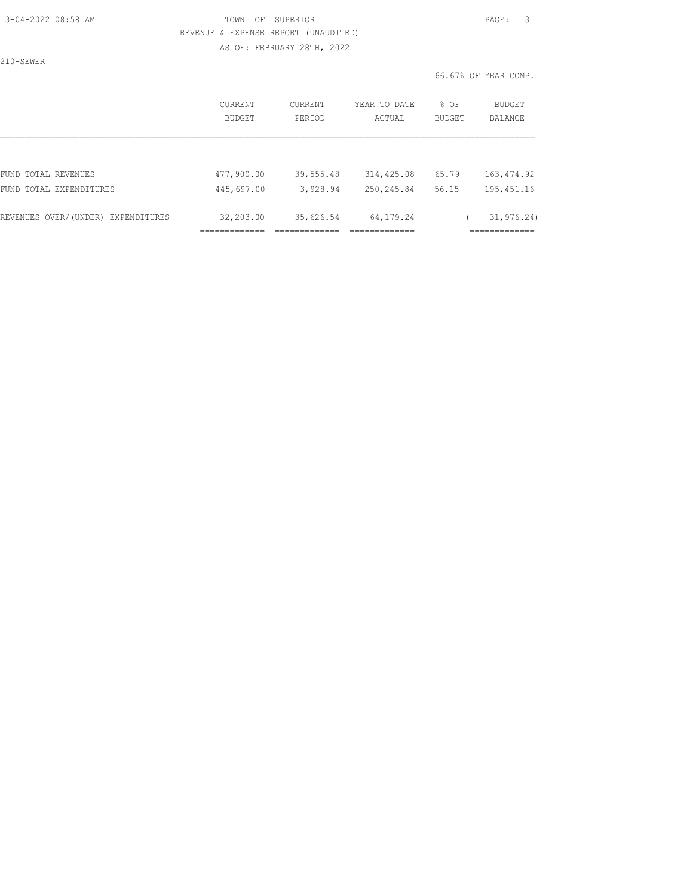TOWN OF SUPERIOR

REVENUE & EXPENSE REPORT (UNAUDITED)

AS OF: FEBRUARY 28TH, 2022

210-SEWER

66.67% OF YEAR COMP.

| | CURRENT BUDGET | CURRENT PERIOD | YEAR TO DATE ACTUAL | % OF BUDGET | BUDGET BALANCE |
|---|---|---|---|---|---|
| FUND TOTAL REVENUES | 477,900.00 | 39,555.48 | 314,425.08 | 65.79 | 163,474.92 |
| FUND TOTAL EXPENDITURES | 445,697.00 | 3,928.94 | 250,245.84 | 56.15 | 195,451.16 |
| REVENUES OVER/(UNDER) EXPENDITURES | 32,203.00 | 35,626.54 | 64,179.24 | | ( 31,976.24) |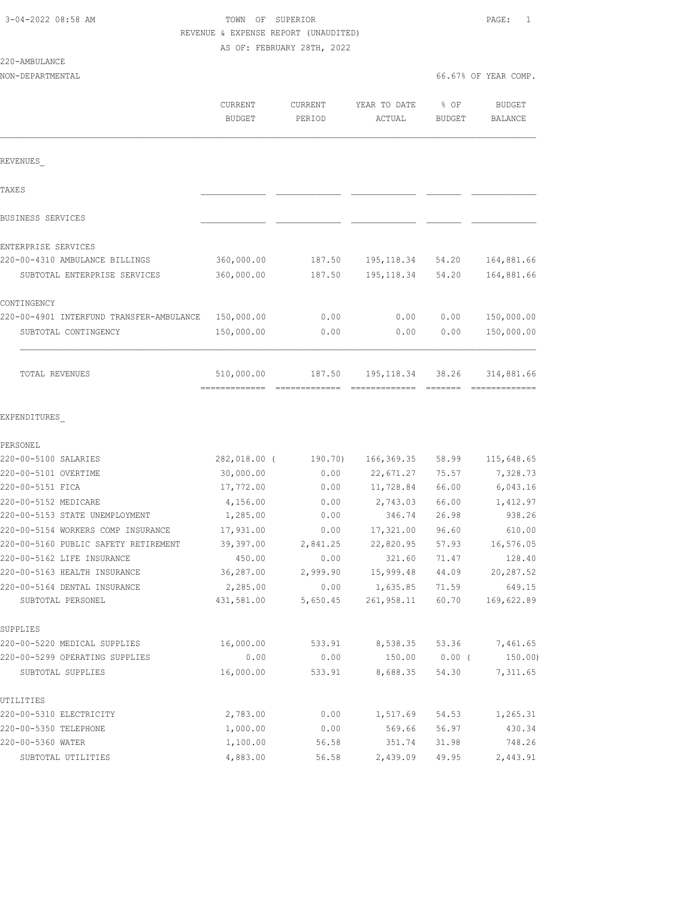TOWN OF SUPERIOR
REVENUE & EXPENSE REPORT (UNAUDITED)
AS OF: FEBRUARY 28TH, 2022

220-AMBULANCE
NON-DEPARTMENTAL — 66.67% OF YEAR COMP.

| | CURRENT BUDGET | CURRENT PERIOD | YEAR TO DATE ACTUAL | % OF BUDGET | BUDGET BALANCE |
|---|---|---|---|---|---|
| **REVENUES** | | | | | |
| TAXES | | | | | |
| BUSINESS SERVICES | | | | | |
| ENTERPRISE SERVICES | | | | | |
| 220-00-4310 AMBULANCE BILLINGS | 360,000.00 | 187.50 | 195,118.34 | 54.20 | 164,881.66 |
| SUBTOTAL ENTERPRISE SERVICES | 360,000.00 | 187.50 | 195,118.34 | 54.20 | 164,881.66 |
| CONTINGENCY | | | | | |
| 220-00-4901 INTERFUND TRANSFER-AMBULANCE | 150,000.00 | 0.00 | 0.00 | 0.00 | 150,000.00 |
| SUBTOTAL CONTINGENCY | 150,000.00 | 0.00 | 0.00 | 0.00 | 150,000.00 |
| TOTAL REVENUES | 510,000.00 | 187.50 | 195,118.34 | 38.26 | 314,881.66 |
| **EXPENDITURES** | | | | | |
| PERSONEL | | | | | |
| 220-00-5100 SALARIES | 282,018.00 | ( 190.70) | 166,369.35 | 58.99 | 115,648.65 |
| 220-00-5101 OVERTIME | 30,000.00 | 0.00 | 22,671.27 | 75.57 | 7,328.73 |
| 220-00-5151 FICA | 17,772.00 | 0.00 | 11,728.84 | 66.00 | 6,043.16 |
| 220-00-5152 MEDICARE | 4,156.00 | 0.00 | 2,743.03 | 66.00 | 1,412.97 |
| 220-00-5153 STATE UNEMPLOYMENT | 1,285.00 | 0.00 | 346.74 | 26.98 | 938.26 |
| 220-00-5154 WORKERS COMP INSURANCE | 17,931.00 | 0.00 | 17,321.00 | 96.60 | 610.00 |
| 220-00-5160 PUBLIC SAFETY RETIREMENT | 39,397.00 | 2,841.25 | 22,820.95 | 57.93 | 16,576.05 |
| 220-00-5162 LIFE INSURANCE | 450.00 | 0.00 | 321.60 | 71.47 | 128.40 |
| 220-00-5163 HEALTH INSURANCE | 36,287.00 | 2,999.90 | 15,999.48 | 44.09 | 20,287.52 |
| 220-00-5164 DENTAL INSURANCE | 2,285.00 | 0.00 | 1,635.85 | 71.59 | 649.15 |
| SUBTOTAL PERSONEL | 431,581.00 | 5,650.45 | 261,958.11 | 60.70 | 169,622.89 |
| SUPPLIES | | | | | |
| 220-00-5220 MEDICAL SUPPLIES | 16,000.00 | 533.91 | 8,538.35 | 53.36 | 7,461.65 |
| 220-00-5299 OPERATING SUPPLIES | 0.00 | 0.00 | 150.00 | 0.00 | ( 150.00) |
| SUBTOTAL SUPPLIES | 16,000.00 | 533.91 | 8,688.35 | 54.30 | 7,311.65 |
| UTILITIES | | | | | |
| 220-00-5310 ELECTRICITY | 2,783.00 | 0.00 | 1,517.69 | 54.53 | 1,265.31 |
| 220-00-5350 TELEPHONE | 1,000.00 | 0.00 | 569.66 | 56.97 | 430.34 |
| 220-00-5360 WATER | 1,100.00 | 56.58 | 351.74 | 31.98 | 748.26 |
| SUBTOTAL UTILITIES | 4,883.00 | 56.58 | 2,439.09 | 49.95 | 2,443.91 |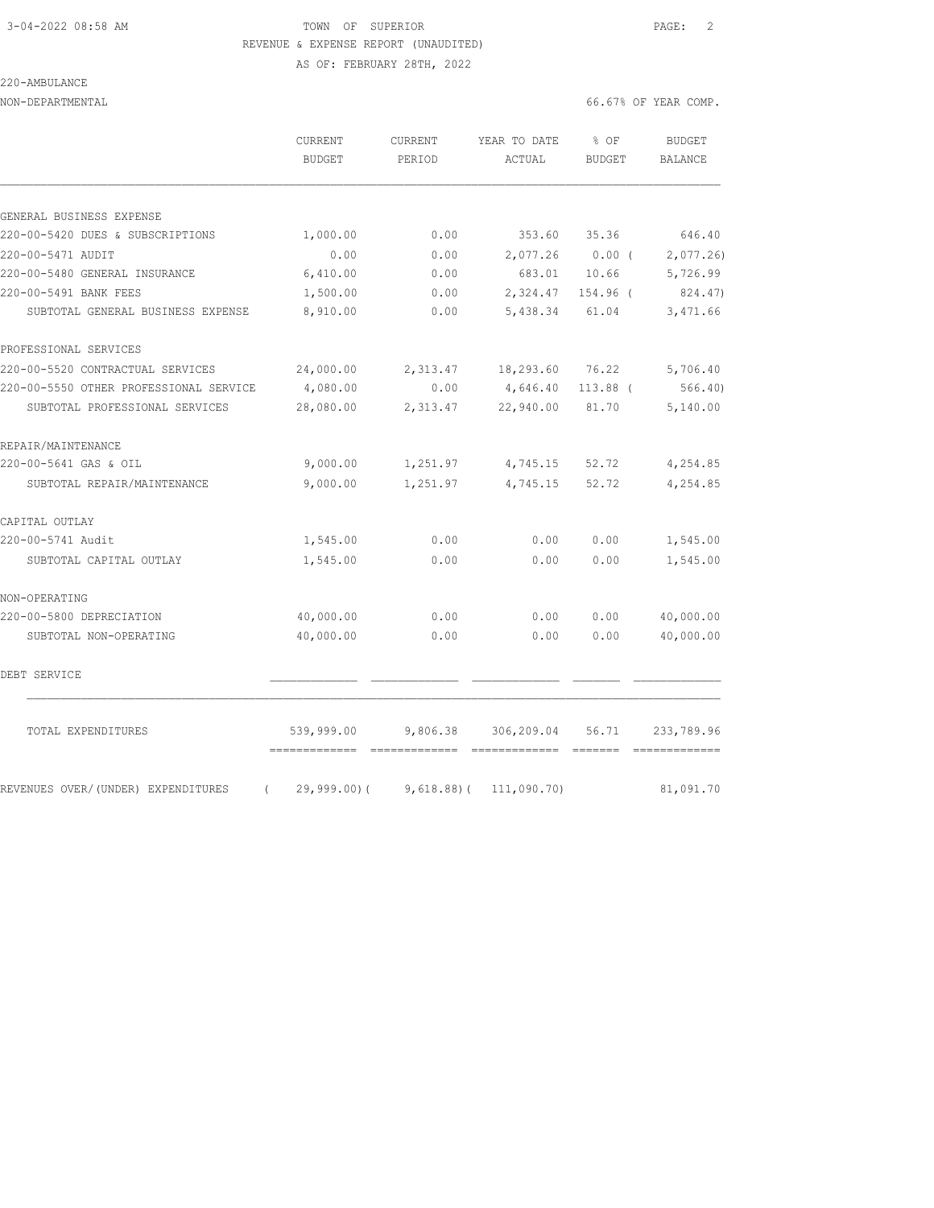TOWN OF SUPERIOR

REVENUE & EXPENSE REPORT (UNAUDITED)

AS OF: FEBRUARY 28TH, 2022

220-AMBULANCE

NON-DEPARTMENTAL — 66.67% OF YEAR COMP.

| | CURRENT BUDGET | CURRENT PERIOD | YEAR TO DATE ACTUAL | % OF BUDGET | BUDGET BALANCE |
|---|---|---|---|---|---|
| **GENERAL BUSINESS EXPENSE** | | | | | |
| 220-00-5420 DUES & SUBSCRIPTIONS | 1,000.00 | 0.00 | 353.60 | 35.36 | 646.40 |
| 220-00-5471 AUDIT | 0.00 | 0.00 | 2,077.26 | 0.00 | ( 2,077.26) |
| 220-00-5480 GENERAL INSURANCE | 6,410.00 | 0.00 | 683.01 | 10.66 | 5,726.99 |
| 220-00-5491 BANK FEES | 1,500.00 | 0.00 | 2,324.47 | 154.96 | ( 824.47) |
| SUBTOTAL GENERAL BUSINESS EXPENSE | 8,910.00 | 0.00 | 5,438.34 | 61.04 | 3,471.66 |
| **PROFESSIONAL SERVICES** | | | | | |
| 220-00-5520 CONTRACTUAL SERVICES | 24,000.00 | 2,313.47 | 18,293.60 | 76.22 | 5,706.40 |
| 220-00-5550 OTHER PROFESSIONAL SERVICE | 4,080.00 | 0.00 | 4,646.40 | 113.88 | ( 566.40) |
| SUBTOTAL PROFESSIONAL SERVICES | 28,080.00 | 2,313.47 | 22,940.00 | 81.70 | 5,140.00 |
| **REPAIR/MAINTENANCE** | | | | | |
| 220-00-5641 GAS & OIL | 9,000.00 | 1,251.97 | 4,745.15 | 52.72 | 4,254.85 |
| SUBTOTAL REPAIR/MAINTENANCE | 9,000.00 | 1,251.97 | 4,745.15 | 52.72 | 4,254.85 |
| **CAPITAL OUTLAY** | | | | | |
| 220-00-5741 Audit | 1,545.00 | 0.00 | 0.00 | 0.00 | 1,545.00 |
| SUBTOTAL CAPITAL OUTLAY | 1,545.00 | 0.00 | 0.00 | 0.00 | 1,545.00 |
| **NON-OPERATING** | | | | | |
| 220-00-5800 DEPRECIATION | 40,000.00 | 0.00 | 0.00 | 0.00 | 40,000.00 |
| SUBTOTAL NON-OPERATING | 40,000.00 | 0.00 | 0.00 | 0.00 | 40,000.00 |
| **DEBT SERVICE** | | | | | |
| TOTAL EXPENDITURES | 539,999.00 | 9,806.38 | 306,209.04 | 56.71 | 233,789.96 |
| REVENUES OVER/(UNDER) EXPENDITURES | ( 29,999.00) | ( 9,618.88) | ( 111,090.70) | | 81,091.70 |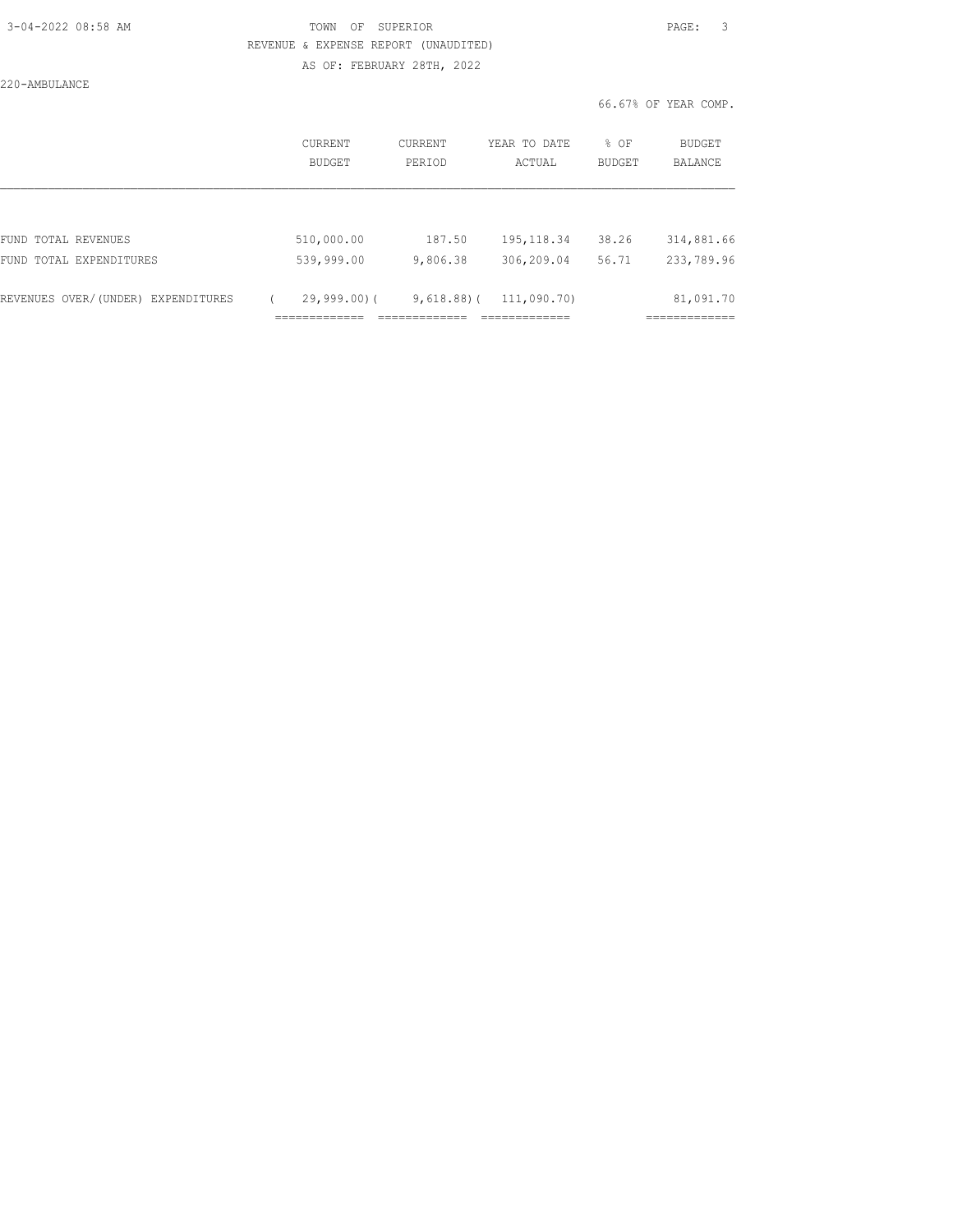TOWN OF SUPERIOR

REVENUE & EXPENSE REPORT (UNAUDITED)

AS OF: FEBRUARY 28TH, 2022

220-AMBULANCE

66.67% OF YEAR COMP.

| | CURRENT BUDGET | CURRENT PERIOD | YEAR TO DATE ACTUAL | % OF BUDGET | BUDGET BALANCE |
|---|---|---|---|---|---|
| FUND TOTAL REVENUES | 510,000.00 | 187.50 | 195,118.34 | 38.26 | 314,881.66 |
| FUND TOTAL EXPENDITURES | 539,999.00 | 9,806.38 | 306,209.04 | 56.71 | 233,789.96 |
| REVENUES OVER/(UNDER) EXPENDITURES | ( 29,999.00) | ( 9,618.88) | ( 111,090.70) | | 81,091.70 |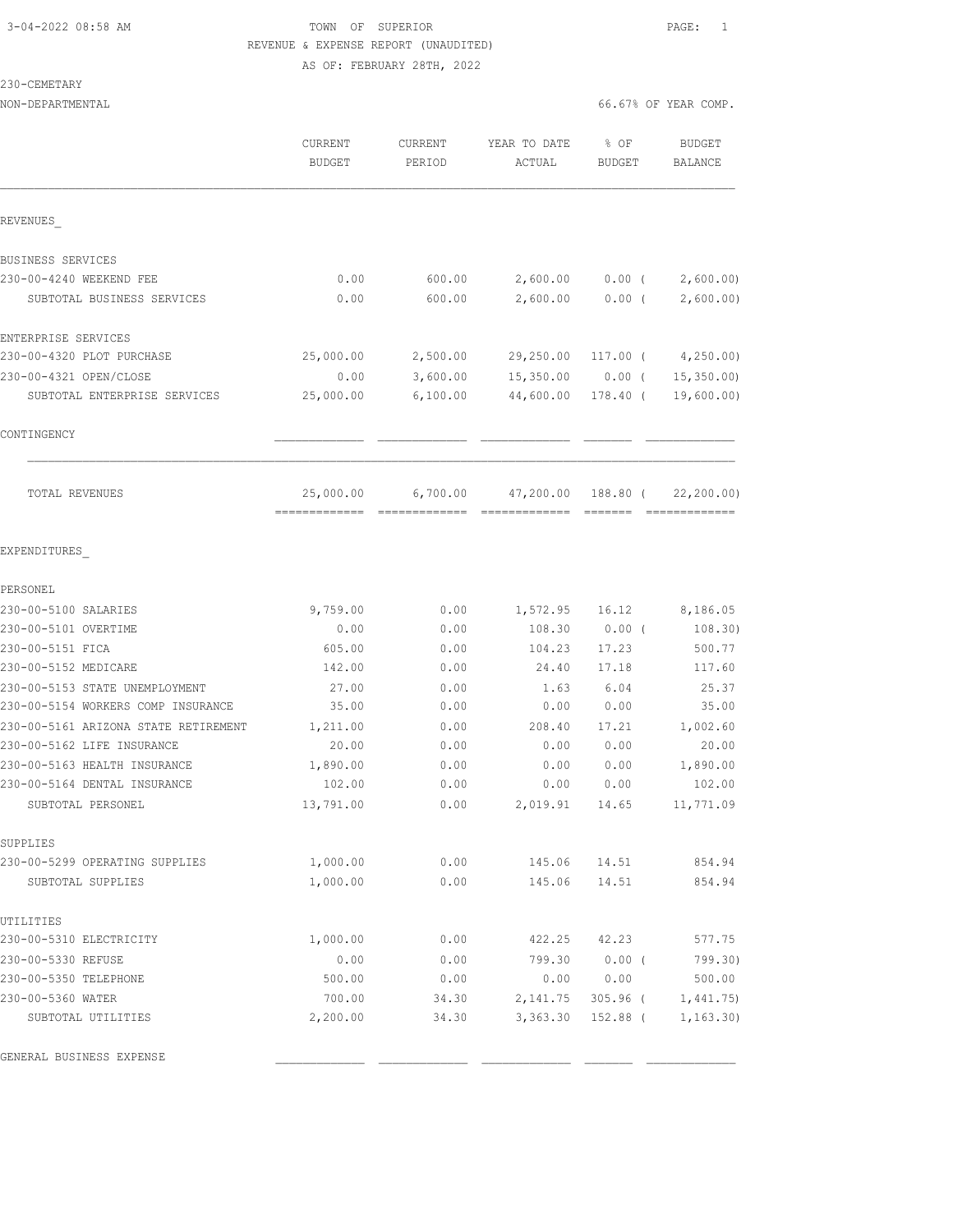TOWN OF SUPERIOR
REVENUE & EXPENSE REPORT (UNAUDITED)
AS OF: FEBRUARY 28TH, 2022

3-04-2022 08:58 AM

230-CEMETARY
NON-DEPARTMENTAL

66.67% OF YEAR COMP.

| | CURRENT BUDGET | CURRENT PERIOD | YEAR TO DATE ACTUAL | % OF BUDGET | BUDGET BALANCE |
|---|---|---|---|---|---|
| **REVENUES_** | | | | | |
| BUSINESS SERVICES | | | | | |
| 230-00-4240 WEEKEND FEE | 0.00 | 600.00 | 2,600.00 | 0.00 | ( 2,600.00) |
| SUBTOTAL BUSINESS SERVICES | 0.00 | 600.00 | 2,600.00 | 0.00 | ( 2,600.00) |
| ENTERPRISE SERVICES | | | | | |
| 230-00-4320 PLOT PURCHASE | 25,000.00 | 2,500.00 | 29,250.00 | 117.00 | ( 4,250.00) |
| 230-00-4321 OPEN/CLOSE | 0.00 | 3,600.00 | 15,350.00 | 0.00 | ( 15,350.00) |
| SUBTOTAL ENTERPRISE SERVICES | 25,000.00 | 6,100.00 | 44,600.00 | 178.40 | ( 19,600.00) |
| CONTINGENCY | | | | | |
| TOTAL REVENUES | 25,000.00 | 6,700.00 | 47,200.00 | 188.80 | ( 22,200.00) |
| **EXPENDITURES_** | | | | | |
| PERSONEL | | | | | |
| 230-00-5100 SALARIES | 9,759.00 | 0.00 | 1,572.95 | 16.12 | 8,186.05 |
| 230-00-5101 OVERTIME | 0.00 | 0.00 | 108.30 | 0.00 | ( 108.30) |
| 230-00-5151 FICA | 605.00 | 0.00 | 104.23 | 17.23 | 500.77 |
| 230-00-5152 MEDICARE | 142.00 | 0.00 | 24.40 | 17.18 | 117.60 |
| 230-00-5153 STATE UNEMPLOYMENT | 27.00 | 0.00 | 1.63 | 6.04 | 25.37 |
| 230-00-5154 WORKERS COMP INSURANCE | 35.00 | 0.00 | 0.00 | 0.00 | 35.00 |
| 230-00-5161 ARIZONA STATE RETIREMENT | 1,211.00 | 0.00 | 208.40 | 17.21 | 1,002.60 |
| 230-00-5162 LIFE INSURANCE | 20.00 | 0.00 | 0.00 | 0.00 | 20.00 |
| 230-00-5163 HEALTH INSURANCE | 1,890.00 | 0.00 | 0.00 | 0.00 | 1,890.00 |
| 230-00-5164 DENTAL INSURANCE | 102.00 | 0.00 | 0.00 | 0.00 | 102.00 |
| SUBTOTAL PERSONEL | 13,791.00 | 0.00 | 2,019.91 | 14.65 | 11,771.09 |
| SUPPLIES | | | | | |
| 230-00-5299 OPERATING SUPPLIES | 1,000.00 | 0.00 | 145.06 | 14.51 | 854.94 |
| SUBTOTAL SUPPLIES | 1,000.00 | 0.00 | 145.06 | 14.51 | 854.94 |
| UTILITIES | | | | | |
| 230-00-5310 ELECTRICITY | 1,000.00 | 0.00 | 422.25 | 42.23 | 577.75 |
| 230-00-5330 REFUSE | 0.00 | 0.00 | 799.30 | 0.00 | ( 799.30) |
| 230-00-5350 TELEPHONE | 500.00 | 0.00 | 0.00 | 0.00 | 500.00 |
| 230-00-5360 WATER | 700.00 | 34.30 | 2,141.75 | 305.96 | ( 1,441.75) |
| SUBTOTAL UTILITIES | 2,200.00 | 34.30 | 3,363.30 | 152.88 | ( 1,163.30) |
| GENERAL BUSINESS EXPENSE | | | | | |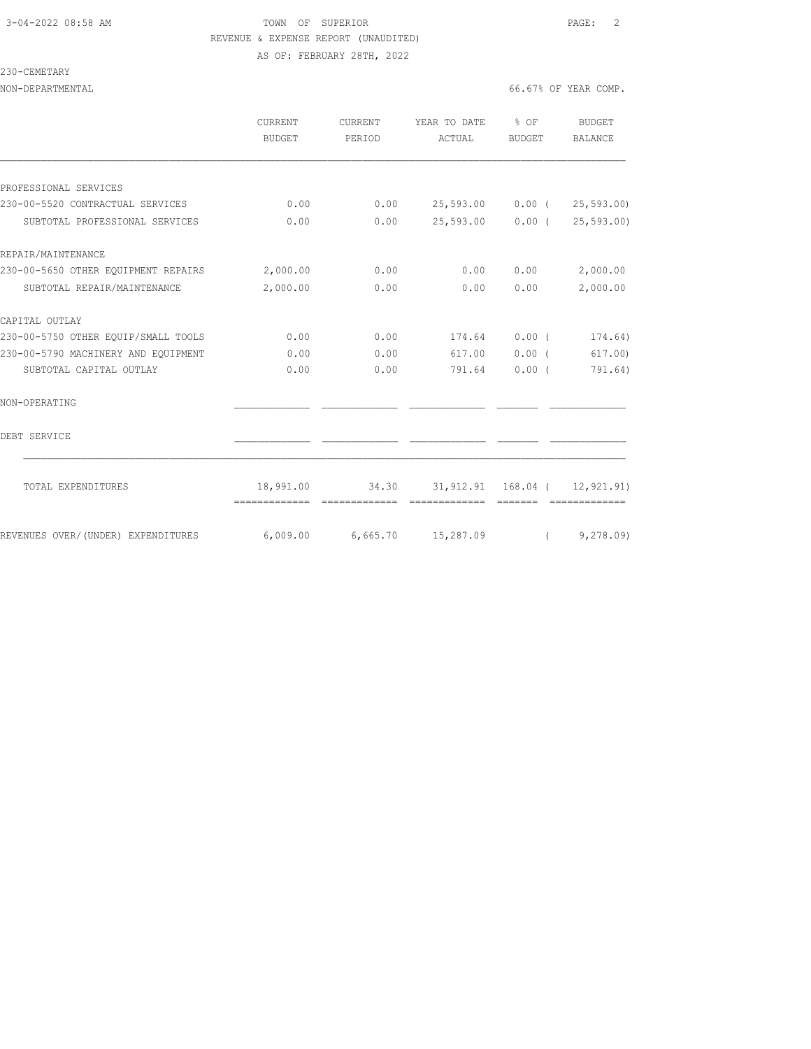TOWN OF SUPERIOR

REVENUE & EXPENSE REPORT (UNAUDITED)

AS OF: FEBRUARY 28TH, 2022

230-CEMETARY

NON-DEPARTMENTAL — 66.67% OF YEAR COMP.

| | CURRENT BUDGET | CURRENT PERIOD | YEAR TO DATE ACTUAL | % OF BUDGET | BUDGET BALANCE |
|---|---|---|---|---|---|
| PROFESSIONAL SERVICES | | | | | |
| 230-00-5520 CONTRACTUAL SERVICES | 0.00 | 0.00 | 25,593.00 | 0.00 | ( 25,593.00) |
| SUBTOTAL PROFESSIONAL SERVICES | 0.00 | 0.00 | 25,593.00 | 0.00 | ( 25,593.00) |
| REPAIR/MAINTENANCE | | | | | |
| 230-00-5650 OTHER EQUIPMENT REPAIRS | 2,000.00 | 0.00 | 0.00 | 0.00 | 2,000.00 |
| SUBTOTAL REPAIR/MAINTENANCE | 2,000.00 | 0.00 | 0.00 | 0.00 | 2,000.00 |
| CAPITAL OUTLAY | | | | | |
| 230-00-5750 OTHER EQUIP/SMALL TOOLS | 0.00 | 0.00 | 174.64 | 0.00 | ( 174.64) |
| 230-00-5790 MACHINERY AND EQUIPMENT | 0.00 | 0.00 | 617.00 | 0.00 | ( 617.00) |
| SUBTOTAL CAPITAL OUTLAY | 0.00 | 0.00 | 791.64 | 0.00 | ( 791.64) |
| NON-OPERATING | | | | | |
| DEBT SERVICE | | | | | |
| TOTAL EXPENDITURES | 18,991.00 | 34.30 | 31,912.91 | 168.04 | ( 12,921.91) |
| REVENUES OVER/(UNDER) EXPENDITURES | 6,009.00 | 6,665.70 | 15,287.09 | | ( 9,278.09) |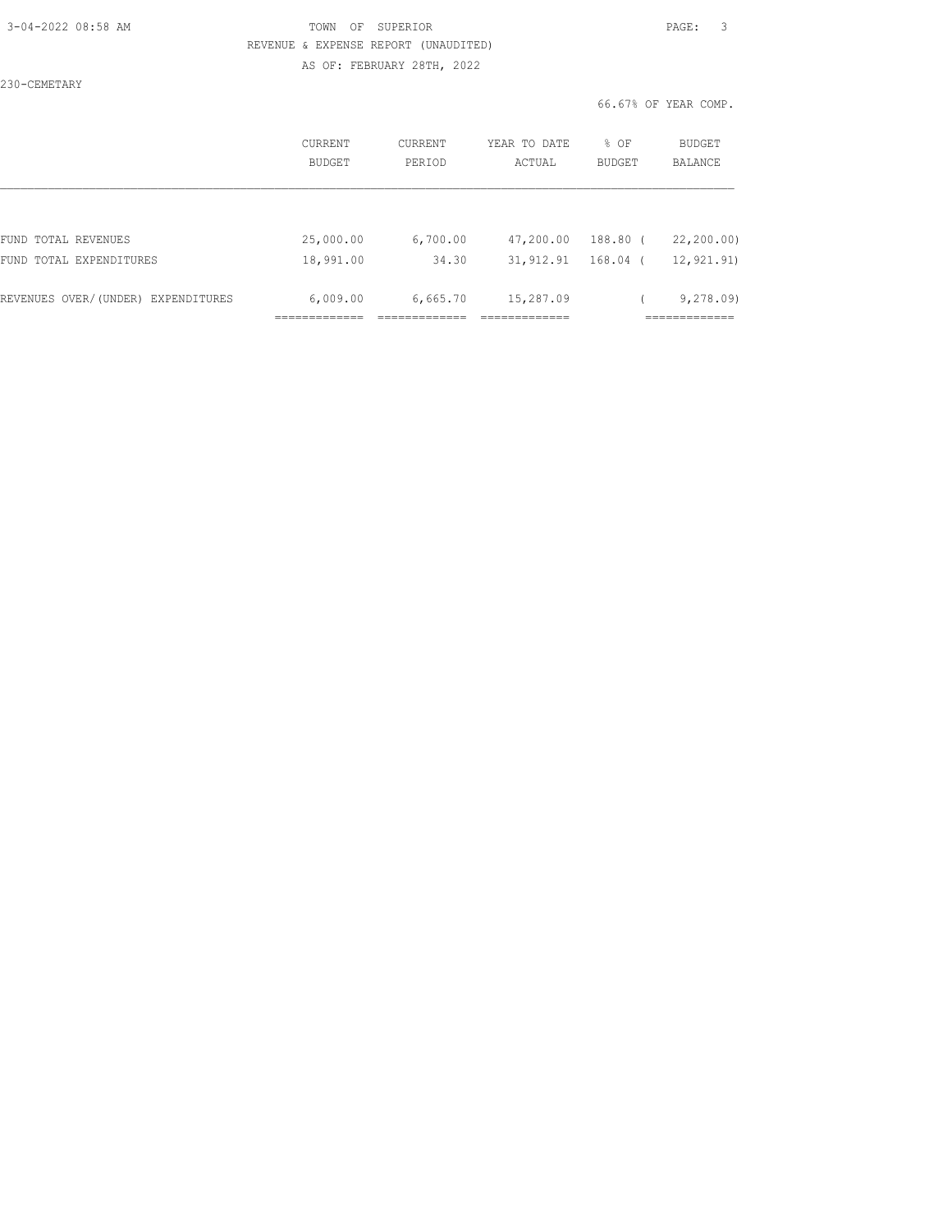TOWN OF SUPERIOR
REVENUE & EXPENSE REPORT (UNAUDITED)
AS OF: FEBRUARY 28TH, 2022

230-CEMETARY

66.67% OF YEAR COMP.

| | CURRENT BUDGET | CURRENT PERIOD | YEAR TO DATE ACTUAL | % OF BUDGET | BUDGET BALANCE |
|---|---|---|---|---|---|
| FUND TOTAL REVENUES | 25,000.00 | 6,700.00 | 47,200.00 | 188.80 | ( 22,200.00) |
| FUND TOTAL EXPENDITURES | 18,991.00 | 34.30 | 31,912.91 | 168.04 | ( 12,921.91) |
| REVENUES OVER/(UNDER) EXPENDITURES | 6,009.00 | 6,665.70 | 15,287.09 | | ( 9,278.09) |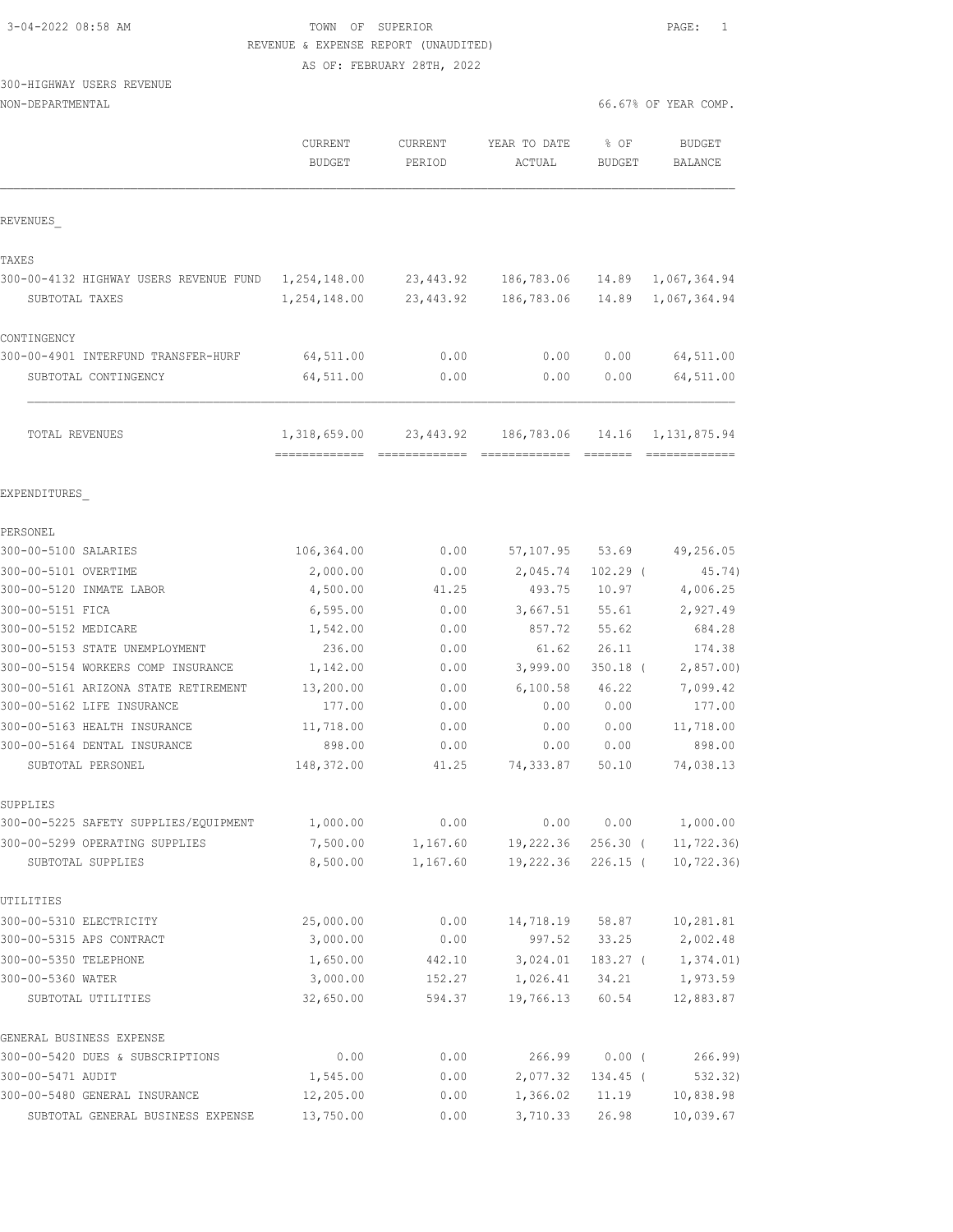# TOWN OF SUPERIOR

REVENUE & EXPENSE REPORT (UNAUDITED)

AS OF: FEBRUARY 28TH, 2022

300-HIGHWAY USERS REVENUE

NON-DEPARTMENTAL — 66.67% OF YEAR COMP.

| | CURRENT BUDGET | CURRENT PERIOD | YEAR TO DATE ACTUAL | % OF BUDGET | BUDGET BALANCE |
|---|---|---|---|---|---|
| **REVENUES** | | | | | |
| **TAXES** | | | | | |
| 300-00-4132 HIGHWAY USERS REVENUE FUND | 1,254,148.00 | 23,443.92 | 186,783.06 | 14.89 | 1,067,364.94 |
| SUBTOTAL TAXES | 1,254,148.00 | 23,443.92 | 186,783.06 | 14.89 | 1,067,364.94 |
| **CONTINGENCY** | | | | | |
| 300-00-4901 INTERFUND TRANSFER-HURF | 64,511.00 | 0.00 | 0.00 | 0.00 | 64,511.00 |
| SUBTOTAL CONTINGENCY | 64,511.00 | 0.00 | 0.00 | 0.00 | 64,511.00 |
| TOTAL REVENUES | 1,318,659.00 | 23,443.92 | 186,783.06 | 14.16 | 1,131,875.94 |
| **EXPENDITURES** | | | | | |
| **PERSONEL** | | | | | |
| 300-00-5100 SALARIES | 106,364.00 | 0.00 | 57,107.95 | 53.69 | 49,256.05 |
| 300-00-5101 OVERTIME | 2,000.00 | 0.00 | 2,045.74 | 102.29 | ( 45.74) |
| 300-00-5120 INMATE LABOR | 4,500.00 | 41.25 | 493.75 | 10.97 | 4,006.25 |
| 300-00-5151 FICA | 6,595.00 | 0.00 | 3,667.51 | 55.61 | 2,927.49 |
| 300-00-5152 MEDICARE | 1,542.00 | 0.00 | 857.72 | 55.62 | 684.28 |
| 300-00-5153 STATE UNEMPLOYMENT | 236.00 | 0.00 | 61.62 | 26.11 | 174.38 |
| 300-00-5154 WORKERS COMP INSURANCE | 1,142.00 | 0.00 | 3,999.00 | 350.18 | ( 2,857.00) |
| 300-00-5161 ARIZONA STATE RETIREMENT | 13,200.00 | 0.00 | 6,100.58 | 46.22 | 7,099.42 |
| 300-00-5162 LIFE INSURANCE | 177.00 | 0.00 | 0.00 | 0.00 | 177.00 |
| 300-00-5163 HEALTH INSURANCE | 11,718.00 | 0.00 | 0.00 | 0.00 | 11,718.00 |
| 300-00-5164 DENTAL INSURANCE | 898.00 | 0.00 | 0.00 | 0.00 | 898.00 |
| SUBTOTAL PERSONEL | 148,372.00 | 41.25 | 74,333.87 | 50.10 | 74,038.13 |
| **SUPPLIES** | | | | | |
| 300-00-5225 SAFETY SUPPLIES/EQUIPMENT | 1,000.00 | 0.00 | 0.00 | 0.00 | 1,000.00 |
| 300-00-5299 OPERATING SUPPLIES | 7,500.00 | 1,167.60 | 19,222.36 | 256.30 | ( 11,722.36) |
| SUBTOTAL SUPPLIES | 8,500.00 | 1,167.60 | 19,222.36 | 226.15 | ( 10,722.36) |
| **UTILITIES** | | | | | |
| 300-00-5310 ELECTRICITY | 25,000.00 | 0.00 | 14,718.19 | 58.87 | 10,281.81 |
| 300-00-5315 APS CONTRACT | 3,000.00 | 0.00 | 997.52 | 33.25 | 2,002.48 |
| 300-00-5350 TELEPHONE | 1,650.00 | 442.10 | 3,024.01 | 183.27 | ( 1,374.01) |
| 300-00-5360 WATER | 3,000.00 | 152.27 | 1,026.41 | 34.21 | 1,973.59 |
| SUBTOTAL UTILITIES | 32,650.00 | 594.37 | 19,766.13 | 60.54 | 12,883.87 |
| **GENERAL BUSINESS EXPENSE** | | | | | |
| 300-00-5420 DUES & SUBSCRIPTIONS | 0.00 | 0.00 | 266.99 | 0.00 | ( 266.99) |
| 300-00-5471 AUDIT | 1,545.00 | 0.00 | 2,077.32 | 134.45 | ( 532.32) |
| 300-00-5480 GENERAL INSURANCE | 12,205.00 | 0.00 | 1,366.02 | 11.19 | 10,838.98 |
| SUBTOTAL GENERAL BUSINESS EXPENSE | 13,750.00 | 0.00 | 3,710.33 | 26.98 | 10,039.67 |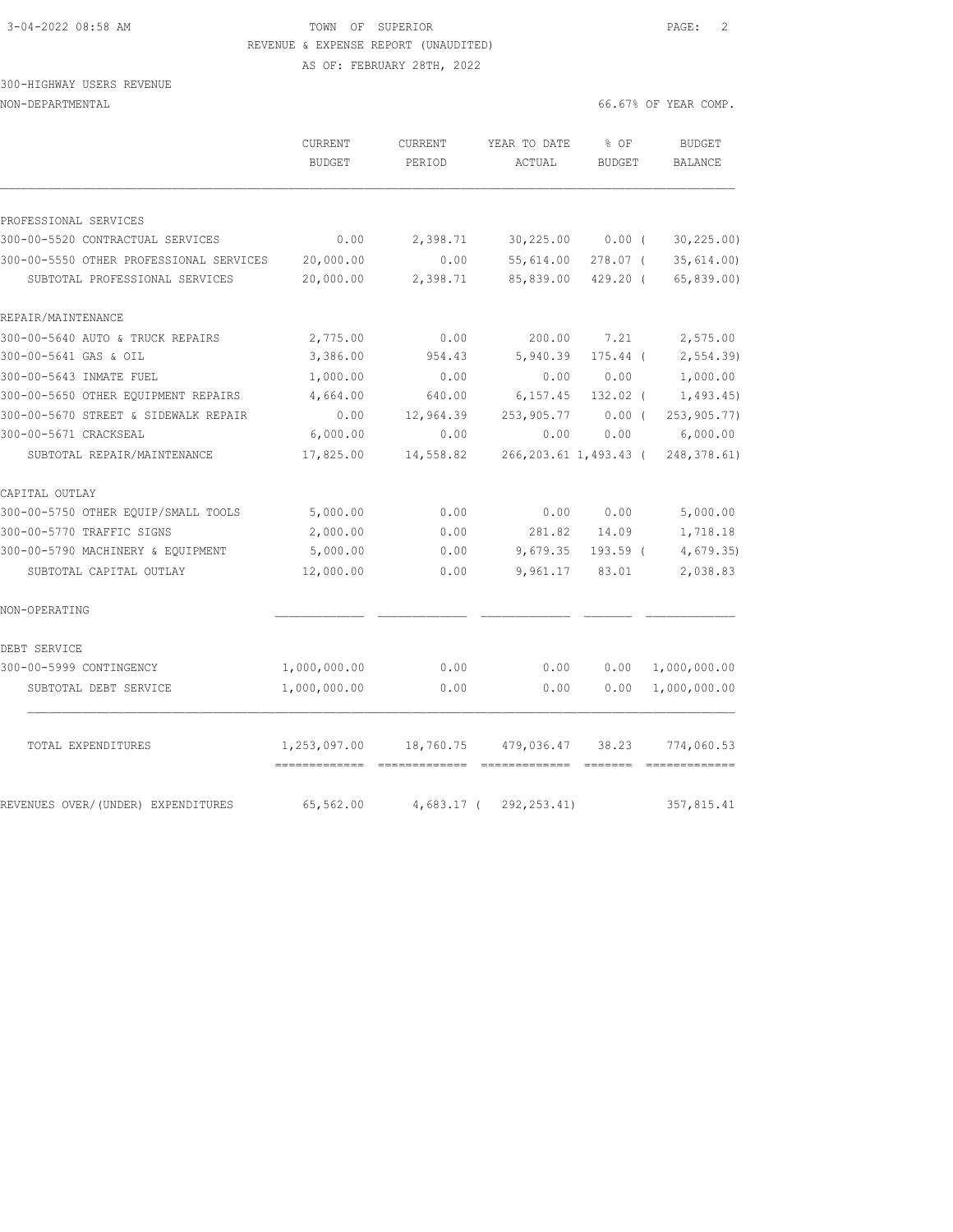TOWN OF SUPERIOR

REVENUE & EXPENSE REPORT (UNAUDITED)

AS OF: FEBRUARY 28TH, 2022

300-HIGHWAY USERS REVENUE

NON-DEPARTMENTAL — 66.67% OF YEAR COMP.

| | CURRENT BUDGET | CURRENT PERIOD | YEAR TO DATE ACTUAL | % OF BUDGET | BUDGET BALANCE |
|---|---|---|---|---|---|
| PROFESSIONAL SERVICES | | | | | |
| 300-00-5520 CONTRACTUAL SERVICES | 0.00 | 2,398.71 | 30,225.00 | 0.00 | ( 30,225.00) |
| 300-00-5550 OTHER PROFESSIONAL SERVICES | 20,000.00 | 0.00 | 55,614.00 | 278.07 | ( 35,614.00) |
| SUBTOTAL PROFESSIONAL SERVICES | 20,000.00 | 2,398.71 | 85,839.00 | 429.20 | ( 65,839.00) |
| REPAIR/MAINTENANCE | | | | | |
| 300-00-5640 AUTO & TRUCK REPAIRS | 2,775.00 | 0.00 | 200.00 | 7.21 | 2,575.00 |
| 300-00-5641 GAS & OIL | 3,386.00 | 954.43 | 5,940.39 | 175.44 | ( 2,554.39) |
| 300-00-5643 INMATE FUEL | 1,000.00 | 0.00 | 0.00 | 0.00 | 1,000.00 |
| 300-00-5650 OTHER EQUIPMENT REPAIRS | 4,664.00 | 640.00 | 6,157.45 | 132.02 | ( 1,493.45) |
| 300-00-5670 STREET & SIDEWALK REPAIR | 0.00 | 12,964.39 | 253,905.77 | 0.00 | ( 253,905.77) |
| 300-00-5671 CRACKSEAL | 6,000.00 | 0.00 | 0.00 | 0.00 | 6,000.00 |
| SUBTOTAL REPAIR/MAINTENANCE | 17,825.00 | 14,558.82 | 266,203.61 | 1,493.43 | ( 248,378.61) |
| CAPITAL OUTLAY | | | | | |
| 300-00-5750 OTHER EQUIP/SMALL TOOLS | 5,000.00 | 0.00 | 0.00 | 0.00 | 5,000.00 |
| 300-00-5770 TRAFFIC SIGNS | 2,000.00 | 0.00 | 281.82 | 14.09 | 1,718.18 |
| 300-00-5790 MACHINERY & EQUIPMENT | 5,000.00 | 0.00 | 9,679.35 | 193.59 | ( 4,679.35) |
| SUBTOTAL CAPITAL OUTLAY | 12,000.00 | 0.00 | 9,961.17 | 83.01 | 2,038.83 |
| NON-OPERATING | | | | | |
| DEBT SERVICE | | | | | |
| 300-00-5999 CONTINGENCY | 1,000,000.00 | 0.00 | 0.00 | 0.00 | 1,000,000.00 |
| SUBTOTAL DEBT SERVICE | 1,000,000.00 | 0.00 | 0.00 | 0.00 | 1,000,000.00 |
| TOTAL EXPENDITURES | 1,253,097.00 | 18,760.75 | 479,036.47 | 38.23 | 774,060.53 |
| REVENUES OVER/(UNDER) EXPENDITURES | 65,562.00 | 4,683.17 | ( 292,253.41) | | 357,815.41 |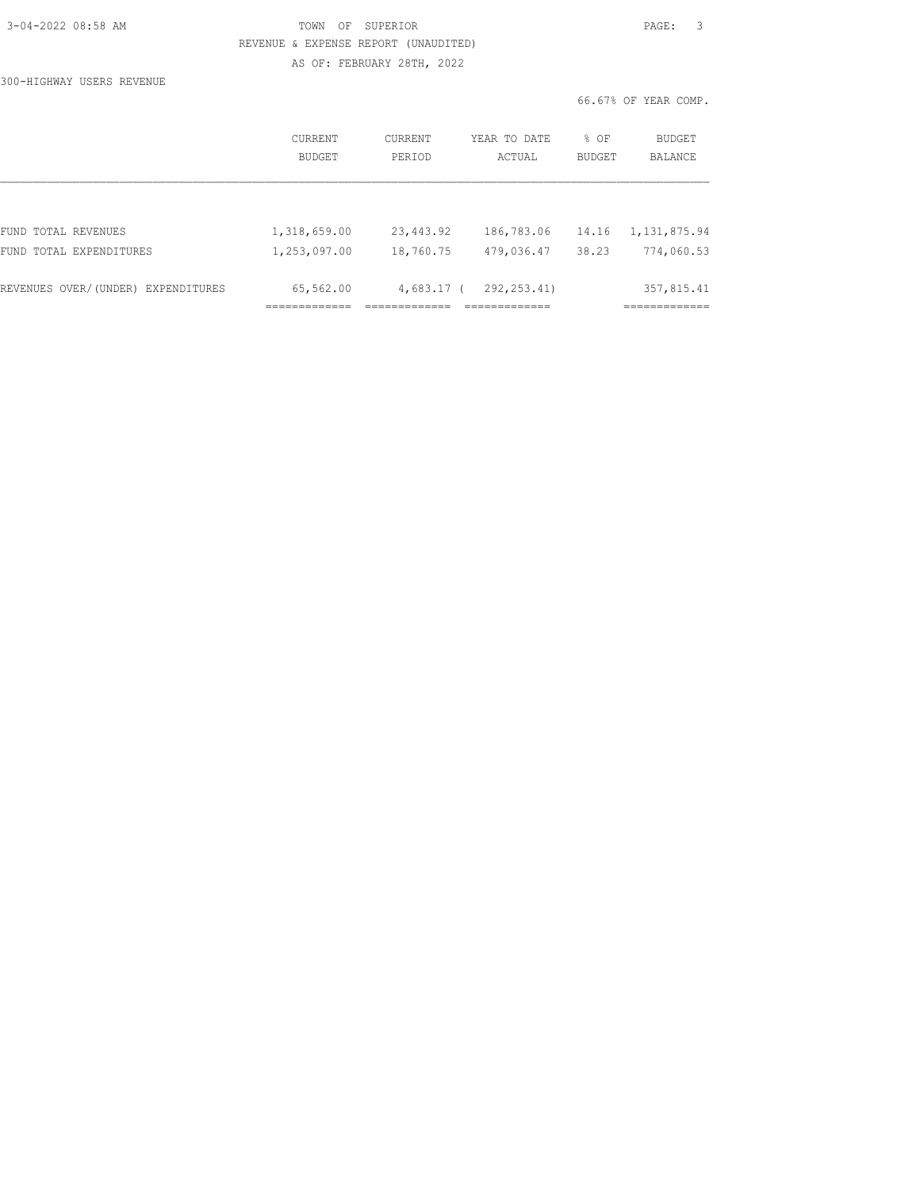TOWN OF SUPERIOR

REVENUE & EXPENSE REPORT (UNAUDITED)

AS OF: FEBRUARY 28TH, 2022

300-HIGHWAY USERS REVENUE

66.67% OF YEAR COMP.

| | CURRENT BUDGET | CURRENT PERIOD | YEAR TO DATE ACTUAL | % OF BUDGET | BUDGET BALANCE |
|---|---|---|---|---|---|
| FUND TOTAL REVENUES | 1,318,659.00 | 23,443.92 | 186,783.06 | 14.16 | 1,131,875.94 |
| FUND TOTAL EXPENDITURES | 1,253,097.00 | 18,760.75 | 479,036.47 | 38.23 | 774,060.53 |
| REVENUES OVER/(UNDER) EXPENDITURES | 65,562.00 | 4,683.17 | ( 292,253.41) | | 357,815.41 |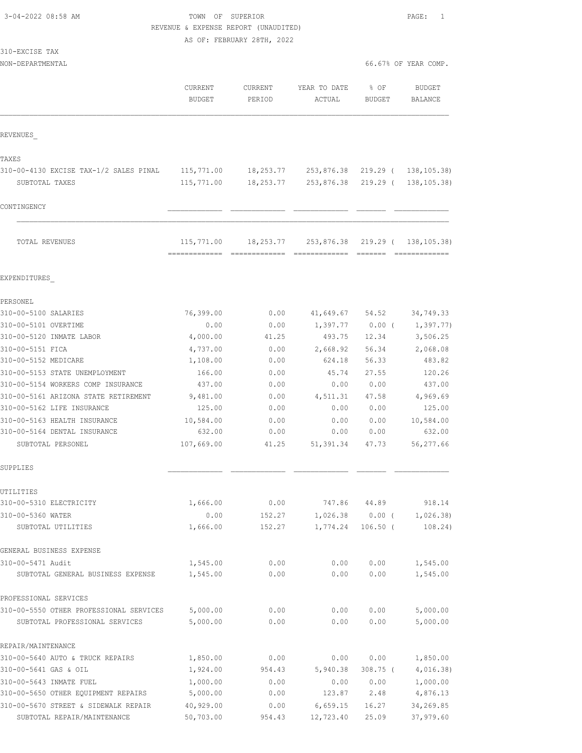3-04-2022 08:58 AM

# TOWN OF SUPERIOR

## REVENUE & EXPENSE REPORT (UNAUDITED)

AS OF: FEBRUARY 28TH, 2022

310-EXCISE TAX

NON-DEPARTMENTAL — 66.67% OF YEAR COMP.

| | CURRENT BUDGET | CURRENT PERIOD | YEAR TO DATE ACTUAL | % OF BUDGET | BUDGET BALANCE |
|---|---|---|---|---|---|
| **REVENUES** | | | | | |
| **TAXES** | | | | | |
| 310-00-4130 EXCISE TAX-1/2 SALES PINAL | 115,771.00 | 18,253.77 | 253,876.38 | 219.29 ( | 138,105.38) |
| SUBTOTAL TAXES | 115,771.00 | 18,253.77 | 253,876.38 | 219.29 ( | 138,105.38) |
| **CONTINGENCY** | | | | | |
| TOTAL REVENUES | 115,771.00 | 18,253.77 | 253,876.38 | 219.29 ( | 138,105.38) |
| **EXPENDITURES** | | | | | |
| **PERSONEL** | | | | | |
| 310-00-5100 SALARIES | 76,399.00 | 0.00 | 41,649.67 | 54.52 | 34,749.33 |
| 310-00-5101 OVERTIME | 0.00 | 0.00 | 1,397.77 | 0.00 ( | 1,397.77) |
| 310-00-5120 INMATE LABOR | 4,000.00 | 41.25 | 493.75 | 12.34 | 3,506.25 |
| 310-00-5151 FICA | 4,737.00 | 0.00 | 2,668.92 | 56.34 | 2,068.08 |
| 310-00-5152 MEDICARE | 1,108.00 | 0.00 | 624.18 | 56.33 | 483.82 |
| 310-00-5153 STATE UNEMPLOYMENT | 166.00 | 0.00 | 45.74 | 27.55 | 120.26 |
| 310-00-5154 WORKERS COMP INSURANCE | 437.00 | 0.00 | 0.00 | 0.00 | 437.00 |
| 310-00-5161 ARIZONA STATE RETIREMENT | 9,481.00 | 0.00 | 4,511.31 | 47.58 | 4,969.69 |
| 310-00-5162 LIFE INSURANCE | 125.00 | 0.00 | 0.00 | 0.00 | 125.00 |
| 310-00-5163 HEALTH INSURANCE | 10,584.00 | 0.00 | 0.00 | 0.00 | 10,584.00 |
| 310-00-5164 DENTAL INSURANCE | 632.00 | 0.00 | 0.00 | 0.00 | 632.00 |
| SUBTOTAL PERSONEL | 107,669.00 | 41.25 | 51,391.34 | 47.73 | 56,277.66 |
| **SUPPLIES** | | | | | |
| **UTILITIES** | | | | | |
| 310-00-5310 ELECTRICITY | 1,666.00 | 0.00 | 747.86 | 44.89 | 918.14 |
| 310-00-5360 WATER | 0.00 | 152.27 | 1,026.38 | 0.00 ( | 1,026.38) |
| SUBTOTAL UTILITIES | 1,666.00 | 152.27 | 1,774.24 | 106.50 ( | 108.24) |
| **GENERAL BUSINESS EXPENSE** | | | | | |
| 310-00-5471 Audit | 1,545.00 | 0.00 | 0.00 | 0.00 | 1,545.00 |
| SUBTOTAL GENERAL BUSINESS EXPENSE | 1,545.00 | 0.00 | 0.00 | 0.00 | 1,545.00 |
| **PROFESSIONAL SERVICES** | | | | | |
| 310-00-5550 OTHER PROFESSIONAL SERVICES | 5,000.00 | 0.00 | 0.00 | 0.00 | 5,000.00 |
| SUBTOTAL PROFESSIONAL SERVICES | 5,000.00 | 0.00 | 0.00 | 0.00 | 5,000.00 |
| **REPAIR/MAINTENANCE** | | | | | |
| 310-00-5640 AUTO & TRUCK REPAIRS | 1,850.00 | 0.00 | 0.00 | 0.00 | 1,850.00 |
| 310-00-5641 GAS & OIL | 1,924.00 | 954.43 | 5,940.38 | 308.75 ( | 4,016.38) |
| 310-00-5643 INMATE FUEL | 1,000.00 | 0.00 | 0.00 | 0.00 | 1,000.00 |
| 310-00-5650 OTHER EQUIPMENT REPAIRS | 5,000.00 | 0.00 | 123.87 | 2.48 | 4,876.13 |
| 310-00-5670 STREET & SIDEWALK REPAIR | 40,929.00 | 0.00 | 6,659.15 | 16.27 | 34,269.85 |
| SUBTOTAL REPAIR/MAINTENANCE | 50,703.00 | 954.43 | 12,723.40 | 25.09 | 37,979.60 |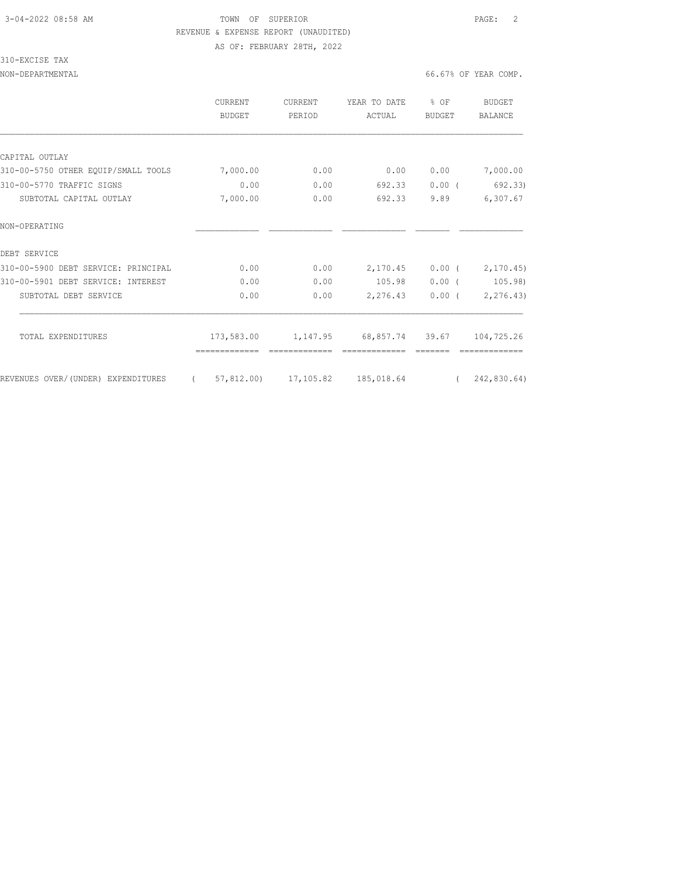TOWN OF SUPERIOR

REVENUE & EXPENSE REPORT (UNAUDITED)

AS OF: FEBRUARY 28TH, 2022

310-EXCISE TAX

NON-DEPARTMENTAL — 66.67% OF YEAR COMP.

| | CURRENT BUDGET | CURRENT PERIOD | YEAR TO DATE ACTUAL | % OF BUDGET | BUDGET BALANCE |
|---|---|---|---|---|---|
| CAPITAL OUTLAY | | | | | |
| 310-00-5750 OTHER EQUIP/SMALL TOOLS | 7,000.00 | 0.00 | 0.00 | 0.00 | 7,000.00 |
| 310-00-5770 TRAFFIC SIGNS | 0.00 | 0.00 | 692.33 | 0.00 | ( 692.33) |
| SUBTOTAL CAPITAL OUTLAY | 7,000.00 | 0.00 | 692.33 | 9.89 | 6,307.67 |
| NON-OPERATING | | | | | |
| DEBT SERVICE | | | | | |
| 310-00-5900 DEBT SERVICE: PRINCIPAL | 0.00 | 0.00 | 2,170.45 | 0.00 | ( 2,170.45) |
| 310-00-5901 DEBT SERVICE: INTEREST | 0.00 | 0.00 | 105.98 | 0.00 | ( 105.98) |
| SUBTOTAL DEBT SERVICE | 0.00 | 0.00 | 2,276.43 | 0.00 | ( 2,276.43) |
| TOTAL EXPENDITURES | 173,583.00 | 1,147.95 | 68,857.74 | 39.67 | 104,725.26 |
| REVENUES OVER/(UNDER) EXPENDITURES | ( 57,812.00) | 17,105.82 | 185,018.64 | | ( 242,830.64) |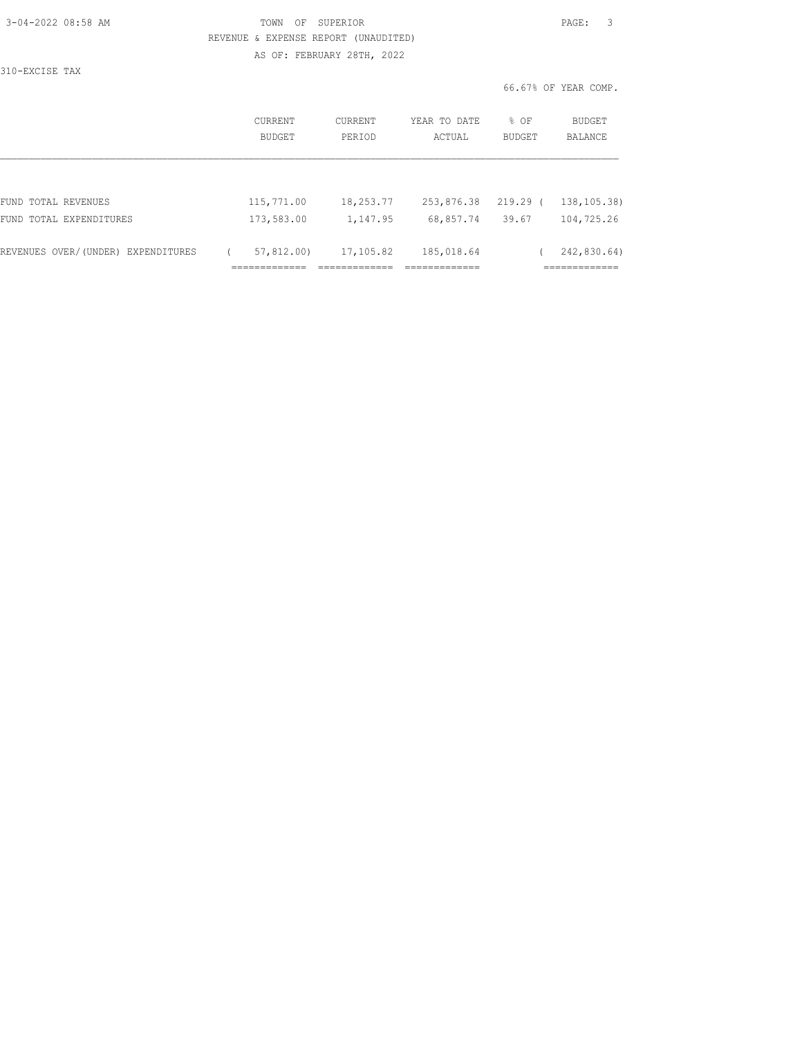TOWN OF SUPERIOR

REVENUE & EXPENSE REPORT (UNAUDITED)

AS OF: FEBRUARY 28TH, 2022

310-EXCISE TAX

66.67% OF YEAR COMP.

| | CURRENT BUDGET | CURRENT PERIOD | YEAR TO DATE ACTUAL | % OF BUDGET | BUDGET BALANCE |
|---|---|---|---|---|---|
| FUND TOTAL REVENUES | 115,771.00 | 18,253.77 | 253,876.38 | 219.29 | ( 138,105.38) |
| FUND TOTAL EXPENDITURES | 173,583.00 | 1,147.95 | 68,857.74 | 39.67 | 104,725.26 |
| REVENUES OVER/(UNDER) EXPENDITURES | ( 57,812.00) | 17,105.82 | 185,018.64 | | ( 242,830.64) |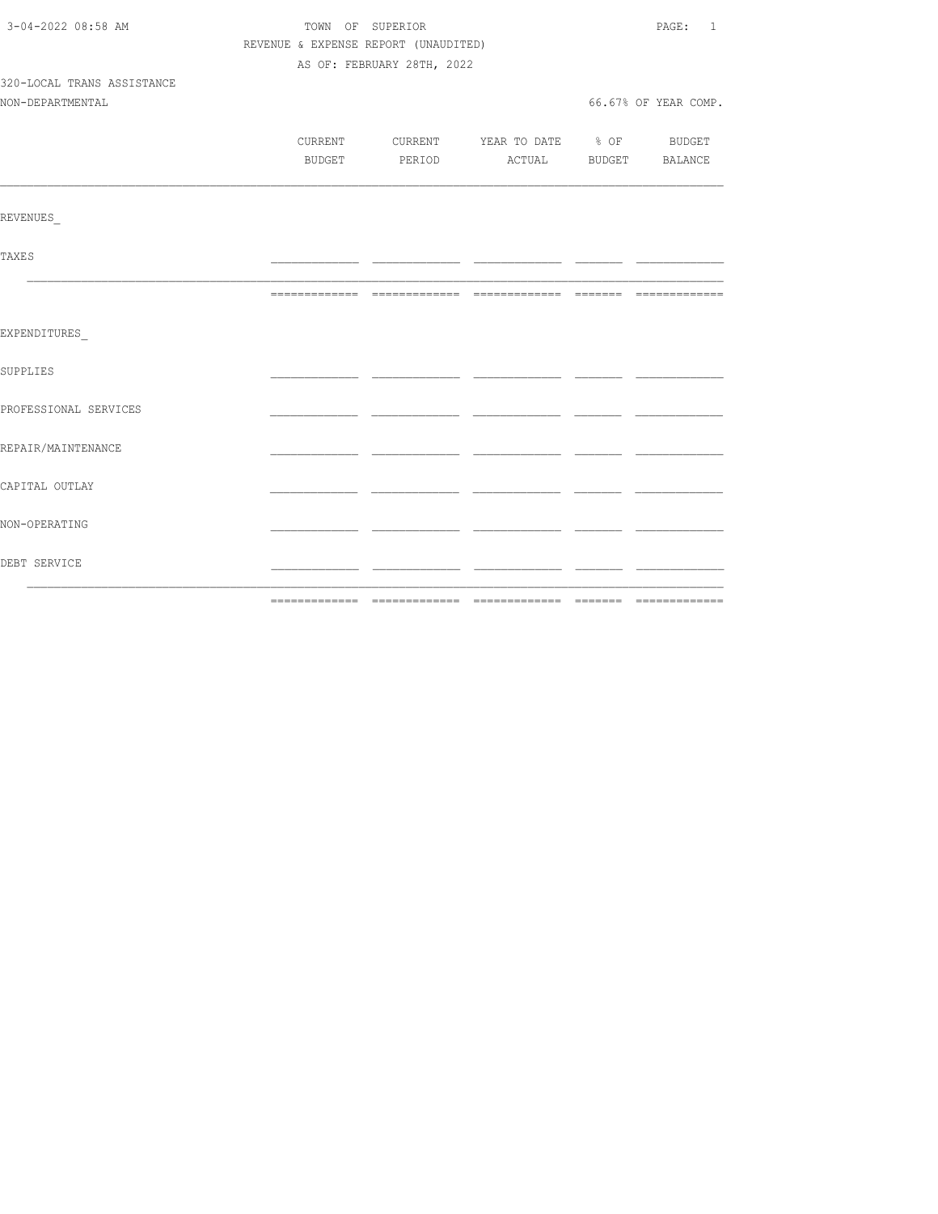TOWN OF SUPERIOR

REVENUE & EXPENSE REPORT (UNAUDITED)

AS OF: FEBRUARY 28TH, 2022

320-LOCAL TRANS ASSISTANCE

NON-DEPARTMENTAL

66.67% OF YEAR COMP.

| | CURRENT BUDGET | CURRENT PERIOD | YEAR TO DATE ACTUAL | % OF BUDGET | BUDGET BALANCE |
|---|---|---|---|---|---|
| REVENUES_ | | | | | |
| TAXES | | | | | |
| EXPENDITURES_ | | | | | |
| SUPPLIES | | | | | |
| PROFESSIONAL SERVICES | | | | | |
| REPAIR/MAINTENANCE | | | | | |
| CAPITAL OUTLAY | | | | | |
| NON-OPERATING | | | | | |
| DEBT SERVICE | | | | | |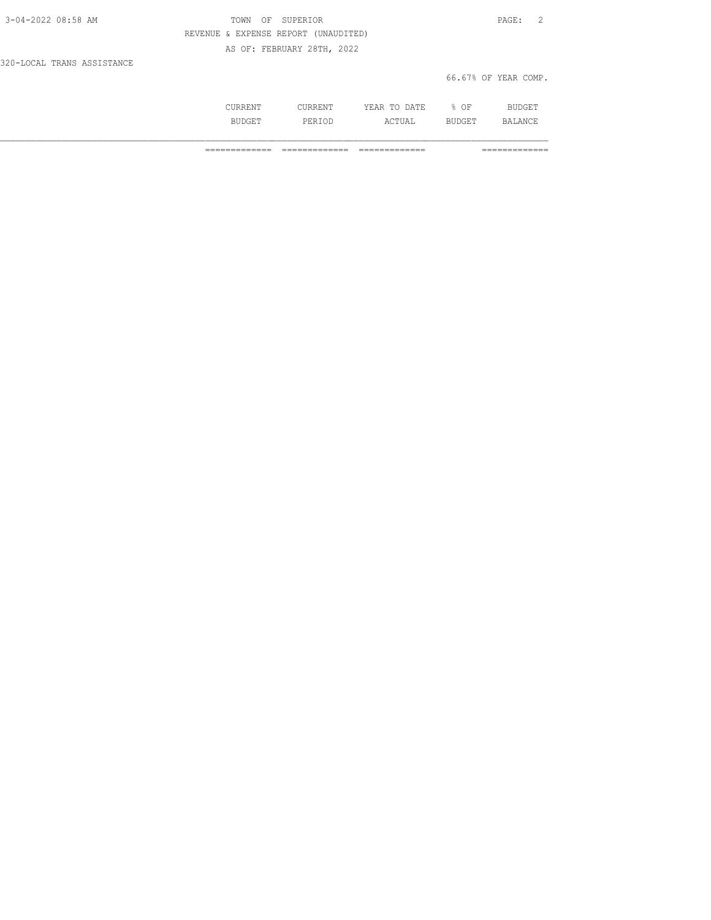REVENUE & EXPENSE REPORT (UNAUDITED)

AS OF: FEBRUARY 28TH, 2022

320-LOCAL TRANS ASSISTANCE

66.67% OF YEAR COMP.

| | CURRENT BUDGET | CURRENT PERIOD | YEAR TO DATE ACTUAL | % OF BUDGET | BUDGET BALANCE |
|---|---|---|---|---|---|
| | ============= | ============= | ============= | | ============= |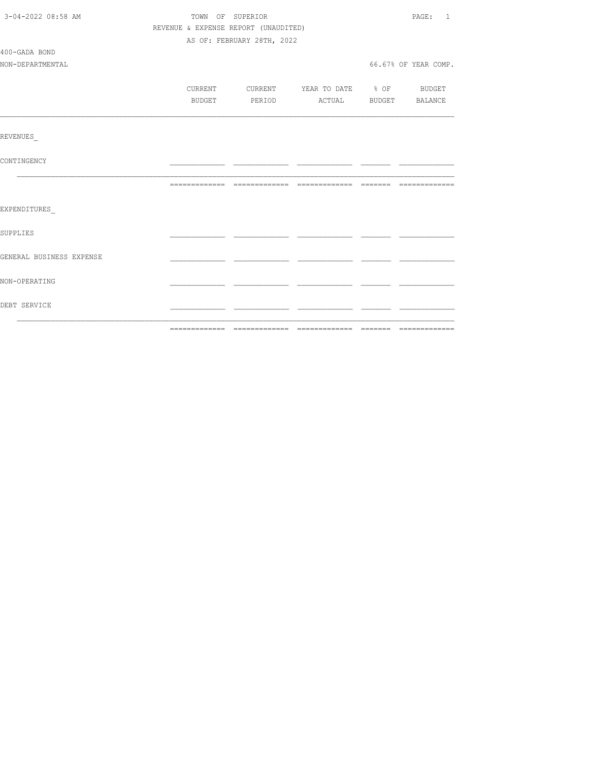TOWN OF SUPERIOR

REVENUE & EXPENSE REPORT (UNAUDITED)

AS OF: FEBRUARY 28TH, 2022

400-GADA BOND

NON-DEPARTMENTAL

66.67% OF YEAR COMP.

| | CURRENT BUDGET | CURRENT PERIOD | YEAR TO DATE ACTUAL | % OF BUDGET | BUDGET BALANCE |
|---|---|---|---|---|---|
| **REVENUES** | | | | | |
| CONTINGENCY | | | | | |
| | | | | | |
| **EXPENDITURES** | | | | | |
| SUPPLIES | | | | | |
| GENERAL BUSINESS EXPENSE | | | | | |
| NON-OPERATING | | | | | |
| DEBT SERVICE | | | | | |
| | | | | | |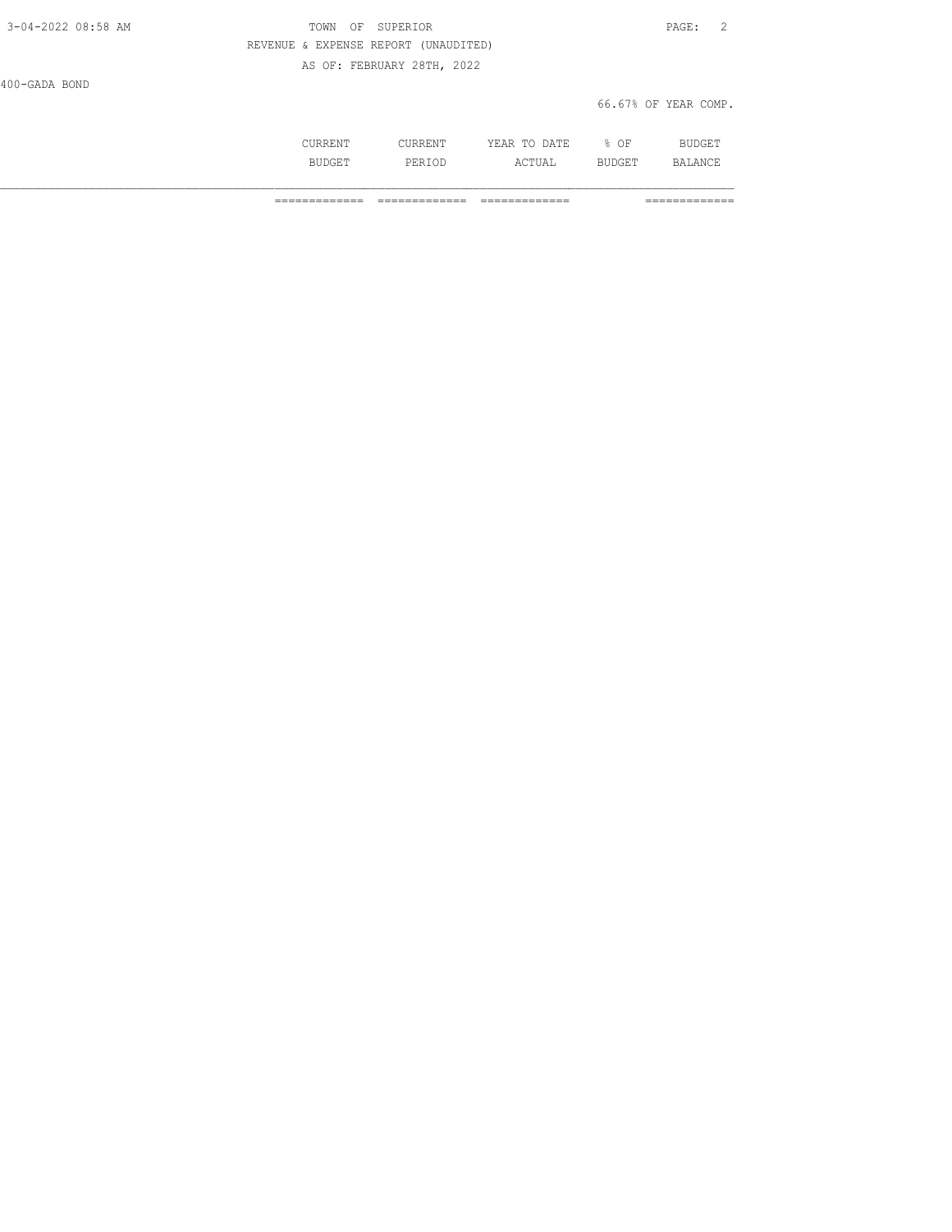TOWN OF SUPERIOR

REVENUE & EXPENSE REPORT (UNAUDITED)

AS OF: FEBRUARY 28TH, 2022

400-GADA BOND

66.67% OF YEAR COMP.

| | CURRENT BUDGET | CURRENT PERIOD | YEAR TO DATE ACTUAL | % OF BUDGET | BUDGET BALANCE |
|---|---|---|---|---|---|
| | ============= | ============= | ============= | | ============= |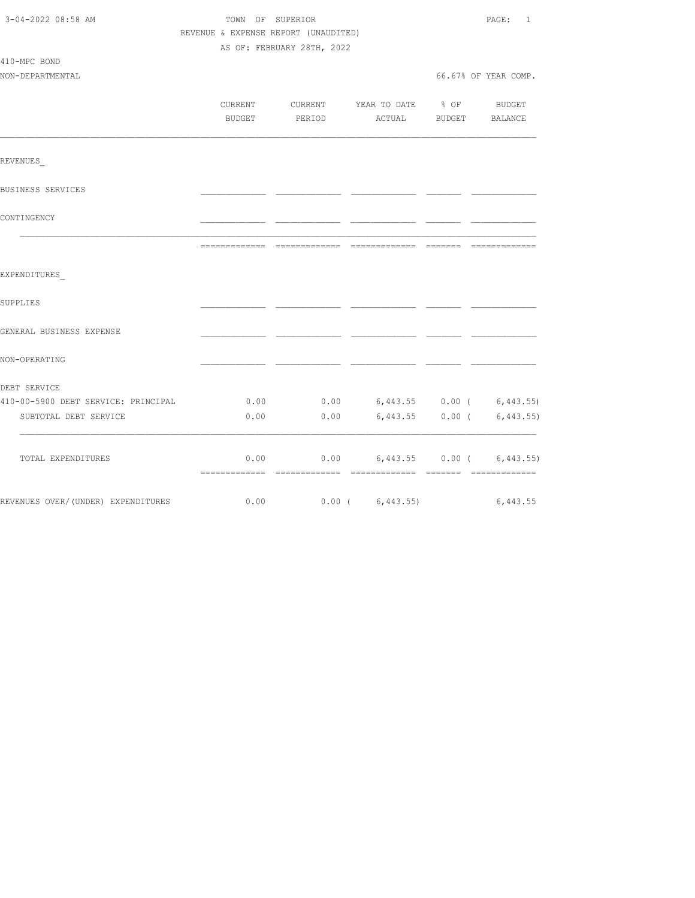TOWN OF SUPERIOR

REVENUE & EXPENSE REPORT (UNAUDITED)

AS OF: FEBRUARY 28TH, 2022

410-MPC BOND

NON-DEPARTMENTAL — 66.67% OF YEAR COMP.

| | CURRENT BUDGET | CURRENT PERIOD | YEAR TO DATE ACTUAL | % OF BUDGET | BUDGET BALANCE |
|---|---|---|---|---|---|
| REVENUES_ | | | | | |
| BUSINESS SERVICES | | | | | |
| CONTINGENCY | | | | | |
| EXPENDITURES_ | | | | | |
| SUPPLIES | | | | | |
| GENERAL BUSINESS EXPENSE | | | | | |
| NON-OPERATING | | | | | |
| DEBT SERVICE | | | | | |
| 410-00-5900 DEBT SERVICE: PRINCIPAL | 0.00 | 0.00 | 6,443.55 | 0.00 | ( 6,443.55) |
| SUBTOTAL DEBT SERVICE | 0.00 | 0.00 | 6,443.55 | 0.00 | ( 6,443.55) |
| TOTAL EXPENDITURES | 0.00 | 0.00 | 6,443.55 | 0.00 | ( 6,443.55) |
| REVENUES OVER/(UNDER) EXPENDITURES | 0.00 | 0.00 | ( 6,443.55) | | 6,443.55 |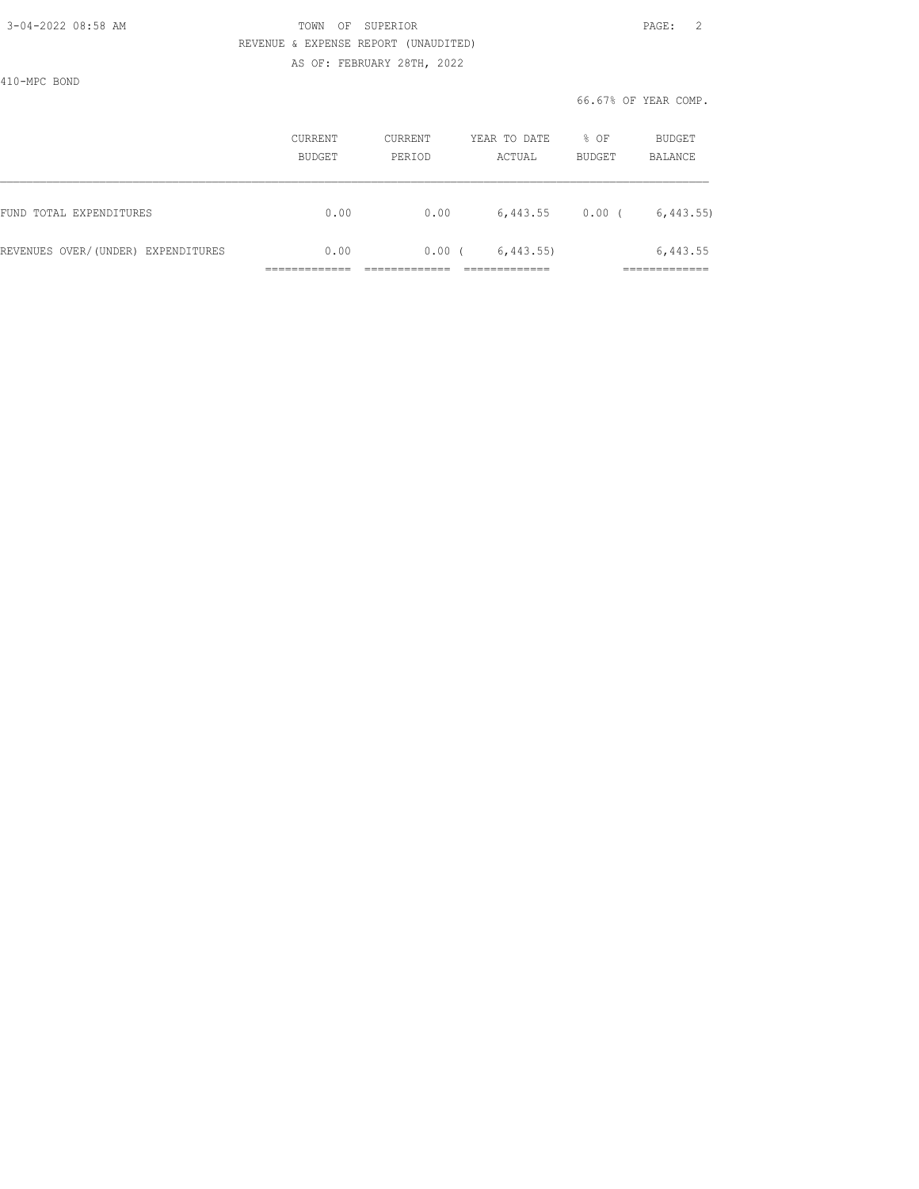410-MPC BOND

66.67% OF YEAR COMP.

| | CURRENT BUDGET | CURRENT PERIOD | YEAR TO DATE ACTUAL | % OF BUDGET | BUDGET BALANCE |
|---|---|---|---|---|---|
| FUND TOTAL EXPENDITURES | 0.00 | 0.00 | 6,443.55 | 0.00 | ( 6,443.55) |
| REVENUES OVER/(UNDER) EXPENDITURES | 0.00 | 0.00 | ( 6,443.55) | | 6,443.55 |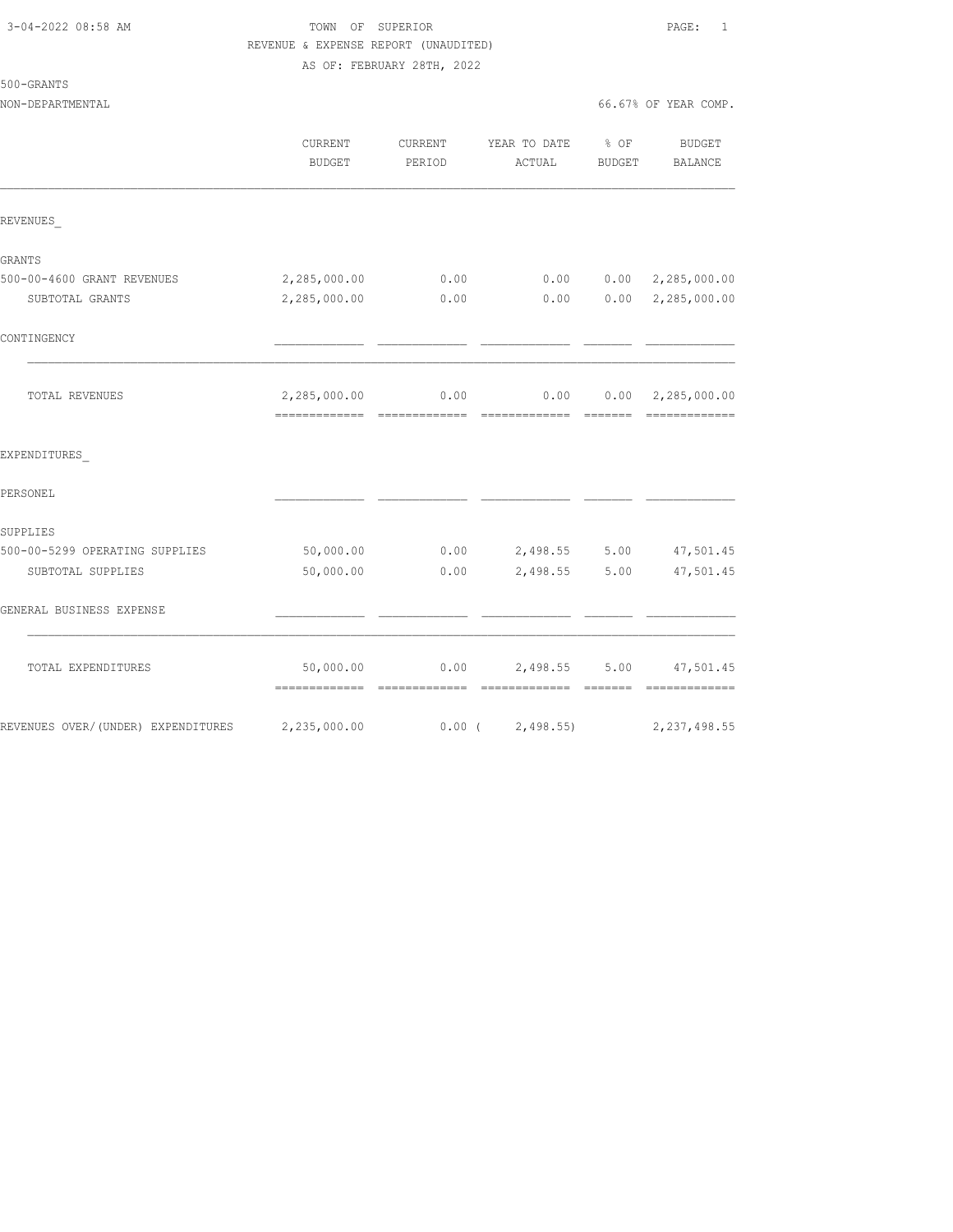3-04-2022 08:58 AM

TOWN OF SUPERIOR

REVENUE & EXPENSE REPORT (UNAUDITED)

AS OF: FEBRUARY 28TH, 2022

500-GRANTS

NON-DEPARTMENTAL

66.67% OF YEAR COMP.

| | CURRENT BUDGET | CURRENT PERIOD | YEAR TO DATE ACTUAL | % OF BUDGET | BUDGET BALANCE |
|---|---|---|---|---|---|
| REVENUES_ | | | | | |
| GRANTS | | | | | |
| 500-00-4600 GRANT REVENUES | 2,285,000.00 | 0.00 | 0.00 | 0.00 | 2,285,000.00 |
| SUBTOTAL GRANTS | 2,285,000.00 | 0.00 | 0.00 | 0.00 | 2,285,000.00 |
| CONTINGENCY | | | | | |
| TOTAL REVENUES | 2,285,000.00 | 0.00 | 0.00 | 0.00 | 2,285,000.00 |
| EXPENDITURES_ | | | | | |
| PERSONEL | | | | | |
| SUPPLIES | | | | | |
| 500-00-5299 OPERATING SUPPLIES | 50,000.00 | 0.00 | 2,498.55 | 5.00 | 47,501.45 |
| SUBTOTAL SUPPLIES | 50,000.00 | 0.00 | 2,498.55 | 5.00 | 47,501.45 |
| GENERAL BUSINESS EXPENSE | | | | | |
| TOTAL EXPENDITURES | 50,000.00 | 0.00 | 2,498.55 | 5.00 | 47,501.45 |
| REVENUES OVER/(UNDER) EXPENDITURES | 2,235,000.00 | 0.00 | ( 2,498.55) | | 2,237,498.55 |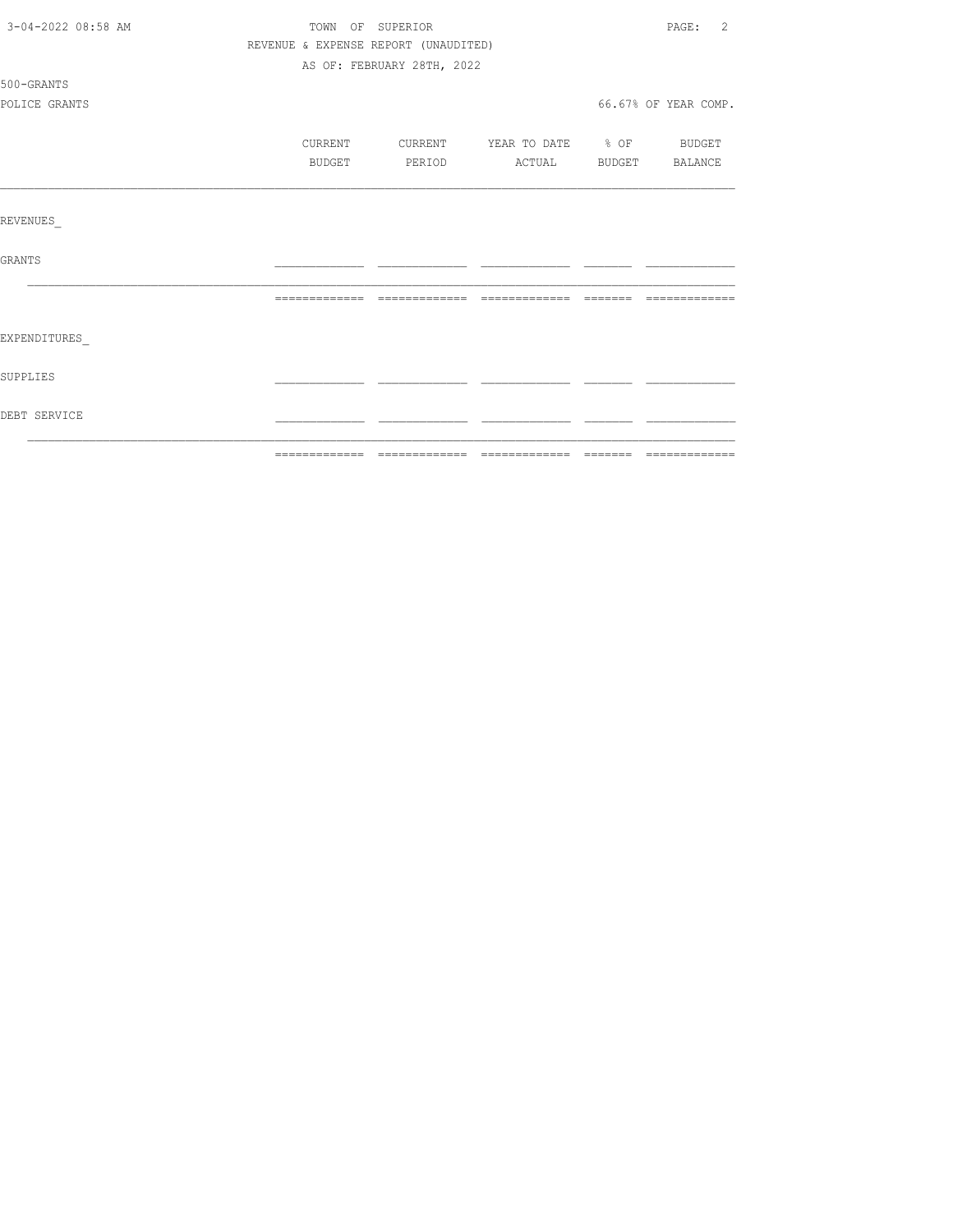TOWN OF SUPERIOR

REVENUE & EXPENSE REPORT (UNAUDITED)

AS OF: FEBRUARY 28TH, 2022

500-GRANTS

POLICE GRANTS

66.67% OF YEAR COMP.

| | CURRENT BUDGET | CURRENT PERIOD | YEAR TO DATE ACTUAL | % OF BUDGET | BUDGET BALANCE |
|---|---|---|---|---|---|
| REVENUES_ | | | | | |
| GRANTS | | | | | |
| EXPENDITURES_ | | | | | |
| SUPPLIES | | | | | |
| DEBT SERVICE | | | | | |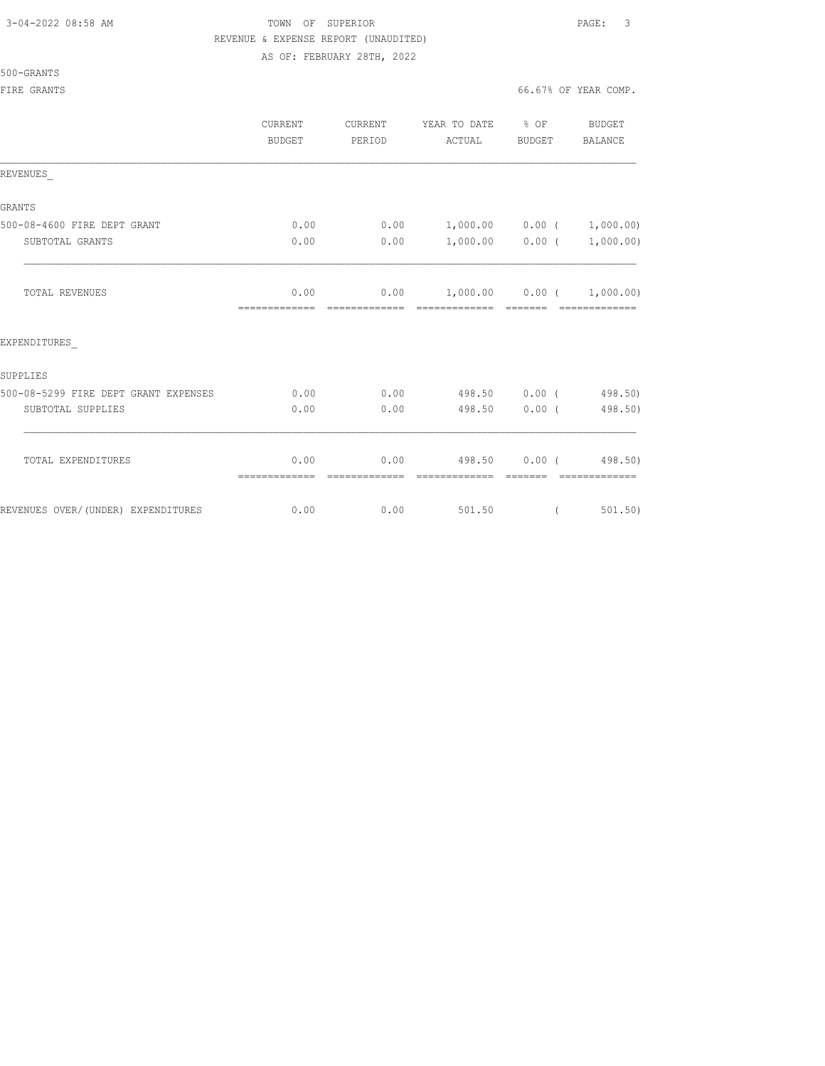TOWN OF SUPERIOR

REVENUE & EXPENSE REPORT (UNAUDITED)

AS OF: FEBRUARY 28TH, 2022

500-GRANTS

FIRE GRANTS — 66.67% OF YEAR COMP.

| | CURRENT BUDGET | CURRENT PERIOD | YEAR TO DATE ACTUAL | % OF BUDGET | BUDGET BALANCE |
|---|---|---|---|---|---|
| REVENUES_ | | | | | |
| GRANTS | | | | | |
| 500-08-4600 FIRE DEPT GRANT | 0.00 | 0.00 | 1,000.00 | 0.00 | ( 1,000.00) |
| SUBTOTAL GRANTS | 0.00 | 0.00 | 1,000.00 | 0.00 | ( 1,000.00) |
| TOTAL REVENUES | 0.00 | 0.00 | 1,000.00 | 0.00 | ( 1,000.00) |
| EXPENDITURES_ | | | | | |
| SUPPLIES | | | | | |
| 500-08-5299 FIRE DEPT GRANT EXPENSES | 0.00 | 0.00 | 498.50 | 0.00 | ( 498.50) |
| SUBTOTAL SUPPLIES | 0.00 | 0.00 | 498.50 | 0.00 | ( 498.50) |
| TOTAL EXPENDITURES | 0.00 | 0.00 | 498.50 | 0.00 | ( 498.50) |
| REVENUES OVER/(UNDER) EXPENDITURES | 0.00 | 0.00 | 501.50 | | ( 501.50) |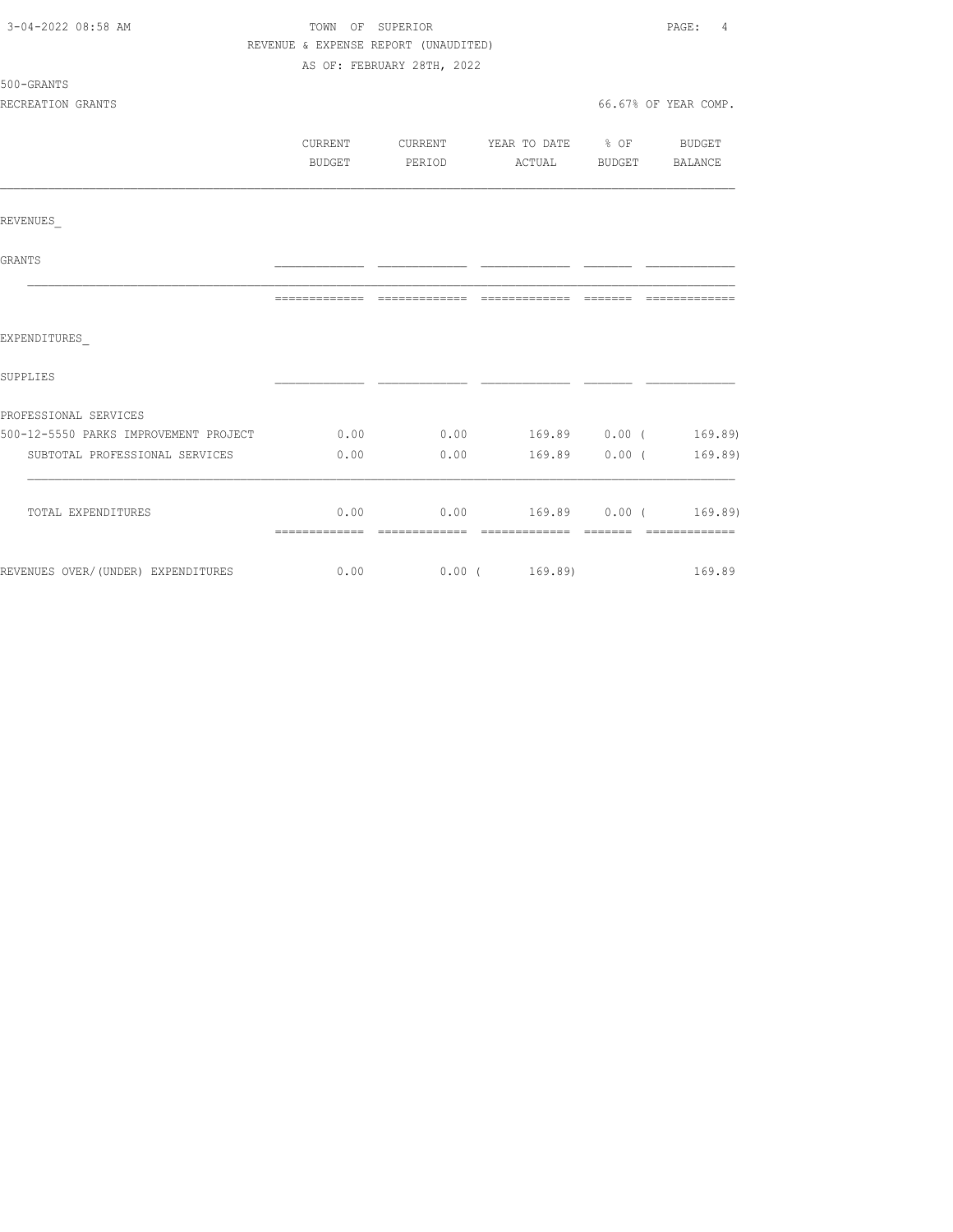TOWN OF SUPERIOR
REVENUE & EXPENSE REPORT (UNAUDITED)
AS OF: FEBRUARY 28TH, 2022

500-GRANTS
RECREATION GRANTS

66.67% OF YEAR COMP.

| | CURRENT BUDGET | CURRENT PERIOD | YEAR TO DATE ACTUAL | % OF BUDGET | BUDGET BALANCE |
|---|---|---|---|---|---|
| REVENUES_ | | | | | |
| GRANTS | | | | | |
| EXPENDITURES_ | | | | | |
| SUPPLIES | | | | | |
| PROFESSIONAL SERVICES | | | | | |
| 500-12-5550 PARKS IMPROVEMENT PROJECT | 0.00 | 0.00 | 169.89 | 0.00 | ( 169.89) |
| SUBTOTAL PROFESSIONAL SERVICES | 0.00 | 0.00 | 169.89 | 0.00 | ( 169.89) |
| TOTAL EXPENDITURES | 0.00 | 0.00 | 169.89 | 0.00 | ( 169.89) |
| REVENUES OVER/(UNDER) EXPENDITURES | 0.00 | 0.00 | ( 169.89) | | 169.89 |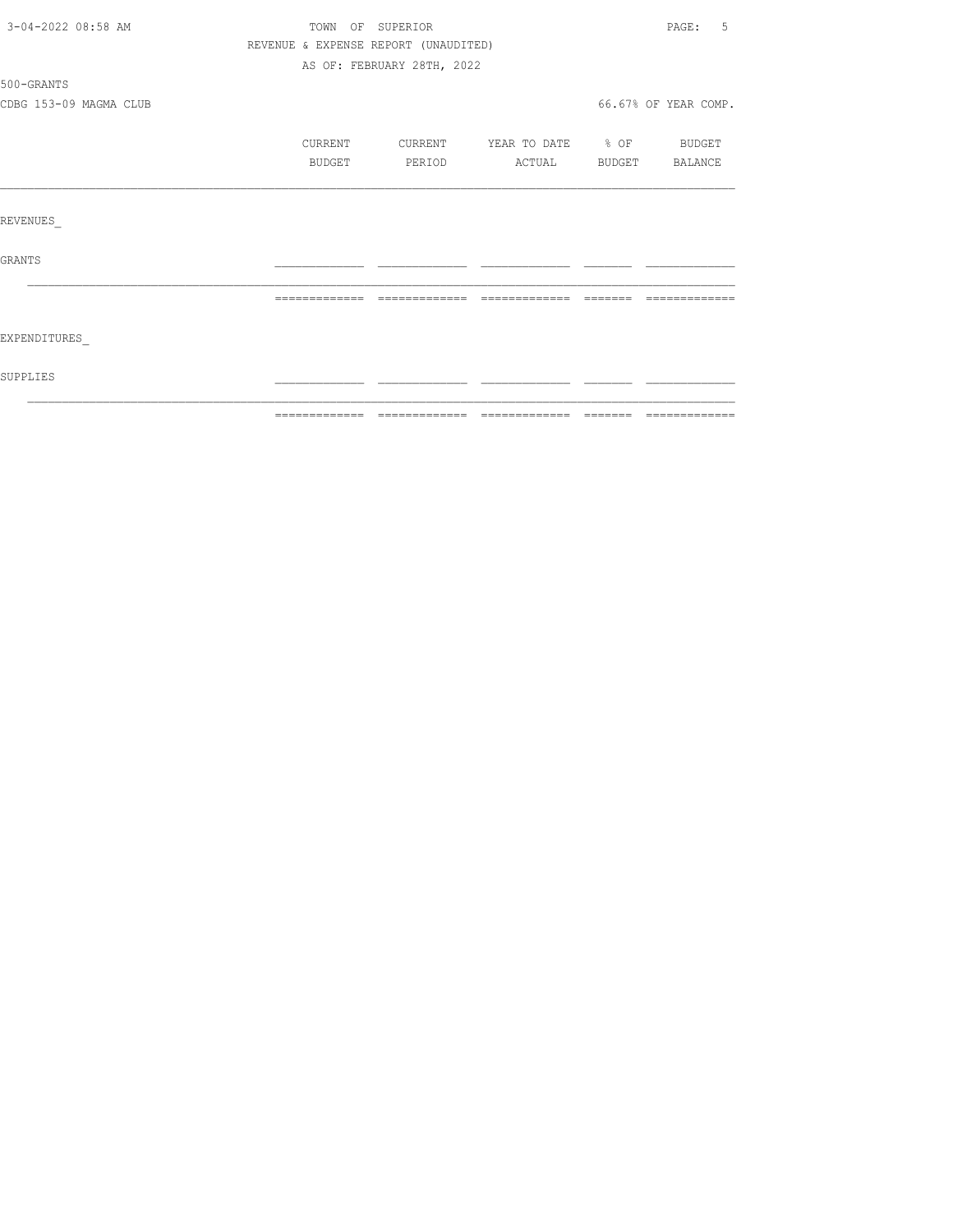TOWN OF SUPERIOR

REVENUE & EXPENSE REPORT (UNAUDITED)

AS OF: FEBRUARY 28TH, 2022

500-GRANTS

CDBG 153-09 MAGMA CLUB

66.67% OF YEAR COMP.

| | CURRENT BUDGET | CURRENT PERIOD | YEAR TO DATE ACTUAL | % OF BUDGET | BUDGET BALANCE |
|---|---|---|---|---|---|
| REVENUES_ | | | | | |
| GRANTS | | | | | |
| EXPENDITURES_ | | | | | |
| SUPPLIES | | | | | |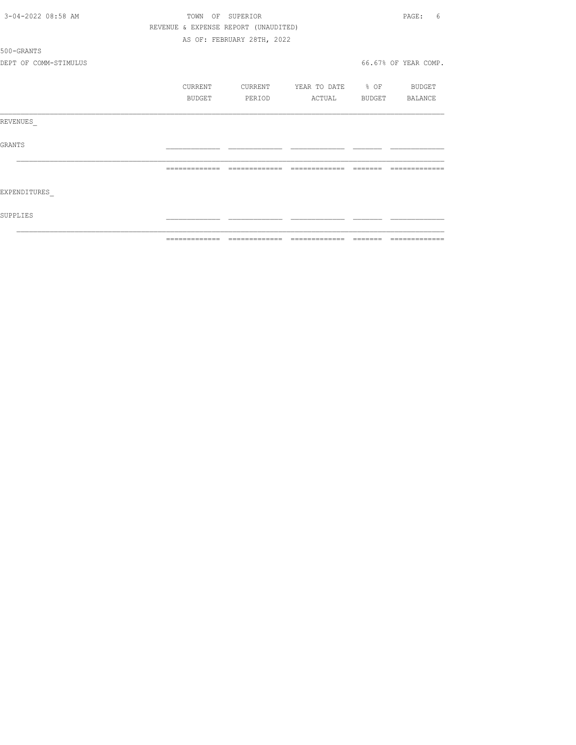TOWN OF SUPERIOR

REVENUE & EXPENSE REPORT (UNAUDITED)

AS OF: FEBRUARY 28TH, 2022

500-GRANTS

DEPT OF COMM-STIMULUS

66.67% OF YEAR COMP.

| | CURRENT BUDGET | CURRENT PERIOD | YEAR TO DATE ACTUAL | % OF BUDGET | BUDGET BALANCE |
|---|---|---|---|---|---|
| REVENUES_ | | | | | |
| GRANTS | | | | | |
| EXPENDITURES_ | | | | | |
| SUPPLIES | | | | | |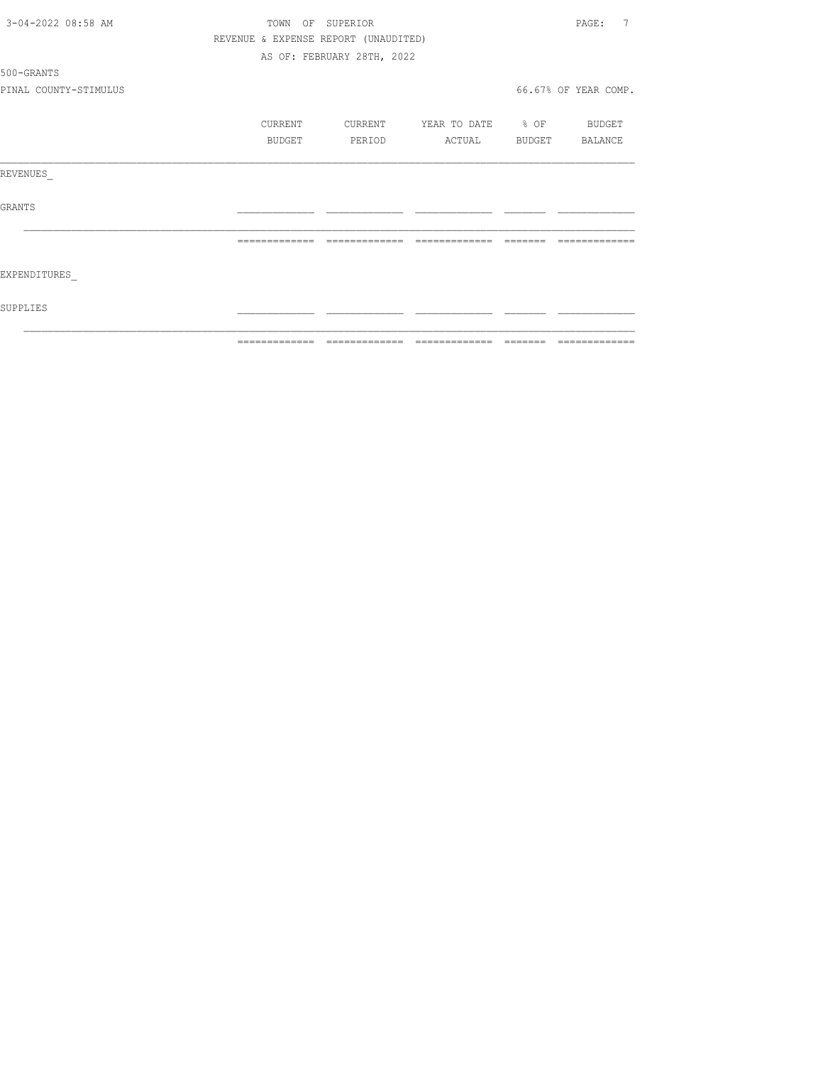TOWN OF SUPERIOR

REVENUE & EXPENSE REPORT (UNAUDITED)

AS OF: FEBRUARY 28TH, 2022

500-GRANTS

PINAL COUNTY-STIMULUS

66.67% OF YEAR COMP.

| | CURRENT BUDGET | CURRENT PERIOD | YEAR TO DATE ACTUAL | % OF BUDGET | BUDGET BALANCE |
|---|---|---|---|---|---|
| REVENUES_ | | | | | |
| GRANTS | | | | | |
| | | | | | |
| EXPENDITURES_ | | | | | |
| SUPPLIES | | | | | |
| | | | | | |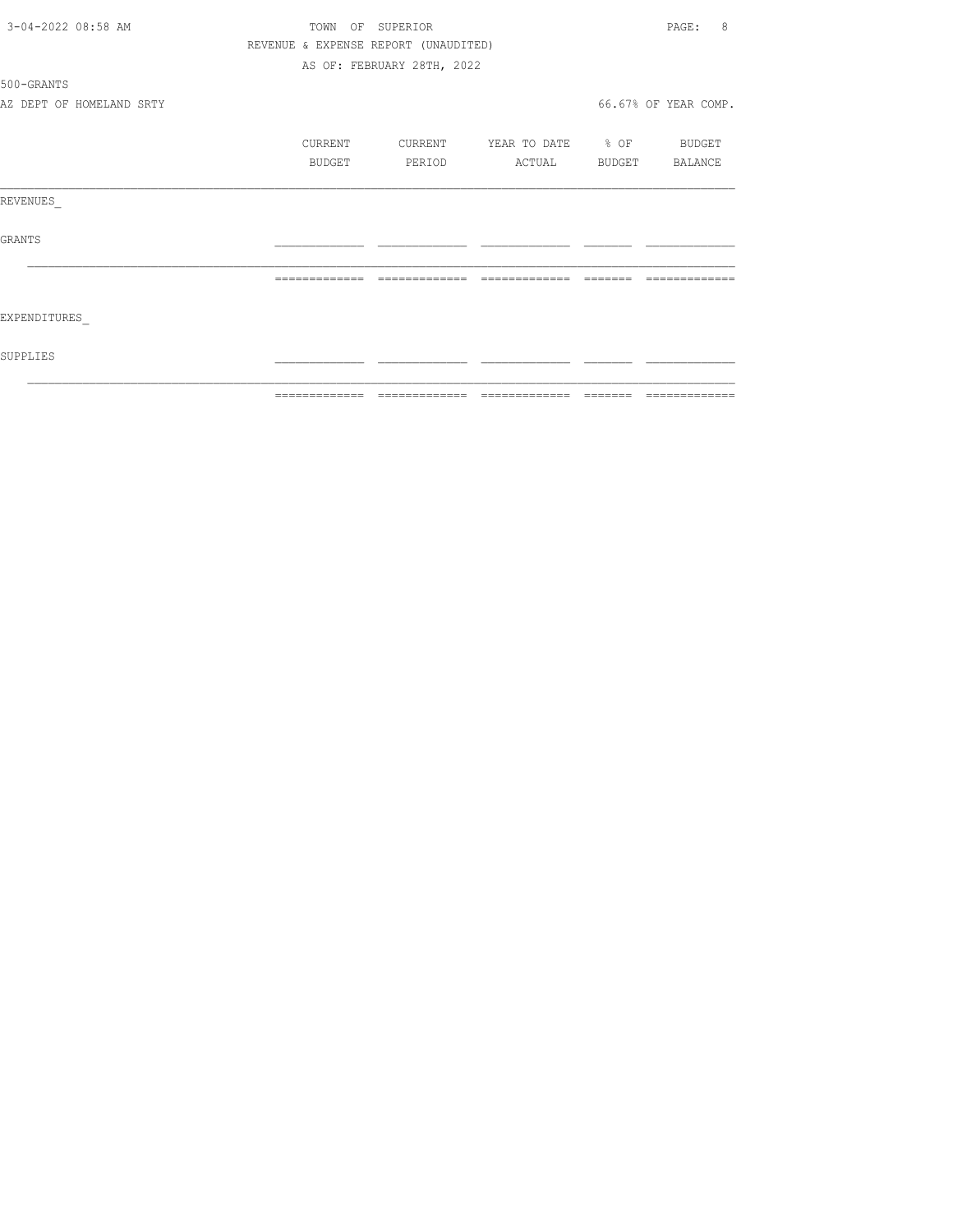TOWN OF SUPERIOR

REVENUE & EXPENSE REPORT (UNAUDITED)

AS OF: FEBRUARY 28TH, 2022

500-GRANTS

AZ DEPT OF HOMELAND SRTY

66.67% OF YEAR COMP.

| | CURRENT BUDGET | CURRENT PERIOD | YEAR TO DATE ACTUAL | % OF BUDGET | BUDGET BALANCE |
|---|---|---|---|---|---|
| REVENUES_ | | | | | |
| GRANTS | | | | | |
| | | | | | |
| EXPENDITURES_ | | | | | |
| SUPPLIES | | | | | |
| | | | | | |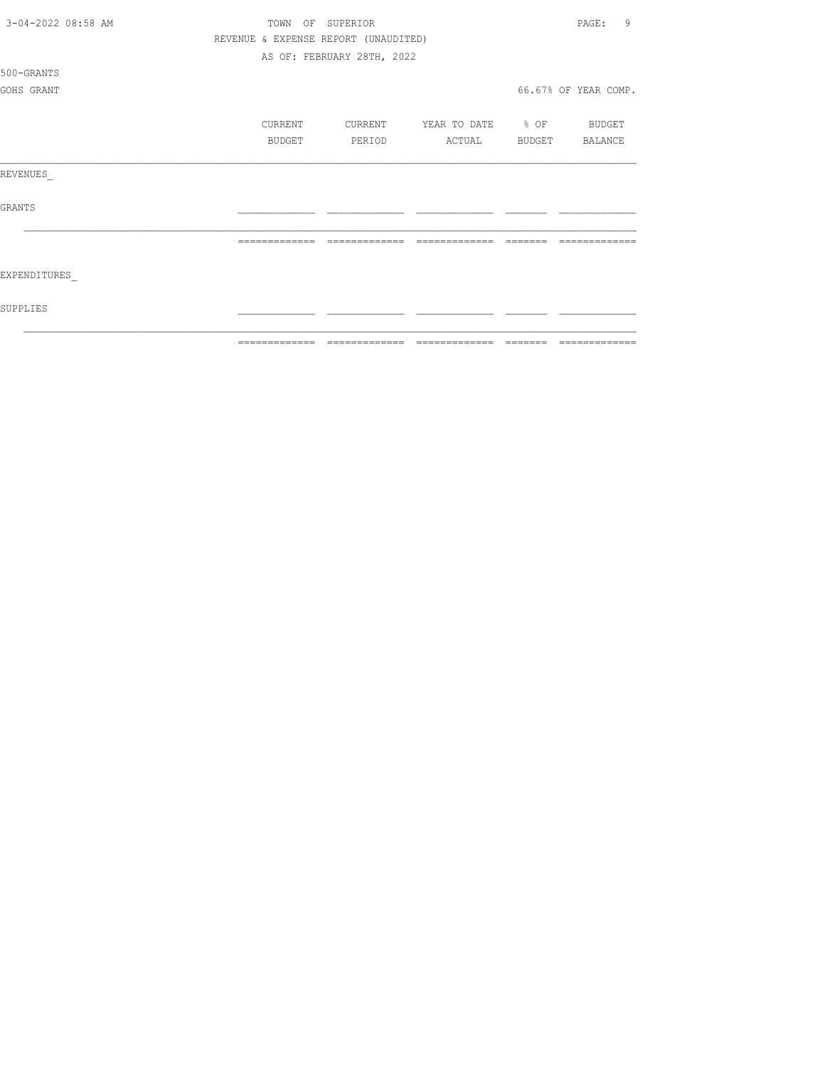TOWN OF SUPERIOR

REVENUE & EXPENSE REPORT (UNAUDITED)

AS OF: FEBRUARY 28TH, 2022

500-GRANTS

GOHS GRANT

66.67% OF YEAR COMP.

| | CURRENT BUDGET | CURRENT PERIOD | YEAR TO DATE ACTUAL | % OF BUDGET | BUDGET BALANCE |
|---|---|---|---|---|---|
| REVENUES_ | | | | | |
| GRANTS | | | | | |
| | | | | | |
| EXPENDITURES_ | | | | | |
| SUPPLIES | | | | | |
| | | | | | |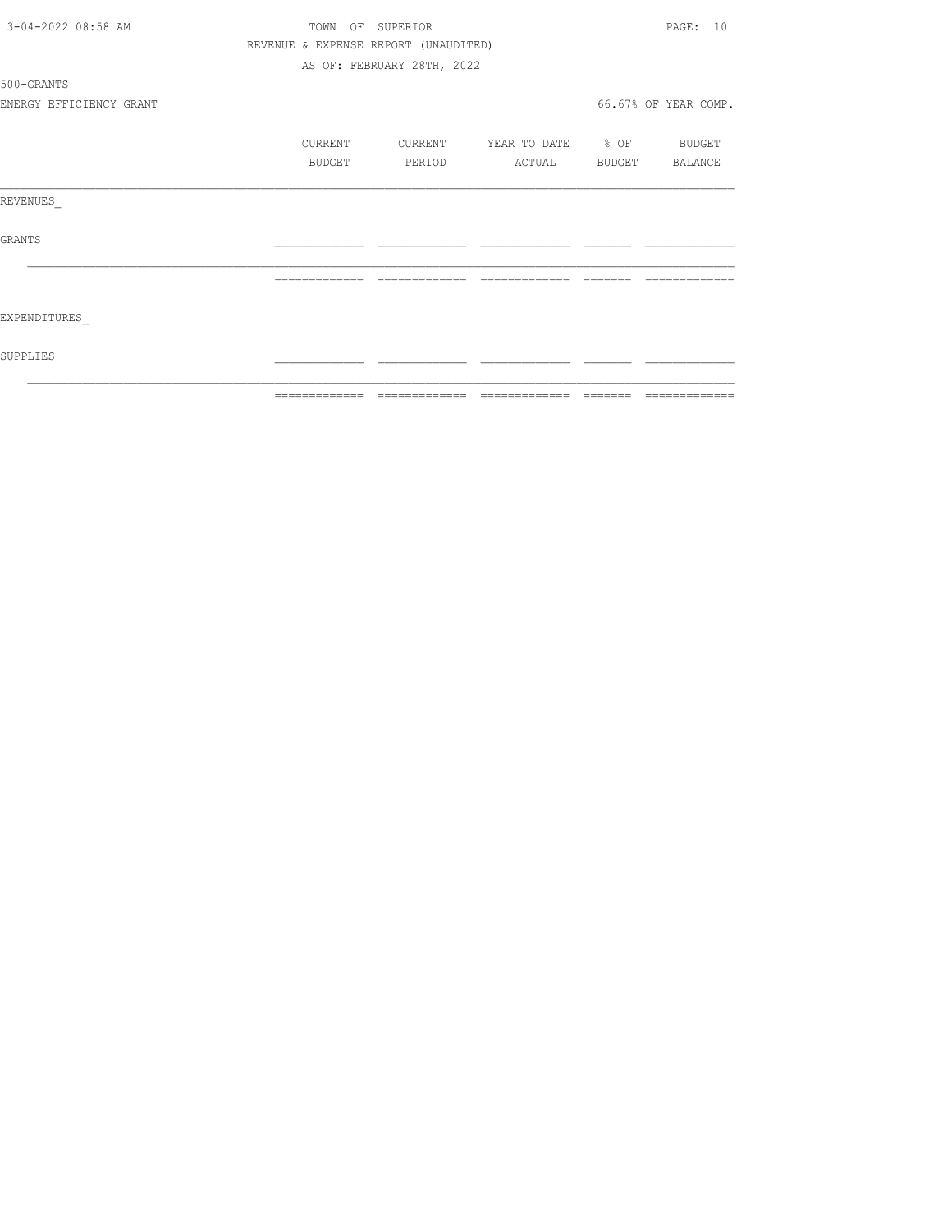TOWN OF SUPERIOR
REVENUE & EXPENSE REPORT (UNAUDITED)
AS OF: FEBRUARY 28TH, 2022

500-GRANTS

ENERGY EFFICIENCY GRANT

66.67% OF YEAR COMP.

| | CURRENT BUDGET | CURRENT PERIOD | YEAR TO DATE ACTUAL | % OF BUDGET | BUDGET BALANCE |
|---|---|---|---|---|---|
| REVENUES_ | | | | | |
| GRANTS | | | | | |
| | | | | | |
| EXPENDITURES_ | | | | | |
| SUPPLIES | | | | | |
| | | | | | |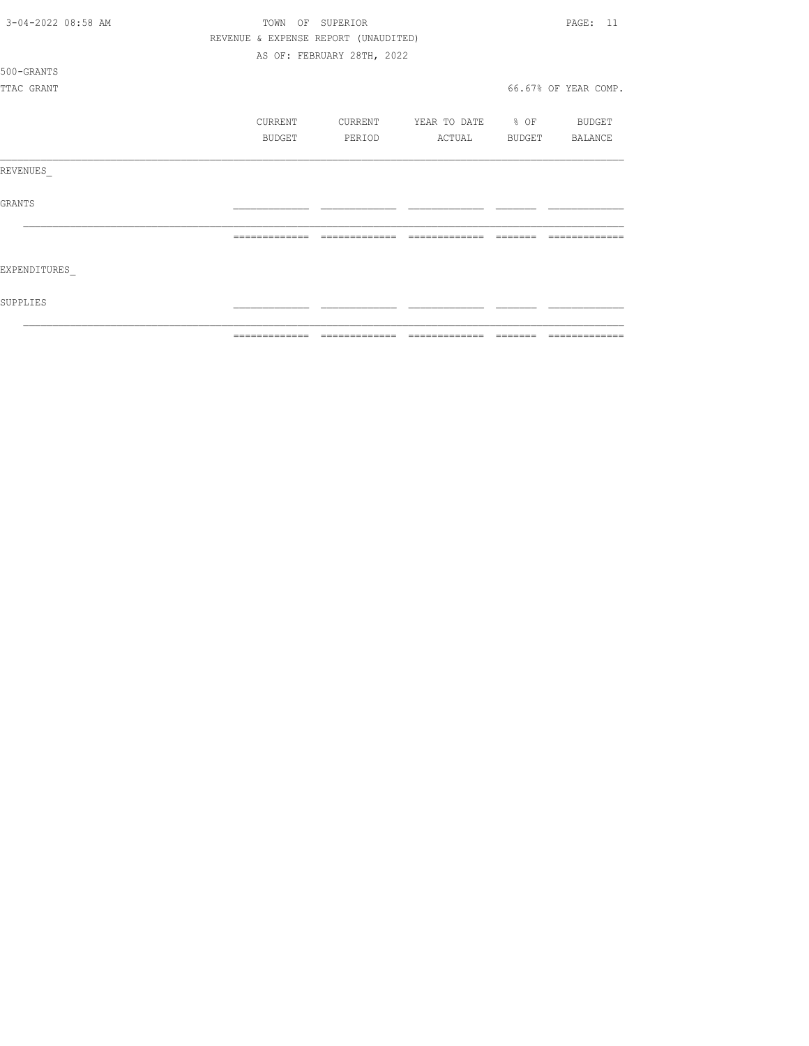TOWN OF SUPERIOR

REVENUE & EXPENSE REPORT (UNAUDITED)

AS OF: FEBRUARY 28TH, 2022

500-GRANTS

TTAC GRANT

66.67% OF YEAR COMP.

| | CURRENT BUDGET | CURRENT PERIOD | YEAR TO DATE ACTUAL | % OF BUDGET | BUDGET BALANCE |
|---|---|---|---|---|---|
| REVENUES_ | | | | | |
| GRANTS | | | | | |
| | | | | | |
| EXPENDITURES_ | | | | | |
| SUPPLIES | | | | | |
| | | | | | |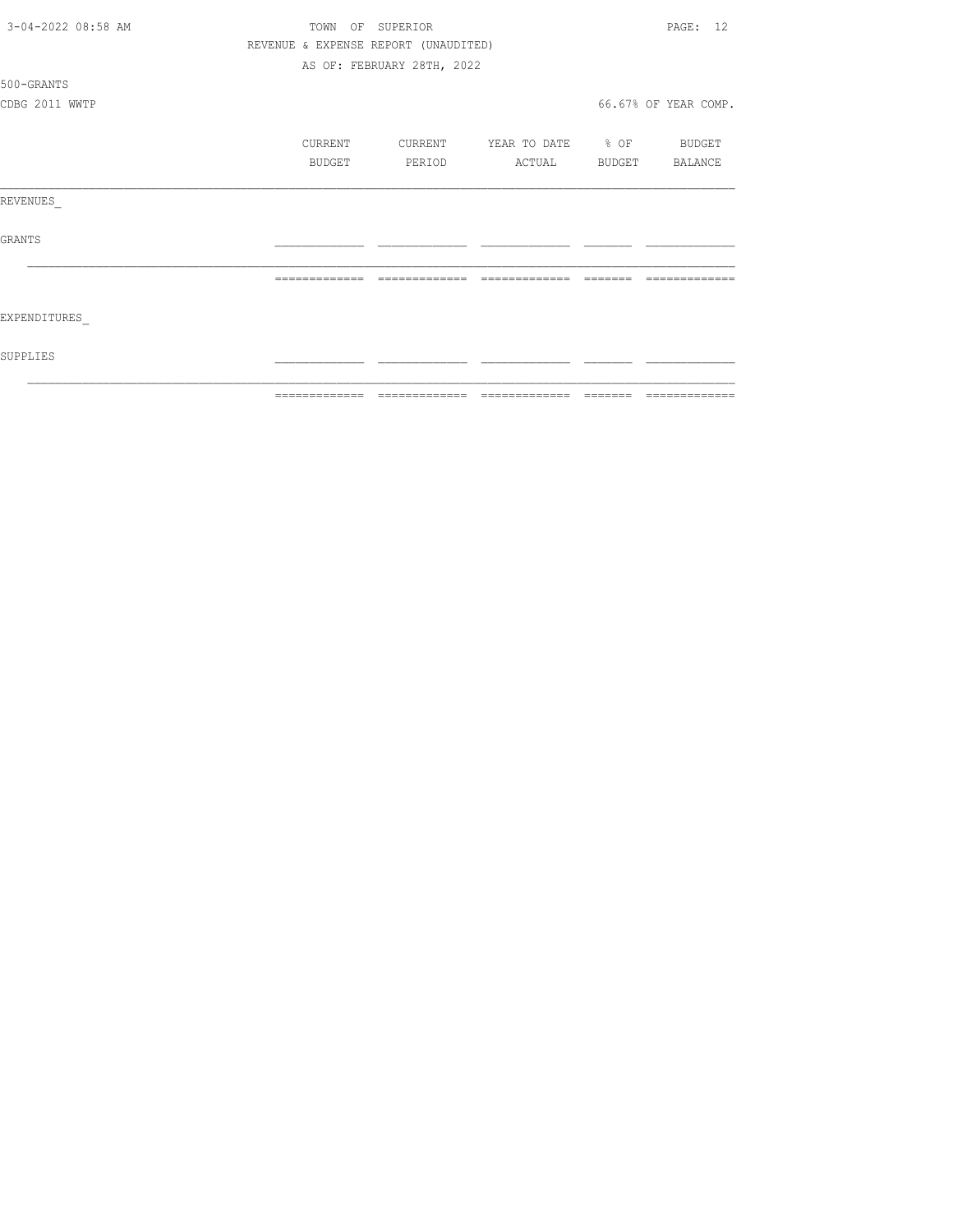TOWN OF SUPERIOR

REVENUE & EXPENSE REPORT (UNAUDITED)

AS OF: FEBRUARY 28TH, 2022

500-GRANTS

CDBG 2011 WWTP

66.67% OF YEAR COMP.

| | CURRENT BUDGET | CURRENT PERIOD | YEAR TO DATE ACTUAL | % OF BUDGET | BUDGET BALANCE |
|---|---|---|---|---|---|
| REVENUES_ | | | | | |
| GRANTS | | | | | |
| | | | | | |
| EXPENDITURES_ | | | | | |
| SUPPLIES | | | | | |
| | | | | | |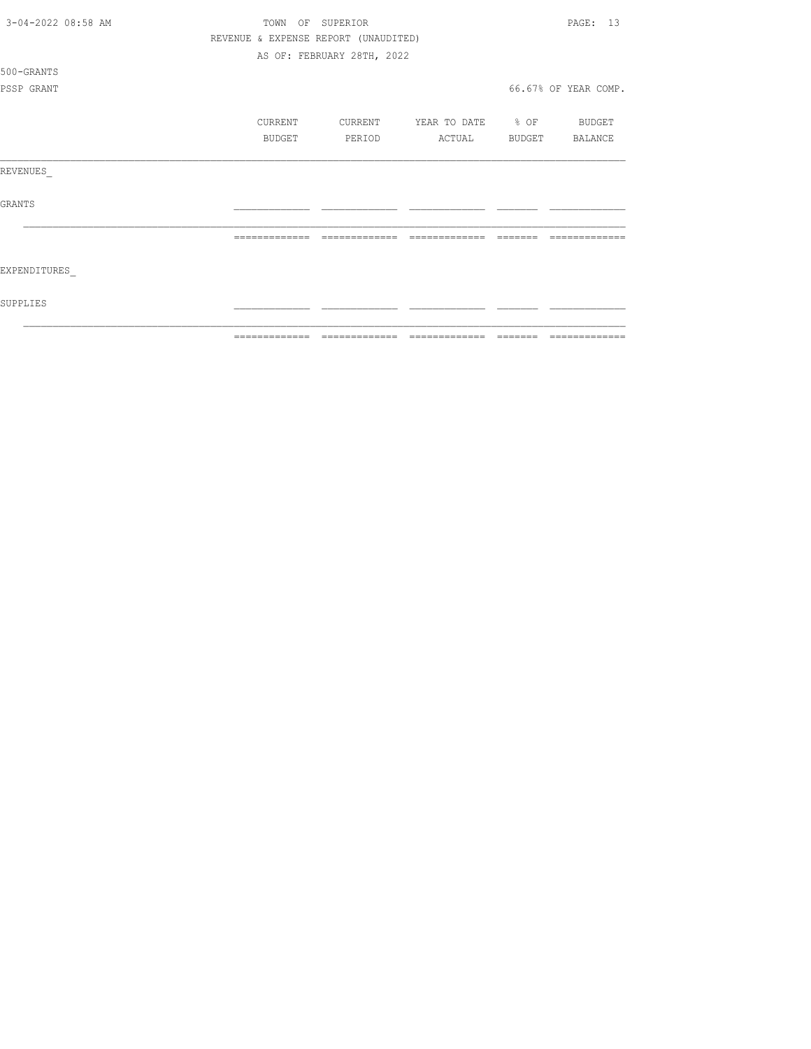TOWN OF SUPERIOR

REVENUE & EXPENSE REPORT (UNAUDITED)

AS OF: FEBRUARY 28TH, 2022

500-GRANTS

PSSP GRANT

66.67% OF YEAR COMP.

| | CURRENT BUDGET | CURRENT PERIOD | YEAR TO DATE ACTUAL | % OF BUDGET | BUDGET BALANCE |
|---|---|---|---|---|---|
| REVENUES_ | | | | | |
| GRANTS | | | | | |
| | | | | | |
| EXPENDITURES_ | | | | | |
| SUPPLIES | | | | | |
| | | | | | |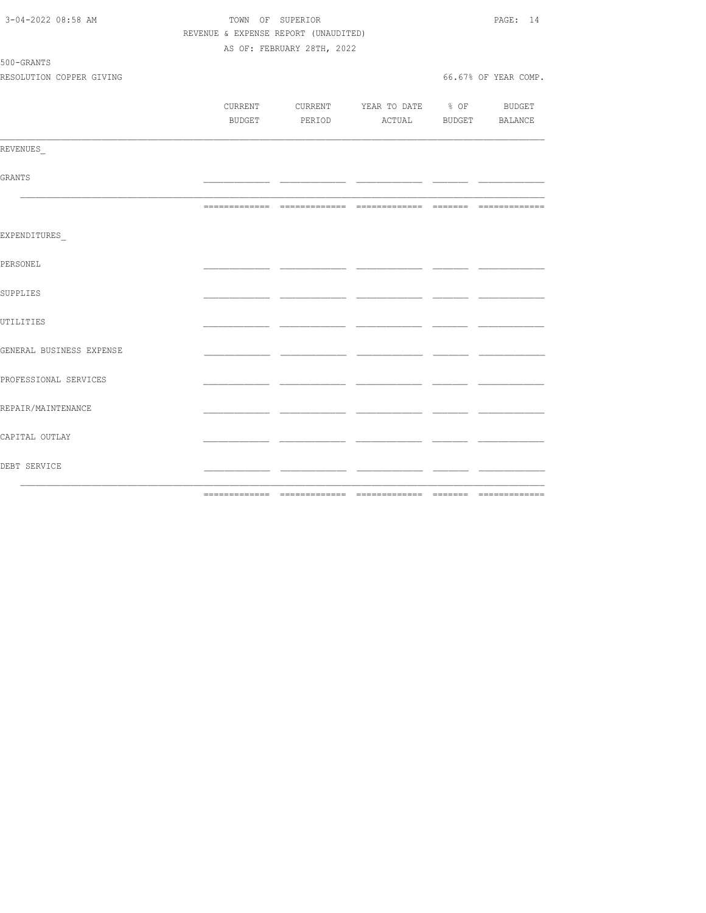TOWN OF SUPERIOR

REVENUE & EXPENSE REPORT (UNAUDITED)

AS OF: FEBRUARY 28TH, 2022

500-GRANTS

RESOLUTION COPPER GIVING

66.67% OF YEAR COMP.

| | CURRENT BUDGET | CURRENT PERIOD | YEAR TO DATE ACTUAL | % OF BUDGET | BUDGET BALANCE |
|---|---|---|---|---|---|
| REVENUES_ | | | | | |
| GRANTS | | | | | |
| | | | | | |
| EXPENDITURES_ | | | | | |
| PERSONEL | | | | | |
| SUPPLIES | | | | | |
| UTILITIES | | | | | |
| GENERAL BUSINESS EXPENSE | | | | | |
| PROFESSIONAL SERVICES | | | | | |
| REPAIR/MAINTENANCE | | | | | |
| CAPITAL OUTLAY | | | | | |
| DEBT SERVICE | | | | | |
| | | | | | |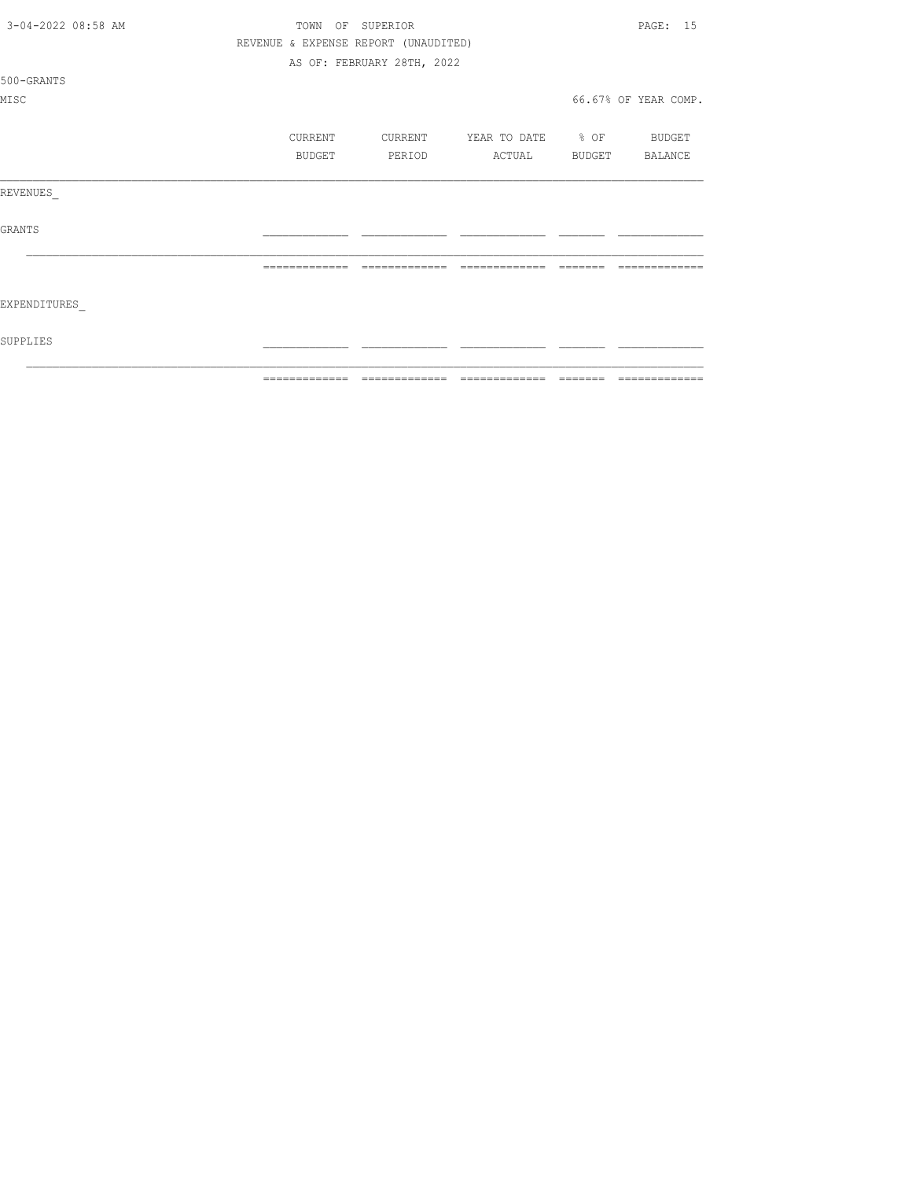TOWN OF SUPERIOR

REVENUE & EXPENSE REPORT (UNAUDITED)

AS OF: FEBRUARY 28TH, 2022

500-GRANTS

MISC

66.67% OF YEAR COMP.

| | CURRENT BUDGET | CURRENT PERIOD | YEAR TO DATE ACTUAL | % OF BUDGET | BUDGET BALANCE |
|---|---|---|---|---|---|
| REVENUES_ | | | | | |
| GRANTS | | | | | |
| EXPENDITURES_ | | | | | |
| SUPPLIES | | | | | |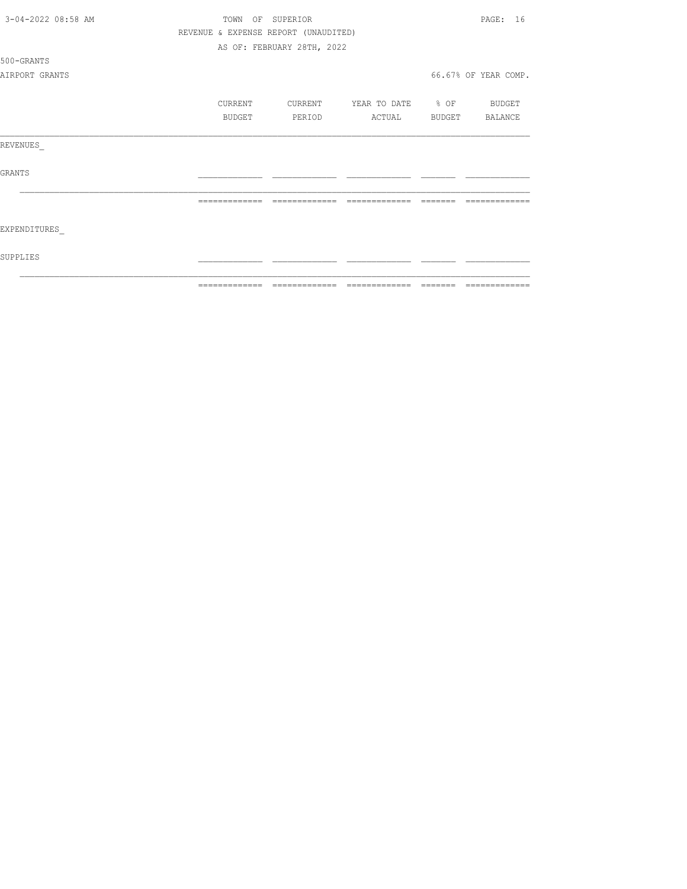TOWN OF SUPERIOR

REVENUE & EXPENSE REPORT (UNAUDITED)

AS OF: FEBRUARY 28TH, 2022

500-GRANTS

AIRPORT GRANTS

66.67% OF YEAR COMP.

| | CURRENT BUDGET | CURRENT PERIOD | YEAR TO DATE ACTUAL | % OF BUDGET | BUDGET BALANCE |
|---|---|---|---|---|---|
| REVENUES_ | | | | | |
| GRANTS | | | | | |
| EXPENDITURES_ | | | | | |
| SUPPLIES | | | | | |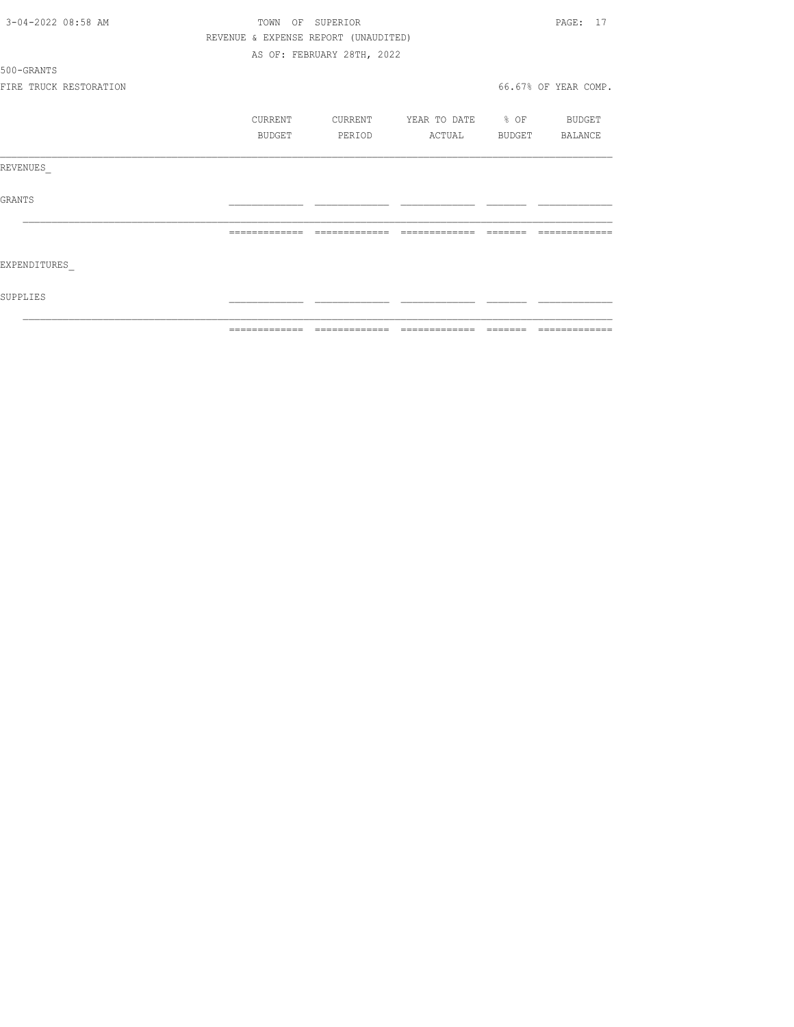TOWN OF SUPERIOR

REVENUE & EXPENSE REPORT (UNAUDITED)

AS OF: FEBRUARY 28TH, 2022

500-GRANTS

FIRE TRUCK RESTORATION

66.67% OF YEAR COMP.

| | CURRENT BUDGET | CURRENT PERIOD | YEAR TO DATE ACTUAL | % OF BUDGET | BUDGET BALANCE |
|---|---|---|---|---|---|
| REVENUES_ | | | | | |
| GRANTS | | | | | |
| | | | | | |
| EXPENDITURES_ | | | | | |
| SUPPLIES | | | | | |
| | | | | | |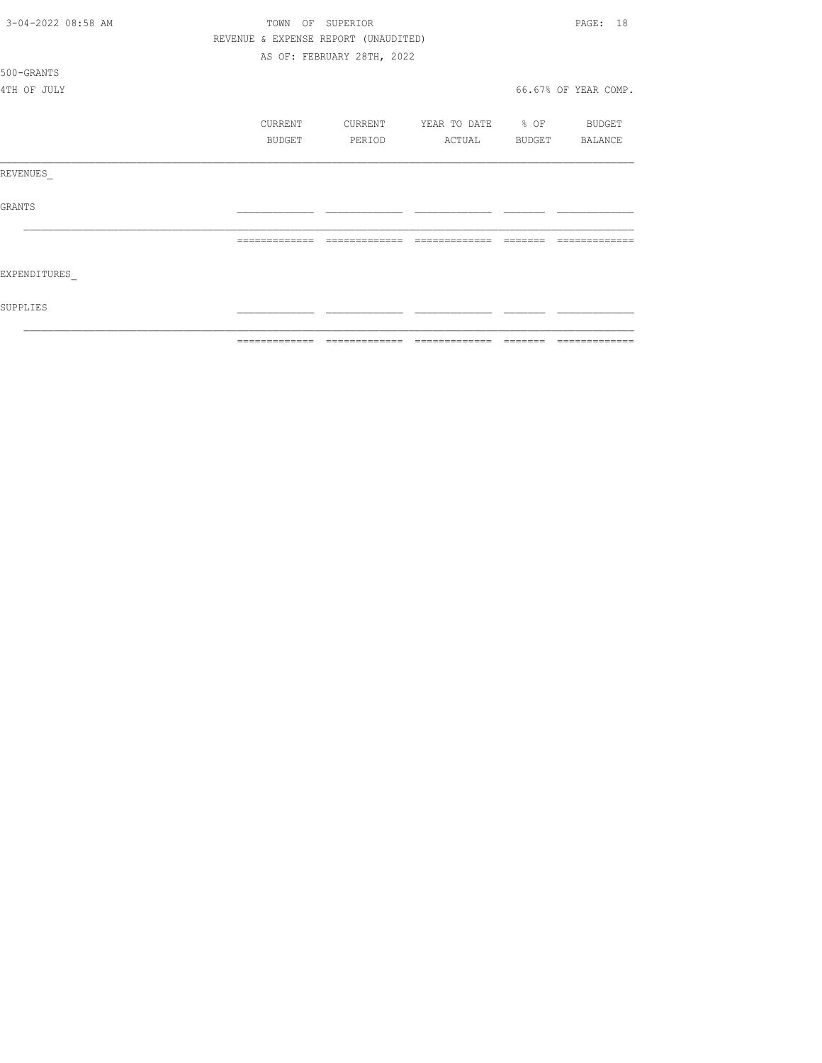TOWN OF SUPERIOR

REVENUE & EXPENSE REPORT (UNAUDITED)

AS OF: FEBRUARY 28TH, 2022

500-GRANTS

4TH OF JULY

66.67% OF YEAR COMP.

| | CURRENT BUDGET | CURRENT PERIOD | YEAR TO DATE ACTUAL | % OF BUDGET | BUDGET BALANCE |
|---|---|---|---|---|---|
| REVENUES_ | | | | | |
| GRANTS | | | | | |
| | | | | | |
| EXPENDITURES_ | | | | | |
| SUPPLIES | | | | | |
| | | | | | |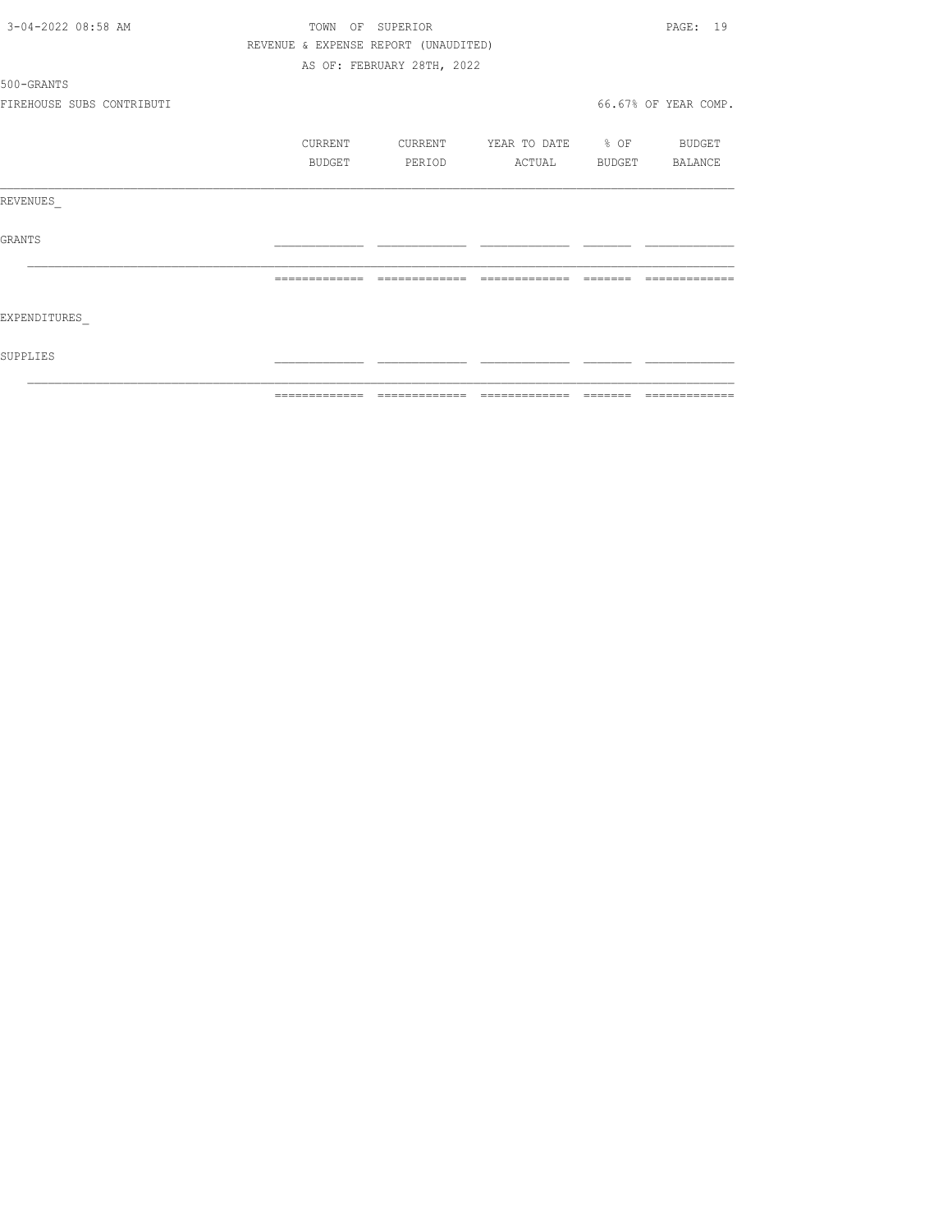TOWN OF SUPERIOR

REVENUE & EXPENSE REPORT (UNAUDITED)

AS OF: FEBRUARY 28TH, 2022

500-GRANTS

FIREHOUSE SUBS CONTRIBUTI

66.67% OF YEAR COMP.

| | CURRENT BUDGET | CURRENT PERIOD | YEAR TO DATE ACTUAL | % OF BUDGET | BUDGET BALANCE |
|---|---|---|---|---|---|
| REVENUES_ | | | | | |
| GRANTS | | | | | |
| | | | | | |
| EXPENDITURES_ | | | | | |
| SUPPLIES | | | | | |
| | | | | | |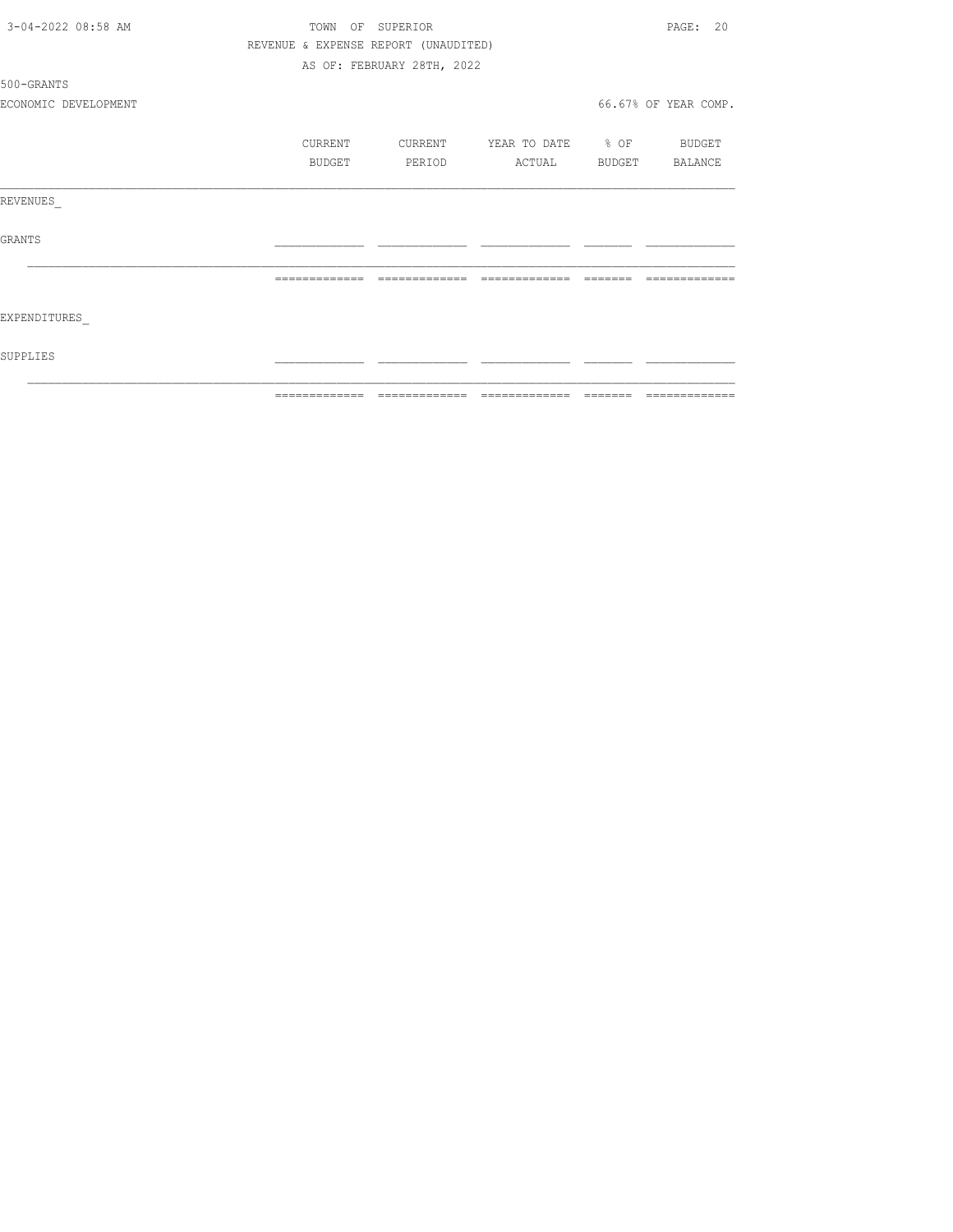TOWN OF SUPERIOR

REVENUE & EXPENSE REPORT (UNAUDITED)

AS OF: FEBRUARY 28TH, 2022

500-GRANTS

ECONOMIC DEVELOPMENT

66.67% OF YEAR COMP.

| | CURRENT BUDGET | CURRENT PERIOD | YEAR TO DATE ACTUAL | % OF BUDGET | BUDGET BALANCE |
|---|---|---|---|---|---|
| REVENUES_ | | | | | |
| GRANTS | | | | | |
| | | | | | |
| EXPENDITURES_ | | | | | |
| SUPPLIES | | | | | |
| | | | | | |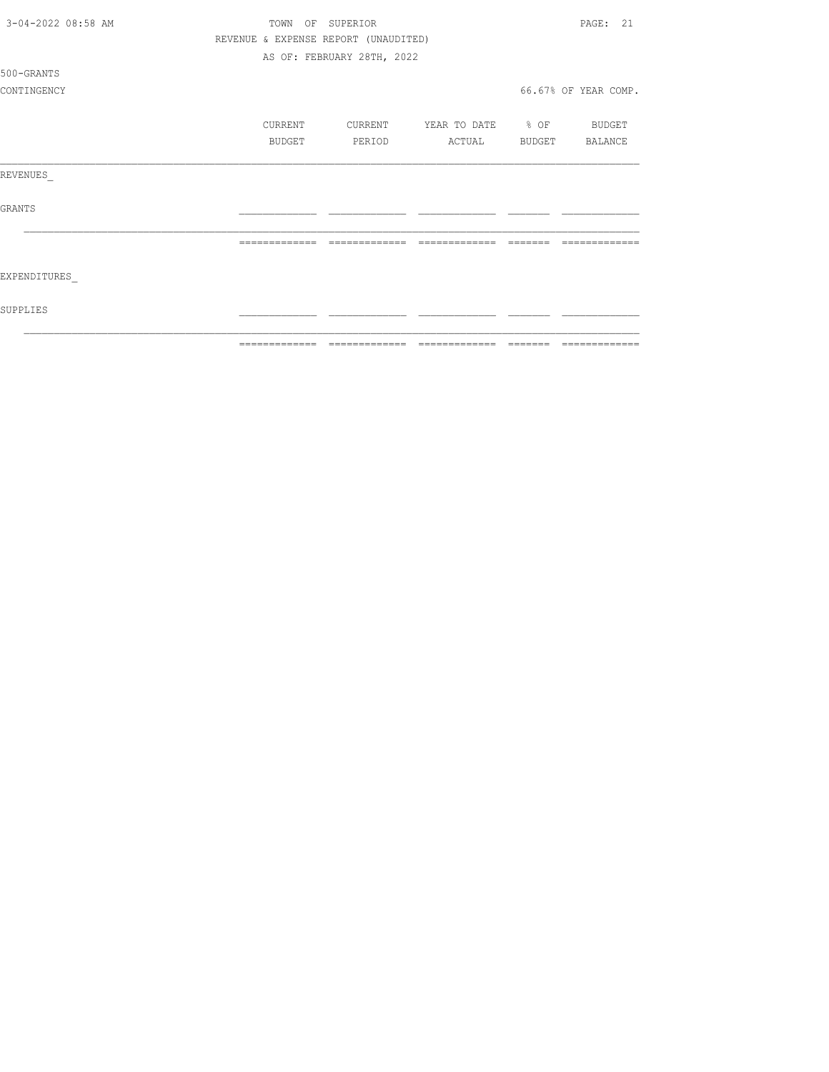TOWN OF SUPERIOR

REVENUE & EXPENSE REPORT (UNAUDITED)

AS OF: FEBRUARY 28TH, 2022

500-GRANTS

CONTINGENCY

66.67% OF YEAR COMP.

| | CURRENT BUDGET | CURRENT PERIOD | YEAR TO DATE ACTUAL | % OF BUDGET | BUDGET BALANCE |
|---|---|---|---|---|---|
| REVENUES_ | | | | | |
| GRANTS | | | | | |
| EXPENDITURES_ | | | | | |
| SUPPLIES | | | | | |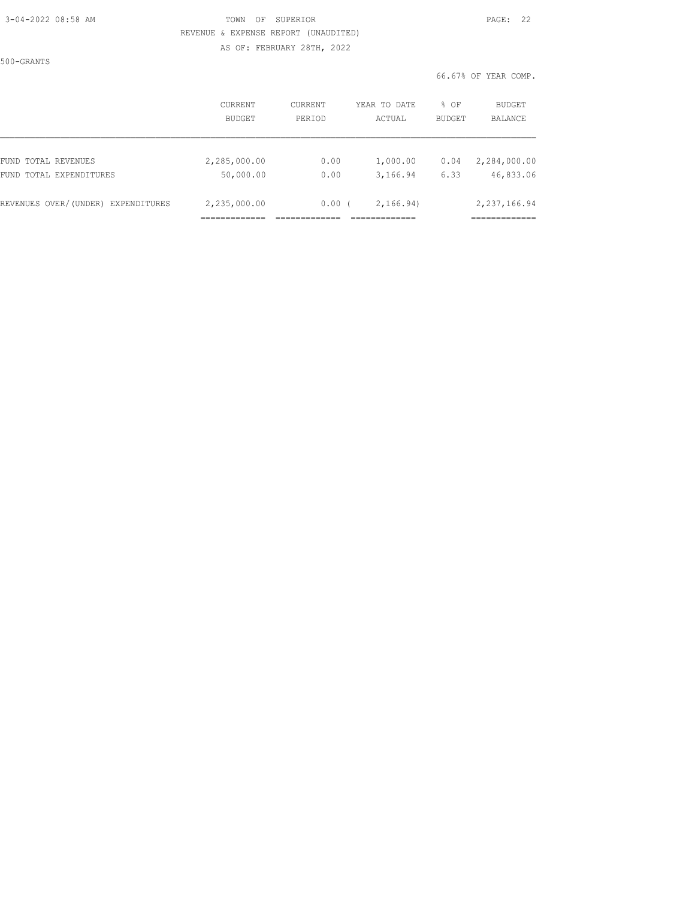TOWN OF SUPERIOR

REVENUE & EXPENSE REPORT (UNAUDITED)

AS OF: FEBRUARY 28TH, 2022

500-GRANTS

66.67% OF YEAR COMP.

| | CURRENT BUDGET | CURRENT PERIOD | YEAR TO DATE ACTUAL | % OF BUDGET | BUDGET BALANCE |
|---|---|---|---|---|---|
| FUND TOTAL REVENUES | 2,285,000.00 | 0.00 | 1,000.00 | 0.04 | 2,284,000.00 |
| FUND TOTAL EXPENDITURES | 50,000.00 | 0.00 | 3,166.94 | 6.33 | 46,833.06 |
| REVENUES OVER/(UNDER) EXPENDITURES | 2,235,000.00 | 0.00 | ( 2,166.94) | | 2,237,166.94 |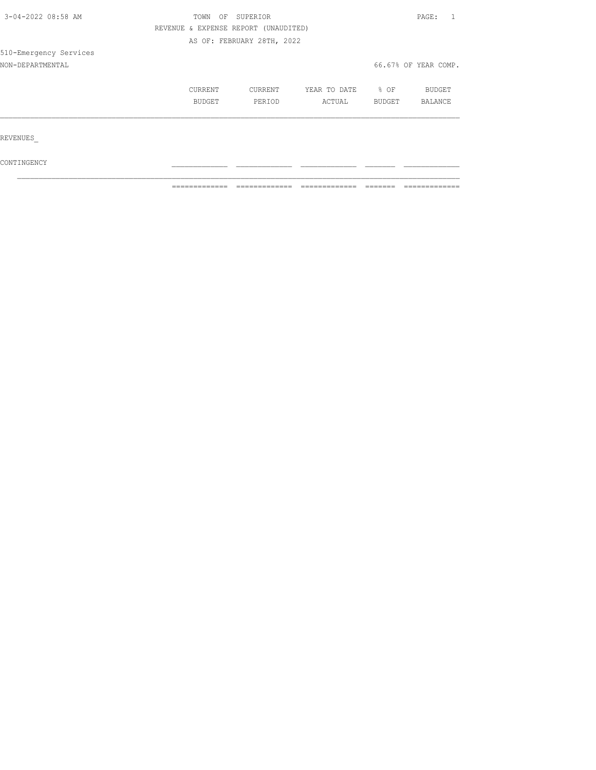TOWN OF SUPERIOR

REVENUE & EXPENSE REPORT (UNAUDITED)

AS OF: FEBRUARY 28TH, 2022

510-Emergency Services

NON-DEPARTMENTAL 66.67% OF YEAR COMP.

| | CURRENT BUDGET | CURRENT PERIOD | YEAR TO DATE ACTUAL | % OF BUDGET | BUDGET BALANCE |
|---|---|---|---|---|---|
| REVENUES_ | | | | | |
| CONTINGENCY | | | | | |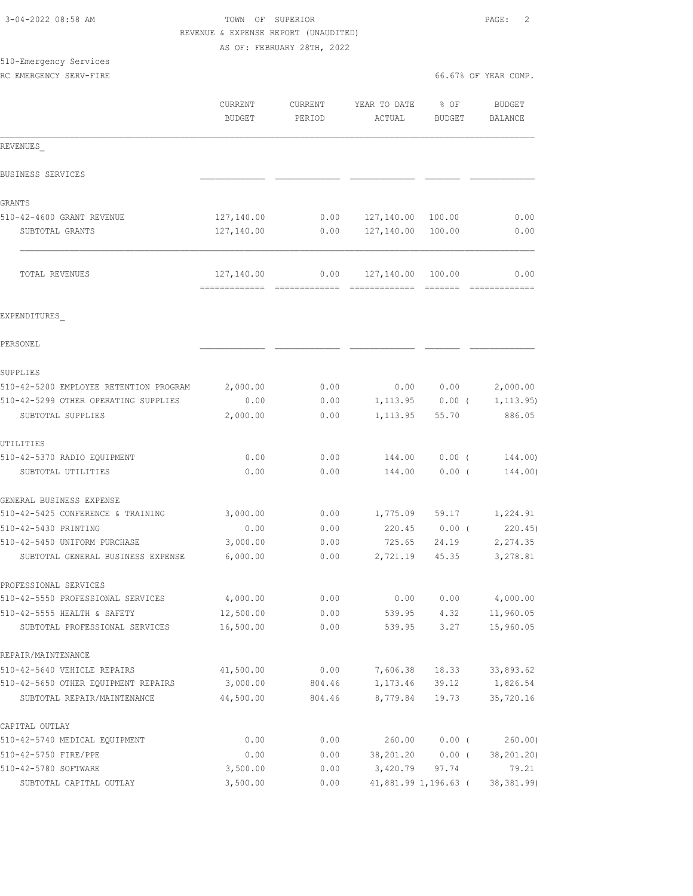TOWN OF SUPERIOR
REVENUE & EXPENSE REPORT (UNAUDITED)
AS OF: FEBRUARY 28TH, 2022

510-Emergency Services
RC EMERGENCY SERV-FIRE — 66.67% OF YEAR COMP.

| | CURRENT BUDGET | CURRENT PERIOD | YEAR TO DATE ACTUAL | % OF BUDGET | BUDGET BALANCE |
|---|---|---|---|---|---|
| **REVENUES** | | | | | |
| BUSINESS SERVICES | | | | | |
| GRANTS | | | | | |
| 510-42-4600 GRANT REVENUE | 127,140.00 | 0.00 | 127,140.00 | 100.00 | 0.00 |
| SUBTOTAL GRANTS | 127,140.00 | 0.00 | 127,140.00 | 100.00 | 0.00 |
| TOTAL REVENUES | 127,140.00 | 0.00 | 127,140.00 | 100.00 | 0.00 |
| **EXPENDITURES** | | | | | |
| PERSONEL | | | | | |
| SUPPLIES | | | | | |
| 510-42-5200 EMPLOYEE RETENTION PROGRAM | 2,000.00 | 0.00 | 0.00 | 0.00 | 2,000.00 |
| 510-42-5299 OTHER OPERATING SUPPLIES | 0.00 | 0.00 | 1,113.95 | 0.00 | ( 1,113.95) |
| SUBTOTAL SUPPLIES | 2,000.00 | 0.00 | 1,113.95 | 55.70 | 886.05 |
| UTILITIES | | | | | |
| 510-42-5370 RADIO EQUIPMENT | 0.00 | 0.00 | 144.00 | 0.00 | ( 144.00) |
| SUBTOTAL UTILITIES | 0.00 | 0.00 | 144.00 | 0.00 | ( 144.00) |
| GENERAL BUSINESS EXPENSE | | | | | |
| 510-42-5425 CONFERENCE & TRAINING | 3,000.00 | 0.00 | 1,775.09 | 59.17 | 1,224.91 |
| 510-42-5430 PRINTING | 0.00 | 0.00 | 220.45 | 0.00 | ( 220.45) |
| 510-42-5450 UNIFORM PURCHASE | 3,000.00 | 0.00 | 725.65 | 24.19 | 2,274.35 |
| SUBTOTAL GENERAL BUSINESS EXPENSE | 6,000.00 | 0.00 | 2,721.19 | 45.35 | 3,278.81 |
| PROFESSIONAL SERVICES | | | | | |
| 510-42-5550 PROFESSIONAL SERVICES | 4,000.00 | 0.00 | 0.00 | 0.00 | 4,000.00 |
| 510-42-5555 HEALTH & SAFETY | 12,500.00 | 0.00 | 539.95 | 4.32 | 11,960.05 |
| SUBTOTAL PROFESSIONAL SERVICES | 16,500.00 | 0.00 | 539.95 | 3.27 | 15,960.05 |
| REPAIR/MAINTENANCE | | | | | |
| 510-42-5640 VEHICLE REPAIRS | 41,500.00 | 0.00 | 7,606.38 | 18.33 | 33,893.62 |
| 510-42-5650 OTHER EQUIPMENT REPAIRS | 3,000.00 | 804.46 | 1,173.46 | 39.12 | 1,826.54 |
| SUBTOTAL REPAIR/MAINTENANCE | 44,500.00 | 804.46 | 8,779.84 | 19.73 | 35,720.16 |
| CAPITAL OUTLAY | | | | | |
| 510-42-5740 MEDICAL EQUIPMENT | 0.00 | 0.00 | 260.00 | 0.00 | ( 260.00) |
| 510-42-5750 FIRE/PPE | 0.00 | 0.00 | 38,201.20 | 0.00 | ( 38,201.20) |
| 510-42-5780 SOFTWARE | 3,500.00 | 0.00 | 3,420.79 | 97.74 | 79.21 |
| SUBTOTAL CAPITAL OUTLAY | 3,500.00 | 0.00 | 41,881.99 | 1,196.63 | ( 38,381.99) |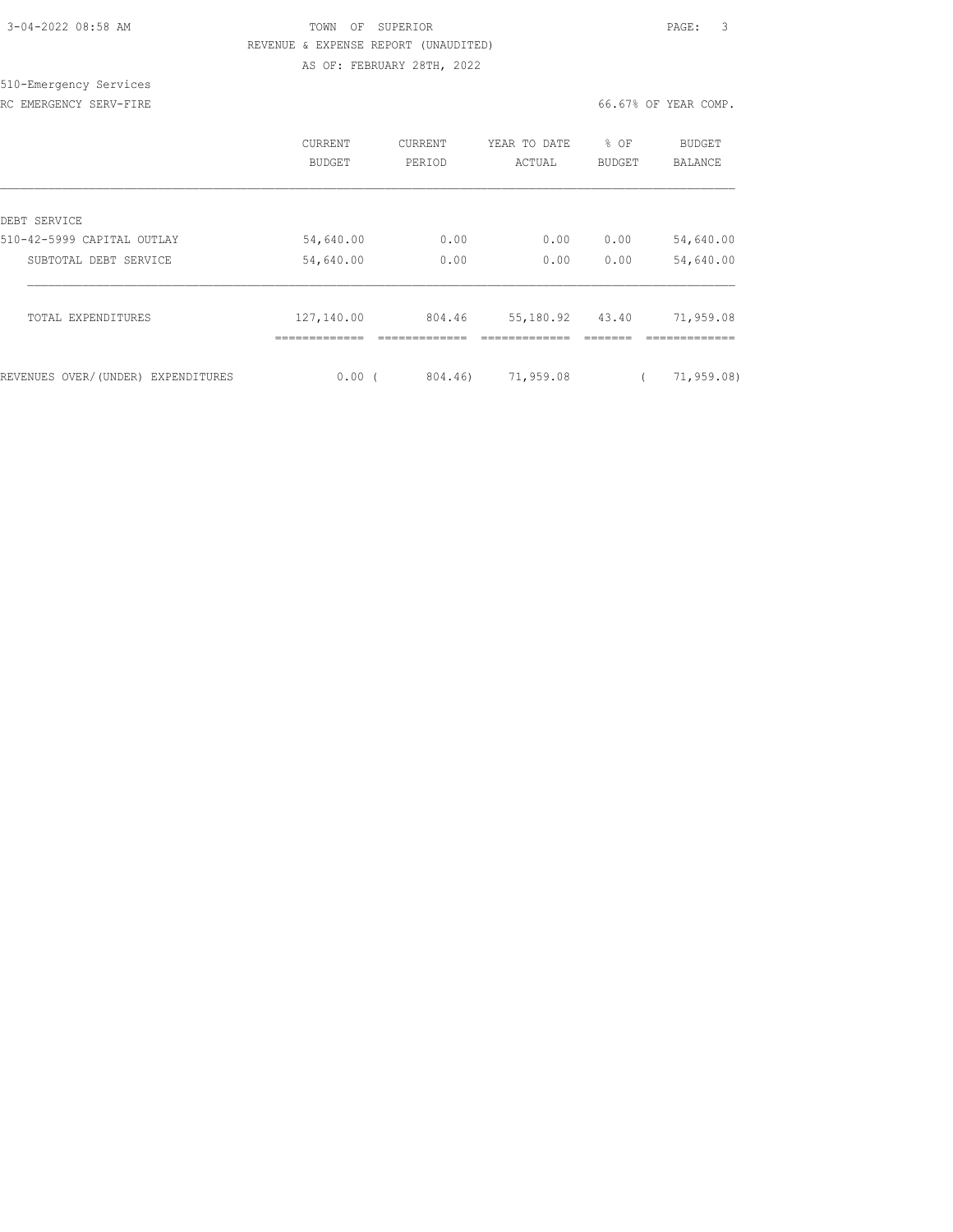TOWN OF SUPERIOR

REVENUE & EXPENSE REPORT (UNAUDITED)

AS OF: FEBRUARY 28TH, 2022

510-Emergency Services

RC EMERGENCY SERV-FIRE

66.67% OF YEAR COMP.

| | CURRENT BUDGET | CURRENT PERIOD | YEAR TO DATE ACTUAL | % OF BUDGET | BUDGET BALANCE |
|---|---|---|---|---|---|
| DEBT SERVICE | | | | | |
| 510-42-5999 CAPITAL OUTLAY | 54,640.00 | 0.00 | 0.00 | 0.00 | 54,640.00 |
| SUBTOTAL DEBT SERVICE | 54,640.00 | 0.00 | 0.00 | 0.00 | 54,640.00 |
| TOTAL EXPENDITURES | 127,140.00 | 804.46 | 55,180.92 | 43.40 | 71,959.08 |
| REVENUES OVER/(UNDER) EXPENDITURES | 0.00 | ( 804.46) | 71,959.08 | | ( 71,959.08) |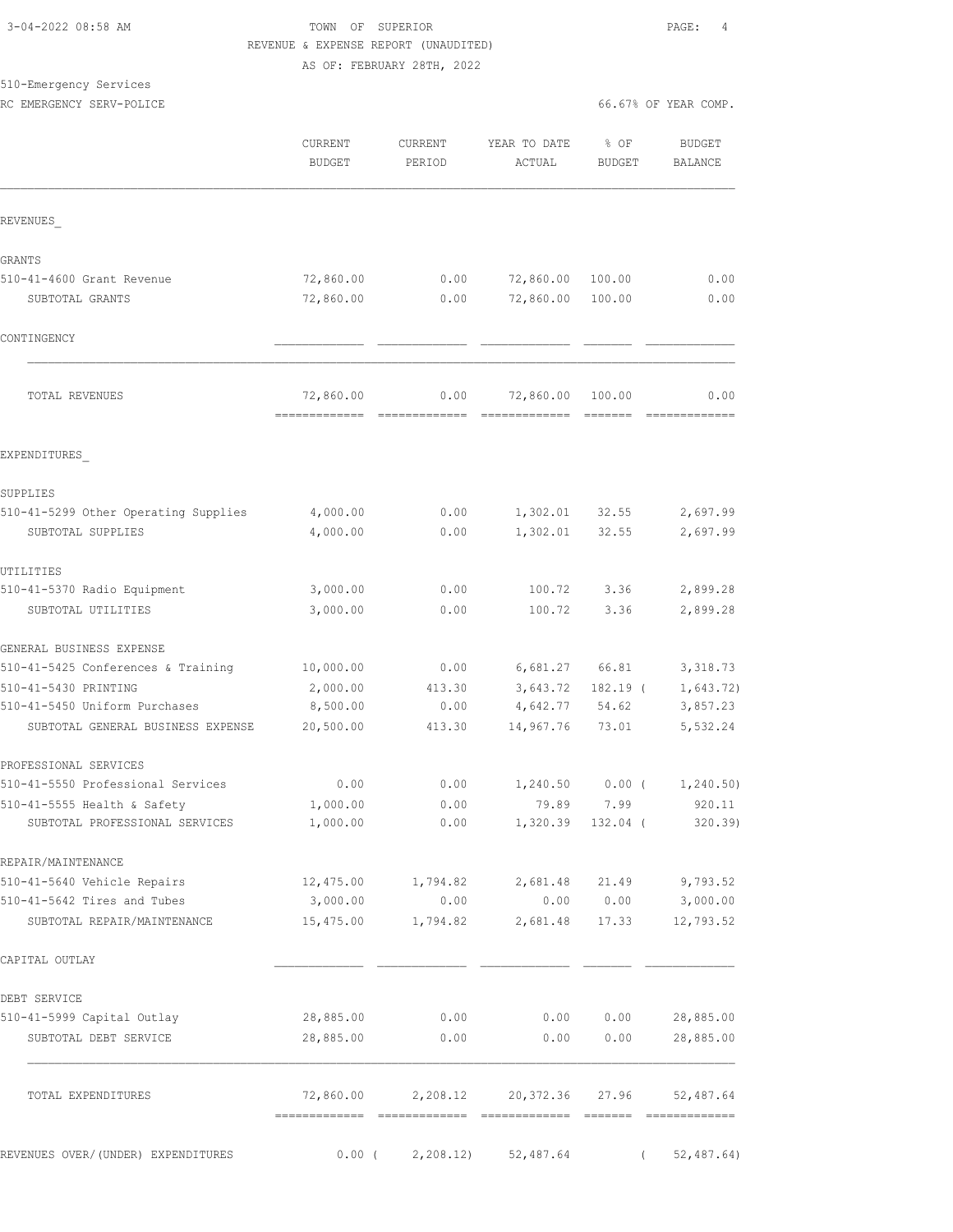3-04-2022 08:58 AM

TOWN OF SUPERIOR

REVENUE & EXPENSE REPORT (UNAUDITED)

AS OF: FEBRUARY 28TH, 2022

510-Emergency Services

RC EMERGENCY SERV-POLICE

66.67% OF YEAR COMP.

| | CURRENT BUDGET | CURRENT PERIOD | YEAR TO DATE ACTUAL | % OF BUDGET | BUDGET BALANCE |
|---|---|---|---|---|---|
| REVENUES_ | | | | | |
| GRANTS | | | | | |
| 510-41-4600 Grant Revenue | 72,860.00 | 0.00 | 72,860.00 | 100.00 | 0.00 |
| SUBTOTAL GRANTS | 72,860.00 | 0.00 | 72,860.00 | 100.00 | 0.00 |
| CONTINGENCY | | | | | |
| TOTAL REVENUES | 72,860.00 | 0.00 | 72,860.00 | 100.00 | 0.00 |
| EXPENDITURES_ | | | | | |
| SUPPLIES | | | | | |
| 510-41-5299 Other Operating Supplies | 4,000.00 | 0.00 | 1,302.01 | 32.55 | 2,697.99 |
| SUBTOTAL SUPPLIES | 4,000.00 | 0.00 | 1,302.01 | 32.55 | 2,697.99 |
| UTILITIES | | | | | |
| 510-41-5370 Radio Equipment | 3,000.00 | 0.00 | 100.72 | 3.36 | 2,899.28 |
| SUBTOTAL UTILITIES | 3,000.00 | 0.00 | 100.72 | 3.36 | 2,899.28 |
| GENERAL BUSINESS EXPENSE | | | | | |
| 510-41-5425 Conferences & Training | 10,000.00 | 0.00 | 6,681.27 | 66.81 | 3,318.73 |
| 510-41-5430 PRINTING | 2,000.00 | 413.30 | 3,643.72 | 182.19 | ( 1,643.72) |
| 510-41-5450 Uniform Purchases | 8,500.00 | 0.00 | 4,642.77 | 54.62 | 3,857.23 |
| SUBTOTAL GENERAL BUSINESS EXPENSE | 20,500.00 | 413.30 | 14,967.76 | 73.01 | 5,532.24 |
| PROFESSIONAL SERVICES | | | | | |
| 510-41-5550 Professional Services | 0.00 | 0.00 | 1,240.50 | 0.00 | ( 1,240.50) |
| 510-41-5555 Health & Safety | 1,000.00 | 0.00 | 79.89 | 7.99 | 920.11 |
| SUBTOTAL PROFESSIONAL SERVICES | 1,000.00 | 0.00 | 1,320.39 | 132.04 | ( 320.39) |
| REPAIR/MAINTENANCE | | | | | |
| 510-41-5640 Vehicle Repairs | 12,475.00 | 1,794.82 | 2,681.48 | 21.49 | 9,793.52 |
| 510-41-5642 Tires and Tubes | 3,000.00 | 0.00 | 0.00 | 0.00 | 3,000.00 |
| SUBTOTAL REPAIR/MAINTENANCE | 15,475.00 | 1,794.82 | 2,681.48 | 17.33 | 12,793.52 |
| CAPITAL OUTLAY | | | | | |
| DEBT SERVICE | | | | | |
| 510-41-5999 Capital Outlay | 28,885.00 | 0.00 | 0.00 | 0.00 | 28,885.00 |
| SUBTOTAL DEBT SERVICE | 28,885.00 | 0.00 | 0.00 | 0.00 | 28,885.00 |
| TOTAL EXPENDITURES | 72,860.00 | 2,208.12 | 20,372.36 | 27.96 | 52,487.64 |
| REVENUES OVER/(UNDER) EXPENDITURES | 0.00 | ( 2,208.12) | 52,487.64 | | ( 52,487.64) |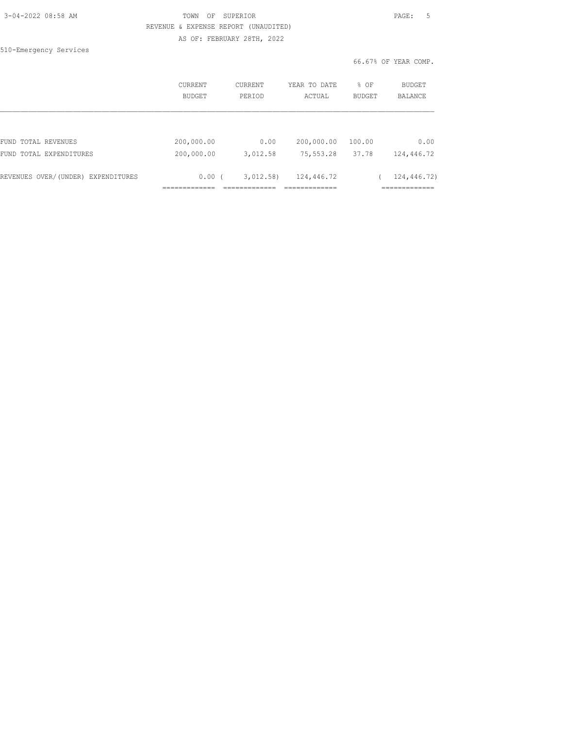TOWN OF SUPERIOR

REVENUE & EXPENSE REPORT (UNAUDITED)

AS OF: FEBRUARY 28TH, 2022

510-Emergency Services

66.67% OF YEAR COMP.

| | CURRENT BUDGET | CURRENT PERIOD | YEAR TO DATE ACTUAL | % OF BUDGET | BUDGET BALANCE |
|---|---|---|---|---|---|
| FUND TOTAL REVENUES | 200,000.00 | 0.00 | 200,000.00 | 100.00 | 0.00 |
| FUND TOTAL EXPENDITURES | 200,000.00 | 3,012.58 | 75,553.28 | 37.78 | 124,446.72 |
| REVENUES OVER/(UNDER) EXPENDITURES | 0.00 | ( 3,012.58) | 124,446.72 | | ( 124,446.72) |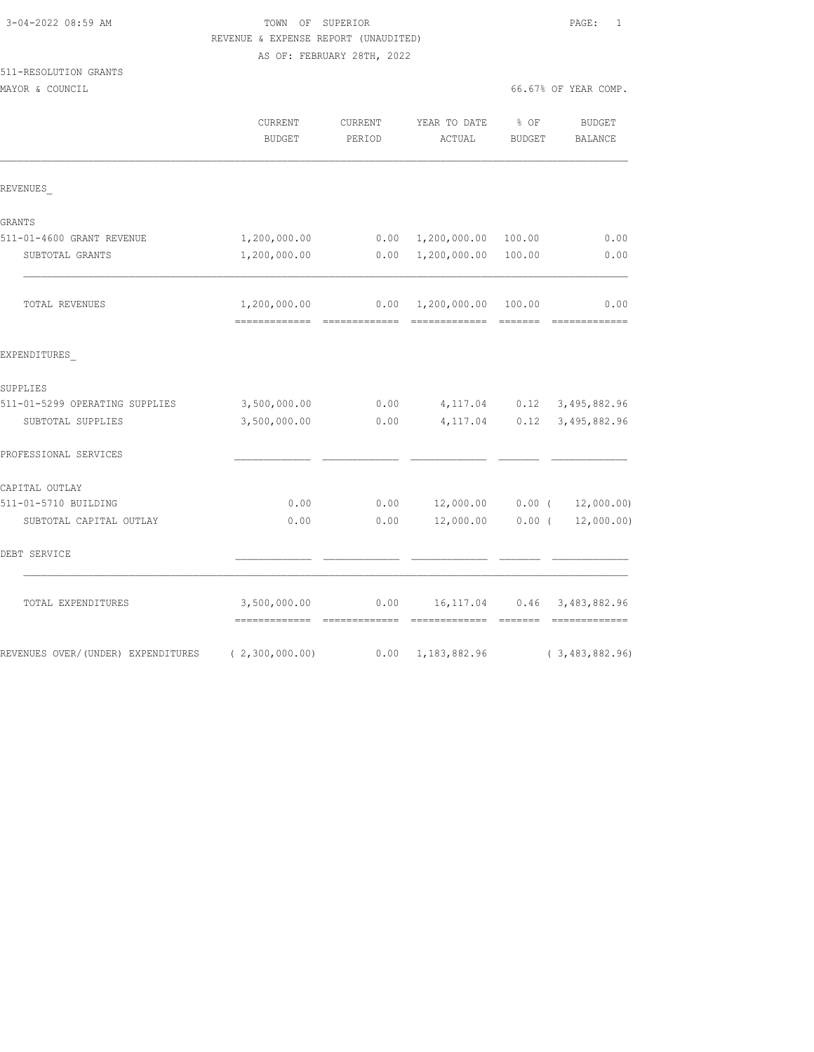3-04-2022 08:59 AM

TOWN OF SUPERIOR

REVENUE & EXPENSE REPORT (UNAUDITED)

AS OF: FEBRUARY 28TH, 2022

511-RESOLUTION GRANTS

MAYOR & COUNCIL

66.67% OF YEAR COMP.

| | CURRENT BUDGET | CURRENT PERIOD | YEAR TO DATE ACTUAL | % OF BUDGET | BUDGET BALANCE |
|---|---|---|---|---|---|
| REVENUES_ | | | | | |
| GRANTS | | | | | |
| 511-01-4600 GRANT REVENUE | 1,200,000.00 | 0.00 | 1,200,000.00 | 100.00 | 0.00 |
| SUBTOTAL GRANTS | 1,200,000.00 | 0.00 | 1,200,000.00 | 100.00 | 0.00 |
| TOTAL REVENUES | 1,200,000.00 | 0.00 | 1,200,000.00 | 100.00 | 0.00 |
| EXPENDITURES_ | | | | | |
| SUPPLIES | | | | | |
| 511-01-5299 OPERATING SUPPLIES | 3,500,000.00 | 0.00 | 4,117.04 | 0.12 | 3,495,882.96 |
| SUBTOTAL SUPPLIES | 3,500,000.00 | 0.00 | 4,117.04 | 0.12 | 3,495,882.96 |
| PROFESSIONAL SERVICES | | | | | |
| CAPITAL OUTLAY | | | | | |
| 511-01-5710 BUILDING | 0.00 | 0.00 | 12,000.00 | 0.00 | ( 12,000.00) |
| SUBTOTAL CAPITAL OUTLAY | 0.00 | 0.00 | 12,000.00 | 0.00 | ( 12,000.00) |
| DEBT SERVICE | | | | | |
| TOTAL EXPENDITURES | 3,500,000.00 | 0.00 | 16,117.04 | 0.46 | 3,483,882.96 |
| REVENUES OVER/(UNDER) EXPENDITURES | ( 2,300,000.00) | 0.00 | 1,183,882.96 | | ( 3,483,882.96) |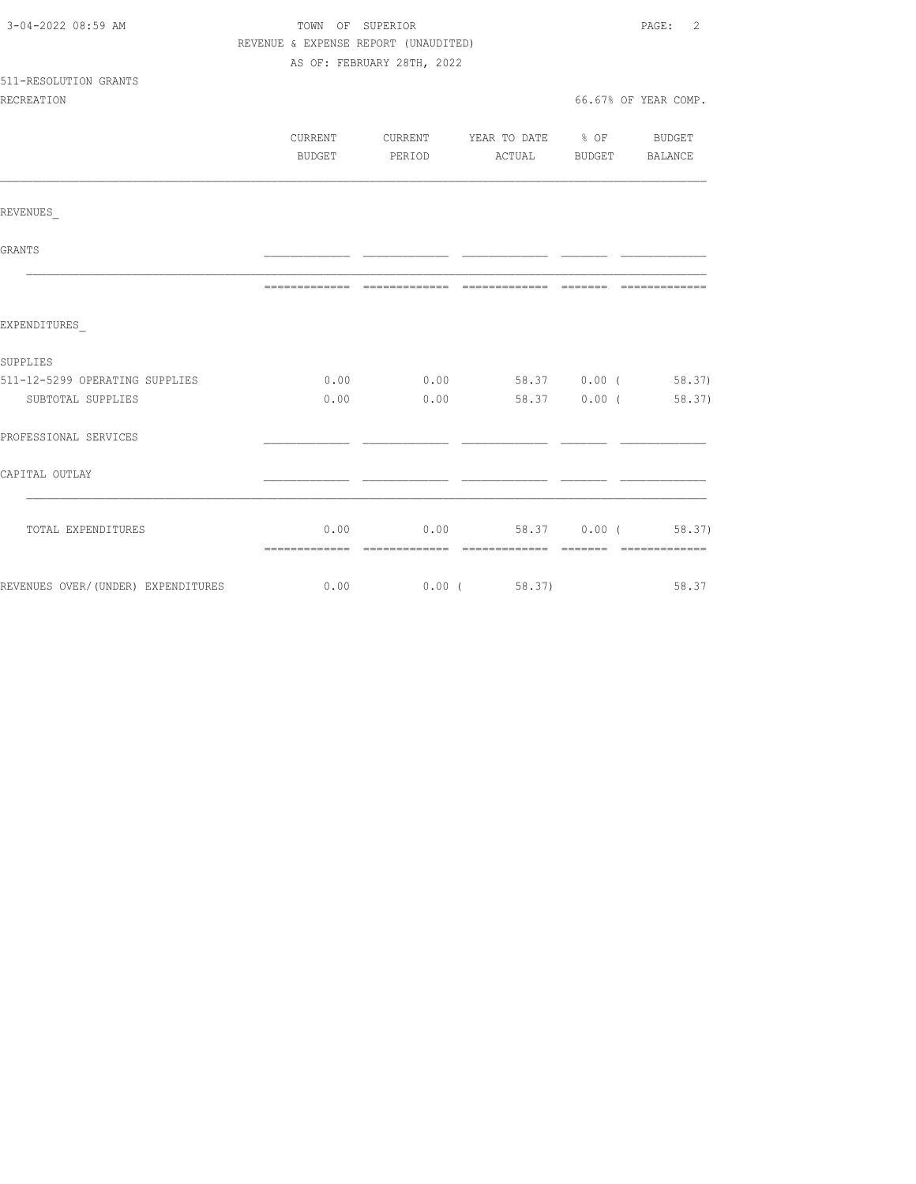TOWN OF SUPERIOR

REVENUE & EXPENSE REPORT (UNAUDITED)

AS OF: FEBRUARY 28TH, 2022

511-RESOLUTION GRANTS

RECREATION

66.67% OF YEAR COMP.

| | CURRENT BUDGET | CURRENT PERIOD | YEAR TO DATE ACTUAL | % OF BUDGET | BUDGET BALANCE |
|---|---|---|---|---|---|
| REVENUES_ | | | | | |
| GRANTS | | | | | |
| EXPENDITURES_ | | | | | |
| SUPPLIES | | | | | |
| 511-12-5299 OPERATING SUPPLIES | 0.00 | 0.00 | 58.37 | 0.00 | ( 58.37) |
| SUBTOTAL SUPPLIES | 0.00 | 0.00 | 58.37 | 0.00 | ( 58.37) |
| PROFESSIONAL SERVICES | | | | | |
| CAPITAL OUTLAY | | | | | |
| TOTAL EXPENDITURES | 0.00 | 0.00 | 58.37 | 0.00 | ( 58.37) |
| REVENUES OVER/(UNDER) EXPENDITURES | 0.00 | 0.00 | ( 58.37) | | 58.37 |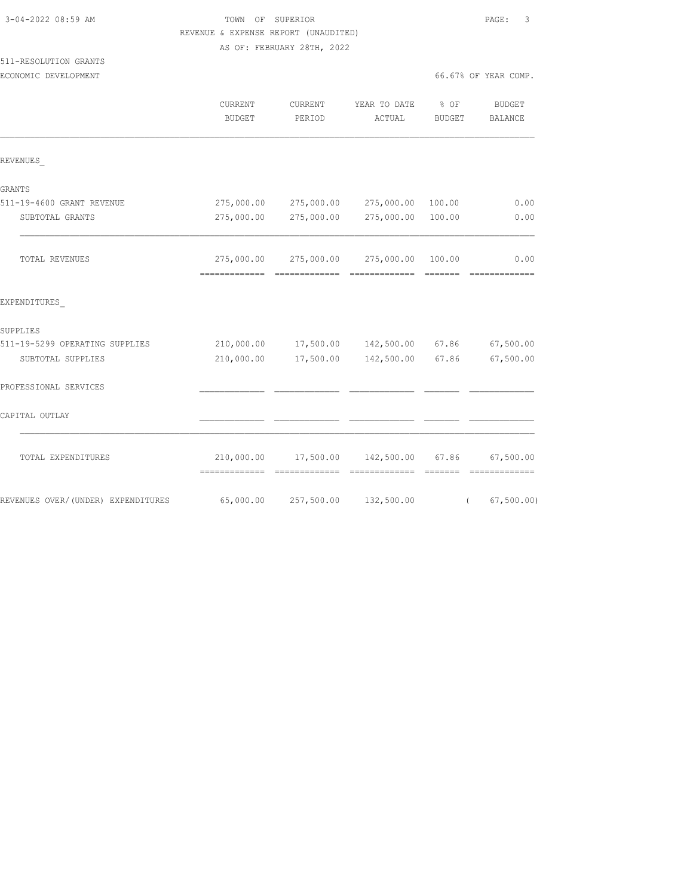TOWN OF SUPERIOR
REVENUE & EXPENSE REPORT (UNAUDITED)
AS OF: FEBRUARY 28TH, 2022

511-RESOLUTION GRANTS
ECONOMIC DEVELOPMENT — 66.67% OF YEAR COMP.

| | CURRENT BUDGET | CURRENT PERIOD | YEAR TO DATE ACTUAL | % OF BUDGET | BUDGET BALANCE |
|---|---|---|---|---|---|
| **REVENUES** | | | | | |
| GRANTS | | | | | |
| 511-19-4600 GRANT REVENUE | 275,000.00 | 275,000.00 | 275,000.00 | 100.00 | 0.00 |
| SUBTOTAL GRANTS | 275,000.00 | 275,000.00 | 275,000.00 | 100.00 | 0.00 |
| TOTAL REVENUES | 275,000.00 | 275,000.00 | 275,000.00 | 100.00 | 0.00 |
| **EXPENDITURES** | | | | | |
| SUPPLIES | | | | | |
| 511-19-5299 OPERATING SUPPLIES | 210,000.00 | 17,500.00 | 142,500.00 | 67.86 | 67,500.00 |
| SUBTOTAL SUPPLIES | 210,000.00 | 17,500.00 | 142,500.00 | 67.86 | 67,500.00 |
| PROFESSIONAL SERVICES | | | | | |
| CAPITAL OUTLAY | | | | | |
| TOTAL EXPENDITURES | 210,000.00 | 17,500.00 | 142,500.00 | 67.86 | 67,500.00 |
| REVENUES OVER/(UNDER) EXPENDITURES | 65,000.00 | 257,500.00 | 132,500.00 | | ( 67,500.00) |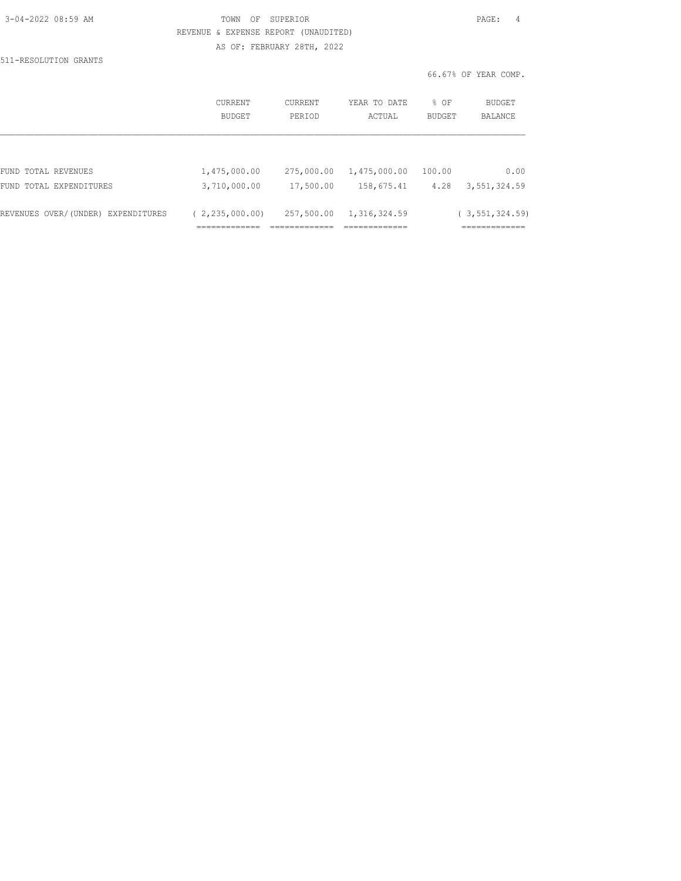TOWN OF SUPERIOR
REVENUE & EXPENSE REPORT (UNAUDITED)
AS OF: FEBRUARY 28TH, 2022

511-RESOLUTION GRANTS

66.67% OF YEAR COMP.

|  | CURRENT BUDGET | CURRENT PERIOD | YEAR TO DATE ACTUAL | % OF BUDGET | BUDGET BALANCE |
|---|---|---|---|---|---|
| FUND TOTAL REVENUES | 1,475,000.00 | 275,000.00 | 1,475,000.00 | 100.00 | 0.00 |
| FUND TOTAL EXPENDITURES | 3,710,000.00 | 17,500.00 | 158,675.41 | 4.28 | 3,551,324.59 |
| REVENUES OVER/(UNDER) EXPENDITURES | ( 2,235,000.00) | 257,500.00 | 1,316,324.59 |  | ( 3,551,324.59) |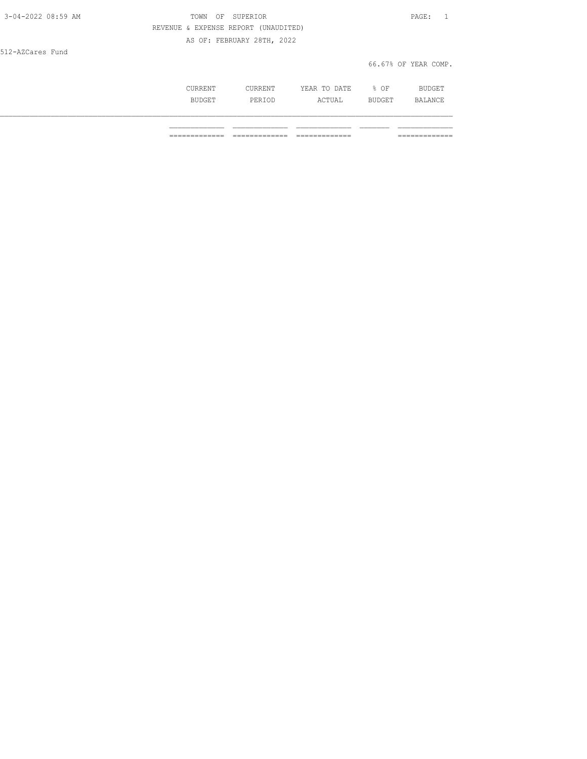TOWN OF SUPERIOR

REVENUE & EXPENSE REPORT (UNAUDITED)

AS OF: FEBRUARY 28TH, 2022

512-AZCares Fund

66.67% OF YEAR COMP.

| | CURRENT BUDGET | CURRENT PERIOD | YEAR TO DATE ACTUAL | % OF BUDGET | BUDGET BALANCE |
|---|---|---|---|---|---|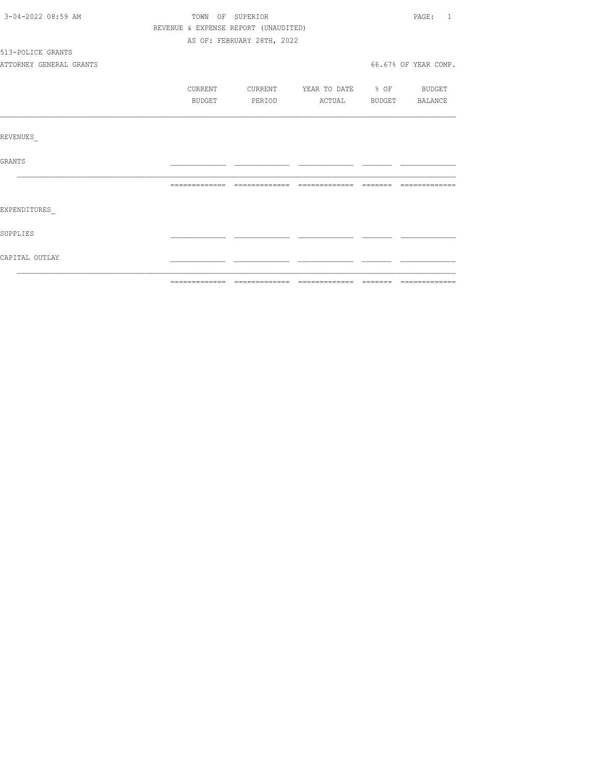TOWN OF SUPERIOR
REVENUE & EXPENSE REPORT (UNAUDITED)
AS OF: FEBRUARY 28TH, 2022

513-POLICE GRANTS
ATTORNEY GENERAL GRANTS

66.67% OF YEAR COMP.

| | CURRENT BUDGET | CURRENT PERIOD | YEAR TO DATE ACTUAL | % OF BUDGET | BUDGET BALANCE |
|---|---|---|---|---|---|
| REVENUES_ | | | | | |
| GRANTS | | | | | |
| EXPENDITURES_ | | | | | |
| SUPPLIES | | | | | |
| CAPITAL OUTLAY | | | | | |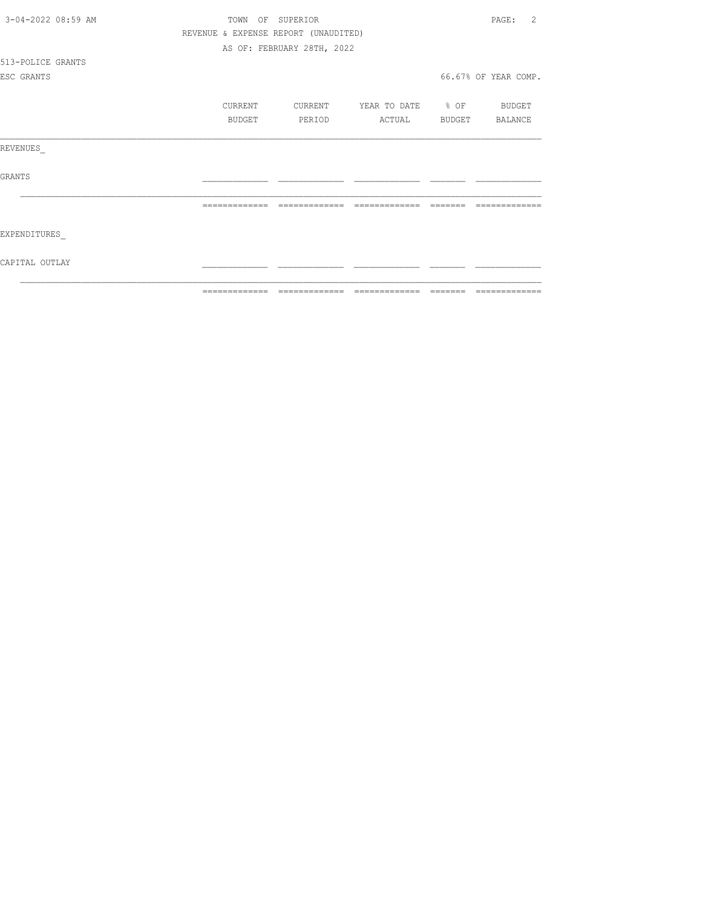TOWN OF SUPERIOR

REVENUE & EXPENSE REPORT (UNAUDITED)

AS OF: FEBRUARY 28TH, 2022

513-POLICE GRANTS

ESC GRANTS

66.67% OF YEAR COMP.

| | CURRENT BUDGET | CURRENT PERIOD | YEAR TO DATE ACTUAL | % OF BUDGET | BUDGET BALANCE |
|---|---|---|---|---|---|
| REVENUES_ | | | | | |
| GRANTS | | | | | |
| | | | | | |
| EXPENDITURES_ | | | | | |
| CAPITAL OUTLAY | | | | | |
| | | | | | |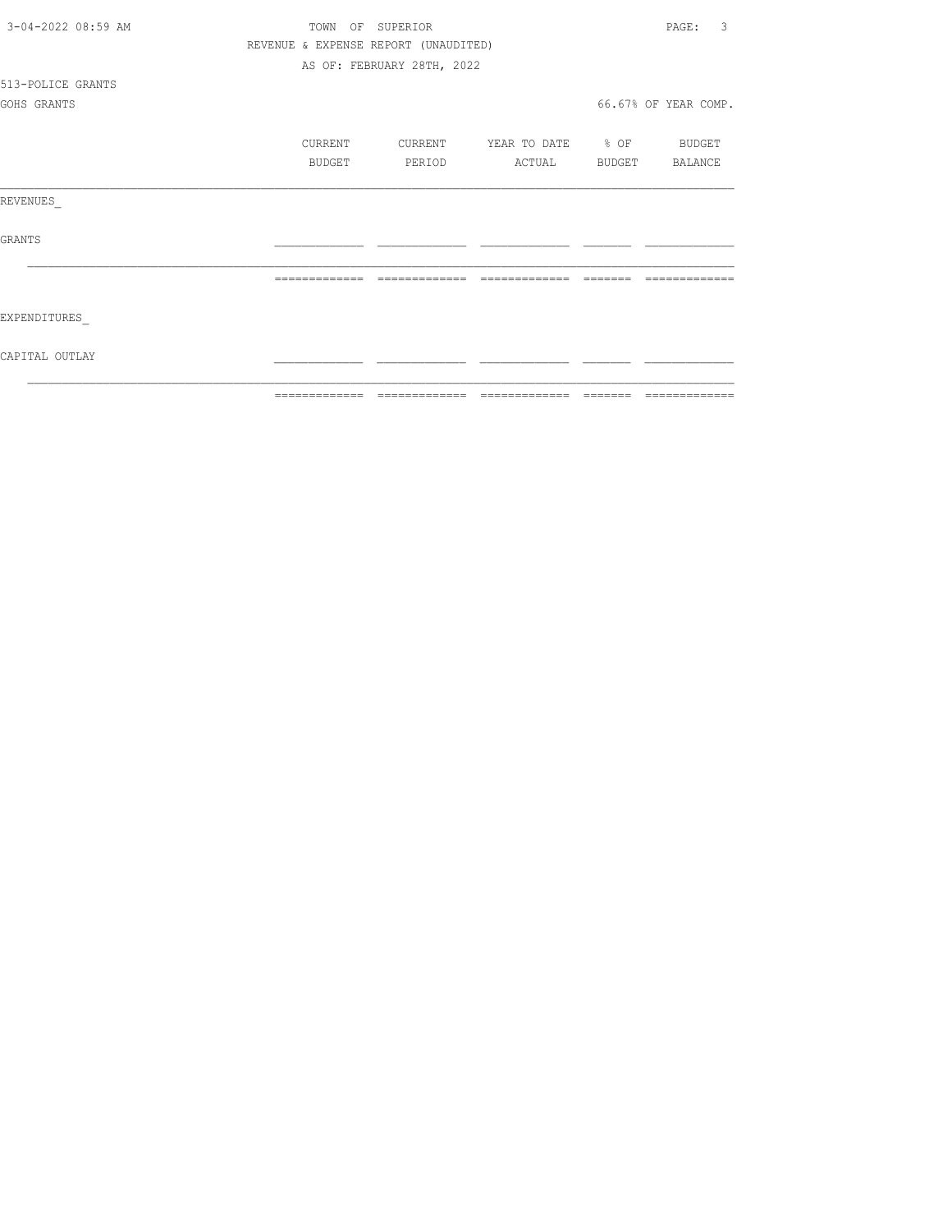TOWN OF SUPERIOR

REVENUE & EXPENSE REPORT (UNAUDITED)

AS OF: FEBRUARY 28TH, 2022

513-POLICE GRANTS

GOHS GRANTS

66.67% OF YEAR COMP.

| | CURRENT BUDGET | CURRENT PERIOD | YEAR TO DATE ACTUAL | % OF BUDGET | BUDGET BALANCE |
|---|---|---|---|---|---|
| REVENUES_ | | | | | |
| GRANTS | | | | | |
| EXPENDITURES_ | | | | | |
| CAPITAL OUTLAY | | | | | |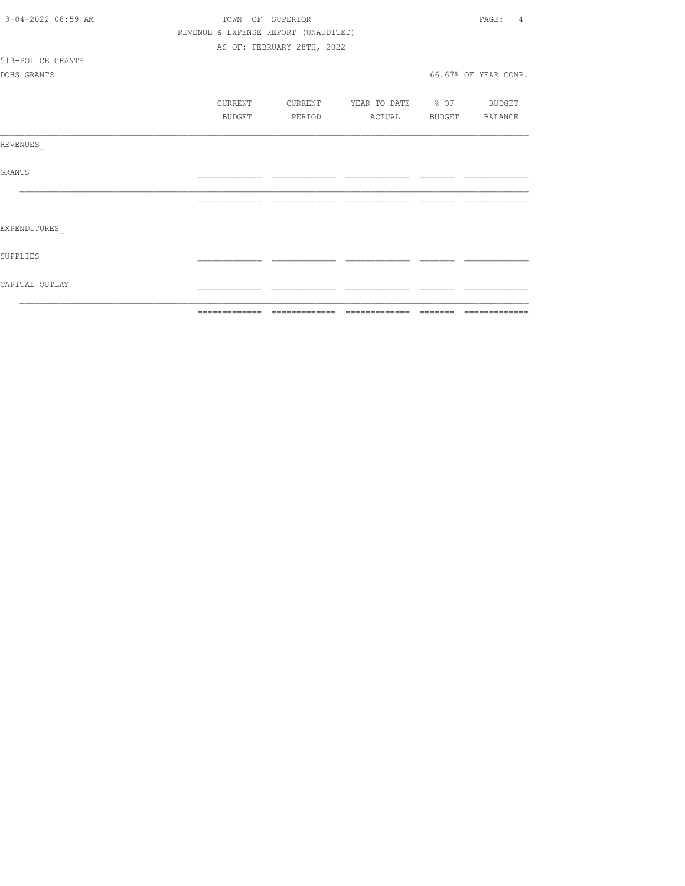TOWN OF SUPERIOR

REVENUE & EXPENSE REPORT (UNAUDITED)

AS OF: FEBRUARY 28TH, 2022

513-POLICE GRANTS

DOHS GRANTS

66.67% OF YEAR COMP.

| | CURRENT BUDGET | CURRENT PERIOD | YEAR TO DATE ACTUAL | % OF BUDGET | BUDGET BALANCE |
|---|---|---|---|---|---|
| REVENUES_ | | | | | |
| GRANTS | | | | | |
| | | | | | |
| EXPENDITURES_ | | | | | |
| SUPPLIES | | | | | |
| CAPITAL OUTLAY | | | | | |
| | | | | | |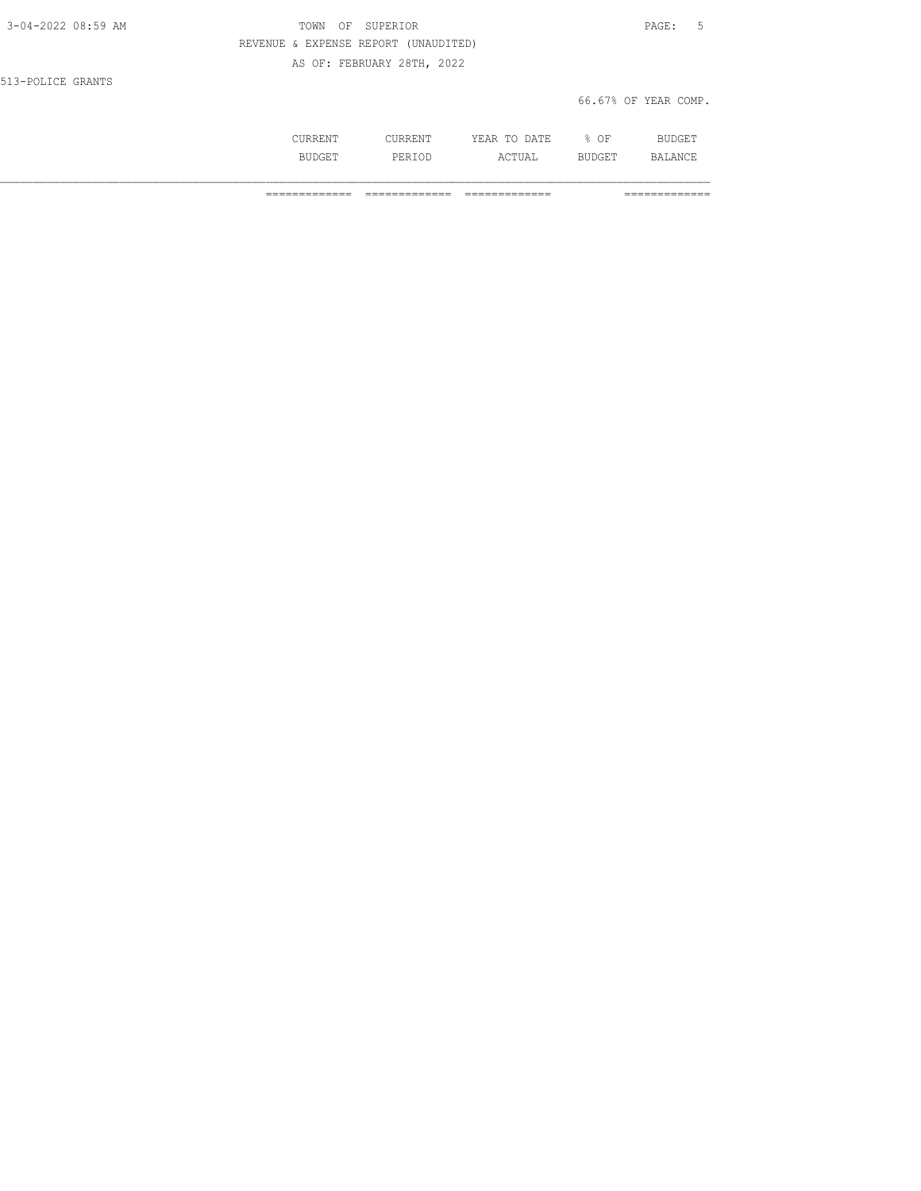REVENUE & EXPENSE REPORT (UNAUDITED)

AS OF: FEBRUARY 28TH, 2022

513-POLICE GRANTS

66.67% OF YEAR COMP.

| | CURRENT BUDGET | CURRENT PERIOD | YEAR TO DATE ACTUAL | % OF BUDGET | BUDGET BALANCE |
|---|---|---|---|---|---|
| | ============= | ============= | ============= | | ============= |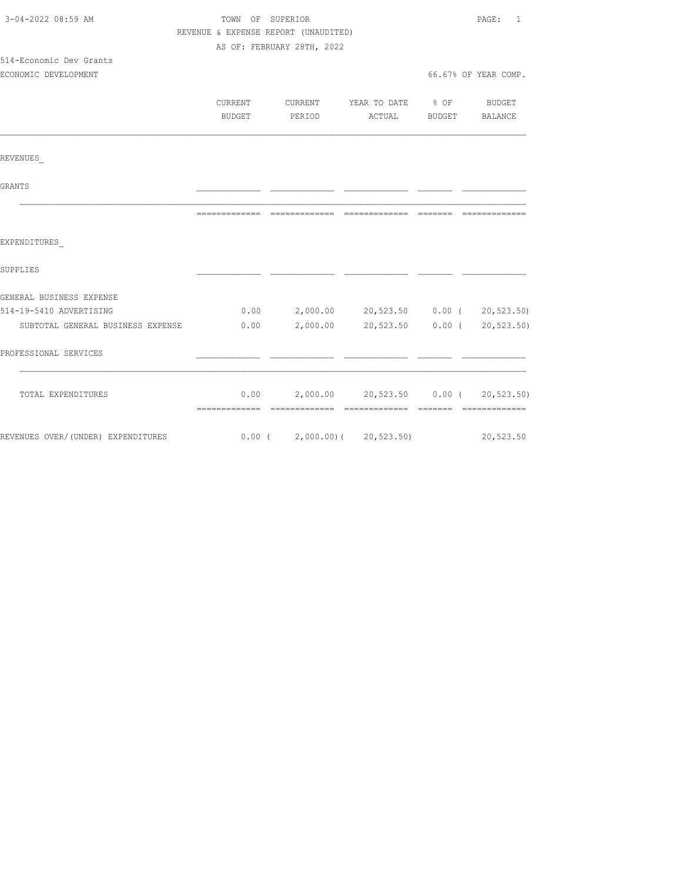3-04-2022 08:59 AM

TOWN OF SUPERIOR

REVENUE & EXPENSE REPORT (UNAUDITED)

AS OF: FEBRUARY 28TH, 2022

514-Economic Dev Grants

ECONOMIC DEVELOPMENT

66.67% OF YEAR COMP.

| | CURRENT BUDGET | CURRENT PERIOD | YEAR TO DATE ACTUAL | % OF BUDGET | BUDGET BALANCE |
|---|---|---|---|---|---|
| REVENUES_ | | | | | |
| GRANTS | | | | | |
| EXPENDITURES_ | | | | | |
| SUPPLIES | | | | | |
| GENERAL BUSINESS EXPENSE | | | | | |
| 514-19-5410 ADVERTISING | 0.00 | 2,000.00 | 20,523.50 | 0.00 | ( 20,523.50) |
| SUBTOTAL GENERAL BUSINESS EXPENSE | 0.00 | 2,000.00 | 20,523.50 | 0.00 | ( 20,523.50) |
| PROFESSIONAL SERVICES | | | | | |
| TOTAL EXPENDITURES | 0.00 | 2,000.00 | 20,523.50 | 0.00 | ( 20,523.50) |
| REVENUES OVER/(UNDER) EXPENDITURES | 0.00 | ( 2,000.00) | ( 20,523.50) | | 20,523.50 |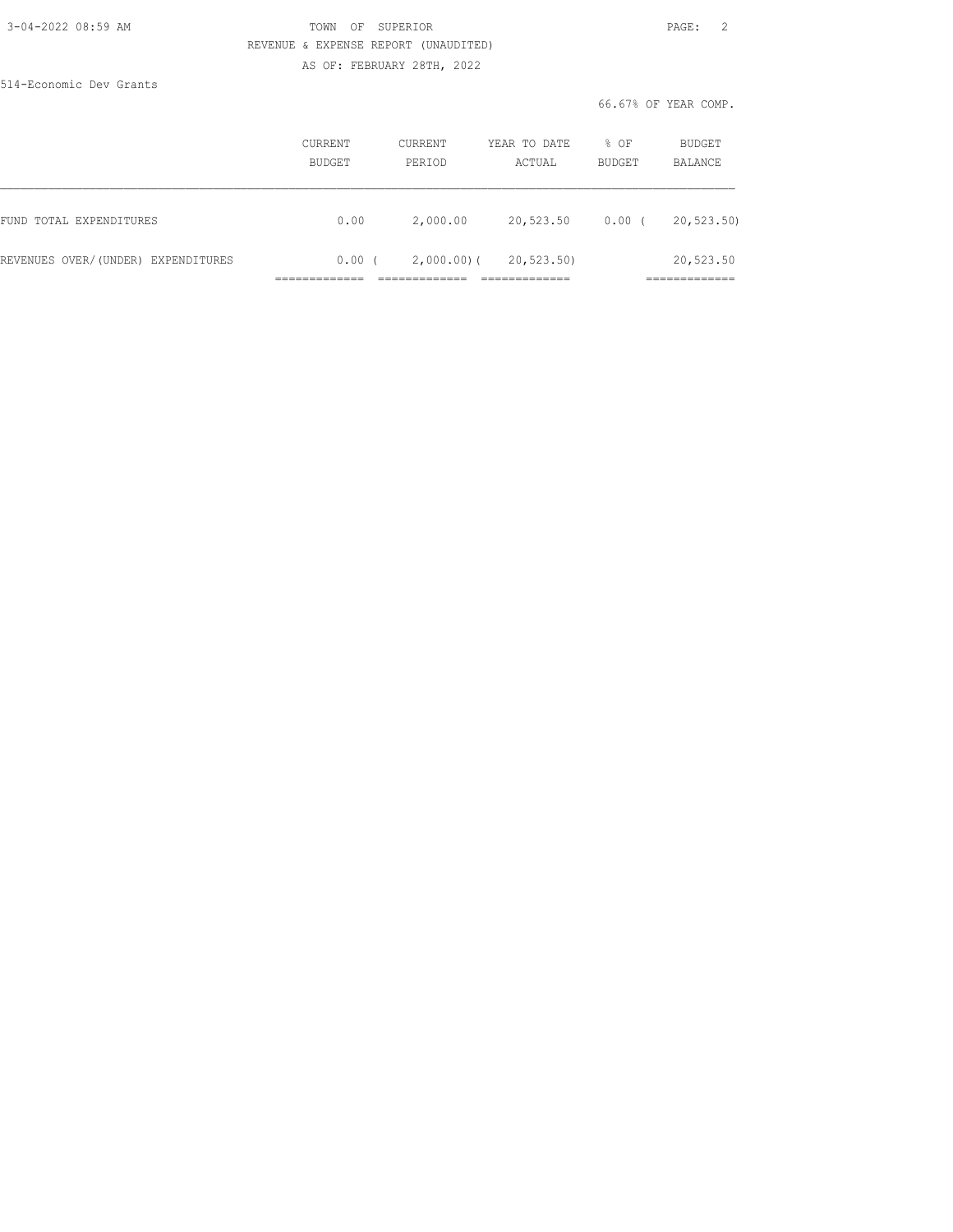TOWN OF SUPERIOR

REVENUE & EXPENSE REPORT (UNAUDITED)

AS OF: FEBRUARY 28TH, 2022

514-Economic Dev Grants

66.67% OF YEAR COMP.

| | CURRENT BUDGET | CURRENT PERIOD | YEAR TO DATE ACTUAL | % OF BUDGET | BUDGET BALANCE |
|---|---|---|---|---|---|
| FUND TOTAL EXPENDITURES | 0.00 | 2,000.00 | 20,523.50 | 0.00 | ( 20,523.50) |
| REVENUES OVER/(UNDER) EXPENDITURES | 0.00 | ( 2,000.00) | ( 20,523.50) | | 20,523.50 |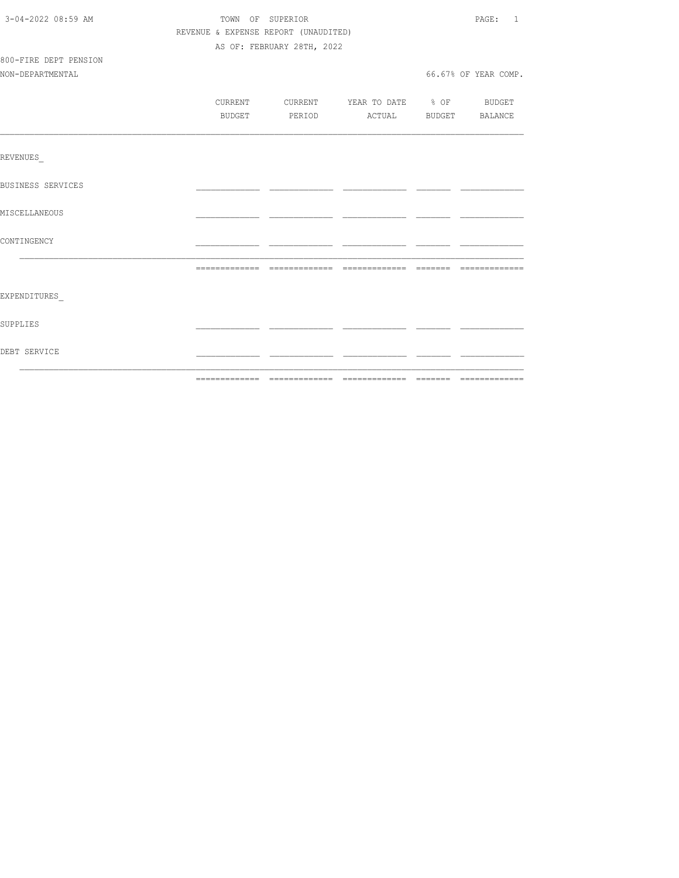TOWN OF SUPERIOR

REVENUE & EXPENSE REPORT (UNAUDITED)

AS OF: FEBRUARY 28TH, 2022

800-FIRE DEPT PENSION

NON-DEPARTMENTAL

66.67% OF YEAR COMP.

| | CURRENT BUDGET | CURRENT PERIOD | YEAR TO DATE ACTUAL | % OF BUDGET | BUDGET BALANCE |
|---|---|---|---|---|---|
| REVENUES_ | | | | | |
| BUSINESS SERVICES | | | | | |
| MISCELLANEOUS | | | | | |
| CONTINGENCY | | | | | |
| | | | | | |
| EXPENDITURES_ | | | | | |
| SUPPLIES | | | | | |
| DEBT SERVICE | | | | | |
| | | | | | |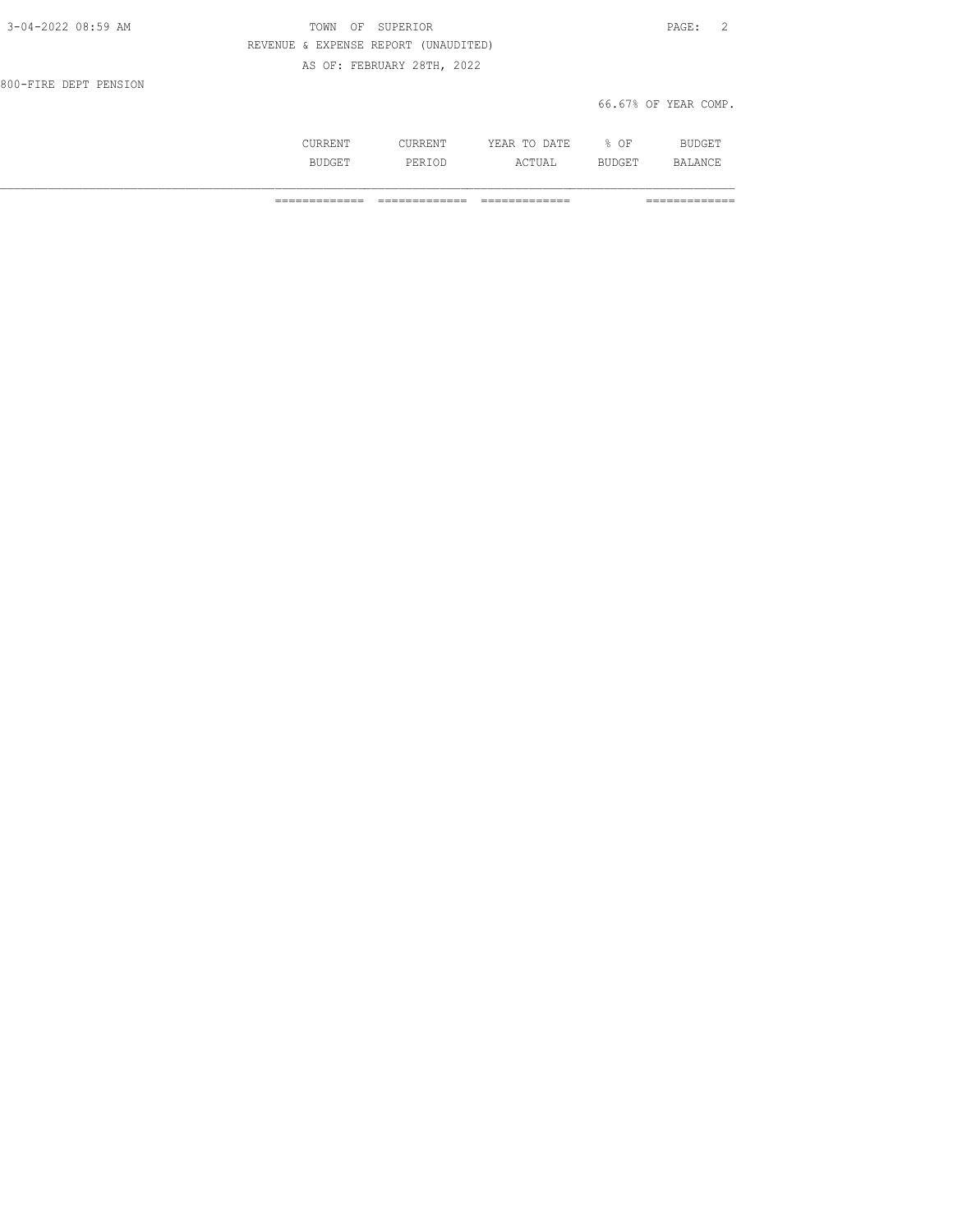REVENUE & EXPENSE REPORT (UNAUDITED)

AS OF: FEBRUARY 28TH, 2022

800-FIRE DEPT PENSION

66.67% OF YEAR COMP.

| | CURRENT BUDGET | CURRENT PERIOD | YEAR TO DATE ACTUAL | % OF BUDGET | BUDGET BALANCE |
|---|---|---|---|---|---|
| | ============= | ============= | ============= | | ============= |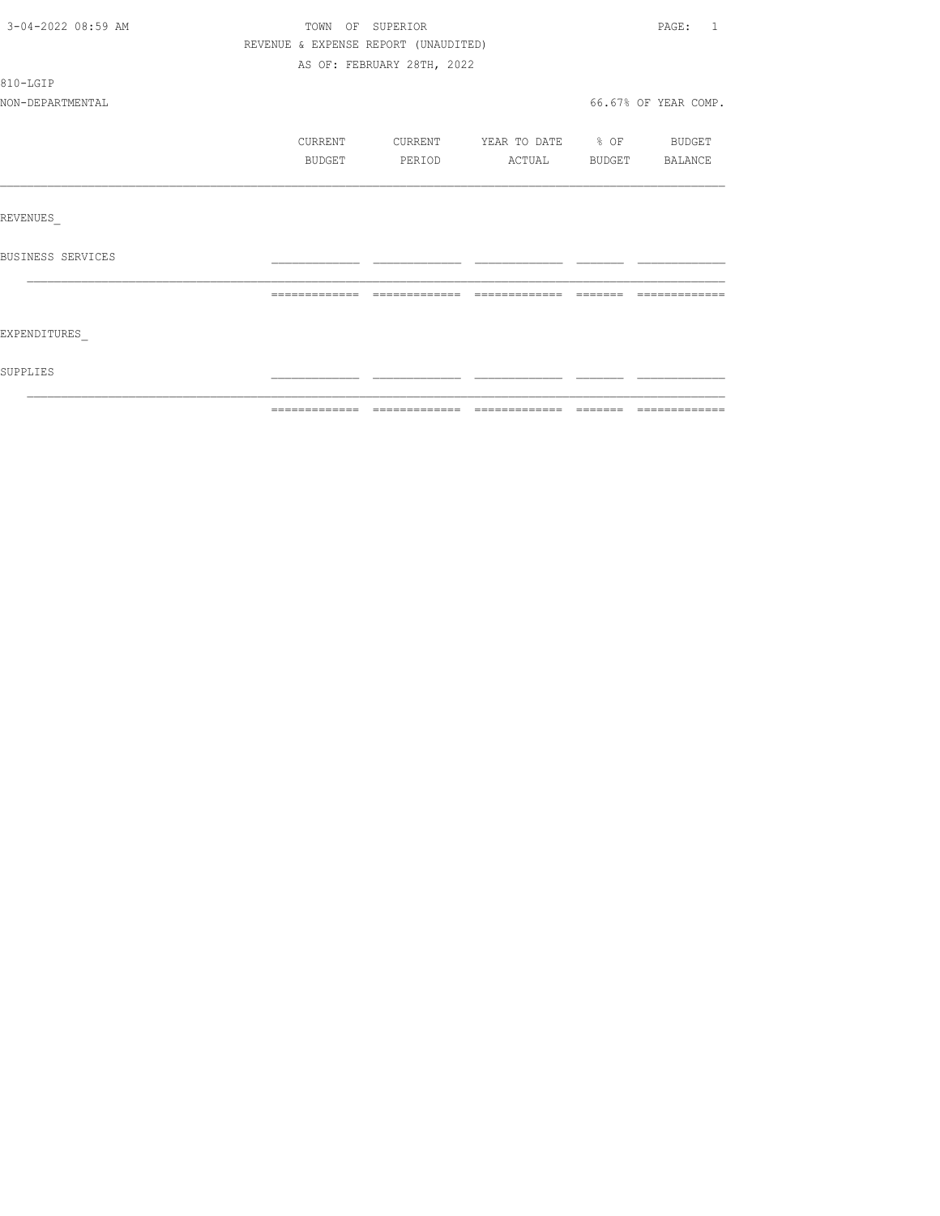TOWN OF SUPERIOR

REVENUE & EXPENSE REPORT (UNAUDITED)

AS OF: FEBRUARY 28TH, 2022

810-LGIP

NON-DEPARTMENTAL

66.67% OF YEAR COMP.

| | CURRENT BUDGET | CURRENT PERIOD | YEAR TO DATE ACTUAL | % OF BUDGET | BUDGET BALANCE |
|---|---|---|---|---|---|
| REVENUES_ | | | | | |
| BUSINESS SERVICES | | | | | |
| EXPENDITURES_ | | | | | |
| SUPPLIES | | | | | |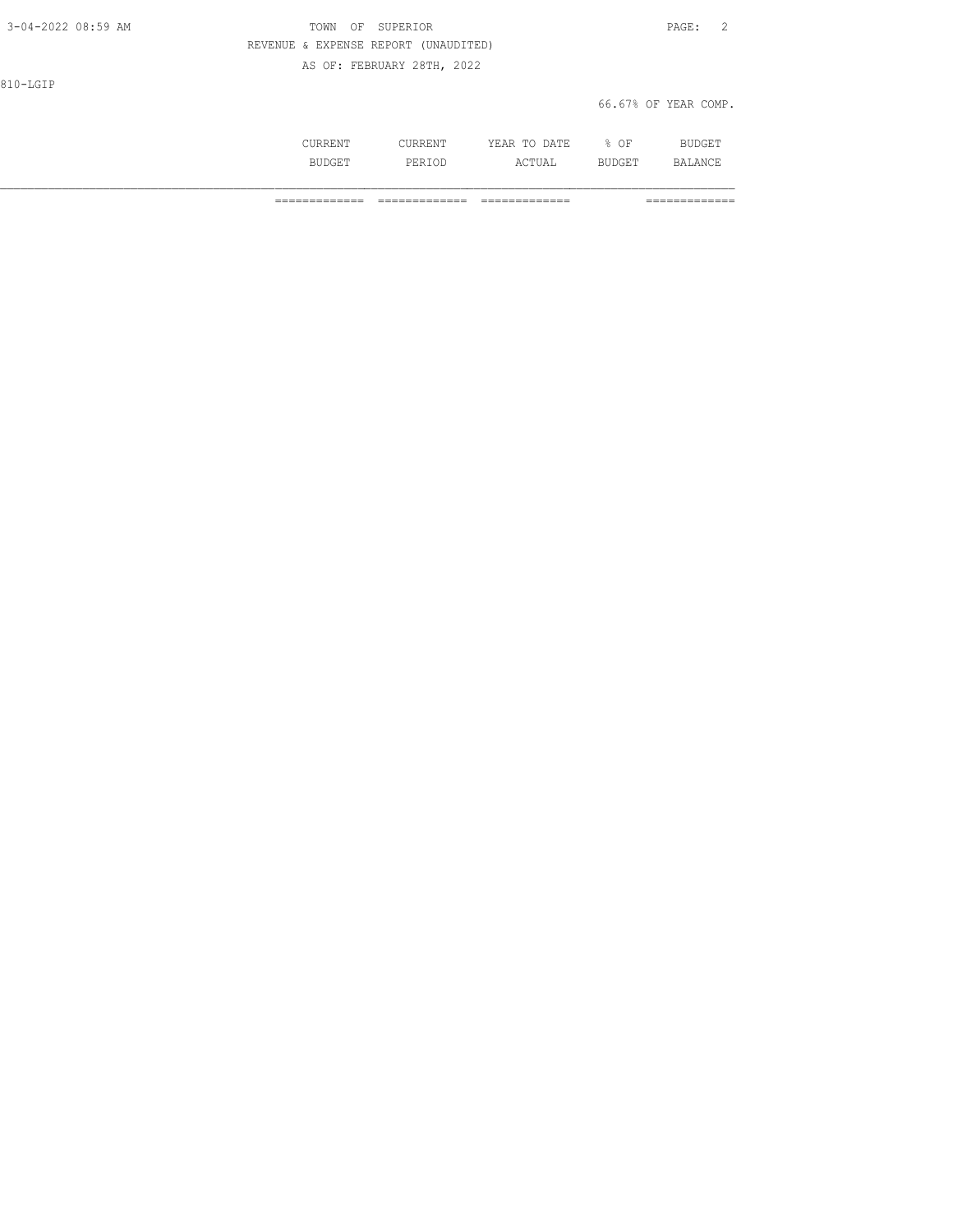810-LGIP

66.67% OF YEAR COMP.

| | CURRENT BUDGET | CURRENT PERIOD | YEAR TO DATE ACTUAL | % OF BUDGET | BUDGET BALANCE |
|---|---|---|---|---|---|
| | ============= | ============= | ============= | | ============= |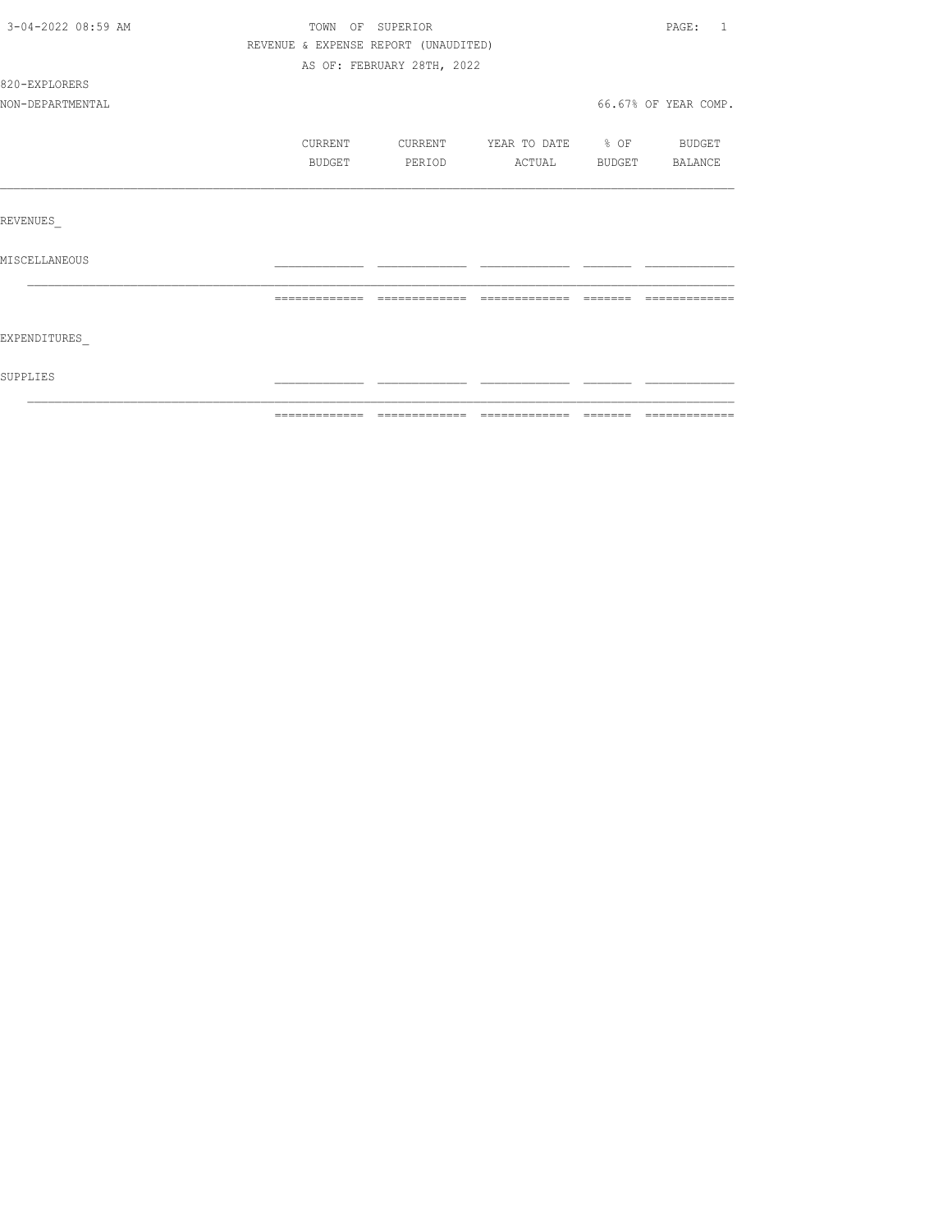TOWN OF SUPERIOR

REVENUE & EXPENSE REPORT (UNAUDITED)

AS OF: FEBRUARY 28TH, 2022

820-EXPLORERS

NON-DEPARTMENTAL

66.67% OF YEAR COMP.

| | CURRENT BUDGET | CURRENT PERIOD | YEAR TO DATE ACTUAL | % OF BUDGET | BUDGET BALANCE |
|---|---|---|---|---|---|
| REVENUES_ | | | | | |
| MISCELLANEOUS | | | | | |
| EXPENDITURES_ | | | | | |
| SUPPLIES | | | | | |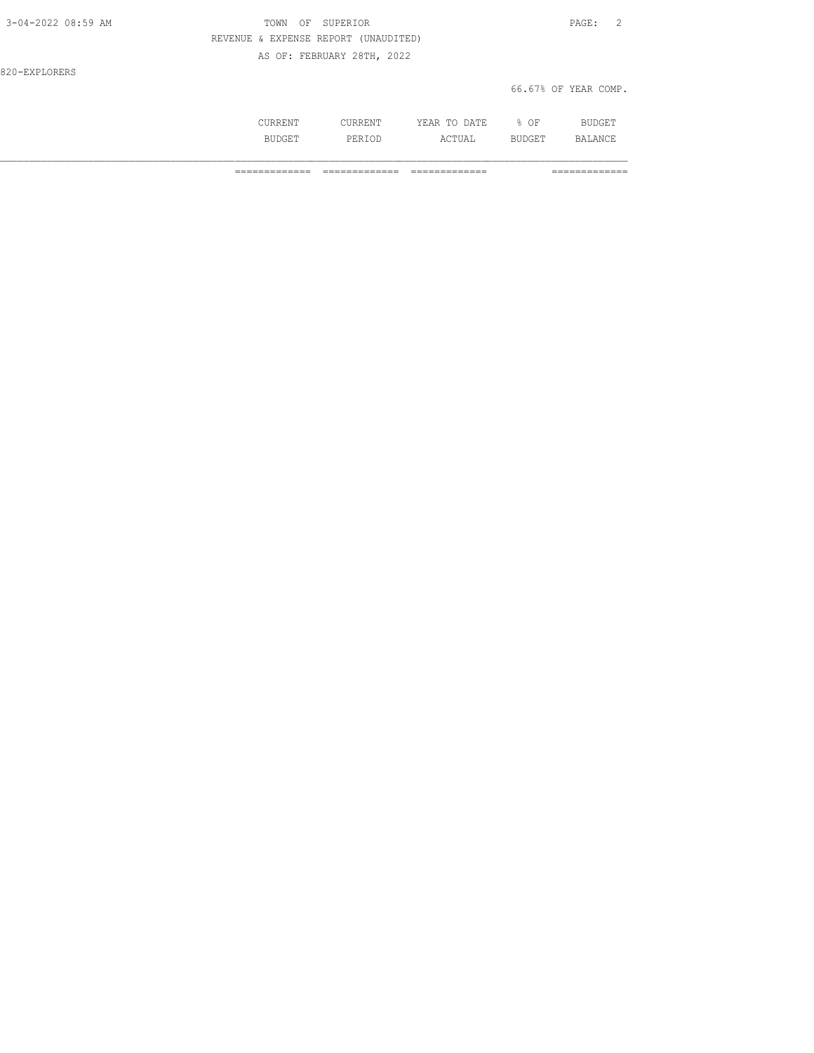REVENUE & EXPENSE REPORT (UNAUDITED)

AS OF: FEBRUARY 28TH, 2022

820-EXPLORERS

66.67% OF YEAR COMP.

| | CURRENT BUDGET | CURRENT PERIOD | YEAR TO DATE ACTUAL | % OF BUDGET | BUDGET BALANCE |
|---|---|---|---|---|---|
| | ============= | ============= | ============= | | ============= |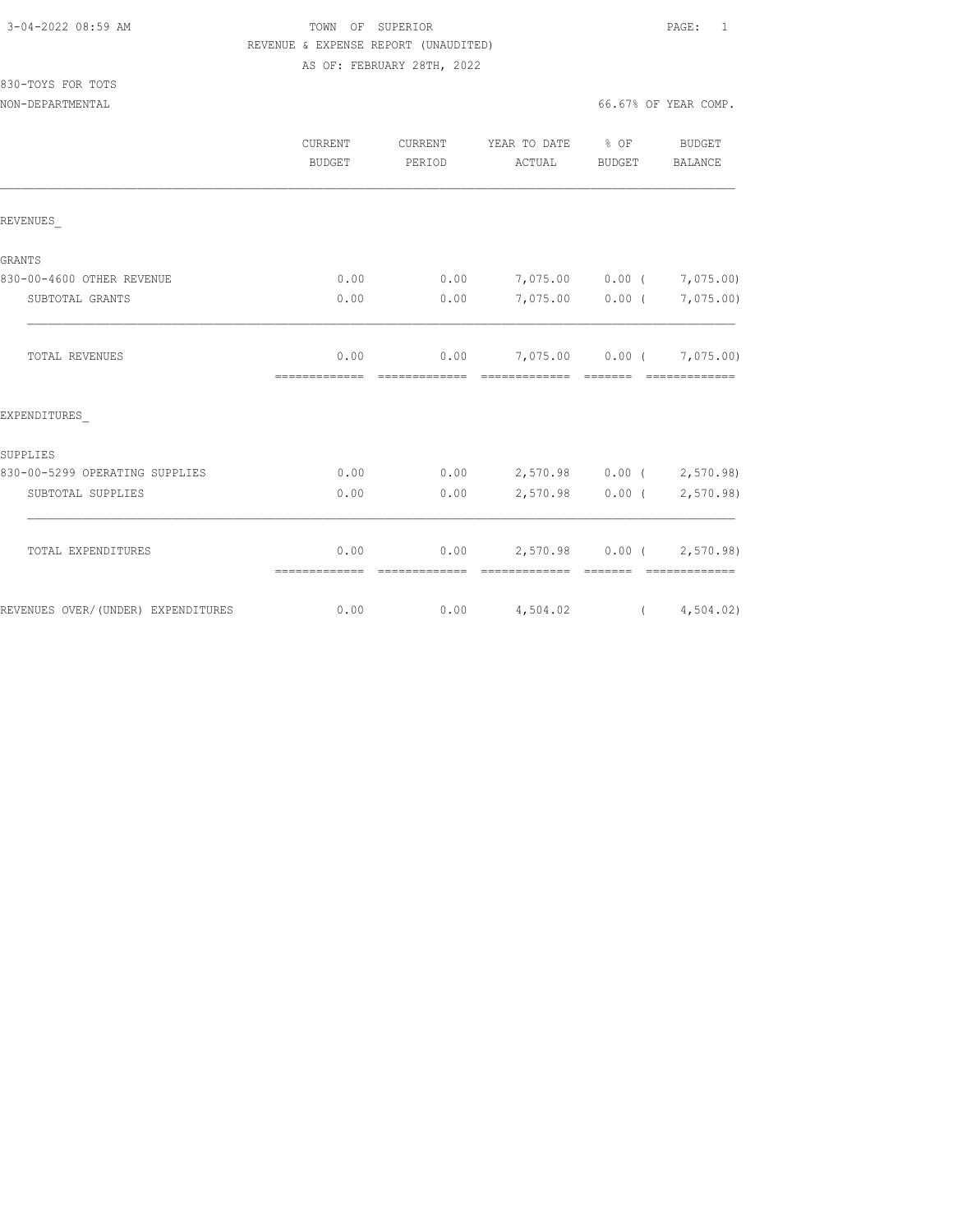TOWN OF SUPERIOR

REVENUE & EXPENSE REPORT (UNAUDITED)

AS OF: FEBRUARY 28TH, 2022

3-04-2022 08:59 AM

830-TOYS FOR TOTS

NON-DEPARTMENTAL

66.67% OF YEAR COMP.

| | CURRENT BUDGET | CURRENT PERIOD | YEAR TO DATE ACTUAL | % OF BUDGET | BUDGET BALANCE |
|---|---|---|---|---|---|
| **REVENUES_** | | | | | |
| **GRANTS** | | | | | |
| 830-00-4600 OTHER REVENUE | 0.00 | 0.00 | 7,075.00 | 0.00 | ( 7,075.00) |
| SUBTOTAL GRANTS | 0.00 | 0.00 | 7,075.00 | 0.00 | ( 7,075.00) |
| TOTAL REVENUES | 0.00 | 0.00 | 7,075.00 | 0.00 | ( 7,075.00) |
| **EXPENDITURES_** | | | | | |
| **SUPPLIES** | | | | | |
| 830-00-5299 OPERATING SUPPLIES | 0.00 | 0.00 | 2,570.98 | 0.00 | ( 2,570.98) |
| SUBTOTAL SUPPLIES | 0.00 | 0.00 | 2,570.98 | 0.00 | ( 2,570.98) |
| TOTAL EXPENDITURES | 0.00 | 0.00 | 2,570.98 | 0.00 | ( 2,570.98) |
| REVENUES OVER/(UNDER) EXPENDITURES | 0.00 | 0.00 | 4,504.02 | | ( 4,504.02) |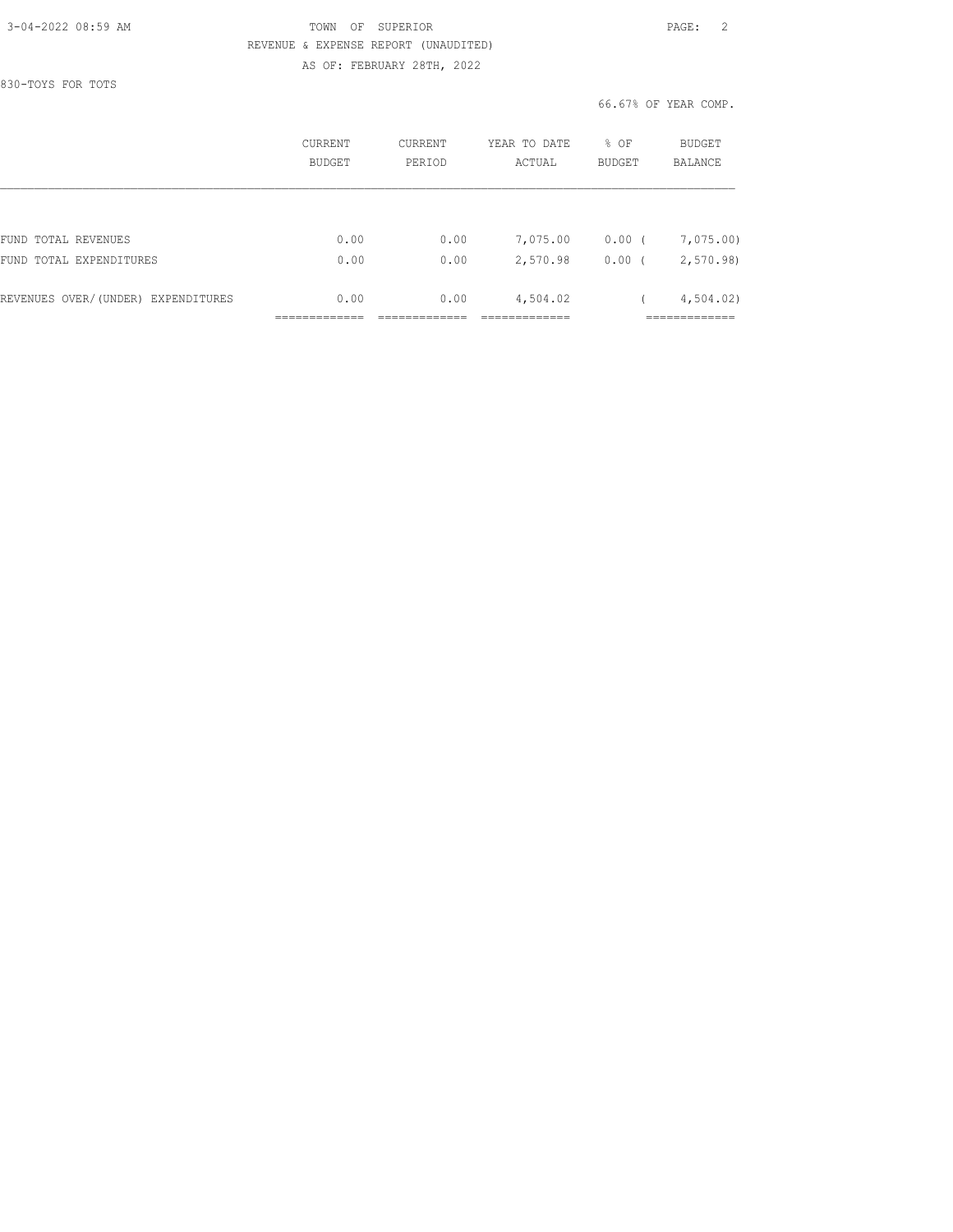TOWN OF SUPERIOR

REVENUE & EXPENSE REPORT (UNAUDITED)

AS OF: FEBRUARY 28TH, 2022

830-TOYS FOR TOTS

66.67% OF YEAR COMP.

| | CURRENT BUDGET | CURRENT PERIOD | YEAR TO DATE ACTUAL | % OF BUDGET | BUDGET BALANCE |
|---|---|---|---|---|---|
| FUND TOTAL REVENUES | 0.00 | 0.00 | 7,075.00 | 0.00 | ( 7,075.00) |
| FUND TOTAL EXPENDITURES | 0.00 | 0.00 | 2,570.98 | 0.00 | ( 2,570.98) |
| REVENUES OVER/(UNDER) EXPENDITURES | 0.00 | 0.00 | 4,504.02 | | ( 4,504.02) |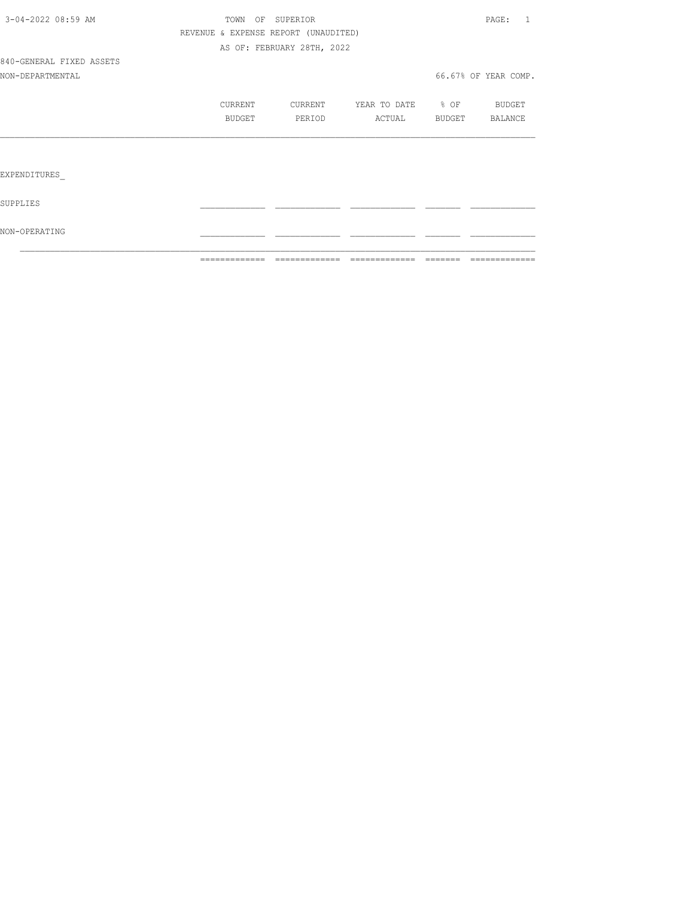3-04-2022 08:59 AM

TOWN OF SUPERIOR

REVENUE & EXPENSE REPORT (UNAUDITED)

AS OF: FEBRUARY 28TH, 2022

840-GENERAL FIXED ASSETS

NON-DEPARTMENTAL

66.67% OF YEAR COMP.

| | CURRENT BUDGET | CURRENT PERIOD | YEAR TO DATE ACTUAL | % OF BUDGET | BUDGET BALANCE |
|---|---|---|---|---|---|
| EXPENDITURES_ | | | | | |
| SUPPLIES | | | | | |
| NON-OPERATING | | | | | |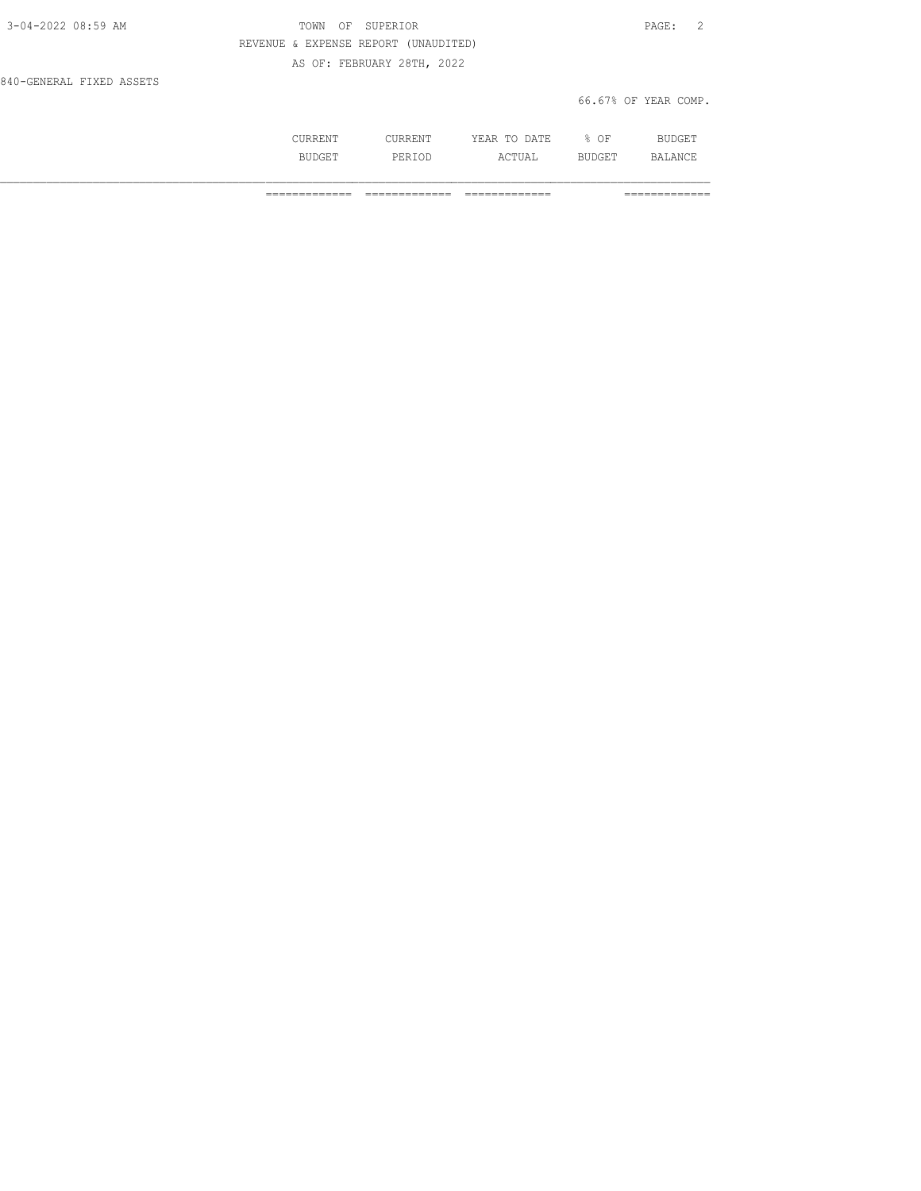REVENUE & EXPENSE REPORT (UNAUDITED)

AS OF: FEBRUARY 28TH, 2022

840-GENERAL FIXED ASSETS

66.67% OF YEAR COMP.

| | CURRENT BUDGET | CURRENT PERIOD | YEAR TO DATE ACTUAL | % OF BUDGET | BUDGET BALANCE |
|---|---|---|---|---|---|
| | ============= | ============= | ============= | | ============= |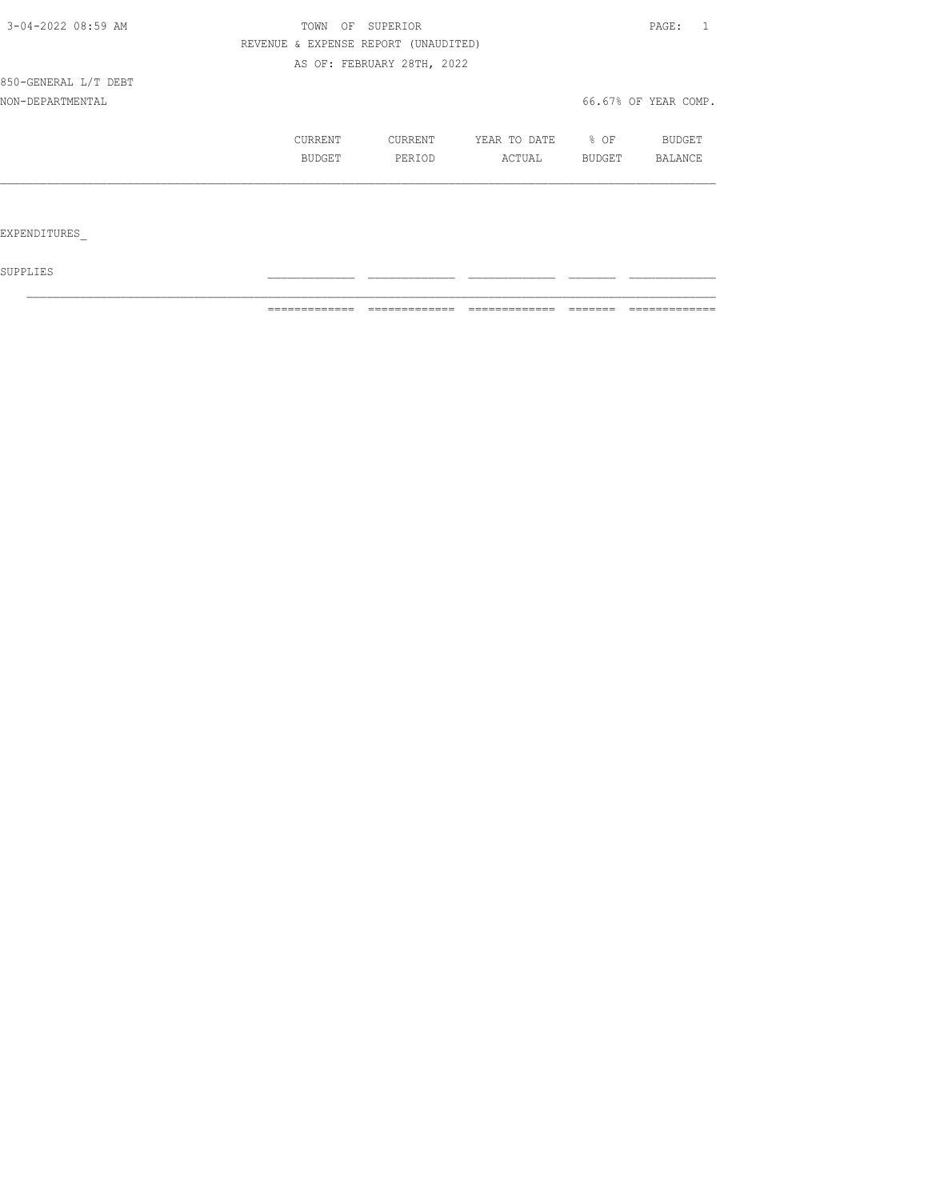TOWN OF SUPERIOR

REVENUE & EXPENSE REPORT (UNAUDITED)

AS OF: FEBRUARY 28TH, 2022

850-GENERAL L/T DEBT

NON-DEPARTMENTAL

66.67% OF YEAR COMP.

| | CURRENT BUDGET | CURRENT PERIOD | YEAR TO DATE ACTUAL | % OF BUDGET | BUDGET BALANCE |
|---|---|---|---|---|---|
| EXPENDITURES_ | | | | | |
| SUPPLIES | | | | | |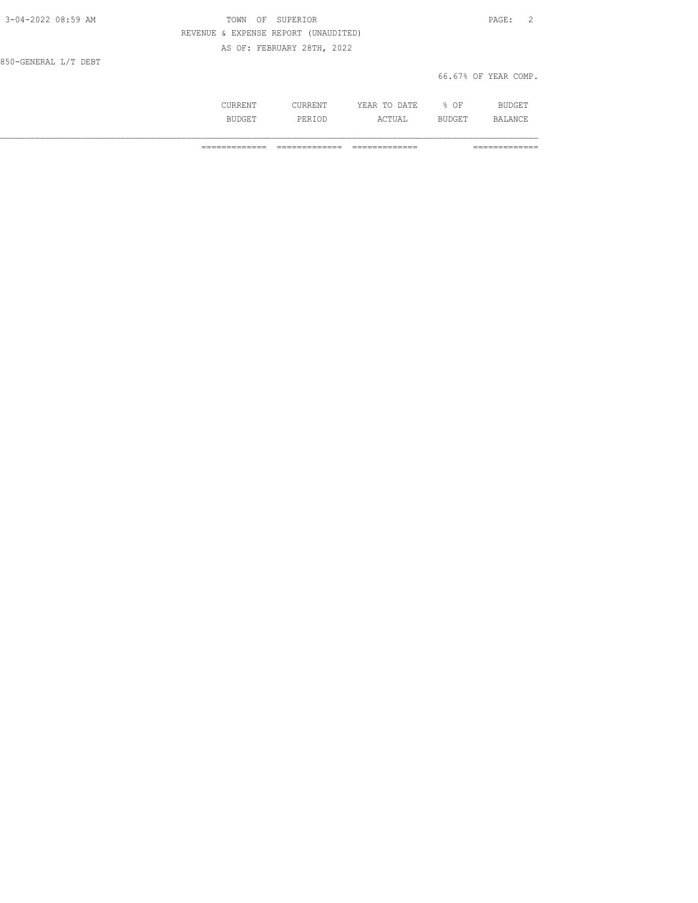850-GENERAL L/T DEBT

66.67% OF YEAR COMP.

| | CURRENT BUDGET | CURRENT PERIOD | YEAR TO DATE ACTUAL | % OF BUDGET | BUDGET BALANCE |
|---|---|---|---|---|---|
| | ============= | ============= | ============= | | ============= |